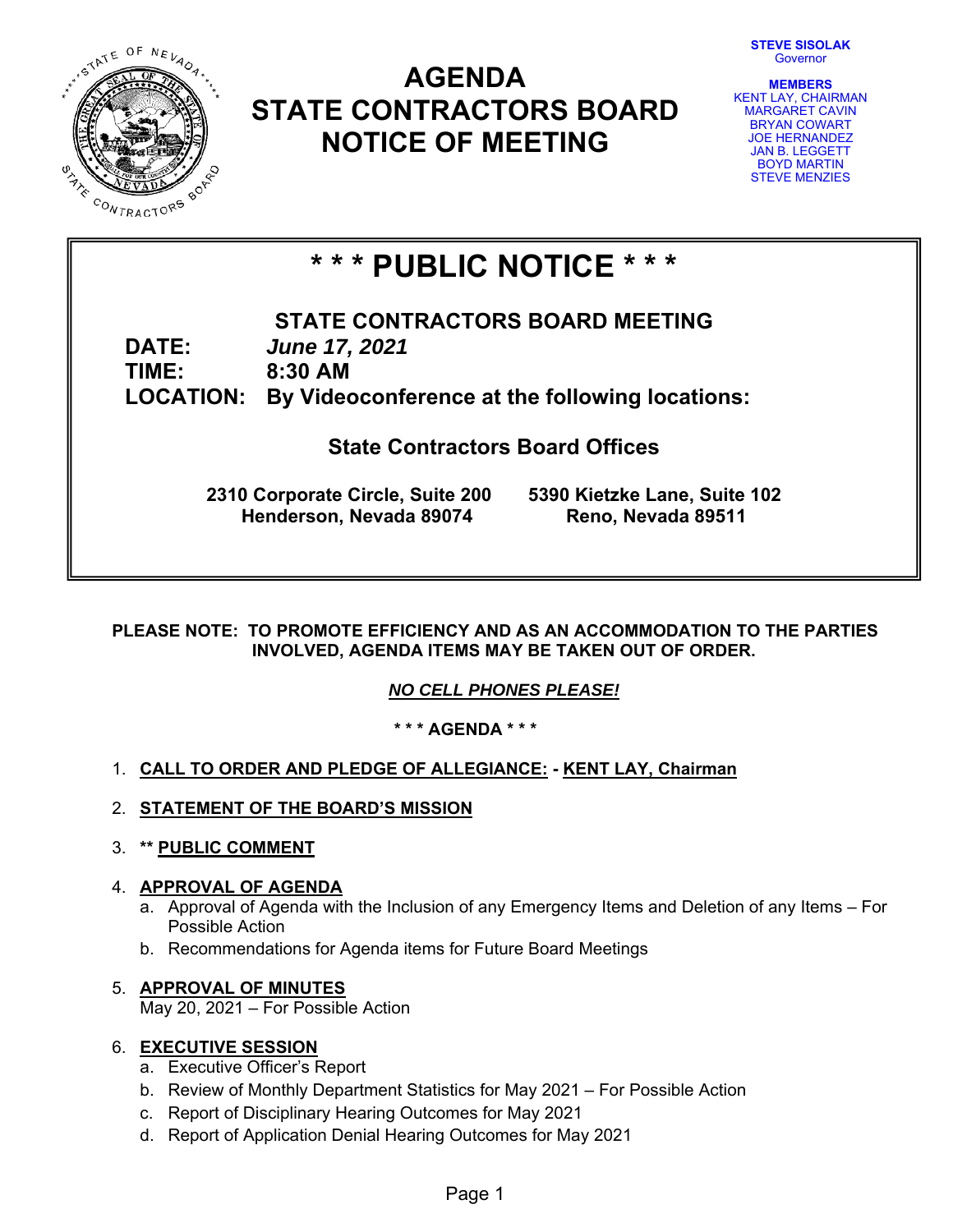# AGENDA
# STATE CONTRACTORS BOARD
# NOTICE OF MEETING

**STEVE SISOLAK**
Governor

**MEMBERS**
KENT LAY, CHAIRMAN
MARGARET CAVIN
BRYAN COWART
JOE HERNANDEZ
JAN B. LEGGETT
BOYD MARTIN
STEVE MENZIES

## * * * PUBLIC NOTICE * * *

**STATE CONTRACTORS BOARD MEETING**

**DATE:** ***June 17, 2021***
**TIME:** **8:30 AM**
**LOCATION:** **By Videoconference at the following locations:**

**State Contractors Board Offices**

**2310 Corporate Circle, Suite 200**
**Henderson, Nevada 89074**

**5390 Kietzke Lane, Suite 102**
**Reno, Nevada 89511**

**PLEASE NOTE: TO PROMOTE EFFICIENCY AND AS AN ACCOMMODATION TO THE PARTIES INVOLVED, AGENDA ITEMS MAY BE TAKEN OUT OF ORDER.**

***NO CELL PHONES PLEASE!***

**\* \* \* AGENDA \* \* \***

1. **CALL TO ORDER AND PLEDGE OF ALLEGIANCE: - KENT LAY, Chairman**

2. **STATEMENT OF THE BOARD'S MISSION**

3. **\*\* PUBLIC COMMENT**

4. **APPROVAL OF AGENDA**
   a. Approval of Agenda with the Inclusion of any Emergency Items and Deletion of any Items – For Possible Action
   b. Recommendations for Agenda items for Future Board Meetings

5. **APPROVAL OF MINUTES**
   May 20, 2021 – For Possible Action

6. **EXECUTIVE SESSION**
   a. Executive Officer's Report
   b. Review of Monthly Department Statistics for May 2021 – For Possible Action
   c. Report of Disciplinary Hearing Outcomes for May 2021
   d. Report of Application Denial Hearing Outcomes for May 2021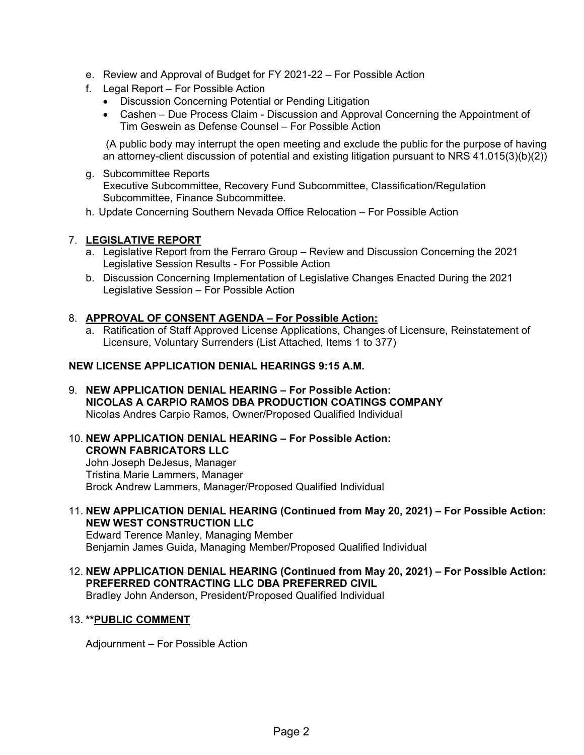e. Review and Approval of Budget for FY 2021-22 – For Possible Action

f. Legal Report – For Possible Action
   - Discussion Concerning Potential or Pending Litigation
   - Cashen – Due Process Claim - Discussion and Approval Concerning the Appointment of Tim Geswein as Defense Counsel – For Possible Action

   (A public body may interrupt the open meeting and exclude the public for the purpose of having an attorney-client discussion of potential and existing litigation pursuant to NRS 41.015(3)(b)(2))

g. Subcommittee Reports
   Executive Subcommittee, Recovery Fund Subcommittee, Classification/Regulation Subcommittee, Finance Subcommittee.

h. Update Concerning Southern Nevada Office Relocation – For Possible Action

7. **LEGISLATIVE REPORT**
   a. Legislative Report from the Ferraro Group – Review and Discussion Concerning the 2021 Legislative Session Results - For Possible Action
   b. Discussion Concerning Implementation of Legislative Changes Enacted During the 2021 Legislative Session – For Possible Action

8. **APPROVAL OF CONSENT AGENDA – For Possible Action:**
   a. Ratification of Staff Approved License Applications, Changes of Licensure, Reinstatement of Licensure, Voluntary Surrenders (List Attached, Items 1 to 377)

**NEW LICENSE APPLICATION DENIAL HEARINGS 9:15 A.M.**

9. **NEW APPLICATION DENIAL HEARING – For Possible Action:**
   **NICOLAS A CARPIO RAMOS DBA PRODUCTION COATINGS COMPANY**
   Nicolas Andres Carpio Ramos, Owner/Proposed Qualified Individual

10. **NEW APPLICATION DENIAL HEARING – For Possible Action:**
    **CROWN FABRICATORS LLC**
    John Joseph DeJesus, Manager
    Tristina Marie Lammers, Manager
    Brock Andrew Lammers, Manager/Proposed Qualified Individual

11. **NEW APPLICATION DENIAL HEARING (Continued from May 20, 2021) – For Possible Action:**
    **NEW WEST CONSTRUCTION LLC**
    Edward Terence Manley, Managing Member
    Benjamin James Guida, Managing Member/Proposed Qualified Individual

12. **NEW APPLICATION DENIAL HEARING (Continued from May 20, 2021) – For Possible Action:**
    **PREFERRED CONTRACTING LLC DBA PREFERRED CIVIL**
    Bradley John Anderson, President/Proposed Qualified Individual

13. ****PUBLIC COMMENT**

    Adjournment – For Possible Action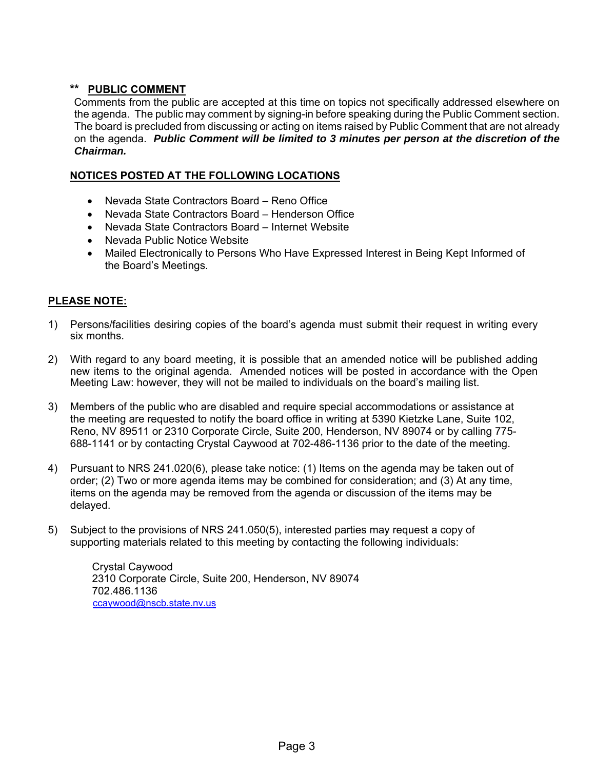** **PUBLIC COMMENT**

Comments from the public are accepted at this time on topics not specifically addressed elsewhere on the agenda. The public may comment by signing-in before speaking during the Public Comment section. The board is precluded from discussing or acting on items raised by Public Comment that are not already on the agenda. ***Public Comment will be limited to 3 minutes per person at the discretion of the Chairman.***

**NOTICES POSTED AT THE FOLLOWING LOCATIONS**

- Nevada State Contractors Board – Reno Office
- Nevada State Contractors Board – Henderson Office
- Nevada State Contractors Board – Internet Website
- Nevada Public Notice Website
- Mailed Electronically to Persons Who Have Expressed Interest in Being Kept Informed of the Board's Meetings.

**PLEASE NOTE:**

1) Persons/facilities desiring copies of the board's agenda must submit their request in writing every six months.

2) With regard to any board meeting, it is possible that an amended notice will be published adding new items to the original agenda. Amended notices will be posted in accordance with the Open Meeting Law: however, they will not be mailed to individuals on the board's mailing list.

3) Members of the public who are disabled and require special accommodations or assistance at the meeting are requested to notify the board office in writing at 5390 Kietzke Lane, Suite 102, Reno, NV 89511 or 2310 Corporate Circle, Suite 200, Henderson, NV 89074 or by calling 775-688-1141 or by contacting Crystal Caywood at 702-486-1136 prior to the date of the meeting.

4) Pursuant to NRS 241.020(6), please take notice: (1) Items on the agenda may be taken out of order; (2) Two or more agenda items may be combined for consideration; and (3) At any time, items on the agenda may be removed from the agenda or discussion of the items may be delayed.

5) Subject to the provisions of NRS 241.050(5), interested parties may request a copy of supporting materials related to this meeting by contacting the following individuals:

   Crystal Caywood
   2310 Corporate Circle, Suite 200, Henderson, NV 89074
   702.486.1136
   ccaywood@nscb.state.nv.us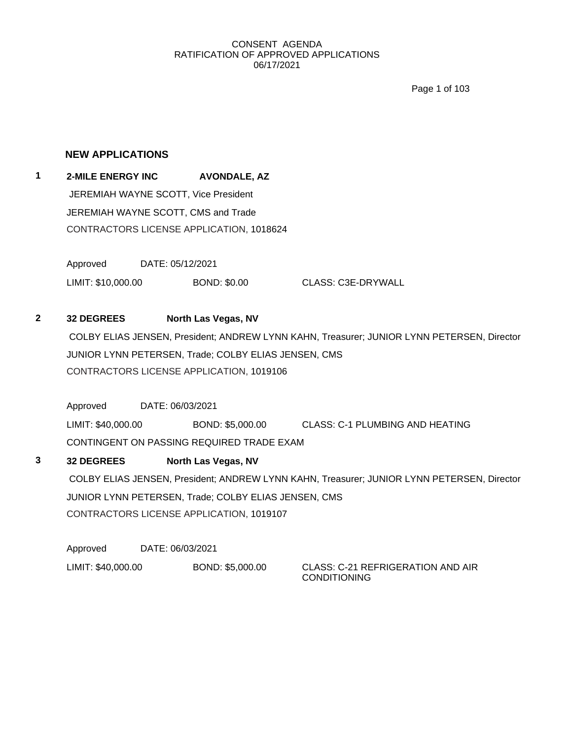CONSENT AGENDA
RATIFICATION OF APPROVED APPLICATIONS
06/17/2021

## NEW APPLICATIONS

**1** **2-MILE ENERGY INC** **AVONDALE, AZ**

JEREMIAH WAYNE SCOTT, Vice President

JEREMIAH WAYNE SCOTT, CMS and Trade

CONTRACTORS LICENSE APPLICATION, 1018624

Approved DATE: 05/12/2021

LIMIT: $10,000.00 BOND: $0.00 CLASS: C3E-DRYWALL

**2** **32 DEGREES** **North Las Vegas, NV**

COLBY ELIAS JENSEN, President; ANDREW LYNN KAHN, Treasurer; JUNIOR LYNN PETERSEN, Director

JUNIOR LYNN PETERSEN, Trade; COLBY ELIAS JENSEN, CMS

CONTRACTORS LICENSE APPLICATION, 1019106

Approved DATE: 06/03/2021

LIMIT: $40,000.00 BOND: $5,000.00 CLASS: C-1 PLUMBING AND HEATING

CONTINGENT ON PASSING REQUIRED TRADE EXAM

**3** **32 DEGREES** **North Las Vegas, NV**

COLBY ELIAS JENSEN, President; ANDREW LYNN KAHN, Treasurer; JUNIOR LYNN PETERSEN, Director

JUNIOR LYNN PETERSEN, Trade; COLBY ELIAS JENSEN, CMS

CONTRACTORS LICENSE APPLICATION, 1019107

Approved DATE: 06/03/2021

LIMIT: $40,000.00 BOND: $5,000.00 CLASS: C-21 REFRIGERATION AND AIR CONDITIONING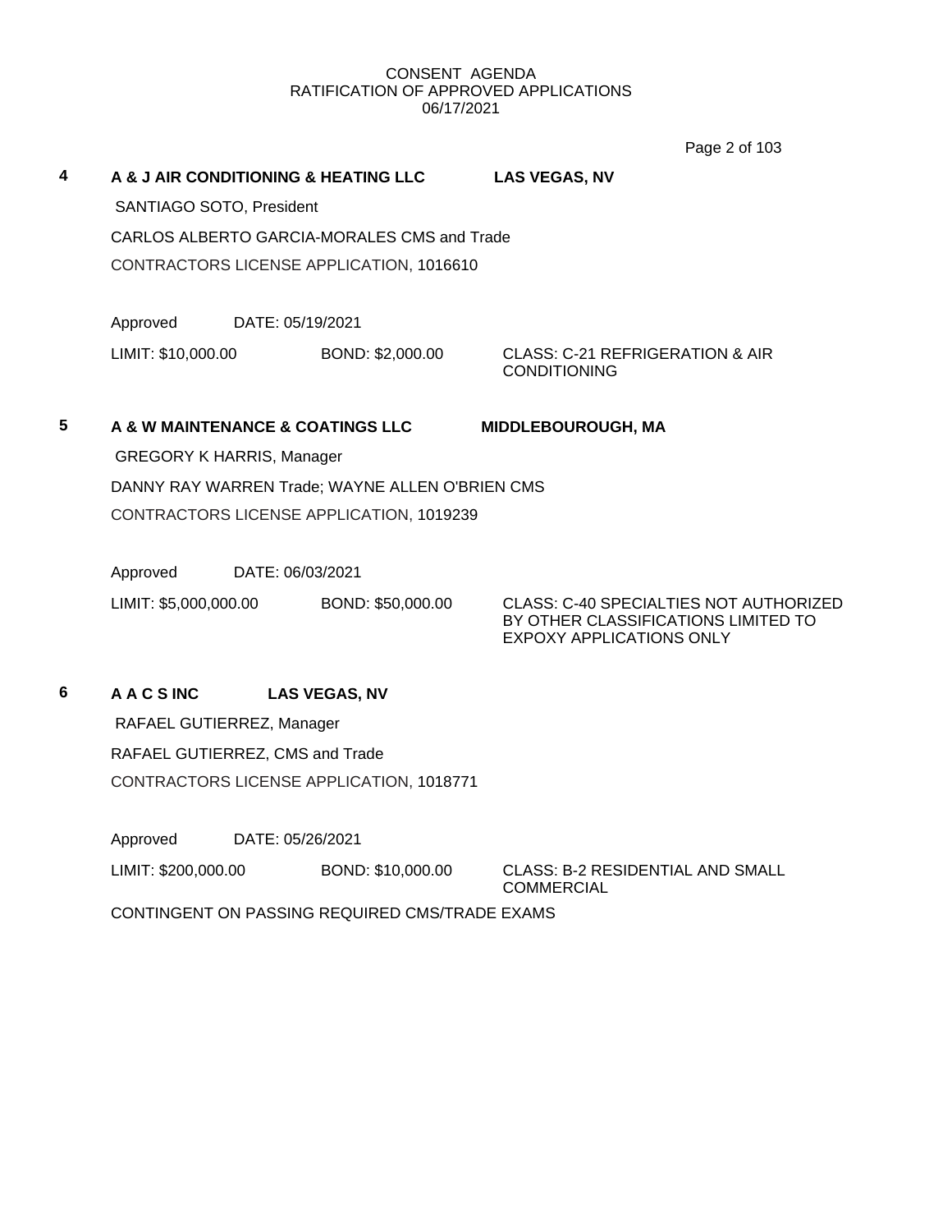CONSENT AGENDA
RATIFICATION OF APPROVED APPLICATIONS
06/17/2021

**4** **A & J AIR CONDITIONING & HEATING LLC** **LAS VEGAS, NV**

SANTIAGO SOTO, President

CARLOS ALBERTO GARCIA-MORALES CMS and Trade

CONTRACTORS LICENSE APPLICATION, 1016610

Approved DATE: 05/19/2021

LIMIT: $10,000.00 BOND: $2,000.00 CLASS: C-21 REFRIGERATION & AIR CONDITIONING

**5** **A & W MAINTENANCE & COATINGS LLC** **MIDDLEBOUROUGH, MA**

GREGORY K HARRIS, Manager

DANNY RAY WARREN Trade; WAYNE ALLEN O'BRIEN CMS

CONTRACTORS LICENSE APPLICATION, 1019239

Approved DATE: 06/03/2021

LIMIT: $5,000,000.00 BOND: $50,000.00 CLASS: C-40 SPECIALTIES NOT AUTHORIZED BY OTHER CLASSIFICATIONS LIMITED TO EXPOXY APPLICATIONS ONLY

**6** **A A C S INC** **LAS VEGAS, NV**

RAFAEL GUTIERREZ, Manager

RAFAEL GUTIERREZ, CMS and Trade

CONTRACTORS LICENSE APPLICATION, 1018771

Approved DATE: 05/26/2021

LIMIT: $200,000.00 BOND: $10,000.00 CLASS: B-2 RESIDENTIAL AND SMALL COMMERCIAL

CONTINGENT ON PASSING REQUIRED CMS/TRADE EXAMS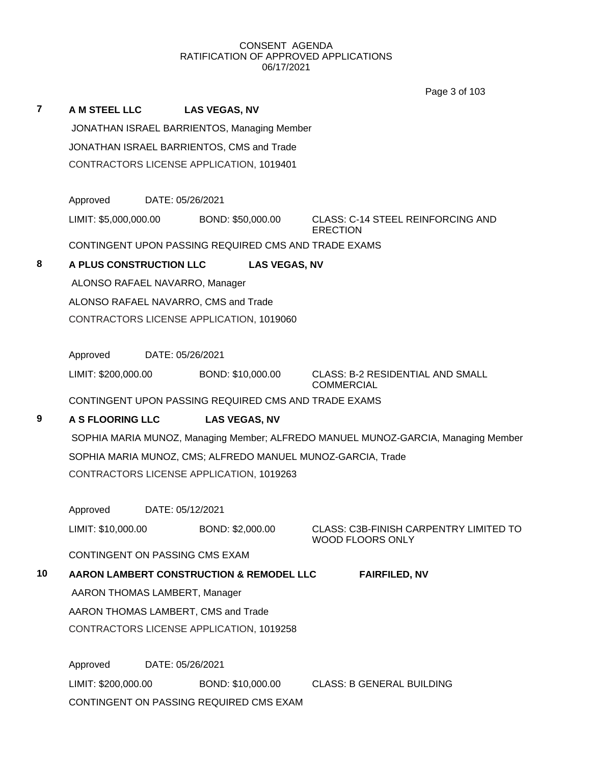CONSENT AGENDA
RATIFICATION OF APPROVED APPLICATIONS
06/17/2021

**7** **A M STEEL LLC** **LAS VEGAS, NV**

JONATHAN ISRAEL BARRIENTOS, Managing Member

JONATHAN ISRAEL BARRIENTOS, CMS and Trade

CONTRACTORS LICENSE APPLICATION, 1019401

Approved DATE: 05/26/2021

LIMIT: $5,000,000.00 BOND: $50,000.00 CLASS: C-14 STEEL REINFORCING AND ERECTION

CONTINGENT UPON PASSING REQUIRED CMS AND TRADE EXAMS

**8** **A PLUS CONSTRUCTION LLC** **LAS VEGAS, NV**

ALONSO RAFAEL NAVARRO, Manager

ALONSO RAFAEL NAVARRO, CMS and Trade

CONTRACTORS LICENSE APPLICATION, 1019060

Approved DATE: 05/26/2021

LIMIT: $200,000.00 BOND: $10,000.00 CLASS: B-2 RESIDENTIAL AND SMALL COMMERCIAL

CONTINGENT UPON PASSING REQUIRED CMS AND TRADE EXAMS

**9** **A S FLOORING LLC** **LAS VEGAS, NV**

SOPHIA MARIA MUNOZ, Managing Member; ALFREDO MANUEL MUNOZ-GARCIA, Managing Member

SOPHIA MARIA MUNOZ, CMS; ALFREDO MANUEL MUNOZ-GARCIA, Trade

CONTRACTORS LICENSE APPLICATION, 1019263

Approved DATE: 05/12/2021

LIMIT: $10,000.00 BOND: $2,000.00 CLASS: C3B-FINISH CARPENTRY LIMITED TO WOOD FLOORS ONLY

CONTINGENT ON PASSING CMS EXAM

**10** **AARON LAMBERT CONSTRUCTION & REMODEL LLC** **FAIRFILED, NV**

AARON THOMAS LAMBERT, Manager

AARON THOMAS LAMBERT, CMS and Trade

CONTRACTORS LICENSE APPLICATION, 1019258

Approved DATE: 05/26/2021

LIMIT: $200,000.00 BOND: $10,000.00 CLASS: B GENERAL BUILDING

CONTINGENT ON PASSING REQUIRED CMS EXAM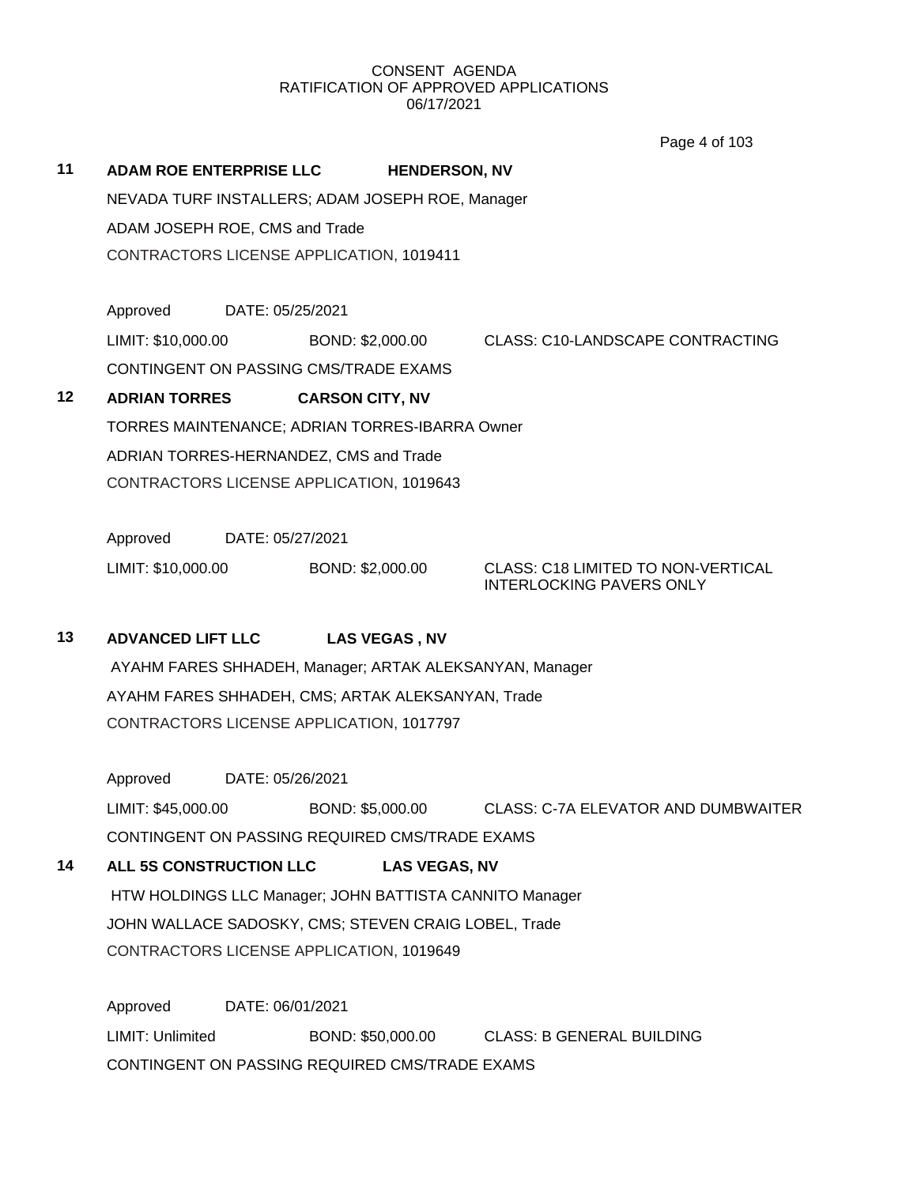CONSENT AGENDA
RATIFICATION OF APPROVED APPLICATIONS
06/17/2021

**11** **ADAM ROE ENTERPRISE LLC** **HENDERSON, NV**

NEVADA TURF INSTALLERS; ADAM JOSEPH ROE, Manager

ADAM JOSEPH ROE, CMS and Trade

CONTRACTORS LICENSE APPLICATION, 1019411

Approved DATE: 05/25/2021

LIMIT: $10,000.00 BOND: $2,000.00 CLASS: C10-LANDSCAPE CONTRACTING

CONTINGENT ON PASSING CMS/TRADE EXAMS

**12** **ADRIAN TORRES** **CARSON CITY, NV**

TORRES MAINTENANCE; ADRIAN TORRES-IBARRA Owner

ADRIAN TORRES-HERNANDEZ, CMS and Trade

CONTRACTORS LICENSE APPLICATION, 1019643

Approved DATE: 05/27/2021

LIMIT: $10,000.00 BOND: $2,000.00 CLASS: C18 LIMITED TO NON-VERTICAL INTERLOCKING PAVERS ONLY

**13** **ADVANCED LIFT LLC** **LAS VEGAS , NV**

AYAHM FARES SHHADEH, Manager; ARTAK ALEKSANYAN, Manager

AYAHM FARES SHHADEH, CMS; ARTAK ALEKSANYAN, Trade

CONTRACTORS LICENSE APPLICATION, 1017797

Approved DATE: 05/26/2021

LIMIT: $45,000.00 BOND: $5,000.00 CLASS: C-7A ELEVATOR AND DUMBWAITER

CONTINGENT ON PASSING REQUIRED CMS/TRADE EXAMS

**14** **ALL 5S CONSTRUCTION LLC** **LAS VEGAS, NV**

HTW HOLDINGS LLC Manager; JOHN BATTISTA CANNITO Manager

JOHN WALLACE SADOSKY, CMS; STEVEN CRAIG LOBEL, Trade

CONTRACTORS LICENSE APPLICATION, 1019649

Approved DATE: 06/01/2021

LIMIT: Unlimited BOND: $50,000.00 CLASS: B GENERAL BUILDING

CONTINGENT ON PASSING REQUIRED CMS/TRADE EXAMS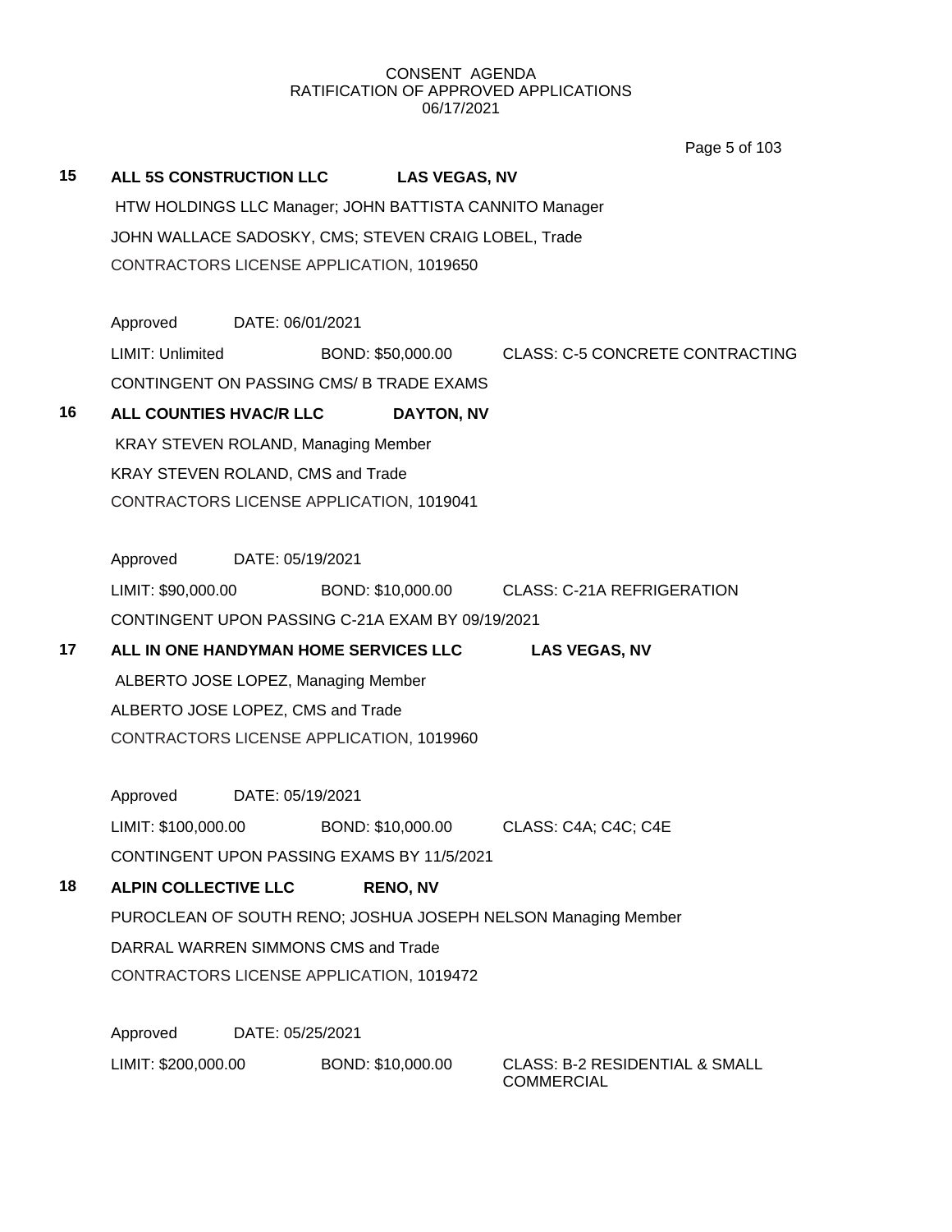CONSENT AGENDA
RATIFICATION OF APPROVED APPLICATIONS
06/17/2021

**15 ALL 5S CONSTRUCTION LLC LAS VEGAS, NV**

HTW HOLDINGS LLC Manager; JOHN BATTISTA CANNITO Manager

JOHN WALLACE SADOSKY, CMS; STEVEN CRAIG LOBEL, Trade

CONTRACTORS LICENSE APPLICATION, 1019650

Approved DATE: 06/01/2021

LIMIT: Unlimited BOND: $50,000.00 CLASS: C-5 CONCRETE CONTRACTING

CONTINGENT ON PASSING CMS/ B TRADE EXAMS

**16 ALL COUNTIES HVAC/R LLC DAYTON, NV**

KRAY STEVEN ROLAND, Managing Member

KRAY STEVEN ROLAND, CMS and Trade

CONTRACTORS LICENSE APPLICATION, 1019041

Approved DATE: 05/19/2021

LIMIT: $90,000.00 BOND: $10,000.00 CLASS: C-21A REFRIGERATION

CONTINGENT UPON PASSING C-21A EXAM BY 09/19/2021

**17 ALL IN ONE HANDYMAN HOME SERVICES LLC LAS VEGAS, NV**

ALBERTO JOSE LOPEZ, Managing Member

ALBERTO JOSE LOPEZ, CMS and Trade

CONTRACTORS LICENSE APPLICATION, 1019960

Approved DATE: 05/19/2021

LIMIT: $100,000.00 BOND: $10,000.00 CLASS: C4A; C4C; C4E

CONTINGENT UPON PASSING EXAMS BY 11/5/2021

**18 ALPIN COLLECTIVE LLC RENO, NV**

PUROCLEAN OF SOUTH RENO; JOSHUA JOSEPH NELSON Managing Member

DARRAL WARREN SIMMONS CMS and Trade

CONTRACTORS LICENSE APPLICATION, 1019472

Approved DATE: 05/25/2021

LIMIT: $200,000.00 BOND: $10,000.00 CLASS: B-2 RESIDENTIAL & SMALL COMMERCIAL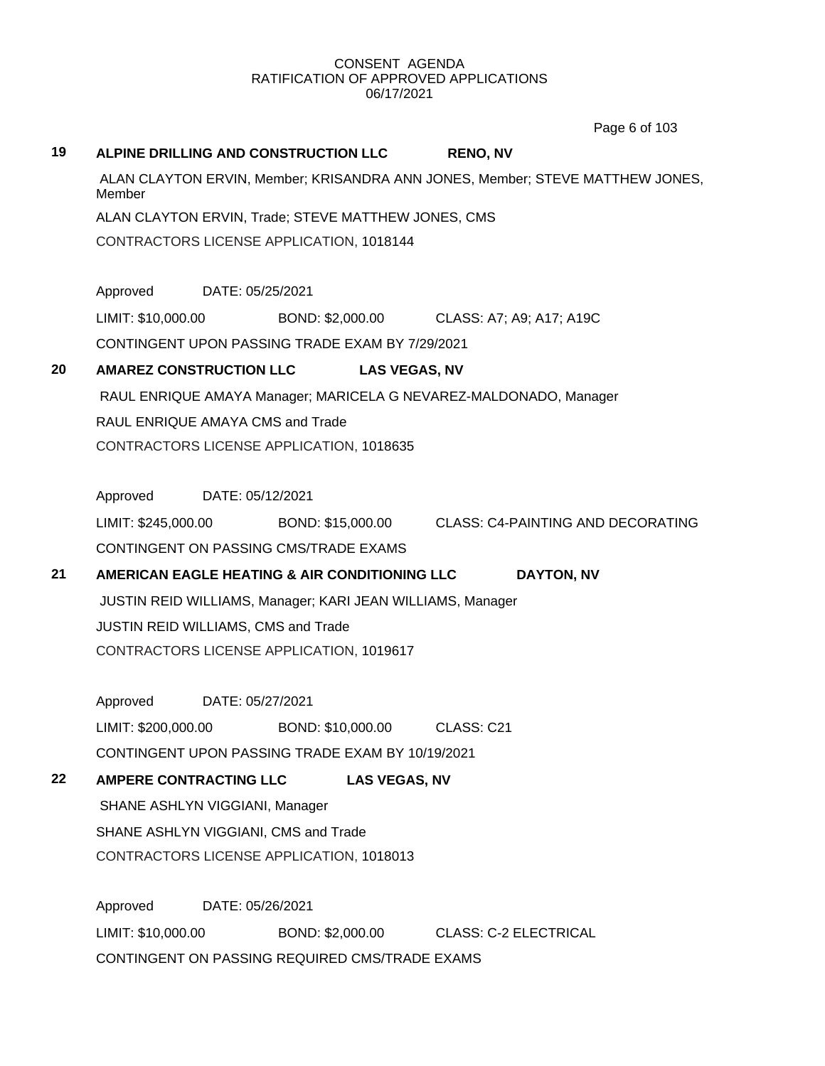CONSENT AGENDA
RATIFICATION OF APPROVED APPLICATIONS
06/17/2021

**19 ALPINE DRILLING AND CONSTRUCTION LLC RENO, NV**

ALAN CLAYTON ERVIN, Member; KRISANDRA ANN JONES, Member; STEVE MATTHEW JONES, Member

ALAN CLAYTON ERVIN, Trade; STEVE MATTHEW JONES, CMS

CONTRACTORS LICENSE APPLICATION, 1018144

Approved DATE: 05/25/2021

LIMIT: $10,000.00 BOND: $2,000.00 CLASS: A7; A9; A17; A19C

CONTINGENT UPON PASSING TRADE EXAM BY 7/29/2021

**20 AMAREZ CONSTRUCTION LLC LAS VEGAS, NV**

RAUL ENRIQUE AMAYA Manager; MARICELA G NEVAREZ-MALDONADO, Manager

RAUL ENRIQUE AMAYA CMS and Trade

CONTRACTORS LICENSE APPLICATION, 1018635

Approved DATE: 05/12/2021

LIMIT: $245,000.00 BOND: $15,000.00 CLASS: C4-PAINTING AND DECORATING

CONTINGENT ON PASSING CMS/TRADE EXAMS

**21 AMERICAN EAGLE HEATING & AIR CONDITIONING LLC DAYTON, NV**

JUSTIN REID WILLIAMS, Manager; KARI JEAN WILLIAMS, Manager

JUSTIN REID WILLIAMS, CMS and Trade

CONTRACTORS LICENSE APPLICATION, 1019617

Approved DATE: 05/27/2021

LIMIT: $200,000.00 BOND: $10,000.00 CLASS: C21

CONTINGENT UPON PASSING TRADE EXAM BY 10/19/2021

**22 AMPERE CONTRACTING LLC LAS VEGAS, NV**

SHANE ASHLYN VIGGIANI, Manager

SHANE ASHLYN VIGGIANI, CMS and Trade

CONTRACTORS LICENSE APPLICATION, 1018013

Approved DATE: 05/26/2021

LIMIT: $10,000.00 BOND: $2,000.00 CLASS: C-2 ELECTRICAL

CONTINGENT ON PASSING REQUIRED CMS/TRADE EXAMS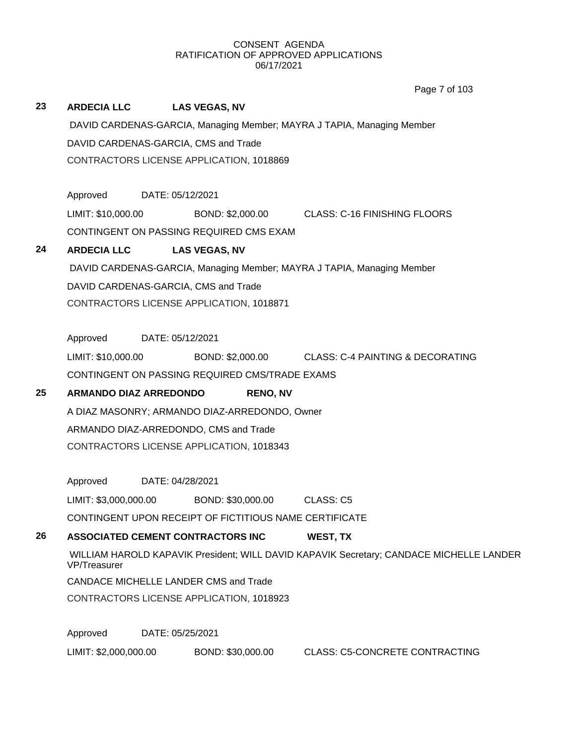CONSENT AGENDA
RATIFICATION OF APPROVED APPLICATIONS
06/17/2021

**23 ARDECIA LLC LAS VEGAS, NV**

DAVID CARDENAS-GARCIA, Managing Member; MAYRA J TAPIA, Managing Member

DAVID CARDENAS-GARCIA, CMS and Trade

CONTRACTORS LICENSE APPLICATION, 1018869

Approved DATE: 05/12/2021

LIMIT: $10,000.00 BOND: $2,000.00 CLASS: C-16 FINISHING FLOORS

CONTINGENT ON PASSING REQUIRED CMS EXAM

**24 ARDECIA LLC LAS VEGAS, NV**

DAVID CARDENAS-GARCIA, Managing Member; MAYRA J TAPIA, Managing Member

DAVID CARDENAS-GARCIA, CMS and Trade

CONTRACTORS LICENSE APPLICATION, 1018871

Approved DATE: 05/12/2021

LIMIT: $10,000.00 BOND: $2,000.00 CLASS: C-4 PAINTING & DECORATING

CONTINGENT ON PASSING REQUIRED CMS/TRADE EXAMS

**25 ARMANDO DIAZ ARREDONDO RENO, NV**

A DIAZ MASONRY; ARMANDO DIAZ-ARREDONDO, Owner

ARMANDO DIAZ-ARREDONDO, CMS and Trade

CONTRACTORS LICENSE APPLICATION, 1018343

Approved DATE: 04/28/2021

LIMIT: $3,000,000.00 BOND: $30,000.00 CLASS: C5

CONTINGENT UPON RECEIPT OF FICTITIOUS NAME CERTIFICATE

**26 ASSOCIATED CEMENT CONTRACTORS INC WEST, TX**

WILLIAM HAROLD KAPAVIK President; WILL DAVID KAPAVIK Secretary; CANDACE MICHELLE LANDER VP/Treasurer

CANDACE MICHELLE LANDER CMS and Trade

CONTRACTORS LICENSE APPLICATION, 1018923

Approved DATE: 05/25/2021

LIMIT: $2,000,000.00 BOND: $30,000.00 CLASS: C5-CONCRETE CONTRACTING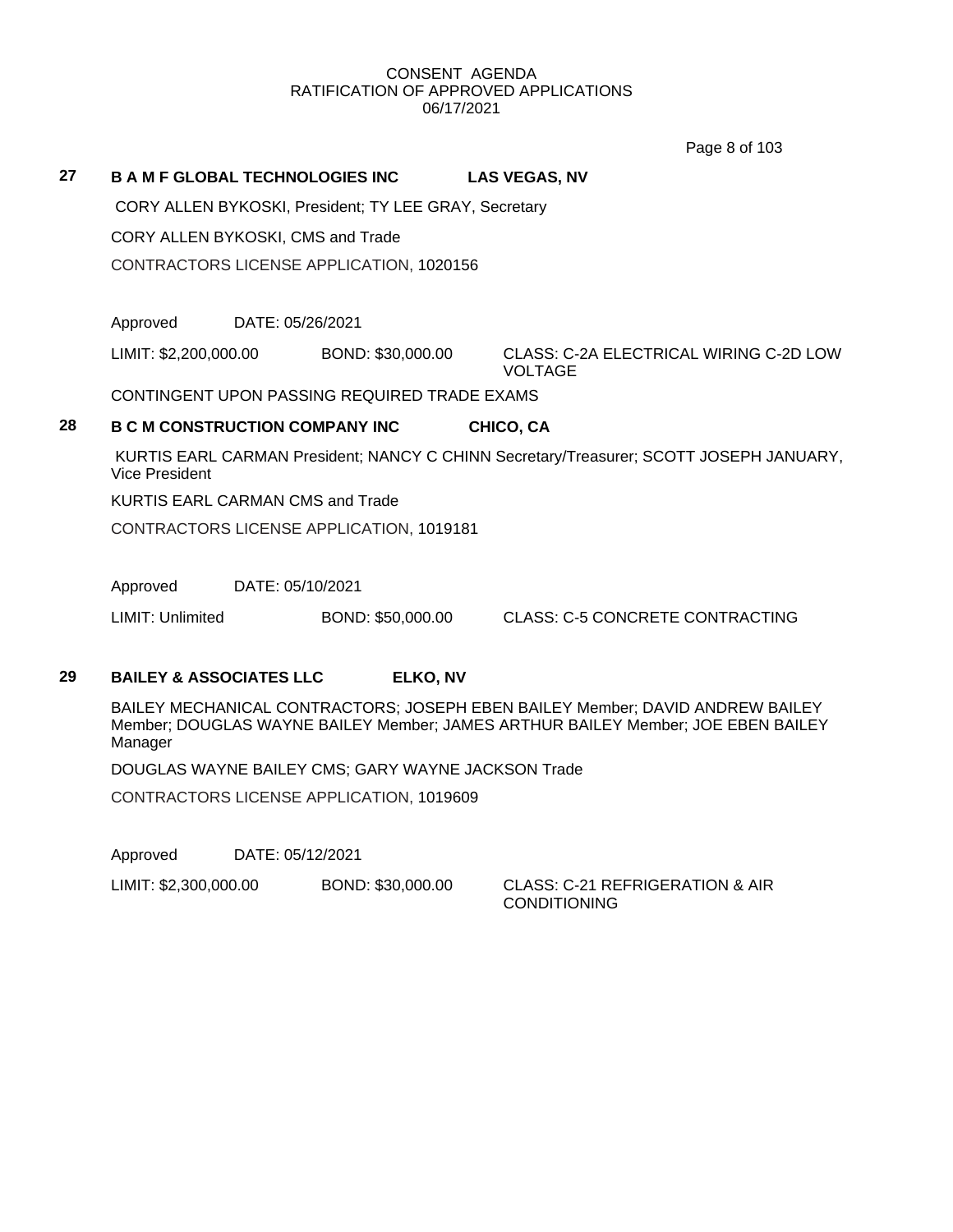CONSENT AGENDA
RATIFICATION OF APPROVED APPLICATIONS
06/17/2021

## 27 B A M F GLOBAL TECHNOLOGIES INC — LAS VEGAS, NV

CORY ALLEN BYKOSKI, President; TY LEE GRAY, Secretary

CORY ALLEN BYKOSKI, CMS and Trade

CONTRACTORS LICENSE APPLICATION, 1020156

Approved DATE: 05/26/2021

LIMIT: $2,200,000.00 BOND: $30,000.00 CLASS: C-2A ELECTRICAL WIRING C-2D LOW VOLTAGE

CONTINGENT UPON PASSING REQUIRED TRADE EXAMS

## 28 B C M CONSTRUCTION COMPANY INC — CHICO, CA

KURTIS EARL CARMAN President; NANCY C CHINN Secretary/Treasurer; SCOTT JOSEPH JANUARY, Vice President

KURTIS EARL CARMAN CMS and Trade

CONTRACTORS LICENSE APPLICATION, 1019181

Approved DATE: 05/10/2021

LIMIT: Unlimited BOND: $50,000.00 CLASS: C-5 CONCRETE CONTRACTING

## 29 BAILEY & ASSOCIATES LLC — ELKO, NV

BAILEY MECHANICAL CONTRACTORS; JOSEPH EBEN BAILEY Member; DAVID ANDREW BAILEY Member; DOUGLAS WAYNE BAILEY Member; JAMES ARTHUR BAILEY Member; JOE EBEN BAILEY Manager

DOUGLAS WAYNE BAILEY CMS; GARY WAYNE JACKSON Trade

CONTRACTORS LICENSE APPLICATION, 1019609

Approved DATE: 05/12/2021

LIMIT: $2,300,000.00 BOND: $30,000.00 CLASS: C-21 REFRIGERATION & AIR CONDITIONING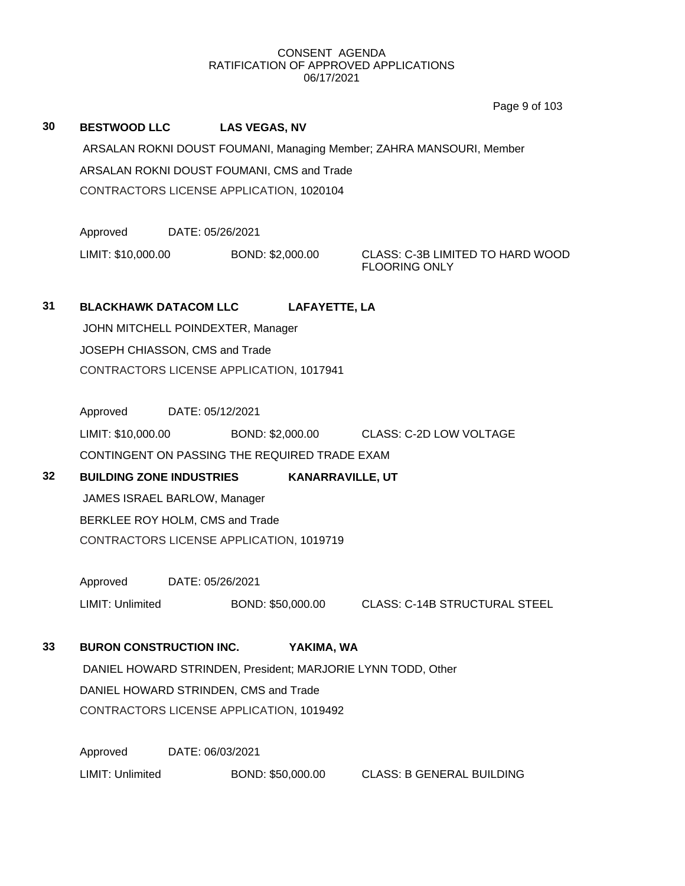CONSENT AGENDA
RATIFICATION OF APPROVED APPLICATIONS
06/17/2021

**30** **BESTWOOD LLC** **LAS VEGAS, NV**

ARSALAN ROKNI DOUST FOUMANI, Managing Member; ZAHRA MANSOURI, Member

ARSALAN ROKNI DOUST FOUMANI, CMS and Trade

CONTRACTORS LICENSE APPLICATION, 1020104

Approved DATE: 05/26/2021

LIMIT: $10,000.00 BOND: $2,000.00 CLASS: C-3B LIMITED TO HARD WOOD FLOORING ONLY

**31** **BLACKHAWK DATACOM LLC** **LAFAYETTE, LA**

JOHN MITCHELL POINDEXTER, Manager

JOSEPH CHIASSON, CMS and Trade

CONTRACTORS LICENSE APPLICATION, 1017941

Approved DATE: 05/12/2021

LIMIT: $10,000.00 BOND: $2,000.00 CLASS: C-2D LOW VOLTAGE

CONTINGENT ON PASSING THE REQUIRED TRADE EXAM

**32** **BUILDING ZONE INDUSTRIES** **KANARRAVILLE, UT**

JAMES ISRAEL BARLOW, Manager

BERKLEE ROY HOLM, CMS and Trade

CONTRACTORS LICENSE APPLICATION, 1019719

Approved DATE: 05/26/2021

LIMIT: Unlimited BOND: $50,000.00 CLASS: C-14B STRUCTURAL STEEL

**33** **BURON CONSTRUCTION INC.** **YAKIMA, WA**

DANIEL HOWARD STRINDEN, President; MARJORIE LYNN TODD, Other

DANIEL HOWARD STRINDEN, CMS and Trade

CONTRACTORS LICENSE APPLICATION, 1019492

Approved DATE: 06/03/2021

LIMIT: Unlimited BOND: $50,000.00 CLASS: B GENERAL BUILDING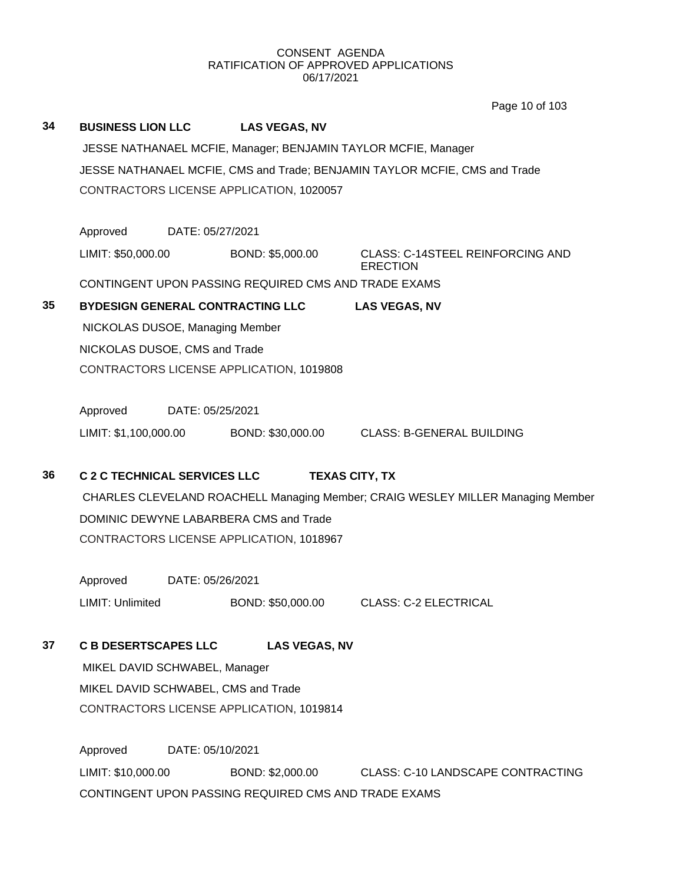CONSENT AGENDA
RATIFICATION OF APPROVED APPLICATIONS
06/17/2021

**34** **BUSINESS LION LLC** **LAS VEGAS, NV**

JESSE NATHANAEL MCFIE, Manager; BENJAMIN TAYLOR MCFIE, Manager

JESSE NATHANAEL MCFIE, CMS and Trade; BENJAMIN TAYLOR MCFIE, CMS and Trade

CONTRACTORS LICENSE APPLICATION, 1020057

Approved DATE: 05/27/2021

LIMIT: $50,000.00 BOND: $5,000.00 CLASS: C-14STEEL REINFORCING AND ERECTION

CONTINGENT UPON PASSING REQUIRED CMS AND TRADE EXAMS

**35** **BYDESIGN GENERAL CONTRACTING LLC** **LAS VEGAS, NV**

NICKOLAS DUSOE, Managing Member

NICKOLAS DUSOE, CMS and Trade

CONTRACTORS LICENSE APPLICATION, 1019808

Approved DATE: 05/25/2021

LIMIT: $1,100,000.00 BOND: $30,000.00 CLASS: B-GENERAL BUILDING

**36** **C 2 C TECHNICAL SERVICES LLC** **TEXAS CITY, TX**

CHARLES CLEVELAND ROACHELL Managing Member; CRAIG WESLEY MILLER Managing Member

DOMINIC DEWYNE LABARBERA CMS and Trade

CONTRACTORS LICENSE APPLICATION, 1018967

Approved DATE: 05/26/2021

LIMIT: Unlimited BOND: $50,000.00 CLASS: C-2 ELECTRICAL

**37** **C B DESERTSCAPES LLC** **LAS VEGAS, NV**

MIKEL DAVID SCHWABEL, Manager

MIKEL DAVID SCHWABEL, CMS and Trade

CONTRACTORS LICENSE APPLICATION, 1019814

Approved DATE: 05/10/2021

LIMIT: $10,000.00 BOND: $2,000.00 CLASS: C-10 LANDSCAPE CONTRACTING

CONTINGENT UPON PASSING REQUIRED CMS AND TRADE EXAMS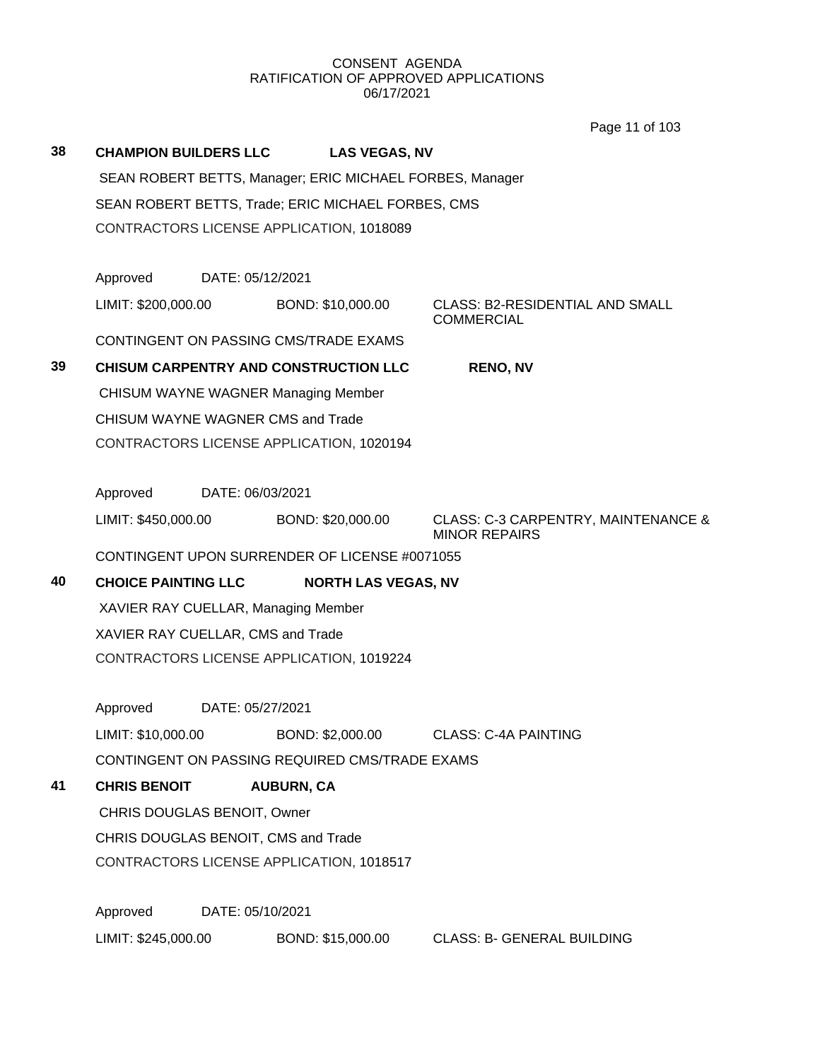CONSENT AGENDA
RATIFICATION OF APPROVED APPLICATIONS
06/17/2021

**38** **CHAMPION BUILDERS LLC** **LAS VEGAS, NV**

SEAN ROBERT BETTS, Manager; ERIC MICHAEL FORBES, Manager

SEAN ROBERT BETTS, Trade; ERIC MICHAEL FORBES, CMS

CONTRACTORS LICENSE APPLICATION, 1018089

Approved DATE: 05/12/2021

LIMIT: $200,000.00 BOND: $10,000.00 CLASS: B2-RESIDENTIAL AND SMALL COMMERCIAL

CONTINGENT ON PASSING CMS/TRADE EXAMS

**39** **CHISUM CARPENTRY AND CONSTRUCTION LLC** **RENO, NV**

CHISUM WAYNE WAGNER Managing Member

CHISUM WAYNE WAGNER CMS and Trade

CONTRACTORS LICENSE APPLICATION, 1020194

Approved DATE: 06/03/2021

LIMIT: $450,000.00 BOND: $20,000.00 CLASS: C-3 CARPENTRY, MAINTENANCE & MINOR REPAIRS

CONTINGENT UPON SURRENDER OF LICENSE #0071055

**40** **CHOICE PAINTING LLC** **NORTH LAS VEGAS, NV**

XAVIER RAY CUELLAR, Managing Member

XAVIER RAY CUELLAR, CMS and Trade

CONTRACTORS LICENSE APPLICATION, 1019224

Approved DATE: 05/27/2021

LIMIT: $10,000.00 BOND: $2,000.00 CLASS: C-4A PAINTING

CONTINGENT ON PASSING REQUIRED CMS/TRADE EXAMS

**41** **CHRIS BENOIT** **AUBURN, CA**

CHRIS DOUGLAS BENOIT, Owner

CHRIS DOUGLAS BENOIT, CMS and Trade

CONTRACTORS LICENSE APPLICATION, 1018517

Approved DATE: 05/10/2021

LIMIT: $245,000.00 BOND: $15,000.00 CLASS: B- GENERAL BUILDING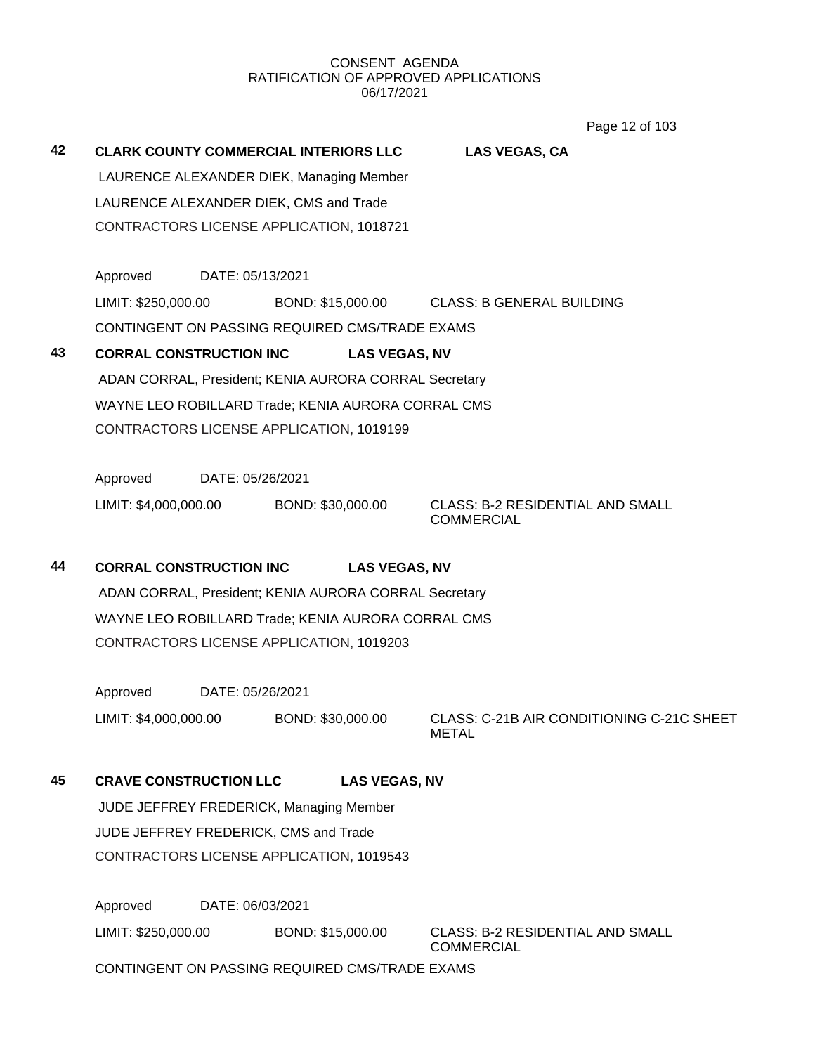CONSENT AGENDA
RATIFICATION OF APPROVED APPLICATIONS
06/17/2021

**42** **CLARK COUNTY COMMERCIAL INTERIORS LLC** **LAS VEGAS, CA**

LAURENCE ALEXANDER DIEK, Managing Member

LAURENCE ALEXANDER DIEK, CMS and Trade

CONTRACTORS LICENSE APPLICATION, 1018721

Approved DATE: 05/13/2021

LIMIT: $250,000.00 BOND: $15,000.00 CLASS: B GENERAL BUILDING

CONTINGENT ON PASSING REQUIRED CMS/TRADE EXAMS

**43** **CORRAL CONSTRUCTION INC** **LAS VEGAS, NV**

ADAN CORRAL, President; KENIA AURORA CORRAL Secretary

WAYNE LEO ROBILLARD Trade; KENIA AURORA CORRAL CMS

CONTRACTORS LICENSE APPLICATION, 1019199

Approved DATE: 05/26/2021

LIMIT: $4,000,000.00 BOND: $30,000.00 CLASS: B-2 RESIDENTIAL AND SMALL COMMERCIAL

**44** **CORRAL CONSTRUCTION INC** **LAS VEGAS, NV**

ADAN CORRAL, President; KENIA AURORA CORRAL Secretary

WAYNE LEO ROBILLARD Trade; KENIA AURORA CORRAL CMS

CONTRACTORS LICENSE APPLICATION, 1019203

Approved DATE: 05/26/2021

LIMIT: $4,000,000.00 BOND: $30,000.00 CLASS: C-21B AIR CONDITIONING C-21C SHEET METAL

**45** **CRAVE CONSTRUCTION LLC** **LAS VEGAS, NV**

JUDE JEFFREY FREDERICK, Managing Member

JUDE JEFFREY FREDERICK, CMS and Trade

CONTRACTORS LICENSE APPLICATION, 1019543

Approved DATE: 06/03/2021

LIMIT: $250,000.00 BOND: $15,000.00 CLASS: B-2 RESIDENTIAL AND SMALL COMMERCIAL

CONTINGENT ON PASSING REQUIRED CMS/TRADE EXAMS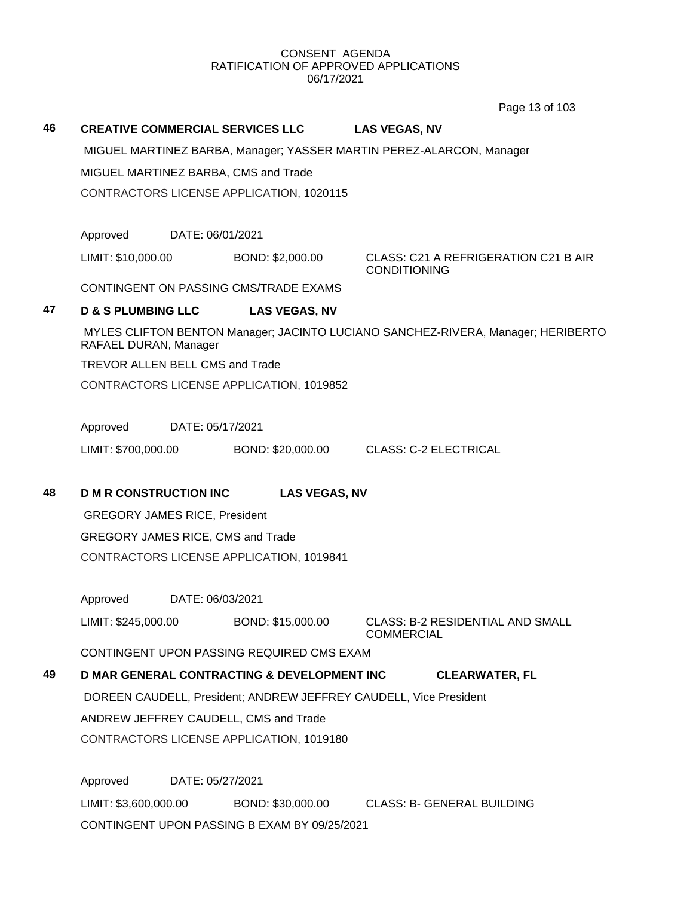CONSENT AGENDA
RATIFICATION OF APPROVED APPLICATIONS
06/17/2021

**46 CREATIVE COMMERCIAL SERVICES LLC LAS VEGAS, NV**

MIGUEL MARTINEZ BARBA, Manager; YASSER MARTIN PEREZ-ALARCON, Manager

MIGUEL MARTINEZ BARBA, CMS and Trade

CONTRACTORS LICENSE APPLICATION, 1020115

Approved DATE: 06/01/2021

LIMIT: $10,000.00 BOND: $2,000.00 CLASS: C21 A REFRIGERATION C21 B AIR CONDITIONING

CONTINGENT ON PASSING CMS/TRADE EXAMS

**47 D & S PLUMBING LLC LAS VEGAS, NV**

MYLES CLIFTON BENTON Manager; JACINTO LUCIANO SANCHEZ-RIVERA, Manager; HERIBERTO RAFAEL DURAN, Manager

TREVOR ALLEN BELL CMS and Trade

CONTRACTORS LICENSE APPLICATION, 1019852

Approved DATE: 05/17/2021

LIMIT: $700,000.00 BOND: $20,000.00 CLASS: C-2 ELECTRICAL

**48 D M R CONSTRUCTION INC LAS VEGAS, NV**

GREGORY JAMES RICE, President

GREGORY JAMES RICE, CMS and Trade

CONTRACTORS LICENSE APPLICATION, 1019841

Approved DATE: 06/03/2021

LIMIT: $245,000.00 BOND: $15,000.00 CLASS: B-2 RESIDENTIAL AND SMALL COMMERCIAL

CONTINGENT UPON PASSING REQUIRED CMS EXAM

**49 D MAR GENERAL CONTRACTING & DEVELOPMENT INC CLEARWATER, FL**

DOREEN CAUDELL, President; ANDREW JEFFREY CAUDELL, Vice President

ANDREW JEFFREY CAUDELL, CMS and Trade

CONTRACTORS LICENSE APPLICATION, 1019180

Approved DATE: 05/27/2021

LIMIT: $3,600,000.00 BOND: $30,000.00 CLASS: B- GENERAL BUILDING

CONTINGENT UPON PASSING B EXAM BY 09/25/2021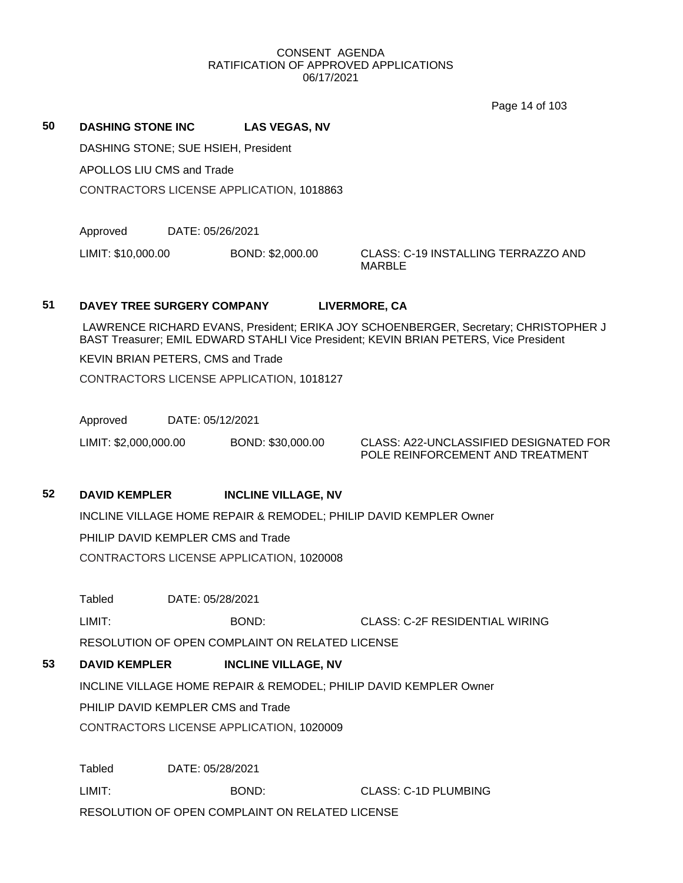CONSENT AGENDA
RATIFICATION OF APPROVED APPLICATIONS
06/17/2021

**50 DASHING STONE INC LAS VEGAS, NV**

DASHING STONE; SUE HSIEH, President

APOLLOS LIU CMS and Trade

CONTRACTORS LICENSE APPLICATION, 1018863

Approved DATE: 05/26/2021

LIMIT: $10,000.00 BOND: $2,000.00 CLASS: C-19 INSTALLING TERRAZZO AND MARBLE

**51 DAVEY TREE SURGERY COMPANY LIVERMORE, CA**

LAWRENCE RICHARD EVANS, President; ERIKA JOY SCHOENBERGER, Secretary; CHRISTOPHER J BAST Treasurer; EMIL EDWARD STAHLI Vice President; KEVIN BRIAN PETERS, Vice President

KEVIN BRIAN PETERS, CMS and Trade

CONTRACTORS LICENSE APPLICATION, 1018127

Approved DATE: 05/12/2021

LIMIT: $2,000,000.00 BOND: $30,000.00 CLASS: A22-UNCLASSIFIED DESIGNATED FOR POLE REINFORCEMENT AND TREATMENT

**52 DAVID KEMPLER INCLINE VILLAGE, NV**

INCLINE VILLAGE HOME REPAIR & REMODEL; PHILIP DAVID KEMPLER Owner

PHILIP DAVID KEMPLER CMS and Trade

CONTRACTORS LICENSE APPLICATION, 1020008

Tabled DATE: 05/28/2021

LIMIT: BOND: CLASS: C-2F RESIDENTIAL WIRING

RESOLUTION OF OPEN COMPLAINT ON RELATED LICENSE

**53 DAVID KEMPLER INCLINE VILLAGE, NV**

INCLINE VILLAGE HOME REPAIR & REMODEL; PHILIP DAVID KEMPLER Owner

PHILIP DAVID KEMPLER CMS and Trade

CONTRACTORS LICENSE APPLICATION, 1020009

Tabled DATE: 05/28/2021

LIMIT: BOND: CLASS: C-1D PLUMBING

RESOLUTION OF OPEN COMPLAINT ON RELATED LICENSE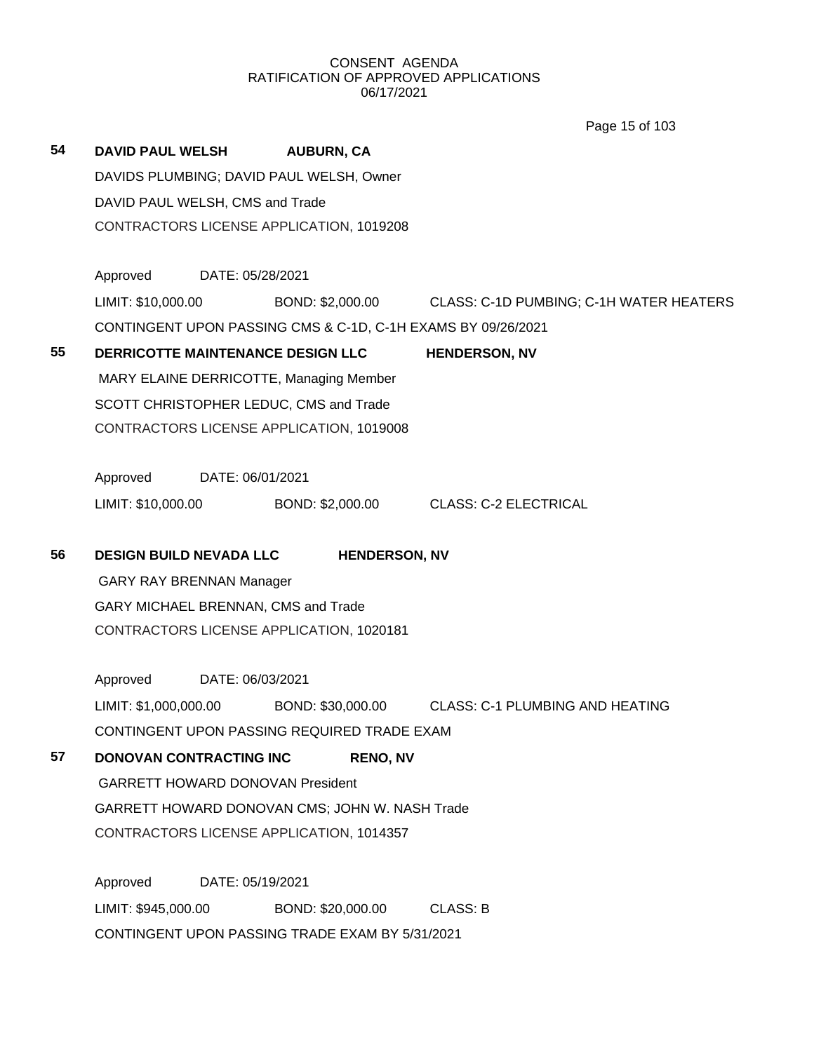CONSENT AGENDA
RATIFICATION OF APPROVED APPLICATIONS
06/17/2021

**54** **DAVID PAUL WELSH** **AUBURN, CA**

DAVIDS PLUMBING; DAVID PAUL WELSH, Owner

DAVID PAUL WELSH, CMS and Trade

CONTRACTORS LICENSE APPLICATION, 1019208

Approved DATE: 05/28/2021

LIMIT: $10,000.00 BOND: $2,000.00 CLASS: C-1D PUMBING; C-1H WATER HEATERS

CONTINGENT UPON PASSING CMS & C-1D, C-1H EXAMS BY 09/26/2021

**55** **DERRICOTTE MAINTENANCE DESIGN LLC** **HENDERSON, NV**

MARY ELAINE DERRICOTTE, Managing Member

SCOTT CHRISTOPHER LEDUC, CMS and Trade

CONTRACTORS LICENSE APPLICATION, 1019008

Approved DATE: 06/01/2021

LIMIT: $10,000.00 BOND: $2,000.00 CLASS: C-2 ELECTRICAL

**56** **DESIGN BUILD NEVADA LLC** **HENDERSON, NV**

GARY RAY BRENNAN Manager

GARY MICHAEL BRENNAN, CMS and Trade

CONTRACTORS LICENSE APPLICATION, 1020181

Approved DATE: 06/03/2021

LIMIT: $1,000,000.00 BOND: $30,000.00 CLASS: C-1 PLUMBING AND HEATING

CONTINGENT UPON PASSING REQUIRED TRADE EXAM

**57** **DONOVAN CONTRACTING INC** **RENO, NV**

GARRETT HOWARD DONOVAN President

GARRETT HOWARD DONOVAN CMS; JOHN W. NASH Trade

CONTRACTORS LICENSE APPLICATION, 1014357

Approved DATE: 05/19/2021

LIMIT: $945,000.00 BOND: $20,000.00 CLASS: B

CONTINGENT UPON PASSING TRADE EXAM BY 5/31/2021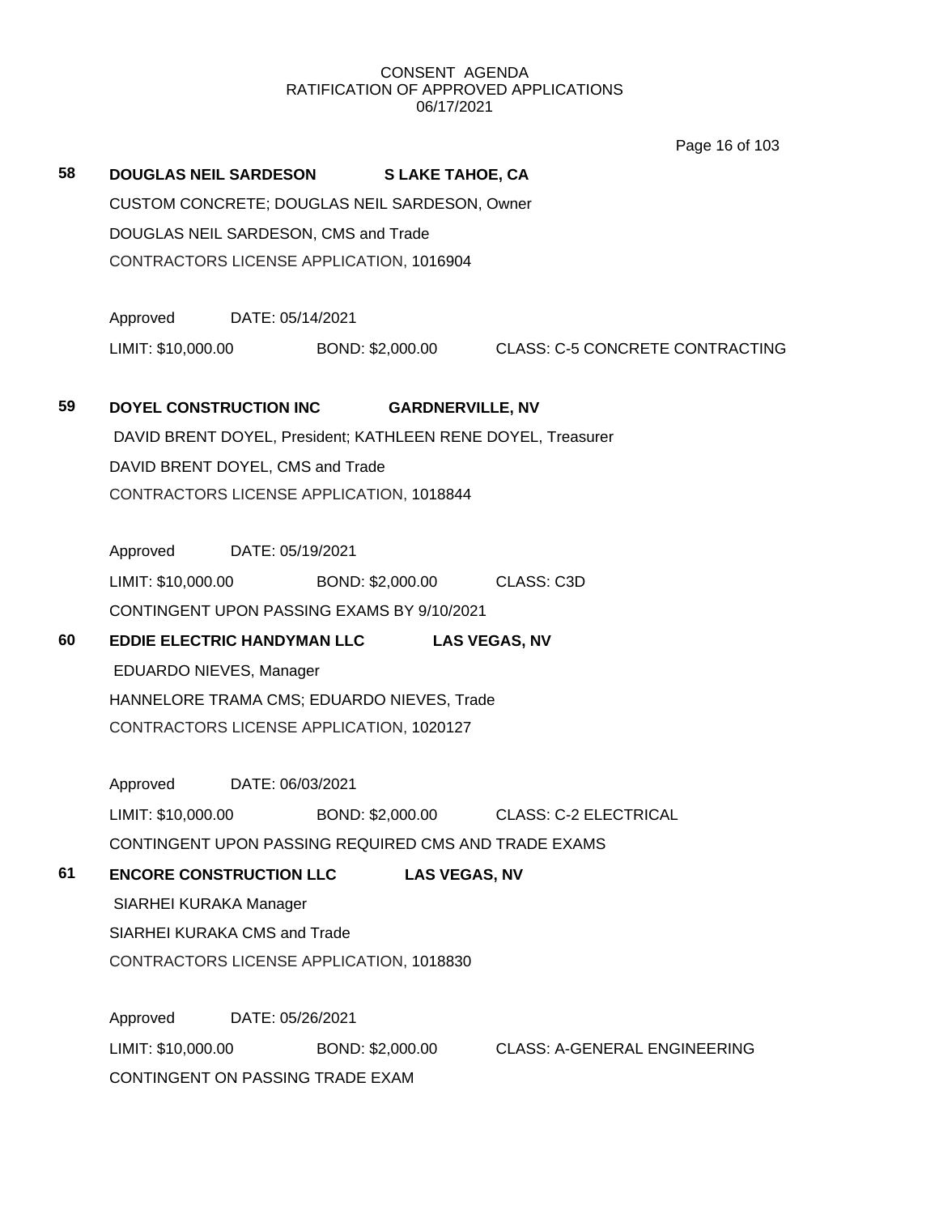CONSENT AGENDA
RATIFICATION OF APPROVED APPLICATIONS
06/17/2021

**58** **DOUGLAS NEIL SARDESON** **S LAKE TAHOE, CA**

CUSTOM CONCRETE; DOUGLAS NEIL SARDESON, Owner

DOUGLAS NEIL SARDESON, CMS and Trade

CONTRACTORS LICENSE APPLICATION, 1016904

Approved DATE: 05/14/2021

LIMIT: $10,000.00 BOND: $2,000.00 CLASS: C-5 CONCRETE CONTRACTING

**59** **DOYEL CONSTRUCTION INC** **GARDNERVILLE, NV**

DAVID BRENT DOYEL, President; KATHLEEN RENE DOYEL, Treasurer

DAVID BRENT DOYEL, CMS and Trade

CONTRACTORS LICENSE APPLICATION, 1018844

Approved DATE: 05/19/2021

LIMIT: $10,000.00 BOND: $2,000.00 CLASS: C3D

CONTINGENT UPON PASSING EXAMS BY 9/10/2021

**60** **EDDIE ELECTRIC HANDYMAN LLC** **LAS VEGAS, NV**

EDUARDO NIEVES, Manager

HANNELORE TRAMA CMS; EDUARDO NIEVES, Trade

CONTRACTORS LICENSE APPLICATION, 1020127

Approved DATE: 06/03/2021

LIMIT: $10,000.00 BOND: $2,000.00 CLASS: C-2 ELECTRICAL

CONTINGENT UPON PASSING REQUIRED CMS AND TRADE EXAMS

**61** **ENCORE CONSTRUCTION LLC** **LAS VEGAS, NV**

SIARHEI KURAKA Manager

SIARHEI KURAKA CMS and Trade

CONTRACTORS LICENSE APPLICATION, 1018830

Approved DATE: 05/26/2021

LIMIT: $10,000.00 BOND: $2,000.00 CLASS: A-GENERAL ENGINEERING

CONTINGENT ON PASSING TRADE EXAM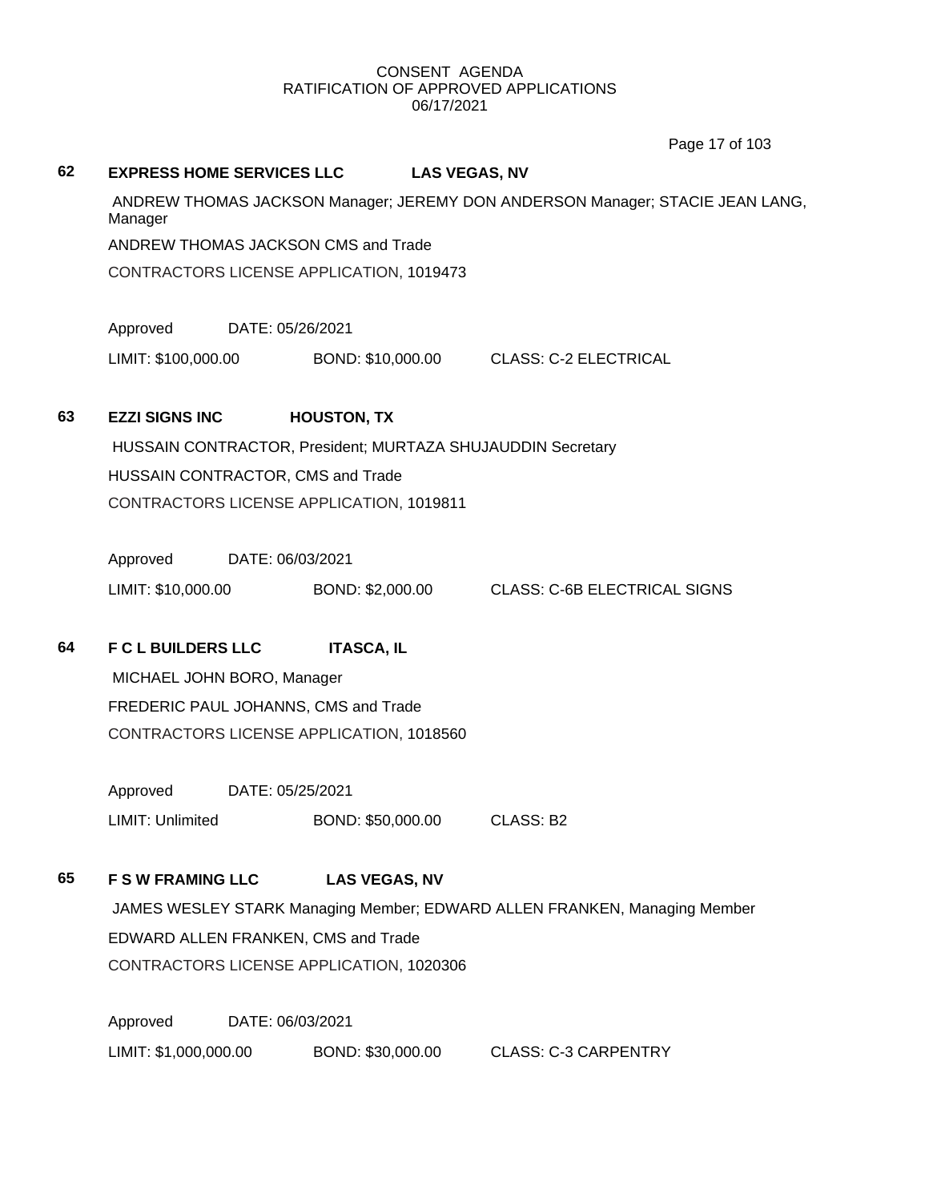CONSENT AGENDA
RATIFICATION OF APPROVED APPLICATIONS
06/17/2021

**62 EXPRESS HOME SERVICES LLC LAS VEGAS, NV**

ANDREW THOMAS JACKSON Manager; JEREMY DON ANDERSON Manager; STACIE JEAN LANG, Manager

ANDREW THOMAS JACKSON CMS and Trade

CONTRACTORS LICENSE APPLICATION, 1019473

Approved DATE: 05/26/2021

LIMIT: $100,000.00 BOND: $10,000.00 CLASS: C-2 ELECTRICAL

**63 EZZI SIGNS INC HOUSTON, TX**

HUSSAIN CONTRACTOR, President; MURTAZA SHUJAUDDIN Secretary

HUSSAIN CONTRACTOR, CMS and Trade

CONTRACTORS LICENSE APPLICATION, 1019811

Approved DATE: 06/03/2021

LIMIT: $10,000.00 BOND: $2,000.00 CLASS: C-6B ELECTRICAL SIGNS

**64 F C L BUILDERS LLC ITASCA, IL**

MICHAEL JOHN BORO, Manager

FREDERIC PAUL JOHANNS, CMS and Trade

CONTRACTORS LICENSE APPLICATION, 1018560

Approved DATE: 05/25/2021

LIMIT: Unlimited BOND: $50,000.00 CLASS: B2

**65 F S W FRAMING LLC LAS VEGAS, NV**

JAMES WESLEY STARK Managing Member; EDWARD ALLEN FRANKEN, Managing Member

EDWARD ALLEN FRANKEN, CMS and Trade

CONTRACTORS LICENSE APPLICATION, 1020306

Approved DATE: 06/03/2021

LIMIT: $1,000,000.00 BOND: $30,000.00 CLASS: C-3 CARPENTRY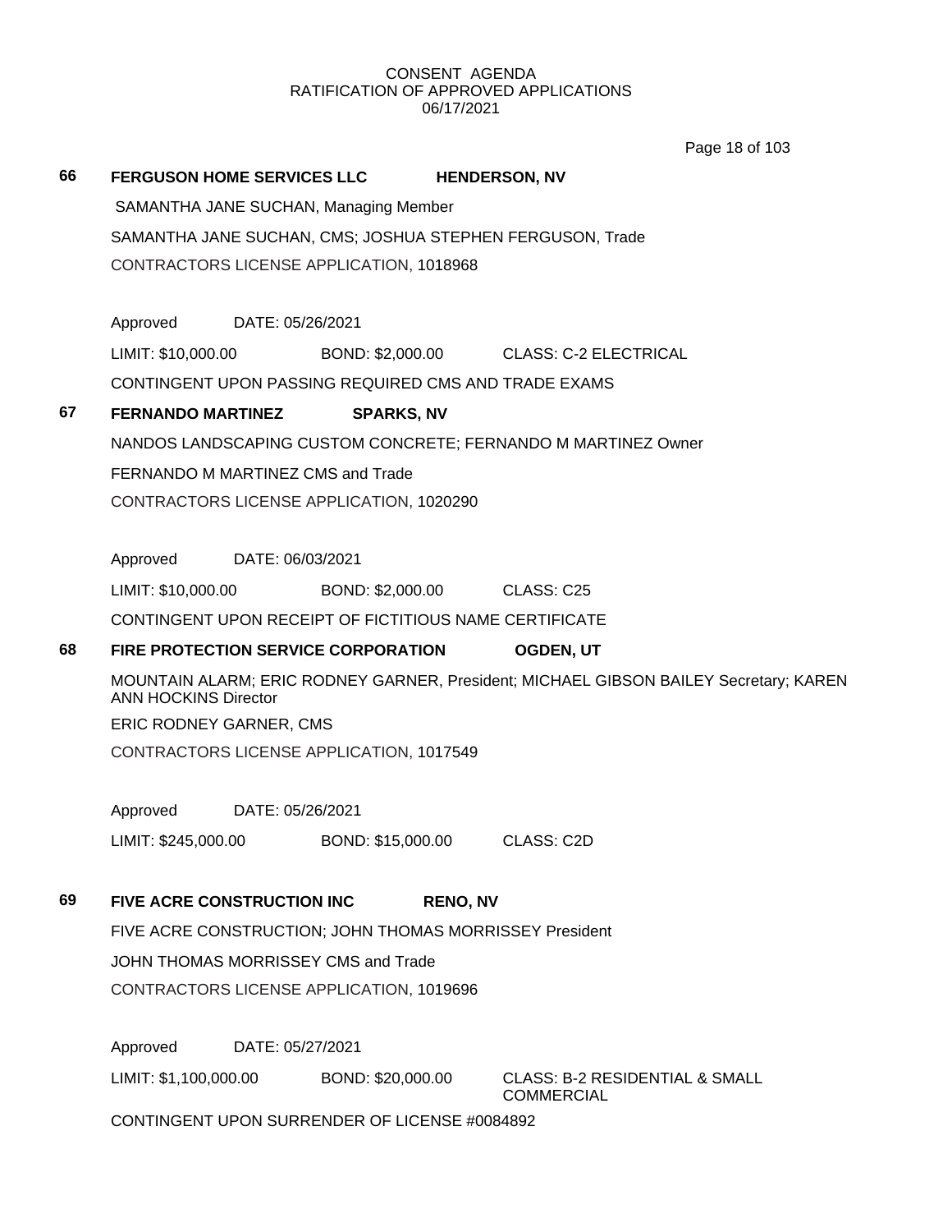CONSENT AGENDA
RATIFICATION OF APPROVED APPLICATIONS
06/17/2021

**66 FERGUSON HOME SERVICES LLC HENDERSON, NV**

SAMANTHA JANE SUCHAN, Managing Member

SAMANTHA JANE SUCHAN, CMS; JOSHUA STEPHEN FERGUSON, Trade

CONTRACTORS LICENSE APPLICATION, 1018968

Approved DATE: 05/26/2021

LIMIT: $10,000.00 BOND: $2,000.00 CLASS: C-2 ELECTRICAL

CONTINGENT UPON PASSING REQUIRED CMS AND TRADE EXAMS

**67 FERNANDO MARTINEZ SPARKS, NV**

NANDOS LANDSCAPING CUSTOM CONCRETE; FERNANDO M MARTINEZ Owner

FERNANDO M MARTINEZ CMS and Trade

CONTRACTORS LICENSE APPLICATION, 1020290

Approved DATE: 06/03/2021

LIMIT: $10,000.00 BOND: $2,000.00 CLASS: C25

CONTINGENT UPON RECEIPT OF FICTITIOUS NAME CERTIFICATE

**68 FIRE PROTECTION SERVICE CORPORATION OGDEN, UT**

MOUNTAIN ALARM; ERIC RODNEY GARNER, President; MICHAEL GIBSON BAILEY Secretary; KAREN ANN HOCKINS Director

ERIC RODNEY GARNER, CMS

CONTRACTORS LICENSE APPLICATION, 1017549

Approved DATE: 05/26/2021

LIMIT: $245,000.00 BOND: $15,000.00 CLASS: C2D

**69 FIVE ACRE CONSTRUCTION INC RENO, NV**

FIVE ACRE CONSTRUCTION; JOHN THOMAS MORRISSEY President

JOHN THOMAS MORRISSEY CMS and Trade

CONTRACTORS LICENSE APPLICATION, 1019696

Approved DATE: 05/27/2021

LIMIT: $1,100,000.00 BOND: $20,000.00 CLASS: B-2 RESIDENTIAL & SMALL COMMERCIAL

CONTINGENT UPON SURRENDER OF LICENSE #0084892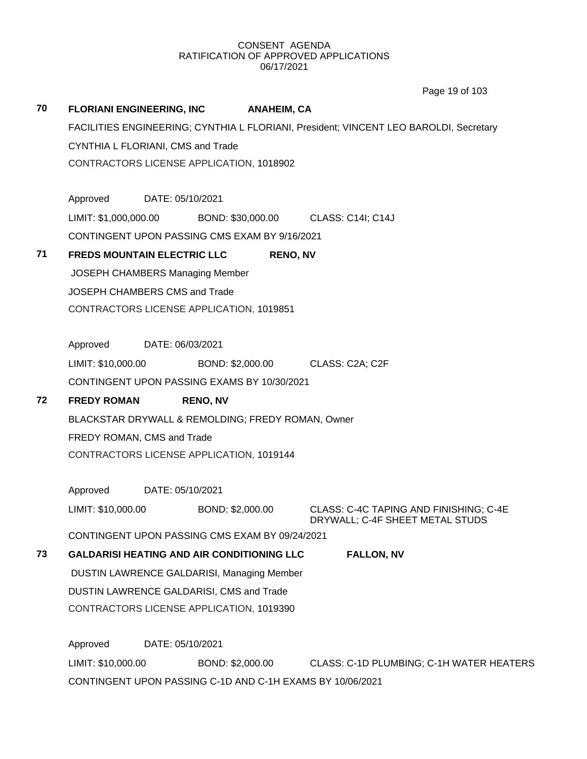CONSENT AGENDA
RATIFICATION OF APPROVED APPLICATIONS
06/17/2021

**70 FLORIANI ENGINEERING, INC ANAHEIM, CA**

FACILITIES ENGINEERING; CYNTHIA L FLORIANI, President; VINCENT LEO BAROLDI, Secretary

CYNTHIA L FLORIANI, CMS and Trade

CONTRACTORS LICENSE APPLICATION, 1018902

Approved DATE: 05/10/2021

LIMIT: $1,000,000.00 BOND: $30,000.00 CLASS: C14I; C14J

CONTINGENT UPON PASSING CMS EXAM BY 9/16/2021

**71 FREDS MOUNTAIN ELECTRIC LLC RENO, NV**

JOSEPH CHAMBERS Managing Member

JOSEPH CHAMBERS CMS and Trade

CONTRACTORS LICENSE APPLICATION, 1019851

Approved DATE: 06/03/2021

LIMIT: $10,000.00 BOND: $2,000.00 CLASS: C2A; C2F

CONTINGENT UPON PASSING EXAMS BY 10/30/2021

**72 FREDY ROMAN RENO, NV**

BLACKSTAR DRYWALL & REMOLDING; FREDY ROMAN, Owner

FREDY ROMAN, CMS and Trade

CONTRACTORS LICENSE APPLICATION, 1019144

Approved DATE: 05/10/2021

LIMIT: $10,000.00 BOND: $2,000.00 CLASS: C-4C TAPING AND FINISHING; C-4E DRYWALL; C-4F SHEET METAL STUDS

CONTINGENT UPON PASSING CMS EXAM BY 09/24/2021

**73 GALDARISI HEATING AND AIR CONDITIONING LLC FALLON, NV**

DUSTIN LAWRENCE GALDARISI, Managing Member

DUSTIN LAWRENCE GALDARISI, CMS and Trade

CONTRACTORS LICENSE APPLICATION, 1019390

Approved DATE: 05/10/2021

LIMIT: $10,000.00 BOND: $2,000.00 CLASS: C-1D PLUMBING; C-1H WATER HEATERS

CONTINGENT UPON PASSING C-1D AND C-1H EXAMS BY 10/06/2021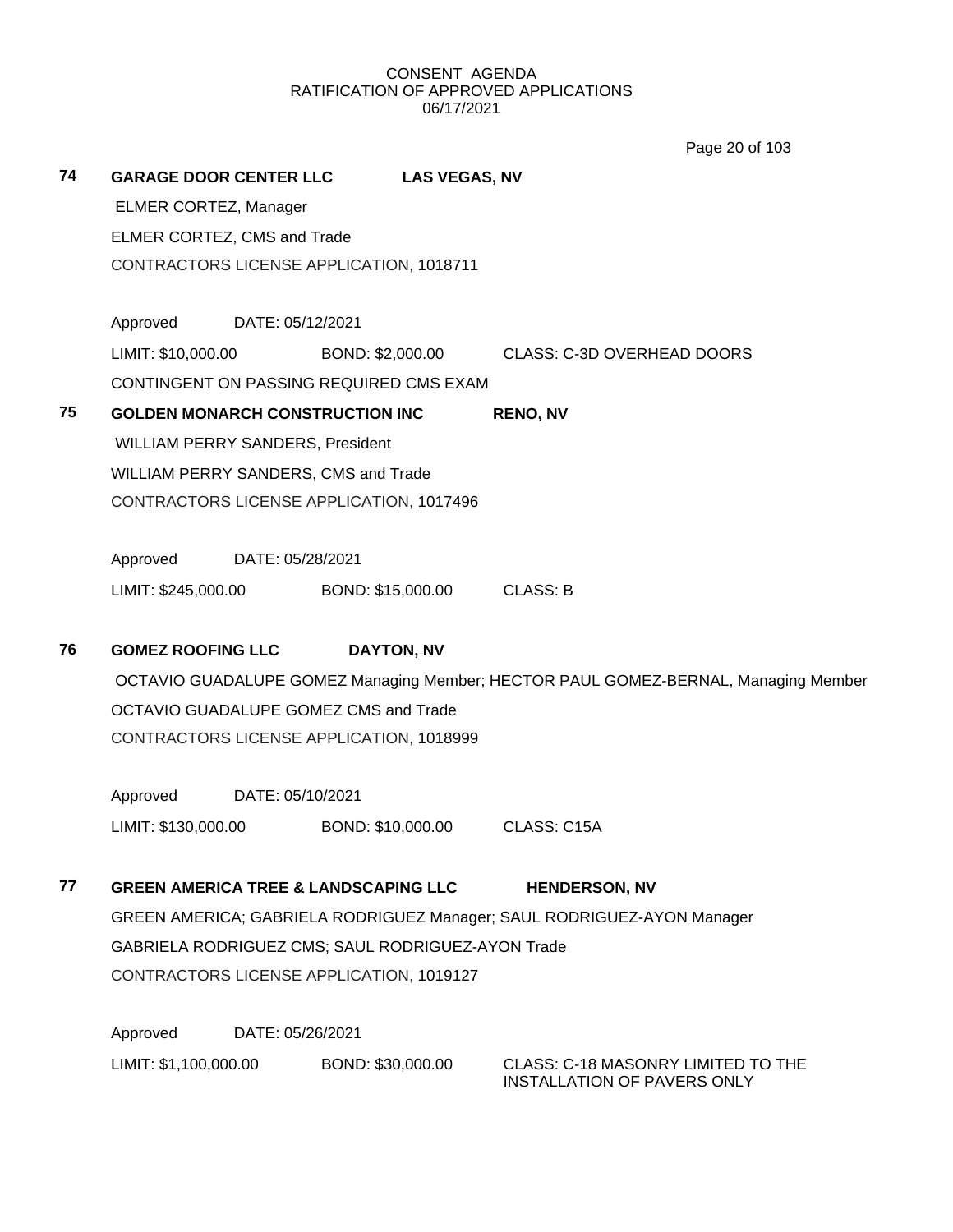CONSENT AGENDA
RATIFICATION OF APPROVED APPLICATIONS
06/17/2021

**74** **GARAGE DOOR CENTER LLC** **LAS VEGAS, NV**

ELMER CORTEZ, Manager
ELMER CORTEZ, CMS and Trade
CONTRACTORS LICENSE APPLICATION, 1018711

Approved DATE: 05/12/2021
LIMIT: $10,000.00 BOND: $2,000.00 CLASS: C-3D OVERHEAD DOORS
CONTINGENT ON PASSING REQUIRED CMS EXAM

**75** **GOLDEN MONARCH CONSTRUCTION INC** **RENO, NV**

WILLIAM PERRY SANDERS, President
WILLIAM PERRY SANDERS, CMS and Trade
CONTRACTORS LICENSE APPLICATION, 1017496

Approved DATE: 05/28/2021
LIMIT: $245,000.00 BOND: $15,000.00 CLASS: B

**76** **GOMEZ ROOFING LLC** **DAYTON, NV**

OCTAVIO GUADALUPE GOMEZ Managing Member; HECTOR PAUL GOMEZ-BERNAL, Managing Member
OCTAVIO GUADALUPE GOMEZ CMS and Trade
CONTRACTORS LICENSE APPLICATION, 1018999

Approved DATE: 05/10/2021
LIMIT: $130,000.00 BOND: $10,000.00 CLASS: C15A

**77** **GREEN AMERICA TREE & LANDSCAPING LLC** **HENDERSON, NV**

GREEN AMERICA; GABRIELA RODRIGUEZ Manager; SAUL RODRIGUEZ-AYON Manager
GABRIELA RODRIGUEZ CMS; SAUL RODRIGUEZ-AYON Trade
CONTRACTORS LICENSE APPLICATION, 1019127

Approved DATE: 05/26/2021
LIMIT: $1,100,000.00 BOND: $30,000.00 CLASS: C-18 MASONRY LIMITED TO THE INSTALLATION OF PAVERS ONLY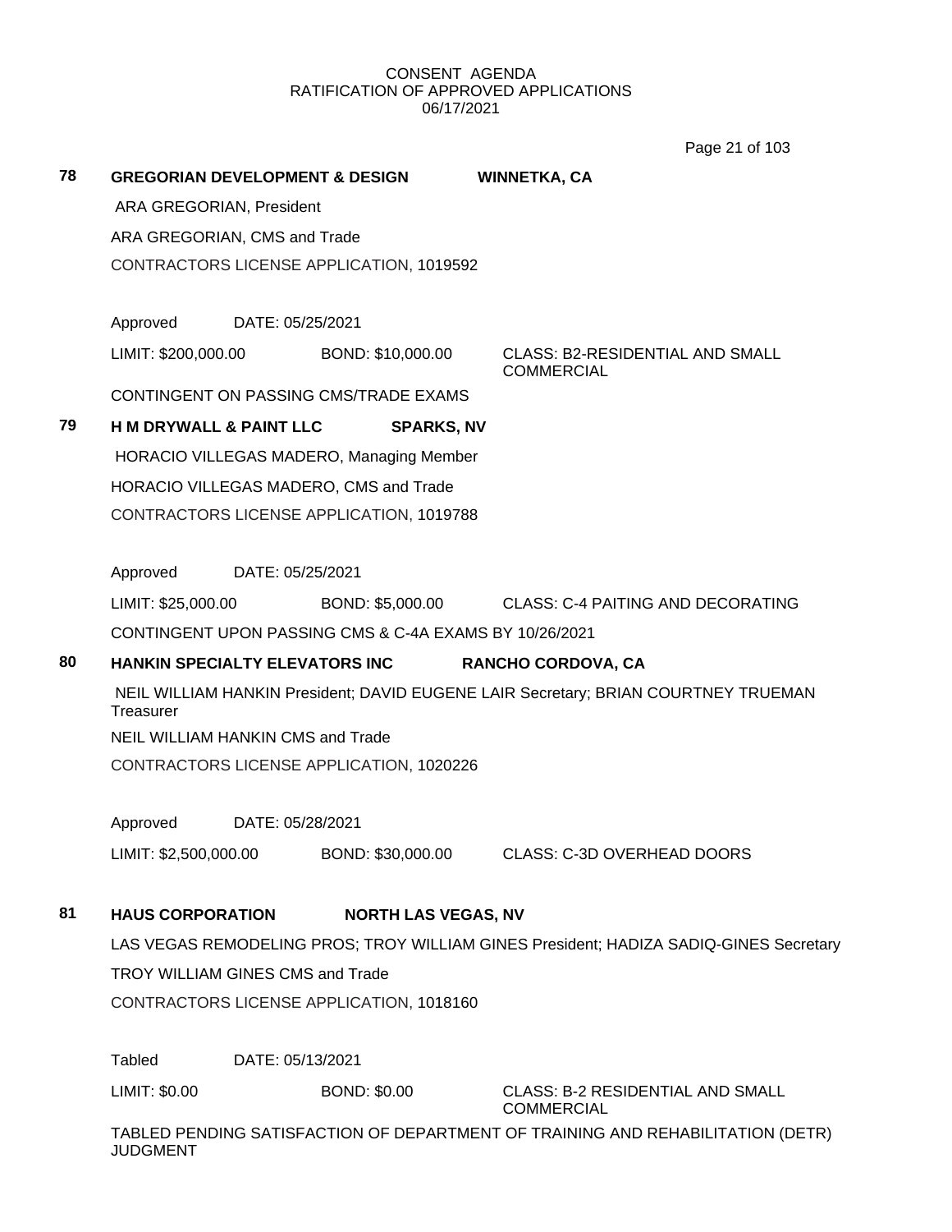CONSENT AGENDA
RATIFICATION OF APPROVED APPLICATIONS
06/17/2021

**78 GREGORIAN DEVELOPMENT & DESIGN WINNETKA, CA**

ARA GREGORIAN, President

ARA GREGORIAN, CMS and Trade

CONTRACTORS LICENSE APPLICATION, 1019592

Approved DATE: 05/25/2021

LIMIT: $200,000.00 BOND: $10,000.00 CLASS: B2-RESIDENTIAL AND SMALL COMMERCIAL

CONTINGENT ON PASSING CMS/TRADE EXAMS

**79 H M DRYWALL & PAINT LLC SPARKS, NV**

HORACIO VILLEGAS MADERO, Managing Member

HORACIO VILLEGAS MADERO, CMS and Trade

CONTRACTORS LICENSE APPLICATION, 1019788

Approved DATE: 05/25/2021

LIMIT: $25,000.00 BOND: $5,000.00 CLASS: C-4 PAITING AND DECORATING

CONTINGENT UPON PASSING CMS & C-4A EXAMS BY 10/26/2021

**80 HANKIN SPECIALTY ELEVATORS INC RANCHO CORDOVA, CA**

NEIL WILLIAM HANKIN President; DAVID EUGENE LAIR Secretary; BRIAN COURTNEY TRUEMAN Treasurer

NEIL WILLIAM HANKIN CMS and Trade

CONTRACTORS LICENSE APPLICATION, 1020226

Approved DATE: 05/28/2021

LIMIT: $2,500,000.00 BOND: $30,000.00 CLASS: C-3D OVERHEAD DOORS

**81 HAUS CORPORATION NORTH LAS VEGAS, NV**

LAS VEGAS REMODELING PROS; TROY WILLIAM GINES President; HADIZA SADIQ-GINES Secretary

TROY WILLIAM GINES CMS and Trade

CONTRACTORS LICENSE APPLICATION, 1018160

Tabled DATE: 05/13/2021

LIMIT: $0.00 BOND: $0.00 CLASS: B-2 RESIDENTIAL AND SMALL COMMERCIAL

TABLED PENDING SATISFACTION OF DEPARTMENT OF TRAINING AND REHABILITATION (DETR) JUDGMENT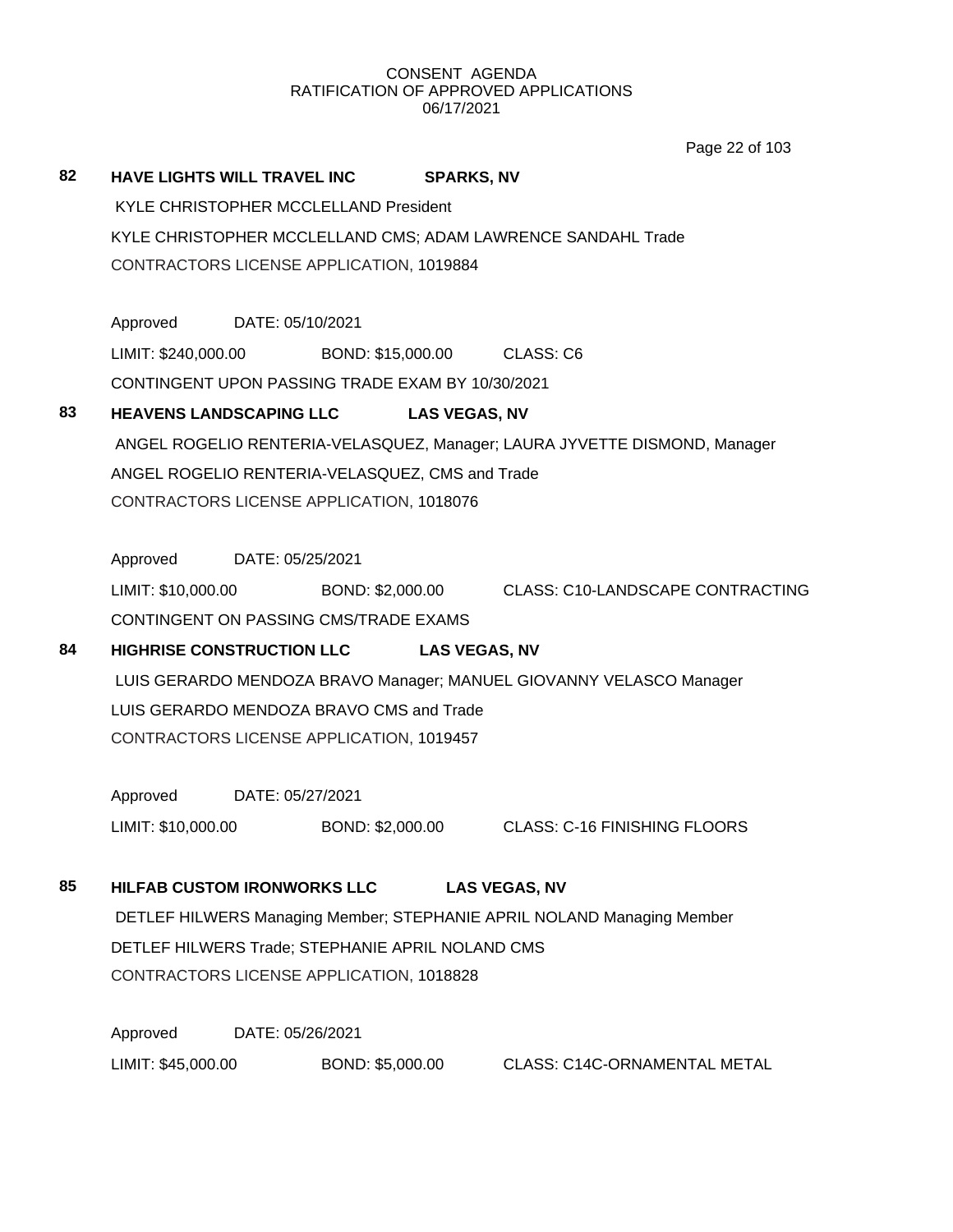CONSENT AGENDA
RATIFICATION OF APPROVED APPLICATIONS
06/17/2021

**82 HAVE LIGHTS WILL TRAVEL INC SPARKS, NV**

KYLE CHRISTOPHER MCCLELLAND President

KYLE CHRISTOPHER MCCLELLAND CMS; ADAM LAWRENCE SANDAHL Trade

CONTRACTORS LICENSE APPLICATION, 1019884

Approved DATE: 05/10/2021

LIMIT: $240,000.00 BOND: $15,000.00 CLASS: C6

CONTINGENT UPON PASSING TRADE EXAM BY 10/30/2021

**83 HEAVENS LANDSCAPING LLC LAS VEGAS, NV**

ANGEL ROGELIO RENTERIA-VELASQUEZ, Manager; LAURA JYVETTE DISMOND, Manager

ANGEL ROGELIO RENTERIA-VELASQUEZ, CMS and Trade

CONTRACTORS LICENSE APPLICATION, 1018076

Approved DATE: 05/25/2021

LIMIT: $10,000.00 BOND: $2,000.00 CLASS: C10-LANDSCAPE CONTRACTING

CONTINGENT ON PASSING CMS/TRADE EXAMS

**84 HIGHRISE CONSTRUCTION LLC LAS VEGAS, NV**

LUIS GERARDO MENDOZA BRAVO Manager; MANUEL GIOVANNY VELASCO Manager

LUIS GERARDO MENDOZA BRAVO CMS and Trade

CONTRACTORS LICENSE APPLICATION, 1019457

Approved DATE: 05/27/2021

LIMIT: $10,000.00 BOND: $2,000.00 CLASS: C-16 FINISHING FLOORS

**85 HILFAB CUSTOM IRONWORKS LLC LAS VEGAS, NV**

DETLEF HILWERS Managing Member; STEPHANIE APRIL NOLAND Managing Member

DETLEF HILWERS Trade; STEPHANIE APRIL NOLAND CMS

CONTRACTORS LICENSE APPLICATION, 1018828

Approved DATE: 05/26/2021

LIMIT: $45,000.00 BOND: $5,000.00 CLASS: C14C-ORNAMENTAL METAL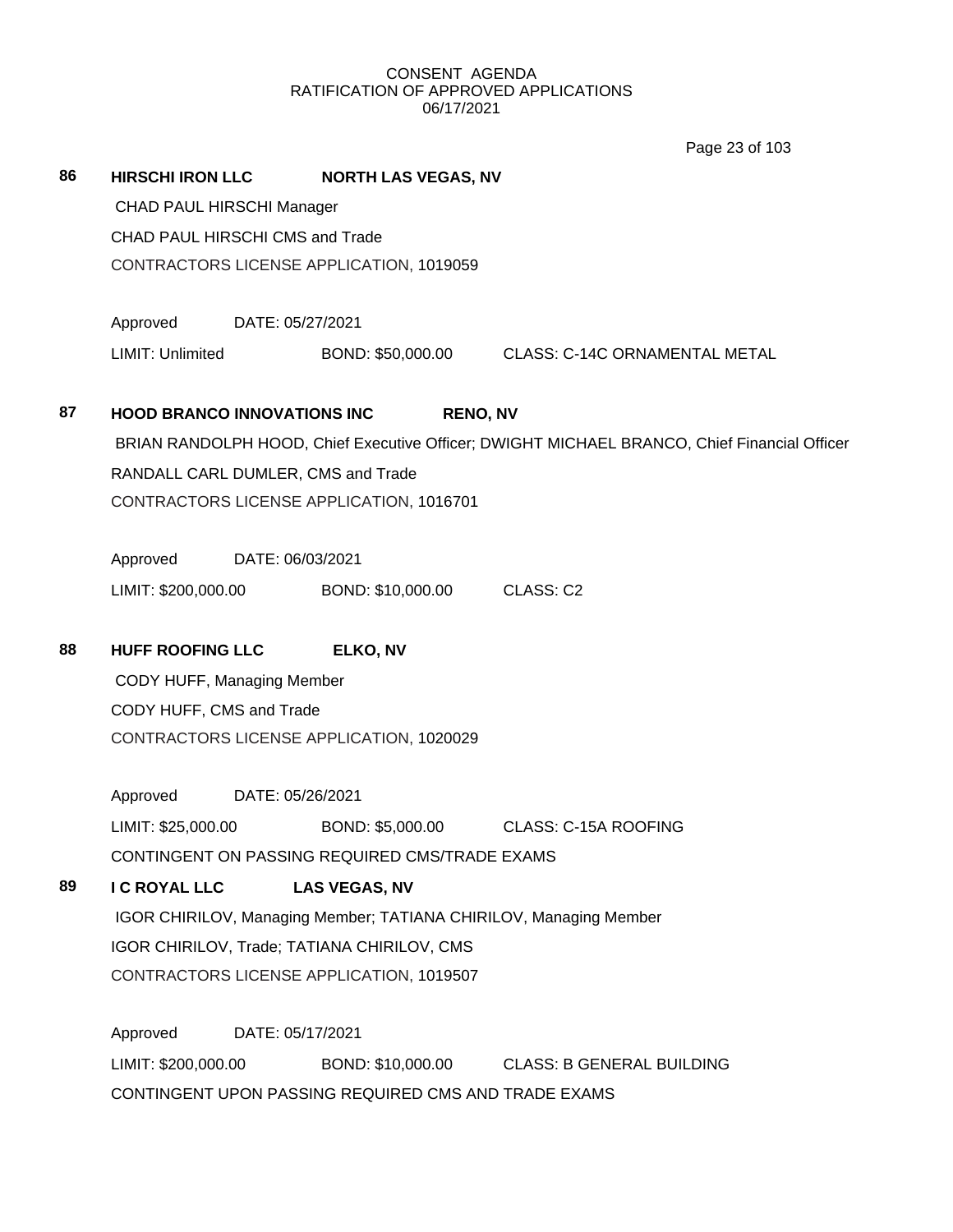CONSENT AGENDA
RATIFICATION OF APPROVED APPLICATIONS
06/17/2021

**86 HIRSCHI IRON LLC NORTH LAS VEGAS, NV**

CHAD PAUL HIRSCHI Manager
CHAD PAUL HIRSCHI CMS and Trade
CONTRACTORS LICENSE APPLICATION, 1019059

Approved DATE: 05/27/2021
LIMIT: Unlimited BOND: $50,000.00 CLASS: C-14C ORNAMENTAL METAL

**87 HOOD BRANCO INNOVATIONS INC RENO, NV**

BRIAN RANDOLPH HOOD, Chief Executive Officer; DWIGHT MICHAEL BRANCO, Chief Financial Officer
RANDALL CARL DUMLER, CMS and Trade
CONTRACTORS LICENSE APPLICATION, 1016701

Approved DATE: 06/03/2021
LIMIT: $200,000.00 BOND: $10,000.00 CLASS: C2

**88 HUFF ROOFING LLC ELKO, NV**

CODY HUFF, Managing Member
CODY HUFF, CMS and Trade
CONTRACTORS LICENSE APPLICATION, 1020029

Approved DATE: 05/26/2021
LIMIT: $25,000.00 BOND: $5,000.00 CLASS: C-15A ROOFING
CONTINGENT ON PASSING REQUIRED CMS/TRADE EXAMS

**89 I C ROYAL LLC LAS VEGAS, NV**

IGOR CHIRILOV, Managing Member; TATIANA CHIRILOV, Managing Member
IGOR CHIRILOV, Trade; TATIANA CHIRILOV, CMS
CONTRACTORS LICENSE APPLICATION, 1019507

Approved DATE: 05/17/2021
LIMIT: $200,000.00 BOND: $10,000.00 CLASS: B GENERAL BUILDING
CONTINGENT UPON PASSING REQUIRED CMS AND TRADE EXAMS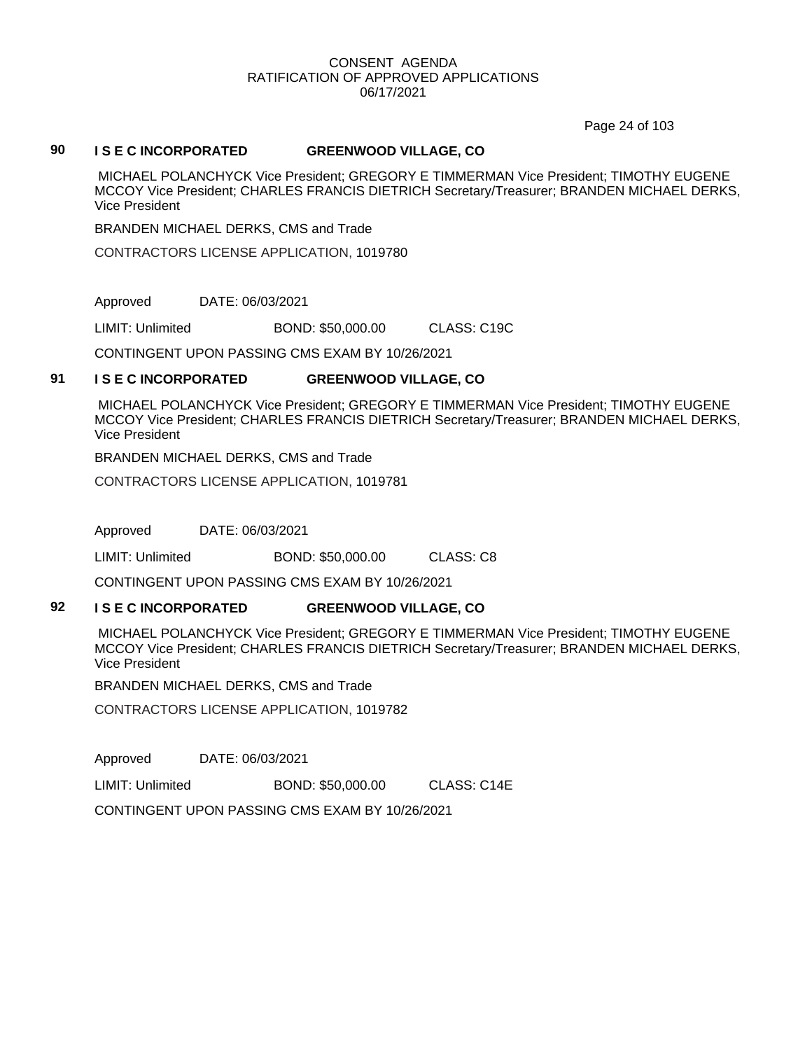## 90 I S E C INCORPORATED GREENWOOD VILLAGE, CO

MICHAEL POLANCHYCK Vice President; GREGORY E TIMMERMAN Vice President; TIMOTHY EUGENE MCCOY Vice President; CHARLES FRANCIS DIETRICH Secretary/Treasurer; BRANDEN MICHAEL DERKS, Vice President

BRANDEN MICHAEL DERKS, CMS and Trade

CONTRACTORS LICENSE APPLICATION, 1019780

Approved DATE: 06/03/2021

LIMIT: Unlimited BOND: $50,000.00 CLASS: C19C

CONTINGENT UPON PASSING CMS EXAM BY 10/26/2021

## 91 I S E C INCORPORATED GREENWOOD VILLAGE, CO

MICHAEL POLANCHYCK Vice President; GREGORY E TIMMERMAN Vice President; TIMOTHY EUGENE MCCOY Vice President; CHARLES FRANCIS DIETRICH Secretary/Treasurer; BRANDEN MICHAEL DERKS, Vice President

BRANDEN MICHAEL DERKS, CMS and Trade

CONTRACTORS LICENSE APPLICATION, 1019781

Approved DATE: 06/03/2021

LIMIT: Unlimited BOND: $50,000.00 CLASS: C8

CONTINGENT UPON PASSING CMS EXAM BY 10/26/2021

## 92 I S E C INCORPORATED GREENWOOD VILLAGE, CO

MICHAEL POLANCHYCK Vice President; GREGORY E TIMMERMAN Vice President; TIMOTHY EUGENE MCCOY Vice President; CHARLES FRANCIS DIETRICH Secretary/Treasurer; BRANDEN MICHAEL DERKS, Vice President

BRANDEN MICHAEL DERKS, CMS and Trade

CONTRACTORS LICENSE APPLICATION, 1019782

Approved DATE: 06/03/2021

LIMIT: Unlimited BOND: $50,000.00 CLASS: C14E

CONTINGENT UPON PASSING CMS EXAM BY 10/26/2021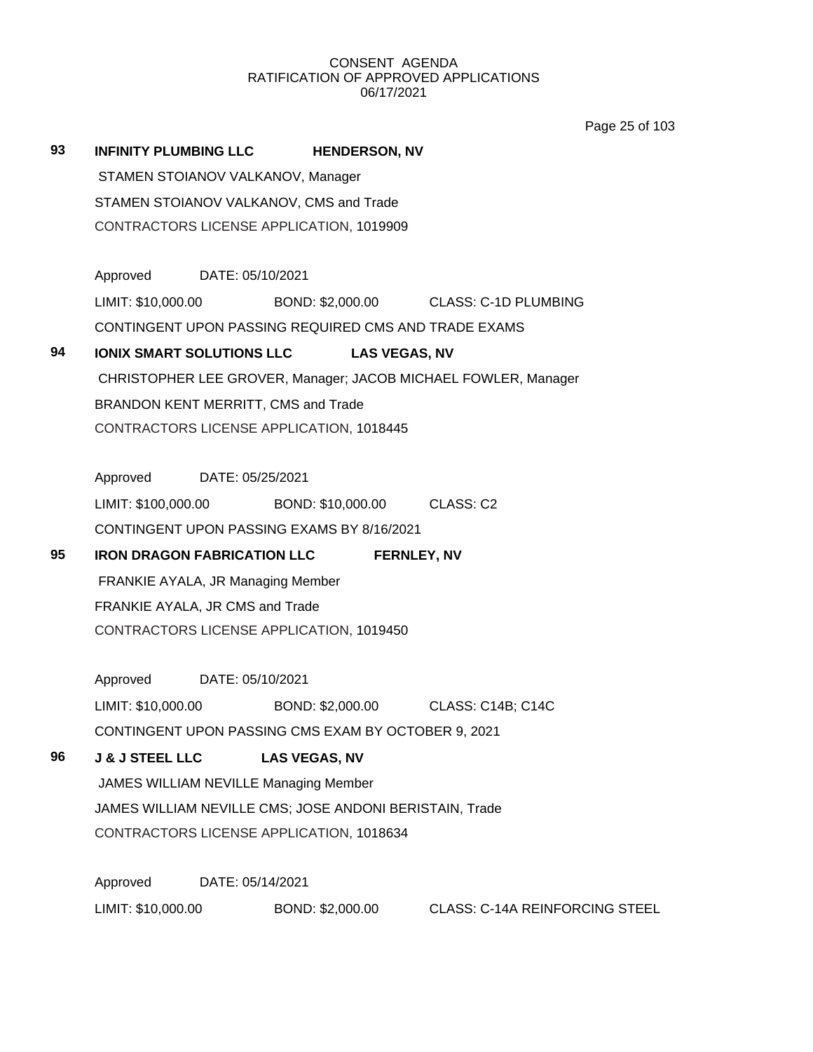CONSENT AGENDA
RATIFICATION OF APPROVED APPLICATIONS
06/17/2021

**93** **INFINITY PLUMBING LLC** **HENDERSON, NV**

STAMEN STOIANOV VALKANOV, Manager

STAMEN STOIANOV VALKANOV, CMS and Trade

CONTRACTORS LICENSE APPLICATION, 1019909

Approved DATE: 05/10/2021

LIMIT: $10,000.00 BOND: $2,000.00 CLASS: C-1D PLUMBING

CONTINGENT UPON PASSING REQUIRED CMS AND TRADE EXAMS

**94** **IONIX SMART SOLUTIONS LLC** **LAS VEGAS, NV**

CHRISTOPHER LEE GROVER, Manager; JACOB MICHAEL FOWLER, Manager

BRANDON KENT MERRITT, CMS and Trade

CONTRACTORS LICENSE APPLICATION, 1018445

Approved DATE: 05/25/2021

LIMIT: $100,000.00 BOND: $10,000.00 CLASS: C2

CONTINGENT UPON PASSING EXAMS BY 8/16/2021

**95** **IRON DRAGON FABRICATION LLC** **FERNLEY, NV**

FRANKIE AYALA, JR Managing Member

FRANKIE AYALA, JR CMS and Trade

CONTRACTORS LICENSE APPLICATION, 1019450

Approved DATE: 05/10/2021

LIMIT: $10,000.00 BOND: $2,000.00 CLASS: C14B; C14C

CONTINGENT UPON PASSING CMS EXAM BY OCTOBER 9, 2021

**96** **J & J STEEL LLC** **LAS VEGAS, NV**

JAMES WILLIAM NEVILLE Managing Member

JAMES WILLIAM NEVILLE CMS; JOSE ANDONI BERISTAIN, Trade

CONTRACTORS LICENSE APPLICATION, 1018634

Approved DATE: 05/14/2021

LIMIT: $10,000.00 BOND: $2,000.00 CLASS: C-14A REINFORCING STEEL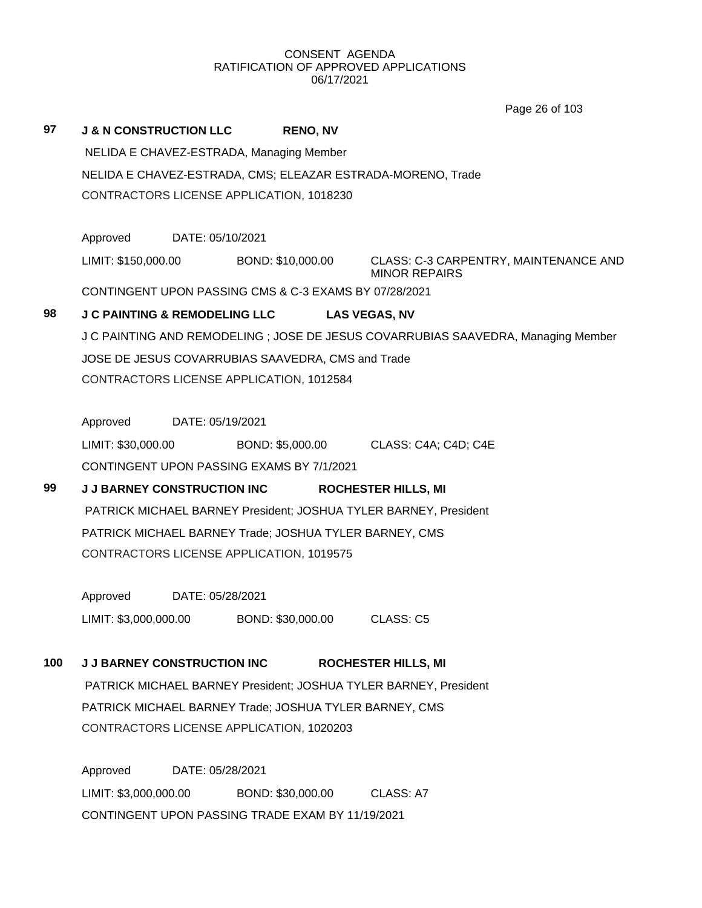CONSENT AGENDA
RATIFICATION OF APPROVED APPLICATIONS
06/17/2021

**97 J & N CONSTRUCTION LLC RENO, NV**

NELIDA E CHAVEZ-ESTRADA, Managing Member

NELIDA E CHAVEZ-ESTRADA, CMS; ELEAZAR ESTRADA-MORENO, Trade

CONTRACTORS LICENSE APPLICATION, 1018230

Approved DATE: 05/10/2021

LIMIT: $150,000.00 BOND: $10,000.00 CLASS: C-3 CARPENTRY, MAINTENANCE AND MINOR REPAIRS

CONTINGENT UPON PASSING CMS & C-3 EXAMS BY 07/28/2021

**98 J C PAINTING & REMODELING LLC LAS VEGAS, NV**

J C PAINTING AND REMODELING ; JOSE DE JESUS COVARRUBIAS SAAVEDRA, Managing Member

JOSE DE JESUS COVARRUBIAS SAAVEDRA, CMS and Trade

CONTRACTORS LICENSE APPLICATION, 1012584

Approved DATE: 05/19/2021

LIMIT: $30,000.00 BOND: $5,000.00 CLASS: C4A; C4D; C4E

CONTINGENT UPON PASSING EXAMS BY 7/1/2021

**99 J J BARNEY CONSTRUCTION INC ROCHESTER HILLS, MI**

PATRICK MICHAEL BARNEY President; JOSHUA TYLER BARNEY, President

PATRICK MICHAEL BARNEY Trade; JOSHUA TYLER BARNEY, CMS

CONTRACTORS LICENSE APPLICATION, 1019575

Approved DATE: 05/28/2021

LIMIT: $3,000,000.00 BOND: $30,000.00 CLASS: C5

**100 J J BARNEY CONSTRUCTION INC ROCHESTER HILLS, MI**

PATRICK MICHAEL BARNEY President; JOSHUA TYLER BARNEY, President

PATRICK MICHAEL BARNEY Trade; JOSHUA TYLER BARNEY, CMS

CONTRACTORS LICENSE APPLICATION, 1020203

Approved DATE: 05/28/2021

LIMIT: $3,000,000.00 BOND: $30,000.00 CLASS: A7

CONTINGENT UPON PASSING TRADE EXAM BY 11/19/2021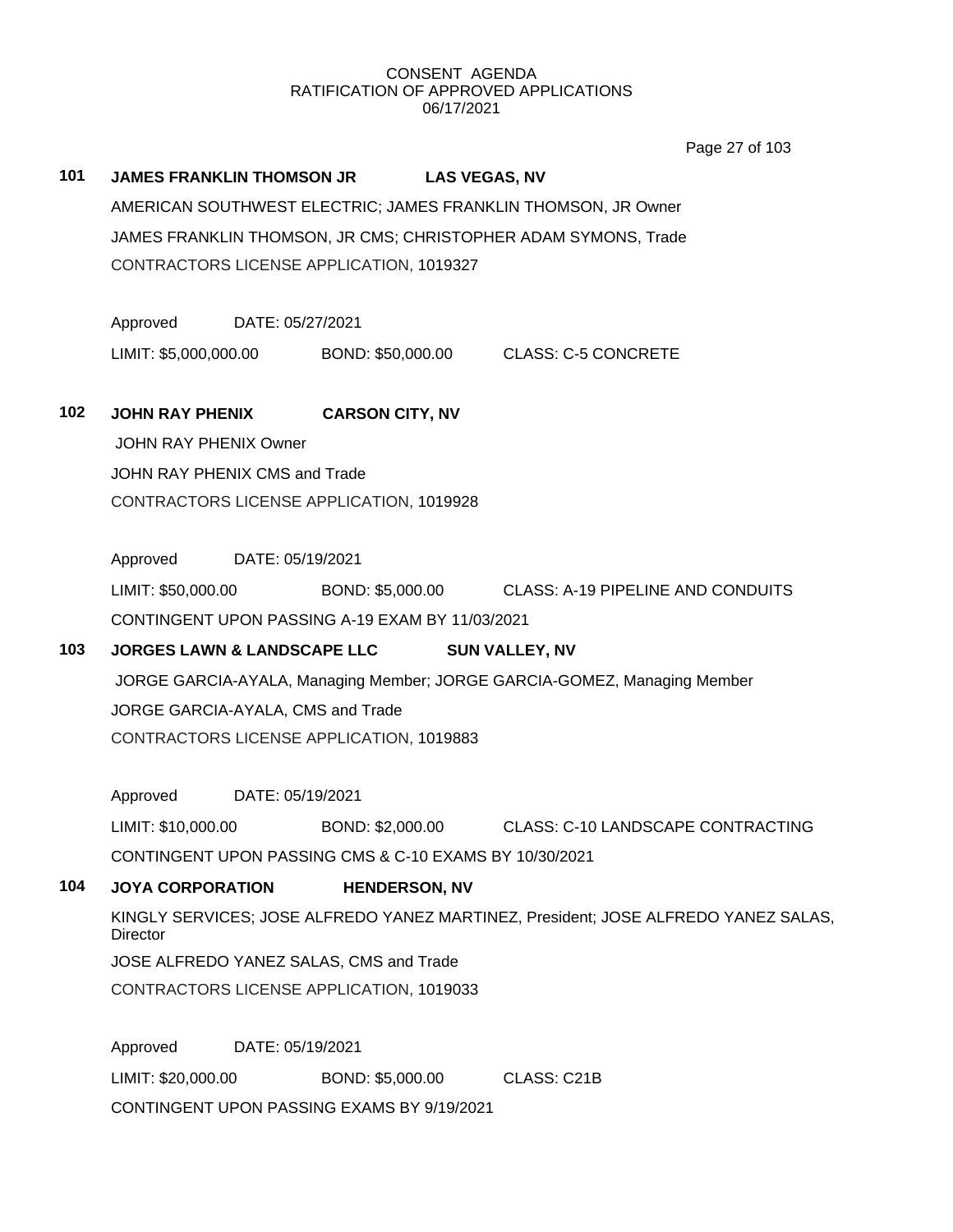CONSENT AGENDA
RATIFICATION OF APPROVED APPLICATIONS
06/17/2021

**101 JAMES FRANKLIN THOMSON JR LAS VEGAS, NV**

AMERICAN SOUTHWEST ELECTRIC; JAMES FRANKLIN THOMSON, JR Owner

JAMES FRANKLIN THOMSON, JR CMS; CHRISTOPHER ADAM SYMONS, Trade

CONTRACTORS LICENSE APPLICATION, 1019327

Approved DATE: 05/27/2021

LIMIT: $5,000,000.00 BOND: $50,000.00 CLASS: C-5 CONCRETE

**102 JOHN RAY PHENIX CARSON CITY, NV**

JOHN RAY PHENIX Owner

JOHN RAY PHENIX CMS and Trade

CONTRACTORS LICENSE APPLICATION, 1019928

Approved DATE: 05/19/2021

LIMIT: $50,000.00 BOND: $5,000.00 CLASS: A-19 PIPELINE AND CONDUITS

CONTINGENT UPON PASSING A-19 EXAM BY 11/03/2021

**103 JORGES LAWN & LANDSCAPE LLC SUN VALLEY, NV**

JORGE GARCIA-AYALA, Managing Member; JORGE GARCIA-GOMEZ, Managing Member

JORGE GARCIA-AYALA, CMS and Trade

CONTRACTORS LICENSE APPLICATION, 1019883

Approved DATE: 05/19/2021

LIMIT: $10,000.00 BOND: $2,000.00 CLASS: C-10 LANDSCAPE CONTRACTING

CONTINGENT UPON PASSING CMS & C-10 EXAMS BY 10/30/2021

**104 JOYA CORPORATION HENDERSON, NV**

KINGLY SERVICES; JOSE ALFREDO YANEZ MARTINEZ, President; JOSE ALFREDO YANEZ SALAS, Director

JOSE ALFREDO YANEZ SALAS, CMS and Trade

CONTRACTORS LICENSE APPLICATION, 1019033

Approved DATE: 05/19/2021

LIMIT: $20,000.00 BOND: $5,000.00 CLASS: C21B

CONTINGENT UPON PASSING EXAMS BY 9/19/2021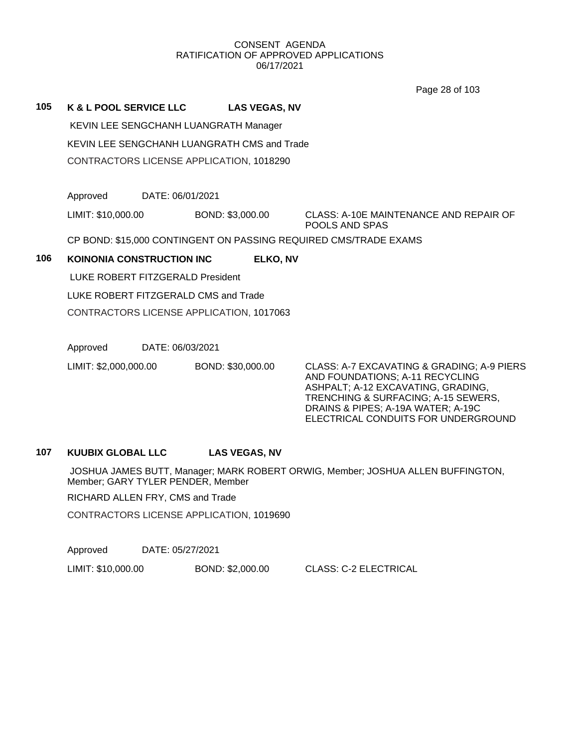CONSENT AGENDA
RATIFICATION OF APPROVED APPLICATIONS
06/17/2021

**105 K & L POOL SERVICE LLC LAS VEGAS, NV**

KEVIN LEE SENGCHANH LUANGRATH Manager

KEVIN LEE SENGCHANH LUANGRATH CMS and Trade

CONTRACTORS LICENSE APPLICATION, 1018290

Approved DATE: 06/01/2021

LIMIT: $10,000.00 BOND: $3,000.00 CLASS: A-10E MAINTENANCE AND REPAIR OF POOLS AND SPAS

CP BOND: $15,000 CONTINGENT ON PASSING REQUIRED CMS/TRADE EXAMS

**106 KOINONIA CONSTRUCTION INC ELKO, NV**

LUKE ROBERT FITZGERALD President

LUKE ROBERT FITZGERALD CMS and Trade

CONTRACTORS LICENSE APPLICATION, 1017063

Approved DATE: 06/03/2021

LIMIT: $2,000,000.00 BOND: $30,000.00 CLASS: A-7 EXCAVATING & GRADING; A-9 PIERS AND FOUNDATIONS; A-11 RECYCLING ASHPALT; A-12 EXCAVATING, GRADING, TRENCHING & SURFACING; A-15 SEWERS, DRAINS & PIPES; A-19A WATER; A-19C ELECTRICAL CONDUITS FOR UNDERGROUND

**107 KUUBIX GLOBAL LLC LAS VEGAS, NV**

JOSHUA JAMES BUTT, Manager; MARK ROBERT ORWIG, Member; JOSHUA ALLEN BUFFINGTON, Member; GARY TYLER PENDER, Member

RICHARD ALLEN FRY, CMS and Trade

CONTRACTORS LICENSE APPLICATION, 1019690

Approved DATE: 05/27/2021

LIMIT: $10,000.00 BOND: $2,000.00 CLASS: C-2 ELECTRICAL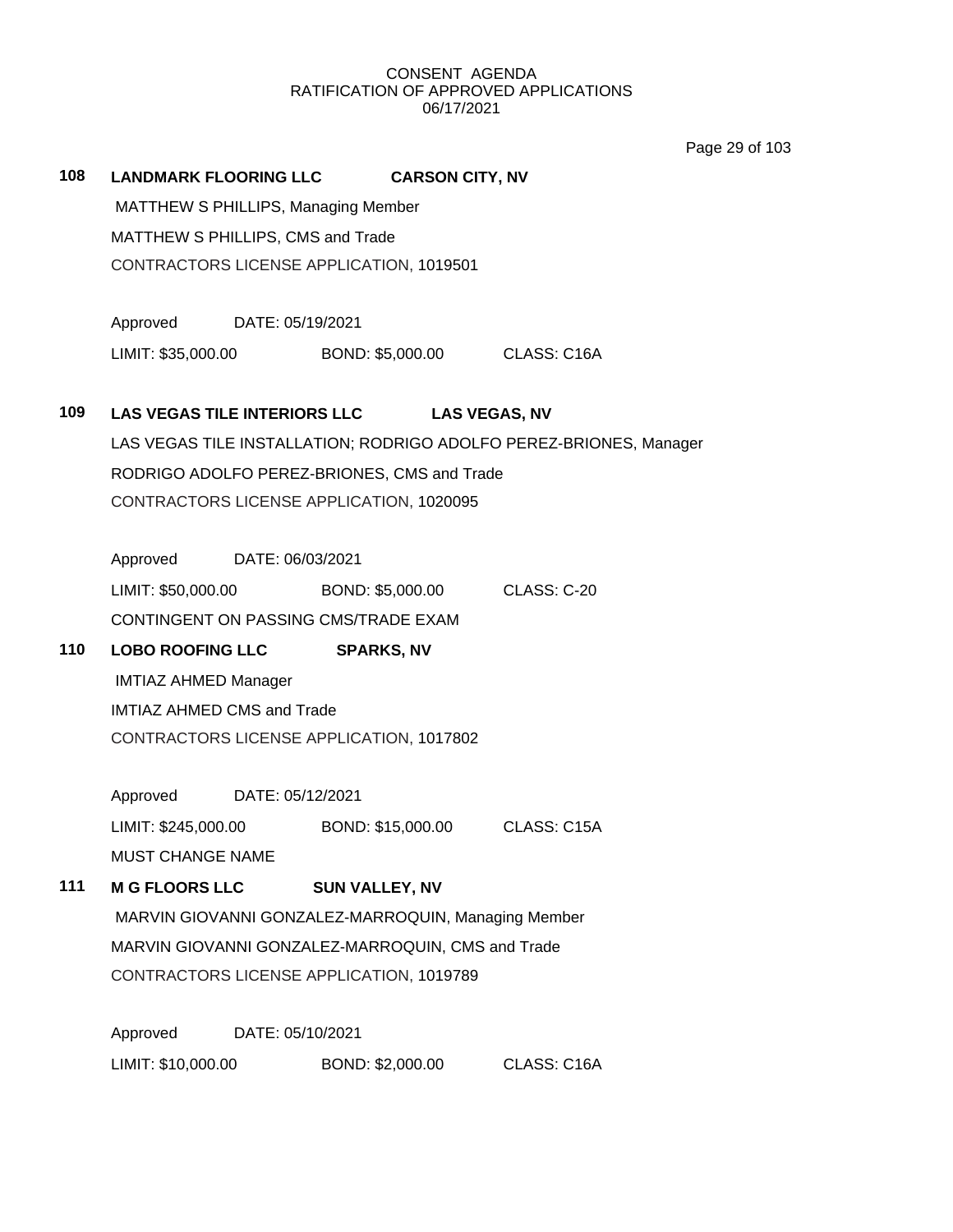CONSENT AGENDA
RATIFICATION OF APPROVED APPLICATIONS
06/17/2021

**108 LANDMARK FLOORING LLC CARSON CITY, NV**

MATTHEW S PHILLIPS, Managing Member

MATTHEW S PHILLIPS, CMS and Trade

CONTRACTORS LICENSE APPLICATION, 1019501

Approved DATE: 05/19/2021

LIMIT: $35,000.00 BOND: $5,000.00 CLASS: C16A

**109 LAS VEGAS TILE INTERIORS LLC LAS VEGAS, NV**

LAS VEGAS TILE INSTALLATION; RODRIGO ADOLFO PEREZ-BRIONES, Manager

RODRIGO ADOLFO PEREZ-BRIONES, CMS and Trade

CONTRACTORS LICENSE APPLICATION, 1020095

Approved DATE: 06/03/2021

LIMIT: $50,000.00 BOND: $5,000.00 CLASS: C-20

CONTINGENT ON PASSING CMS/TRADE EXAM

**110 LOBO ROOFING LLC SPARKS, NV**

IMTIAZ AHMED Manager

IMTIAZ AHMED CMS and Trade

CONTRACTORS LICENSE APPLICATION, 1017802

Approved DATE: 05/12/2021

LIMIT: $245,000.00 BOND: $15,000.00 CLASS: C15A

MUST CHANGE NAME

**111 M G FLOORS LLC SUN VALLEY, NV**

MARVIN GIOVANNI GONZALEZ-MARROQUIN, Managing Member

MARVIN GIOVANNI GONZALEZ-MARROQUIN, CMS and Trade

CONTRACTORS LICENSE APPLICATION, 1019789

Approved DATE: 05/10/2021

LIMIT: $10,000.00 BOND: $2,000.00 CLASS: C16A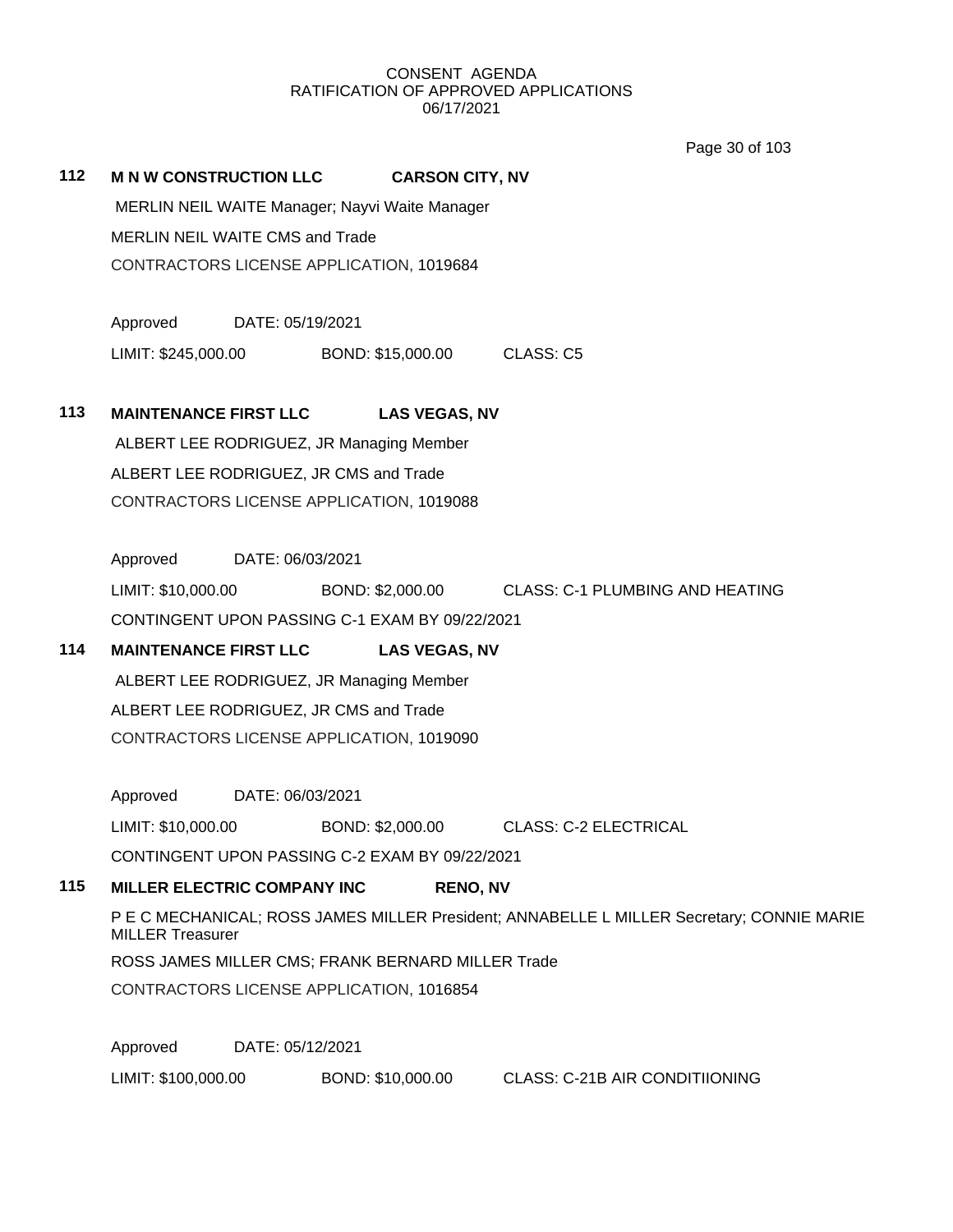CONSENT AGENDA
RATIFICATION OF APPROVED APPLICATIONS
06/17/2021

**112 M N W CONSTRUCTION LLC CARSON CITY, NV**

MERLIN NEIL WAITE Manager; Nayvi Waite Manager

MERLIN NEIL WAITE CMS and Trade

CONTRACTORS LICENSE APPLICATION, 1019684

Approved DATE: 05/19/2021

LIMIT: $245,000.00 BOND: $15,000.00 CLASS: C5

**113 MAINTENANCE FIRST LLC LAS VEGAS, NV**

ALBERT LEE RODRIGUEZ, JR Managing Member

ALBERT LEE RODRIGUEZ, JR CMS and Trade

CONTRACTORS LICENSE APPLICATION, 1019088

Approved DATE: 06/03/2021

LIMIT: $10,000.00 BOND: $2,000.00 CLASS: C-1 PLUMBING AND HEATING

CONTINGENT UPON PASSING C-1 EXAM BY 09/22/2021

**114 MAINTENANCE FIRST LLC LAS VEGAS, NV**

ALBERT LEE RODRIGUEZ, JR Managing Member

ALBERT LEE RODRIGUEZ, JR CMS and Trade

CONTRACTORS LICENSE APPLICATION, 1019090

Approved DATE: 06/03/2021

LIMIT: $10,000.00 BOND: $2,000.00 CLASS: C-2 ELECTRICAL

CONTINGENT UPON PASSING C-2 EXAM BY 09/22/2021

**115 MILLER ELECTRIC COMPANY INC RENO, NV**

P E C MECHANICAL; ROSS JAMES MILLER President; ANNABELLE L MILLER Secretary; CONNIE MARIE MILLER Treasurer

ROSS JAMES MILLER CMS; FRANK BERNARD MILLER Trade

CONTRACTORS LICENSE APPLICATION, 1016854

Approved DATE: 05/12/2021

LIMIT: $100,000.00 BOND: $10,000.00 CLASS: C-21B AIR CONDITIIONING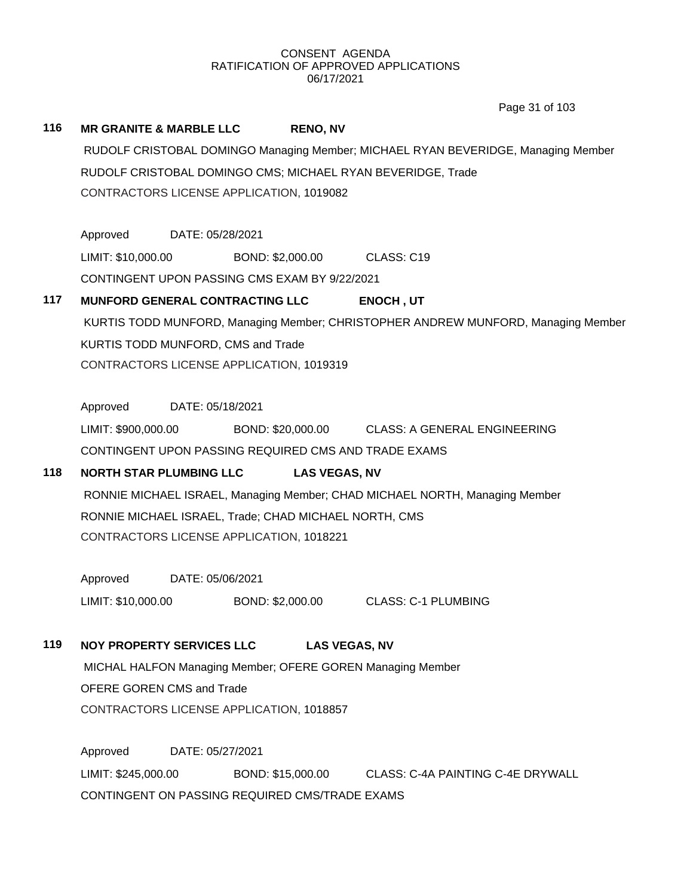CONSENT AGENDA
RATIFICATION OF APPROVED APPLICATIONS
06/17/2021

**116 MR GRANITE & MARBLE LLC RENO, NV**

RUDOLF CRISTOBAL DOMINGO Managing Member; MICHAEL RYAN BEVERIDGE, Managing Member
RUDOLF CRISTOBAL DOMINGO CMS; MICHAEL RYAN BEVERIDGE, Trade
CONTRACTORS LICENSE APPLICATION, 1019082

Approved DATE: 05/28/2021
LIMIT: $10,000.00 BOND: $2,000.00 CLASS: C19
CONTINGENT UPON PASSING CMS EXAM BY 9/22/2021

**117 MUNFORD GENERAL CONTRACTING LLC ENOCH , UT**

KURTIS TODD MUNFORD, Managing Member; CHRISTOPHER ANDREW MUNFORD, Managing Member
KURTIS TODD MUNFORD, CMS and Trade
CONTRACTORS LICENSE APPLICATION, 1019319

Approved DATE: 05/18/2021
LIMIT: $900,000.00 BOND: $20,000.00 CLASS: A GENERAL ENGINEERING
CONTINGENT UPON PASSING REQUIRED CMS AND TRADE EXAMS

**118 NORTH STAR PLUMBING LLC LAS VEGAS, NV**

RONNIE MICHAEL ISRAEL, Managing Member; CHAD MICHAEL NORTH, Managing Member
RONNIE MICHAEL ISRAEL, Trade; CHAD MICHAEL NORTH, CMS
CONTRACTORS LICENSE APPLICATION, 1018221

Approved DATE: 05/06/2021
LIMIT: $10,000.00 BOND: $2,000.00 CLASS: C-1 PLUMBING

**119 NOY PROPERTY SERVICES LLC LAS VEGAS, NV**

MICHAL HALFON Managing Member; OFERE GOREN Managing Member
OFERE GOREN CMS and Trade
CONTRACTORS LICENSE APPLICATION, 1018857

Approved DATE: 05/27/2021
LIMIT: $245,000.00 BOND: $15,000.00 CLASS: C-4A PAINTING C-4E DRYWALL
CONTINGENT ON PASSING REQUIRED CMS/TRADE EXAMS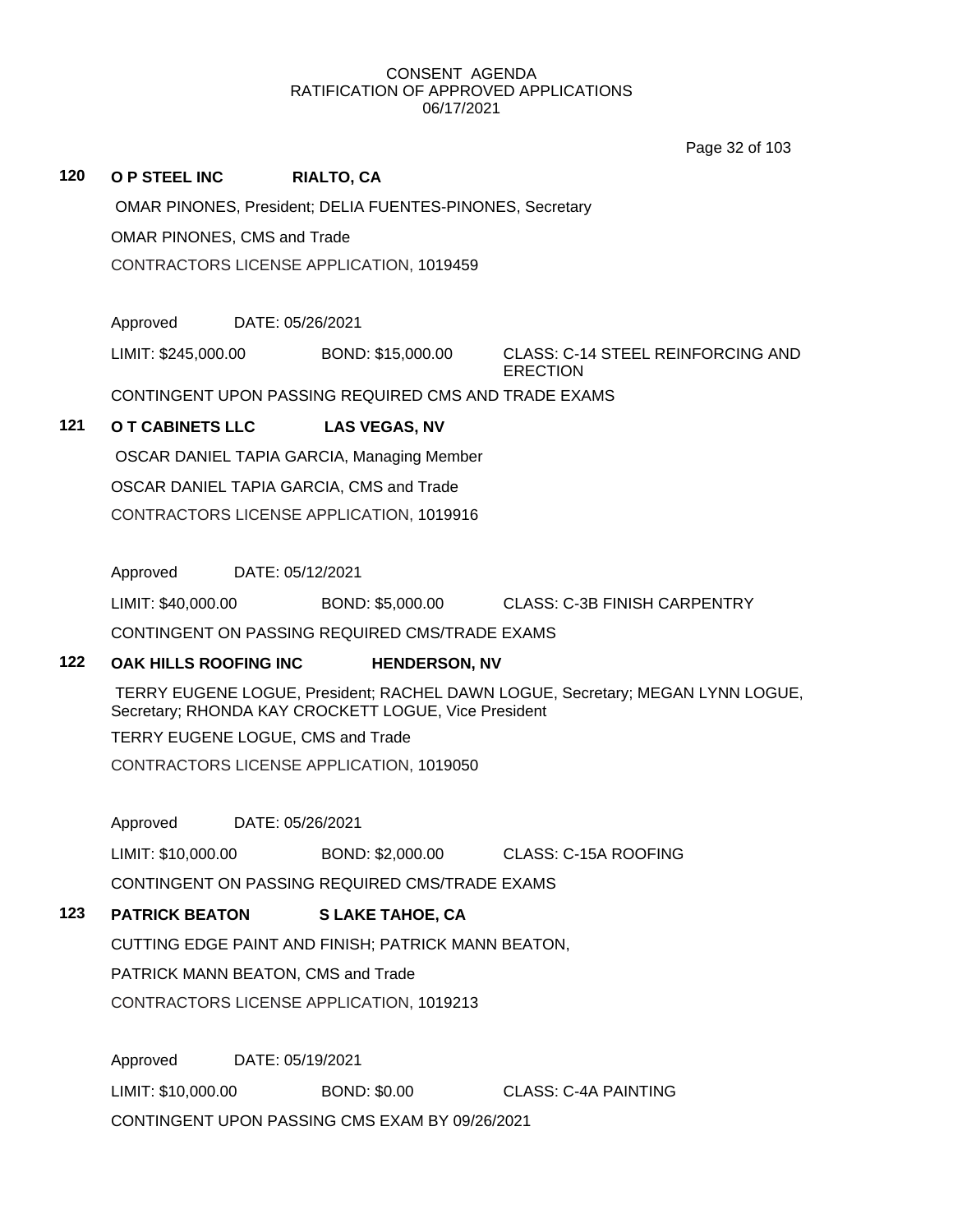CONSENT AGENDA
RATIFICATION OF APPROVED APPLICATIONS
06/17/2021

**120 O P STEEL INC RIALTO, CA**

OMAR PINONES, President; DELIA FUENTES-PINONES, Secretary

OMAR PINONES, CMS and Trade

CONTRACTORS LICENSE APPLICATION, 1019459

Approved DATE: 05/26/2021

LIMIT: $245,000.00 BOND: $15,000.00 CLASS: C-14 STEEL REINFORCING AND ERECTION

CONTINGENT UPON PASSING REQUIRED CMS AND TRADE EXAMS

**121 O T CABINETS LLC LAS VEGAS, NV**

OSCAR DANIEL TAPIA GARCIA, Managing Member

OSCAR DANIEL TAPIA GARCIA, CMS and Trade

CONTRACTORS LICENSE APPLICATION, 1019916

Approved DATE: 05/12/2021

LIMIT: $40,000.00 BOND: $5,000.00 CLASS: C-3B FINISH CARPENTRY

CONTINGENT ON PASSING REQUIRED CMS/TRADE EXAMS

**122 OAK HILLS ROOFING INC HENDERSON, NV**

TERRY EUGENE LOGUE, President; RACHEL DAWN LOGUE, Secretary; MEGAN LYNN LOGUE, Secretary; RHONDA KAY CROCKETT LOGUE, Vice President

TERRY EUGENE LOGUE, CMS and Trade

CONTRACTORS LICENSE APPLICATION, 1019050

Approved DATE: 05/26/2021

LIMIT: $10,000.00 BOND: $2,000.00 CLASS: C-15A ROOFING

CONTINGENT ON PASSING REQUIRED CMS/TRADE EXAMS

**123 PATRICK BEATON S LAKE TAHOE, CA**

CUTTING EDGE PAINT AND FINISH; PATRICK MANN BEATON,

PATRICK MANN BEATON, CMS and Trade

CONTRACTORS LICENSE APPLICATION, 1019213

Approved DATE: 05/19/2021

LIMIT: $10,000.00 BOND: $0.00 CLASS: C-4A PAINTING

CONTINGENT UPON PASSING CMS EXAM BY 09/26/2021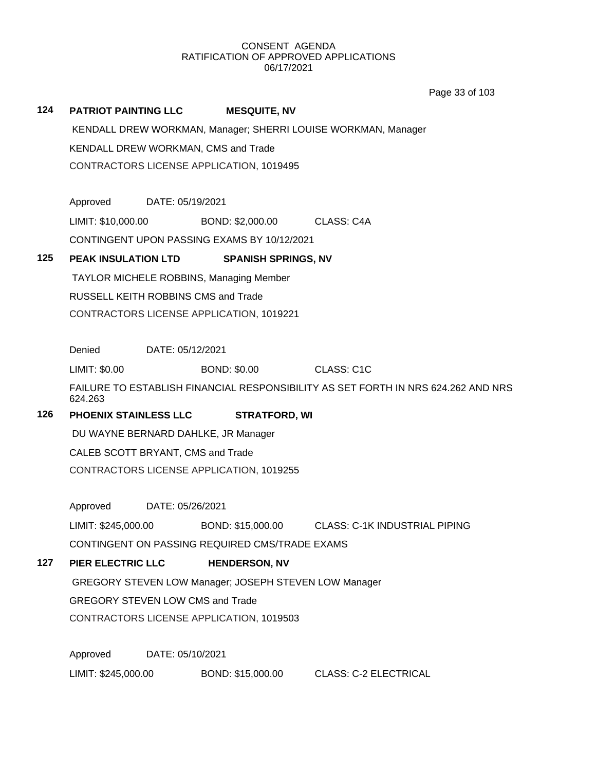CONSENT AGENDA
RATIFICATION OF APPROVED APPLICATIONS
06/17/2021

**124 PATRIOT PAINTING LLC MESQUITE, NV**

KENDALL DREW WORKMAN, Manager; SHERRI LOUISE WORKMAN, Manager

KENDALL DREW WORKMAN, CMS and Trade

CONTRACTORS LICENSE APPLICATION, 1019495

Approved DATE: 05/19/2021

LIMIT: $10,000.00 BOND: $2,000.00 CLASS: C4A

CONTINGENT UPON PASSING EXAMS BY 10/12/2021

**125 PEAK INSULATION LTD SPANISH SPRINGS, NV**

TAYLOR MICHELE ROBBINS, Managing Member

RUSSELL KEITH ROBBINS CMS and Trade

CONTRACTORS LICENSE APPLICATION, 1019221

Denied DATE: 05/12/2021

LIMIT: $0.00 BOND: $0.00 CLASS: C1C

FAILURE TO ESTABLISH FINANCIAL RESPONSIBILITY AS SET FORTH IN NRS 624.262 AND NRS 624.263

**126 PHOENIX STAINLESS LLC STRATFORD, WI**

DU WAYNE BERNARD DAHLKE, JR Manager

CALEB SCOTT BRYANT, CMS and Trade

CONTRACTORS LICENSE APPLICATION, 1019255

Approved DATE: 05/26/2021

LIMIT: $245,000.00 BOND: $15,000.00 CLASS: C-1K INDUSTRIAL PIPING

CONTINGENT ON PASSING REQUIRED CMS/TRADE EXAMS

**127 PIER ELECTRIC LLC HENDERSON, NV**

GREGORY STEVEN LOW Manager; JOSEPH STEVEN LOW Manager

GREGORY STEVEN LOW CMS and Trade

CONTRACTORS LICENSE APPLICATION, 1019503

Approved DATE: 05/10/2021

LIMIT: $245,000.00 BOND: $15,000.00 CLASS: C-2 ELECTRICAL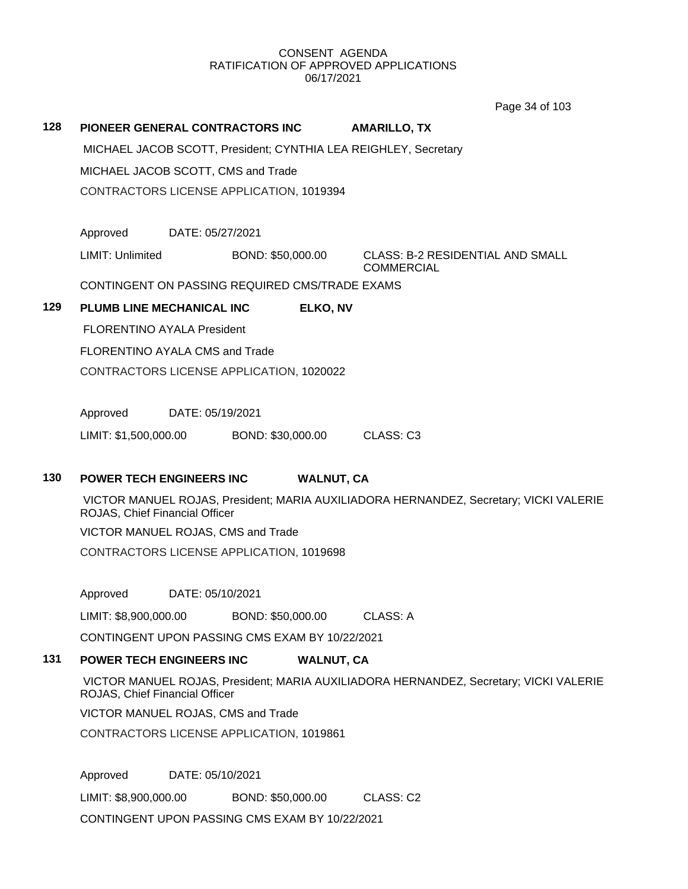CONSENT AGENDA
RATIFICATION OF APPROVED APPLICATIONS
06/17/2021

**128 PIONEER GENERAL CONTRACTORS INC AMARILLO, TX**

MICHAEL JACOB SCOTT, President; CYNTHIA LEA REIGHLEY, Secretary

MICHAEL JACOB SCOTT, CMS and Trade

CONTRACTORS LICENSE APPLICATION, 1019394

Approved DATE: 05/27/2021

LIMIT: Unlimited BOND: $50,000.00 CLASS: B-2 RESIDENTIAL AND SMALL COMMERCIAL

CONTINGENT ON PASSING REQUIRED CMS/TRADE EXAMS

**129 PLUMB LINE MECHANICAL INC ELKO, NV**

FLORENTINO AYALA President

FLORENTINO AYALA CMS and Trade

CONTRACTORS LICENSE APPLICATION, 1020022

Approved DATE: 05/19/2021

LIMIT: $1,500,000.00 BOND: $30,000.00 CLASS: C3

**130 POWER TECH ENGINEERS INC WALNUT, CA**

VICTOR MANUEL ROJAS, President; MARIA AUXILIADORA HERNANDEZ, Secretary; VICKI VALERIE ROJAS, Chief Financial Officer

VICTOR MANUEL ROJAS, CMS and Trade

CONTRACTORS LICENSE APPLICATION, 1019698

Approved DATE: 05/10/2021

LIMIT: $8,900,000.00 BOND: $50,000.00 CLASS: A

CONTINGENT UPON PASSING CMS EXAM BY 10/22/2021

**131 POWER TECH ENGINEERS INC WALNUT, CA**

VICTOR MANUEL ROJAS, President; MARIA AUXILIADORA HERNANDEZ, Secretary; VICKI VALERIE ROJAS, Chief Financial Officer

VICTOR MANUEL ROJAS, CMS and Trade

CONTRACTORS LICENSE APPLICATION, 1019861

Approved DATE: 05/10/2021

LIMIT: $8,900,000.00 BOND: $50,000.00 CLASS: C2

CONTINGENT UPON PASSING CMS EXAM BY 10/22/2021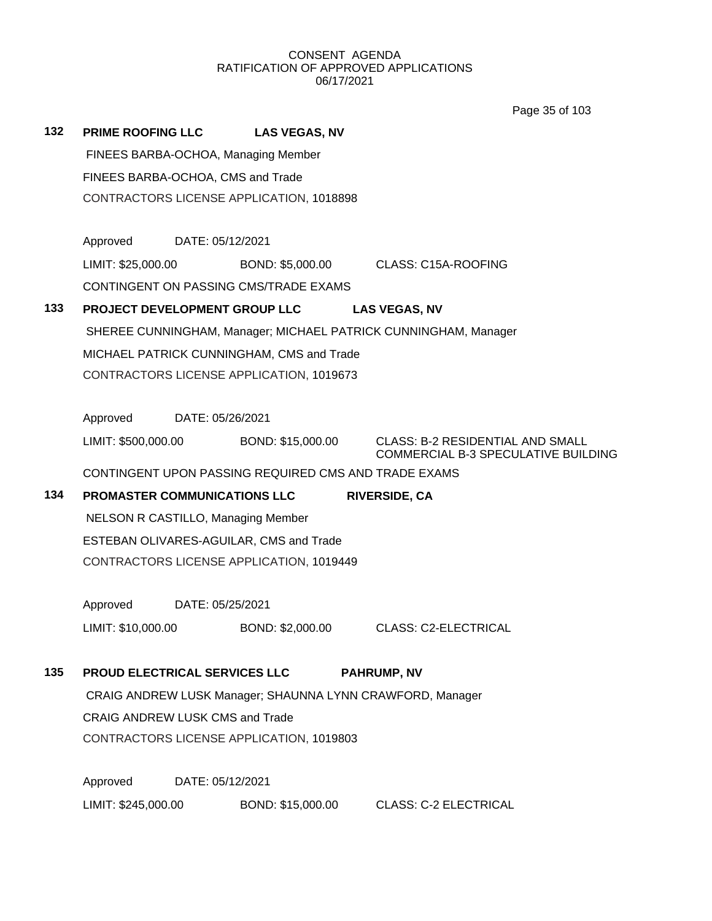CONSENT AGENDA
RATIFICATION OF APPROVED APPLICATIONS
06/17/2021

**132 PRIME ROOFING LLC** **LAS VEGAS, NV**

FINEES BARBA-OCHOA, Managing Member

FINEES BARBA-OCHOA, CMS and Trade

CONTRACTORS LICENSE APPLICATION, 1018898

Approved DATE: 05/12/2021

LIMIT: $25,000.00 BOND: $5,000.00 CLASS: C15A-ROOFING

CONTINGENT ON PASSING CMS/TRADE EXAMS

**133 PROJECT DEVELOPMENT GROUP LLC** **LAS VEGAS, NV**

SHEREE CUNNINGHAM, Manager; MICHAEL PATRICK CUNNINGHAM, Manager

MICHAEL PATRICK CUNNINGHAM, CMS and Trade

CONTRACTORS LICENSE APPLICATION, 1019673

Approved DATE: 05/26/2021

LIMIT: $500,000.00 BOND: $15,000.00 CLASS: B-2 RESIDENTIAL AND SMALL COMMERCIAL B-3 SPECULATIVE BUILDING

CONTINGENT UPON PASSING REQUIRED CMS AND TRADE EXAMS

**134 PROMASTER COMMUNICATIONS LLC** **RIVERSIDE, CA**

NELSON R CASTILLO, Managing Member

ESTEBAN OLIVARES-AGUILAR, CMS and Trade

CONTRACTORS LICENSE APPLICATION, 1019449

Approved DATE: 05/25/2021

LIMIT: $10,000.00 BOND: $2,000.00 CLASS: C2-ELECTRICAL

**135 PROUD ELECTRICAL SERVICES LLC** **PAHRUMP, NV**

CRAIG ANDREW LUSK Manager; SHAUNNA LYNN CRAWFORD, Manager

CRAIG ANDREW LUSK CMS and Trade

CONTRACTORS LICENSE APPLICATION, 1019803

Approved DATE: 05/12/2021

LIMIT: $245,000.00 BOND: $15,000.00 CLASS: C-2 ELECTRICAL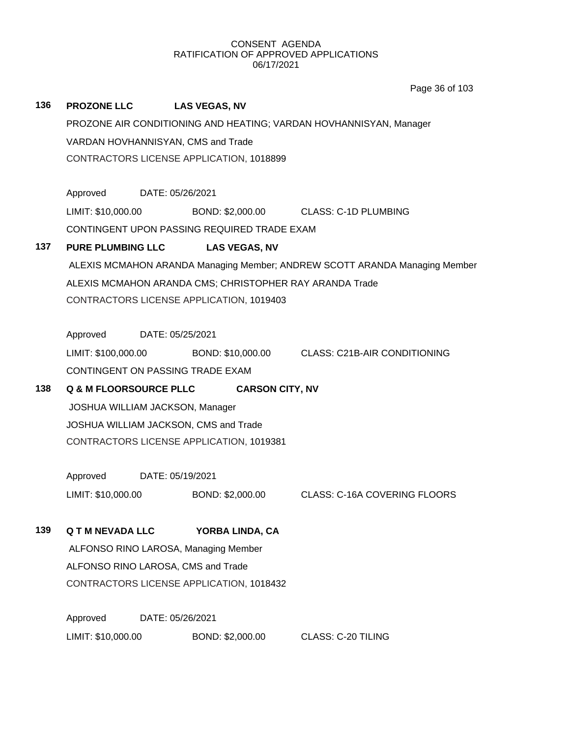CONSENT AGENDA
RATIFICATION OF APPROVED APPLICATIONS
06/17/2021

**136 PROZONE LLC LAS VEGAS, NV**

PROZONE AIR CONDITIONING AND HEATING; VARDAN HOVHANNISYAN, Manager
VARDAN HOVHANNISYAN, CMS and Trade
CONTRACTORS LICENSE APPLICATION, 1018899

Approved DATE: 05/26/2021
LIMIT: $10,000.00 BOND: $2,000.00 CLASS: C-1D PLUMBING
CONTINGENT UPON PASSING REQUIRED TRADE EXAM

**137 PURE PLUMBING LLC LAS VEGAS, NV**

ALEXIS MCMAHON ARANDA Managing Member; ANDREW SCOTT ARANDA Managing Member
ALEXIS MCMAHON ARANDA CMS; CHRISTOPHER RAY ARANDA Trade
CONTRACTORS LICENSE APPLICATION, 1019403

Approved DATE: 05/25/2021
LIMIT: $100,000.00 BOND: $10,000.00 CLASS: C21B-AIR CONDITIONING
CONTINGENT ON PASSING TRADE EXAM

**138 Q & M FLOORSOURCE PLLC CARSON CITY, NV**

JOSHUA WILLIAM JACKSON, Manager
JOSHUA WILLIAM JACKSON, CMS and Trade
CONTRACTORS LICENSE APPLICATION, 1019381

Approved DATE: 05/19/2021
LIMIT: $10,000.00 BOND: $2,000.00 CLASS: C-16A COVERING FLOORS

**139 Q T M NEVADA LLC YORBA LINDA, CA**

ALFONSO RINO LAROSA, Managing Member
ALFONSO RINO LAROSA, CMS and Trade
CONTRACTORS LICENSE APPLICATION, 1018432

Approved DATE: 05/26/2021
LIMIT: $10,000.00 BOND: $2,000.00 CLASS: C-20 TILING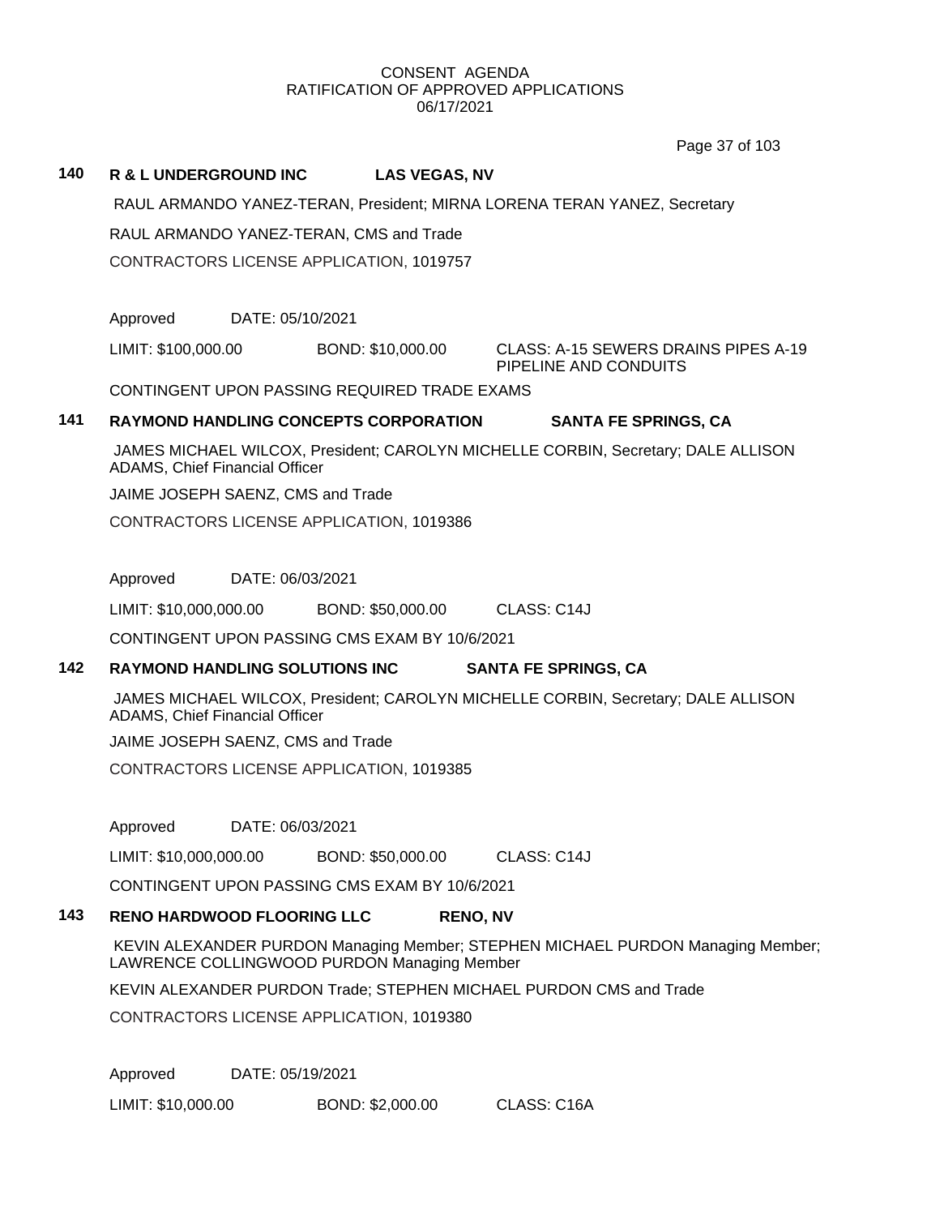CONSENT AGENDA
RATIFICATION OF APPROVED APPLICATIONS
06/17/2021

### 140 R & L UNDERGROUND INC LAS VEGAS, NV

RAUL ARMANDO YANEZ-TERAN, President; MIRNA LORENA TERAN YANEZ, Secretary

RAUL ARMANDO YANEZ-TERAN, CMS and Trade

CONTRACTORS LICENSE APPLICATION, 1019757

Approved DATE: 05/10/2021

LIMIT: $100,000.00 BOND: $10,000.00 CLASS: A-15 SEWERS DRAINS PIPES A-19 PIPELINE AND CONDUITS

CONTINGENT UPON PASSING REQUIRED TRADE EXAMS

### 141 RAYMOND HANDLING CONCEPTS CORPORATION SANTA FE SPRINGS, CA

JAMES MICHAEL WILCOX, President; CAROLYN MICHELLE CORBIN, Secretary; DALE ALLISON ADAMS, Chief Financial Officer

JAIME JOSEPH SAENZ, CMS and Trade

CONTRACTORS LICENSE APPLICATION, 1019386

Approved DATE: 06/03/2021

LIMIT: $10,000,000.00 BOND: $50,000.00 CLASS: C14J

CONTINGENT UPON PASSING CMS EXAM BY 10/6/2021

### 142 RAYMOND HANDLING SOLUTIONS INC SANTA FE SPRINGS, CA

JAMES MICHAEL WILCOX, President; CAROLYN MICHELLE CORBIN, Secretary; DALE ALLISON ADAMS, Chief Financial Officer

JAIME JOSEPH SAENZ, CMS and Trade

CONTRACTORS LICENSE APPLICATION, 1019385

Approved DATE: 06/03/2021

LIMIT: $10,000,000.00 BOND: $50,000.00 CLASS: C14J

CONTINGENT UPON PASSING CMS EXAM BY 10/6/2021

### 143 RENO HARDWOOD FLOORING LLC RENO, NV

KEVIN ALEXANDER PURDON Managing Member; STEPHEN MICHAEL PURDON Managing Member; LAWRENCE COLLINGWOOD PURDON Managing Member

KEVIN ALEXANDER PURDON Trade; STEPHEN MICHAEL PURDON CMS and Trade

CONTRACTORS LICENSE APPLICATION, 1019380

Approved DATE: 05/19/2021

LIMIT: $10,000.00 BOND: $2,000.00 CLASS: C16A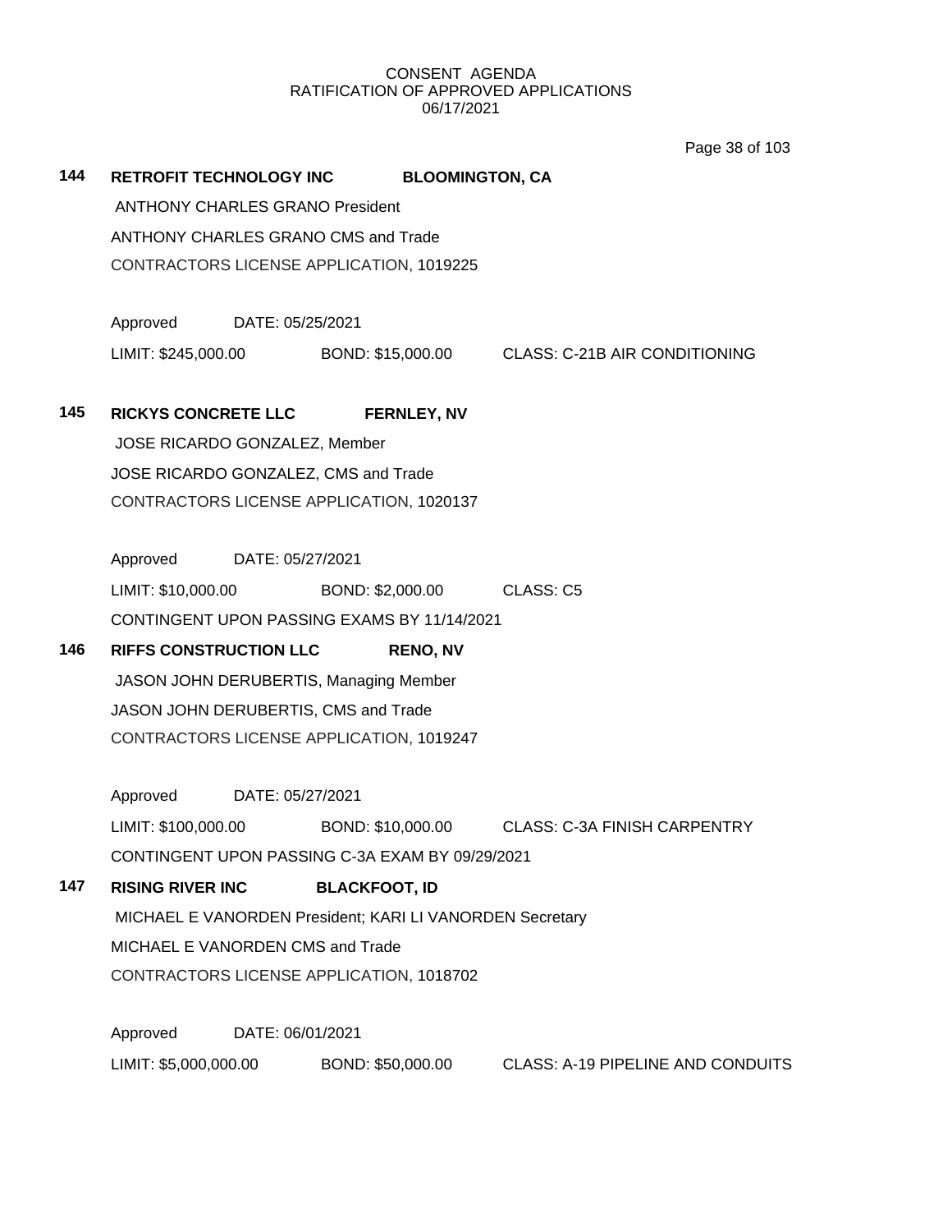CONSENT AGENDA
RATIFICATION OF APPROVED APPLICATIONS
06/17/2021

**144 RETROFIT TECHNOLOGY INC BLOOMINGTON, CA**

ANTHONY CHARLES GRANO President

ANTHONY CHARLES GRANO CMS and Trade

CONTRACTORS LICENSE APPLICATION, 1019225

Approved DATE: 05/25/2021

LIMIT: $245,000.00 BOND: $15,000.00 CLASS: C-21B AIR CONDITIONING

**145 RICKYS CONCRETE LLC FERNLEY, NV**

JOSE RICARDO GONZALEZ, Member

JOSE RICARDO GONZALEZ, CMS and Trade

CONTRACTORS LICENSE APPLICATION, 1020137

Approved DATE: 05/27/2021

LIMIT: $10,000.00 BOND: $2,000.00 CLASS: C5

CONTINGENT UPON PASSING EXAMS BY 11/14/2021

**146 RIFFS CONSTRUCTION LLC RENO, NV**

JASON JOHN DERUBERTIS, Managing Member

JASON JOHN DERUBERTIS, CMS and Trade

CONTRACTORS LICENSE APPLICATION, 1019247

Approved DATE: 05/27/2021

LIMIT: $100,000.00 BOND: $10,000.00 CLASS: C-3A FINISH CARPENTRY

CONTINGENT UPON PASSING C-3A EXAM BY 09/29/2021

**147 RISING RIVER INC BLACKFOOT, ID**

MICHAEL E VANORDEN President; KARI LI VANORDEN Secretary

MICHAEL E VANORDEN CMS and Trade

CONTRACTORS LICENSE APPLICATION, 1018702

Approved DATE: 06/01/2021

LIMIT: $5,000,000.00 BOND: $50,000.00 CLASS: A-19 PIPELINE AND CONDUITS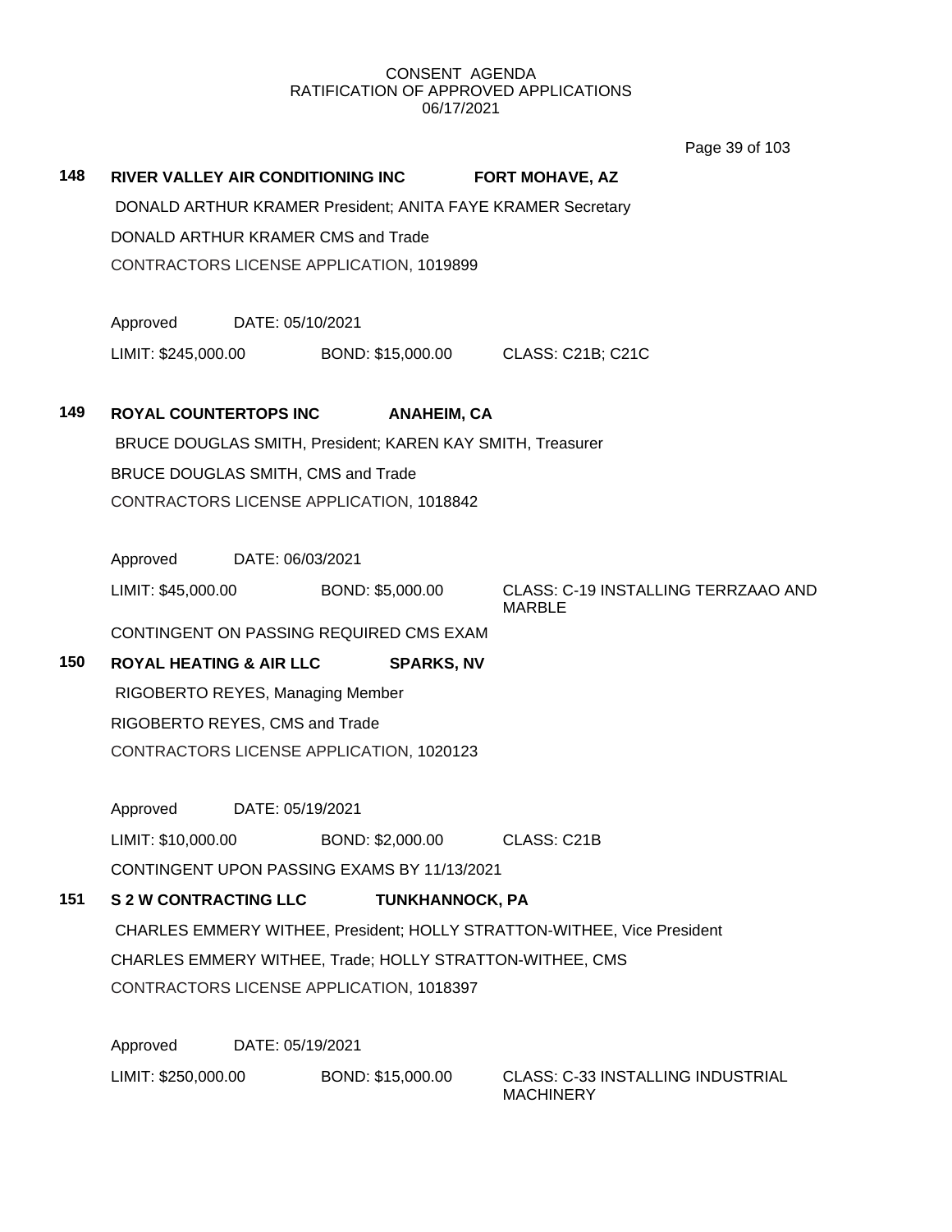CONSENT AGENDA
RATIFICATION OF APPROVED APPLICATIONS
06/17/2021

**148** **RIVER VALLEY AIR CONDITIONING INC** **FORT MOHAVE, AZ**

DONALD ARTHUR KRAMER President; ANITA FAYE KRAMER Secretary

DONALD ARTHUR KRAMER CMS and Trade

CONTRACTORS LICENSE APPLICATION, 1019899

Approved DATE: 05/10/2021

LIMIT: $245,000.00 BOND: $15,000.00 CLASS: C21B; C21C

**149** **ROYAL COUNTERTOPS INC** **ANAHEIM, CA**

BRUCE DOUGLAS SMITH, President; KAREN KAY SMITH, Treasurer

BRUCE DOUGLAS SMITH, CMS and Trade

CONTRACTORS LICENSE APPLICATION, 1018842

Approved DATE: 06/03/2021

LIMIT: $45,000.00 BOND: $5,000.00 CLASS: C-19 INSTALLING TERRZAAO AND MARBLE

CONTINGENT ON PASSING REQUIRED CMS EXAM

**150** **ROYAL HEATING & AIR LLC** **SPARKS, NV**

RIGOBERTO REYES, Managing Member

RIGOBERTO REYES, CMS and Trade

CONTRACTORS LICENSE APPLICATION, 1020123

Approved DATE: 05/19/2021

LIMIT: $10,000.00 BOND: $2,000.00 CLASS: C21B

CONTINGENT UPON PASSING EXAMS BY 11/13/2021

**151** **S 2 W CONTRACTING LLC** **TUNKHANNOCK, PA**

CHARLES EMMERY WITHEE, President; HOLLY STRATTON-WITHEE, Vice President

CHARLES EMMERY WITHEE, Trade; HOLLY STRATTON-WITHEE, CMS

CONTRACTORS LICENSE APPLICATION, 1018397

Approved DATE: 05/19/2021

LIMIT: $250,000.00 BOND: $15,000.00 CLASS: C-33 INSTALLING INDUSTRIAL MACHINERY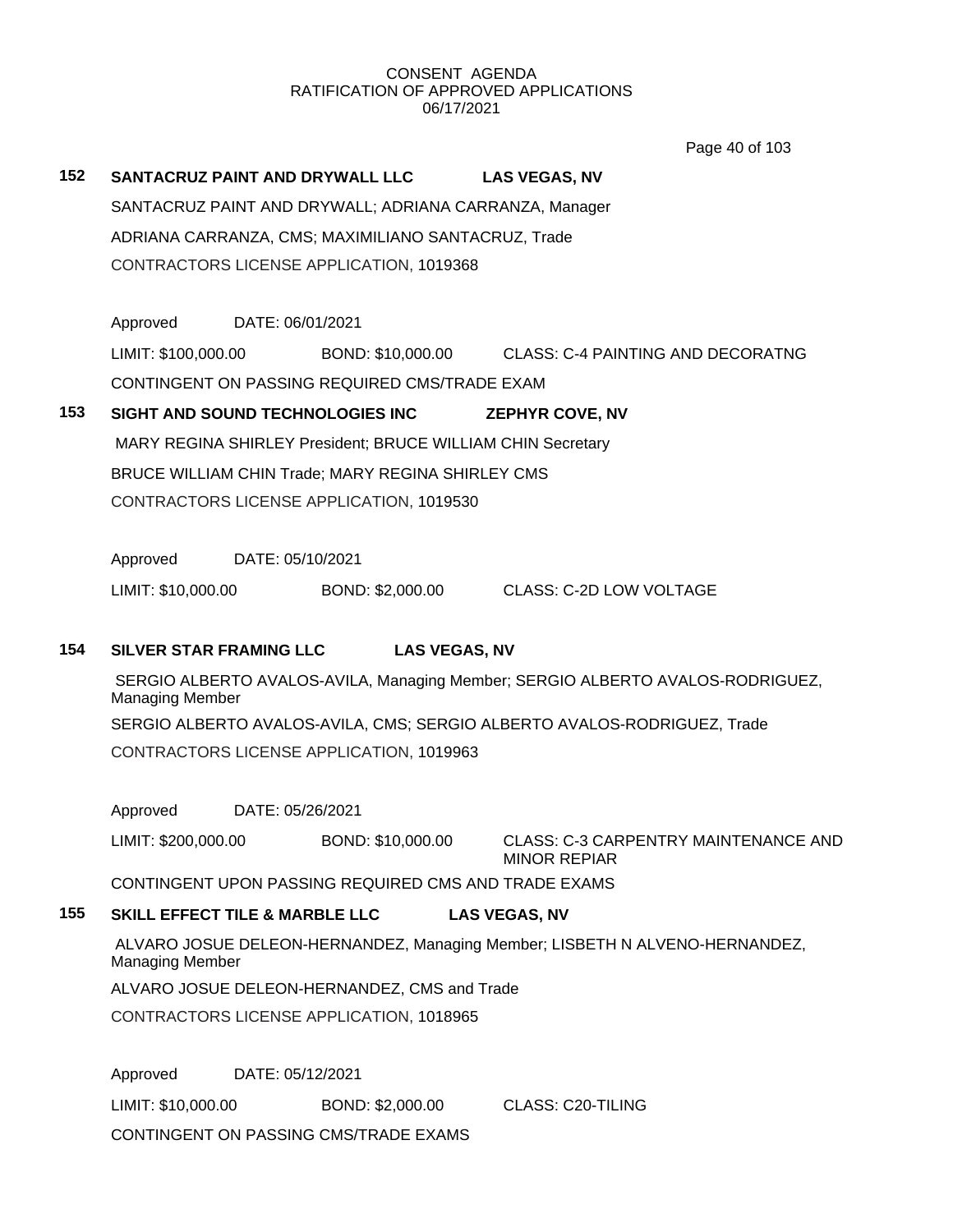CONSENT AGENDA
RATIFICATION OF APPROVED APPLICATIONS
06/17/2021

**152 SANTACRUZ PAINT AND DRYWALL LLC LAS VEGAS, NV**

SANTACRUZ PAINT AND DRYWALL; ADRIANA CARRANZA, Manager

ADRIANA CARRANZA, CMS; MAXIMILIANO SANTACRUZ, Trade

CONTRACTORS LICENSE APPLICATION, 1019368

Approved DATE: 06/01/2021

LIMIT: $100,000.00 BOND: $10,000.00 CLASS: C-4 PAINTING AND DECORATNG

CONTINGENT ON PASSING REQUIRED CMS/TRADE EXAM

**153 SIGHT AND SOUND TECHNOLOGIES INC ZEPHYR COVE, NV**

MARY REGINA SHIRLEY President; BRUCE WILLIAM CHIN Secretary

BRUCE WILLIAM CHIN Trade; MARY REGINA SHIRLEY CMS

CONTRACTORS LICENSE APPLICATION, 1019530

Approved DATE: 05/10/2021

LIMIT: $10,000.00 BOND: $2,000.00 CLASS: C-2D LOW VOLTAGE

**154 SILVER STAR FRAMING LLC LAS VEGAS, NV**

SERGIO ALBERTO AVALOS-AVILA, Managing Member; SERGIO ALBERTO AVALOS-RODRIGUEZ, Managing Member

SERGIO ALBERTO AVALOS-AVILA, CMS; SERGIO ALBERTO AVALOS-RODRIGUEZ, Trade

CONTRACTORS LICENSE APPLICATION, 1019963

Approved DATE: 05/26/2021

LIMIT: $200,000.00 BOND: $10,000.00 CLASS: C-3 CARPENTRY MAINTENANCE AND MINOR REPIAR

CONTINGENT UPON PASSING REQUIRED CMS AND TRADE EXAMS

**155 SKILL EFFECT TILE & MARBLE LLC LAS VEGAS, NV**

ALVARO JOSUE DELEON-HERNANDEZ, Managing Member; LISBETH N ALVENO-HERNANDEZ, Managing Member

ALVARO JOSUE DELEON-HERNANDEZ, CMS and Trade

CONTRACTORS LICENSE APPLICATION, 1018965

Approved DATE: 05/12/2021

LIMIT: $10,000.00 BOND: $2,000.00 CLASS: C20-TILING

CONTINGENT ON PASSING CMS/TRADE EXAMS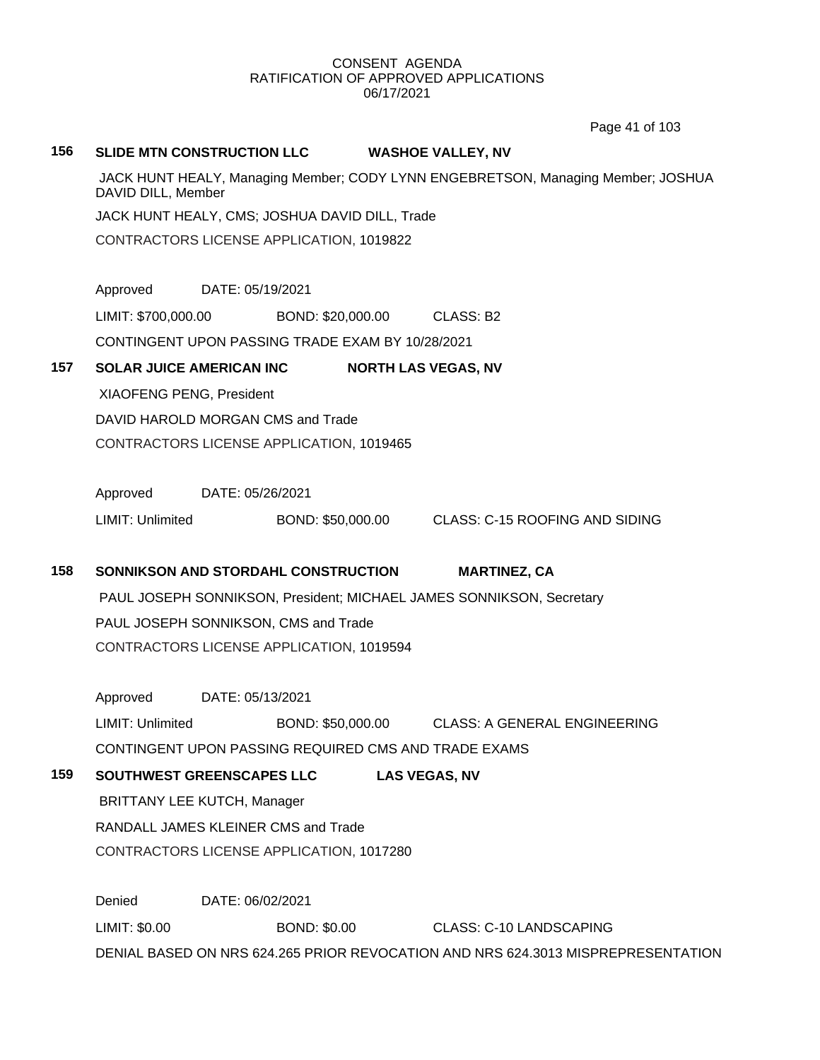CONSENT AGENDA
RATIFICATION OF APPROVED APPLICATIONS
06/17/2021

**156 SLIDE MTN CONSTRUCTION LLC WASHOE VALLEY, NV**

JACK HUNT HEALY, Managing Member; CODY LYNN ENGEBRETSON, Managing Member; JOSHUA DAVID DILL, Member

JACK HUNT HEALY, CMS; JOSHUA DAVID DILL, Trade

CONTRACTORS LICENSE APPLICATION, 1019822

Approved DATE: 05/19/2021

LIMIT: $700,000.00 BOND: $20,000.00 CLASS: B2

CONTINGENT UPON PASSING TRADE EXAM BY 10/28/2021

**157 SOLAR JUICE AMERICAN INC NORTH LAS VEGAS, NV**

XIAOFENG PENG, President

DAVID HAROLD MORGAN CMS and Trade

CONTRACTORS LICENSE APPLICATION, 1019465

Approved DATE: 05/26/2021

LIMIT: Unlimited BOND: $50,000.00 CLASS: C-15 ROOFING AND SIDING

**158 SONNIKSON AND STORDAHL CONSTRUCTION MARTINEZ, CA**

PAUL JOSEPH SONNIKSON, President; MICHAEL JAMES SONNIKSON, Secretary

PAUL JOSEPH SONNIKSON, CMS and Trade

CONTRACTORS LICENSE APPLICATION, 1019594

Approved DATE: 05/13/2021

LIMIT: Unlimited BOND: $50,000.00 CLASS: A GENERAL ENGINEERING

CONTINGENT UPON PASSING REQUIRED CMS AND TRADE EXAMS

**159 SOUTHWEST GREENSCAPES LLC LAS VEGAS, NV**

BRITTANY LEE KUTCH, Manager

RANDALL JAMES KLEINER CMS and Trade

CONTRACTORS LICENSE APPLICATION, 1017280

Denied DATE: 06/02/2021

LIMIT: $0.00 BOND: $0.00 CLASS: C-10 LANDSCAPING

DENIAL BASED ON NRS 624.265 PRIOR REVOCATION AND NRS 624.3013 MISPREPRESENTATION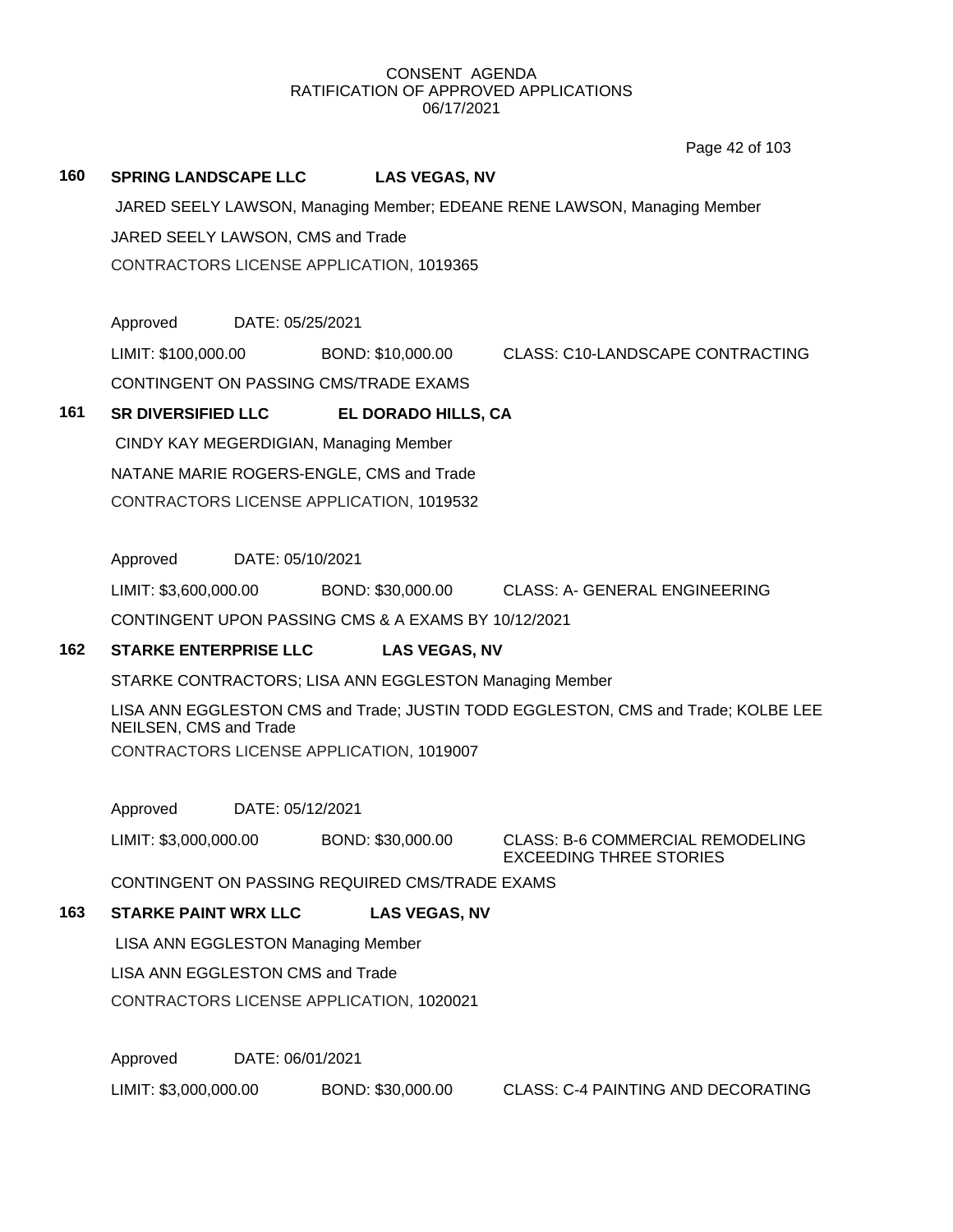CONSENT AGENDA
RATIFICATION OF APPROVED APPLICATIONS
06/17/2021

**160 SPRING LANDSCAPE LLC LAS VEGAS, NV**

JARED SEELY LAWSON, Managing Member; EDEANE RENE LAWSON, Managing Member

JARED SEELY LAWSON, CMS and Trade

CONTRACTORS LICENSE APPLICATION, 1019365

Approved DATE: 05/25/2021

LIMIT: $100,000.00 BOND: $10,000.00 CLASS: C10-LANDSCAPE CONTRACTING

CONTINGENT ON PASSING CMS/TRADE EXAMS

**161 SR DIVERSIFIED LLC EL DORADO HILLS, CA**

CINDY KAY MEGERDIGIAN, Managing Member

NATANE MARIE ROGERS-ENGLE, CMS and Trade

CONTRACTORS LICENSE APPLICATION, 1019532

Approved DATE: 05/10/2021

LIMIT: $3,600,000.00 BOND: $30,000.00 CLASS: A- GENERAL ENGINEERING

CONTINGENT UPON PASSING CMS & A EXAMS BY 10/12/2021

**162 STARKE ENTERPRISE LLC LAS VEGAS, NV**

STARKE CONTRACTORS; LISA ANN EGGLESTON Managing Member

LISA ANN EGGLESTON CMS and Trade; JUSTIN TODD EGGLESTON, CMS and Trade; KOLBE LEE NEILSEN, CMS and Trade

CONTRACTORS LICENSE APPLICATION, 1019007

Approved DATE: 05/12/2021

LIMIT: $3,000,000.00 BOND: $30,000.00 CLASS: B-6 COMMERCIAL REMODELING EXCEEDING THREE STORIES

CONTINGENT ON PASSING REQUIRED CMS/TRADE EXAMS

**163 STARKE PAINT WRX LLC LAS VEGAS, NV**

LISA ANN EGGLESTON Managing Member

LISA ANN EGGLESTON CMS and Trade

CONTRACTORS LICENSE APPLICATION, 1020021

Approved DATE: 06/01/2021

LIMIT: $3,000,000.00 BOND: $30,000.00 CLASS: C-4 PAINTING AND DECORATING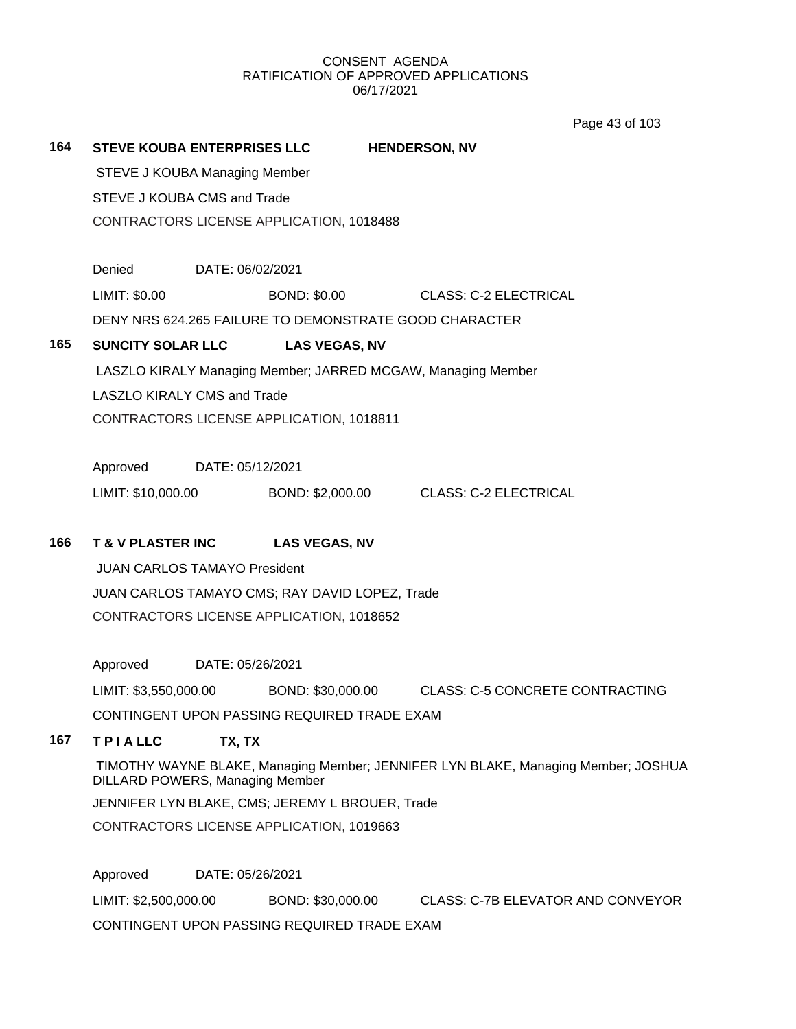CONSENT AGENDA
RATIFICATION OF APPROVED APPLICATIONS
06/17/2021

**164 STEVE KOUBA ENTERPRISES LLC HENDERSON, NV**

STEVE J KOUBA Managing Member

STEVE J KOUBA CMS and Trade

CONTRACTORS LICENSE APPLICATION, 1018488

Denied DATE: 06/02/2021

LIMIT: $0.00 BOND: $0.00 CLASS: C-2 ELECTRICAL

DENY NRS 624.265 FAILURE TO DEMONSTRATE GOOD CHARACTER

**165 SUNCITY SOLAR LLC LAS VEGAS, NV**

LASZLO KIRALY Managing Member; JARRED MCGAW, Managing Member

LASZLO KIRALY CMS and Trade

CONTRACTORS LICENSE APPLICATION, 1018811

Approved DATE: 05/12/2021

LIMIT: $10,000.00 BOND: $2,000.00 CLASS: C-2 ELECTRICAL

**166 T & V PLASTER INC LAS VEGAS, NV**

JUAN CARLOS TAMAYO President

JUAN CARLOS TAMAYO CMS; RAY DAVID LOPEZ, Trade

CONTRACTORS LICENSE APPLICATION, 1018652

Approved DATE: 05/26/2021

LIMIT: $3,550,000.00 BOND: $30,000.00 CLASS: C-5 CONCRETE CONTRACTING

CONTINGENT UPON PASSING REQUIRED TRADE EXAM

**167 T P I A LLC TX, TX**

TIMOTHY WAYNE BLAKE, Managing Member; JENNIFER LYN BLAKE, Managing Member; JOSHUA DILLARD POWERS, Managing Member

JENNIFER LYN BLAKE, CMS; JEREMY L BROUER, Trade

CONTRACTORS LICENSE APPLICATION, 1019663

Approved DATE: 05/26/2021

LIMIT: $2,500,000.00 BOND: $30,000.00 CLASS: C-7B ELEVATOR AND CONVEYOR

CONTINGENT UPON PASSING REQUIRED TRADE EXAM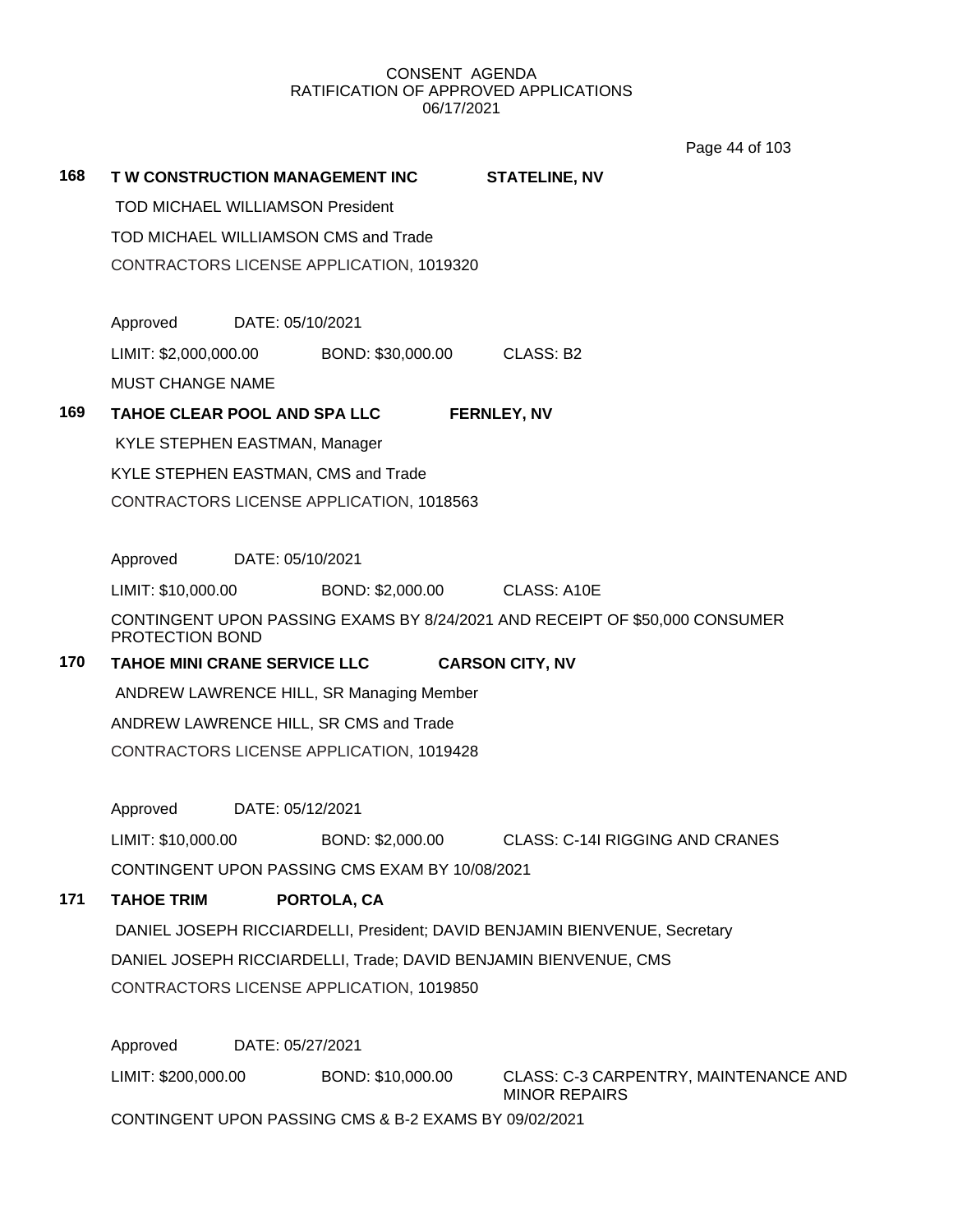CONSENT AGENDA
RATIFICATION OF APPROVED APPLICATIONS
06/17/2021

**168 T W CONSTRUCTION MANAGEMENT INC STATELINE, NV**

TOD MICHAEL WILLIAMSON President

TOD MICHAEL WILLIAMSON CMS and Trade

CONTRACTORS LICENSE APPLICATION, 1019320

Approved DATE: 05/10/2021

LIMIT: $2,000,000.00 BOND: $30,000.00 CLASS: B2

MUST CHANGE NAME

**169 TAHOE CLEAR POOL AND SPA LLC FERNLEY, NV**

KYLE STEPHEN EASTMAN, Manager

KYLE STEPHEN EASTMAN, CMS and Trade

CONTRACTORS LICENSE APPLICATION, 1018563

Approved DATE: 05/10/2021

LIMIT: $10,000.00 BOND: $2,000.00 CLASS: A10E

CONTINGENT UPON PASSING EXAMS BY 8/24/2021 AND RECEIPT OF $50,000 CONSUMER PROTECTION BOND

**170 TAHOE MINI CRANE SERVICE LLC CARSON CITY, NV**

ANDREW LAWRENCE HILL, SR Managing Member

ANDREW LAWRENCE HILL, SR CMS and Trade

CONTRACTORS LICENSE APPLICATION, 1019428

Approved DATE: 05/12/2021

LIMIT: $10,000.00 BOND: $2,000.00 CLASS: C-14I RIGGING AND CRANES

CONTINGENT UPON PASSING CMS EXAM BY 10/08/2021

**171 TAHOE TRIM PORTOLA, CA**

DANIEL JOSEPH RICCIARDELLI, President; DAVID BENJAMIN BIENVENUE, Secretary

DANIEL JOSEPH RICCIARDELLI, Trade; DAVID BENJAMIN BIENVENUE, CMS

CONTRACTORS LICENSE APPLICATION, 1019850

Approved DATE: 05/27/2021

LIMIT: $200,000.00 BOND: $10,000.00 CLASS: C-3 CARPENTRY, MAINTENANCE AND MINOR REPAIRS

CONTINGENT UPON PASSING CMS & B-2 EXAMS BY 09/02/2021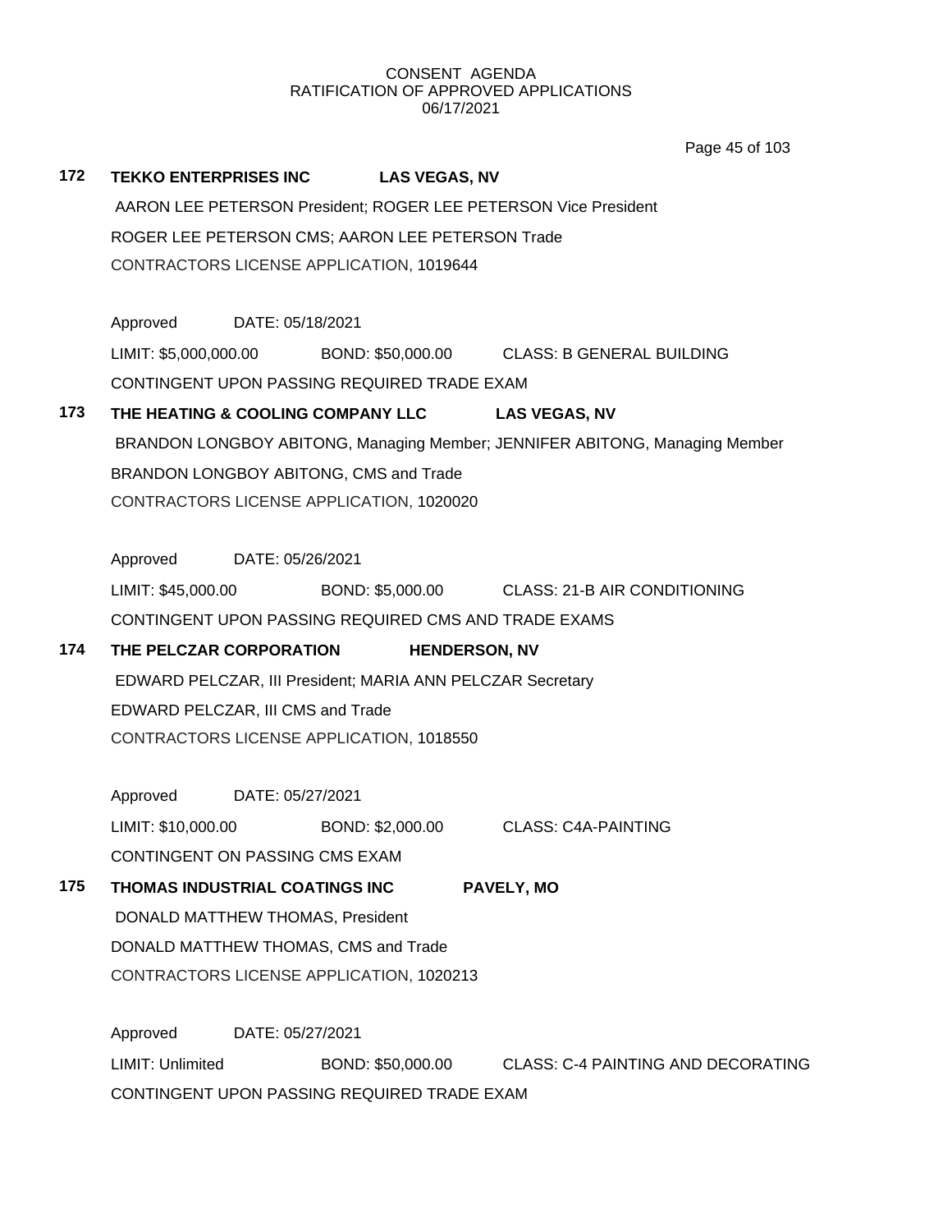CONSENT AGENDA
RATIFICATION OF APPROVED APPLICATIONS
06/17/2021

**172 TEKKO ENTERPRISES INC LAS VEGAS, NV**

AARON LEE PETERSON President; ROGER LEE PETERSON Vice President

ROGER LEE PETERSON CMS; AARON LEE PETERSON Trade

CONTRACTORS LICENSE APPLICATION, 1019644

Approved DATE: 05/18/2021

LIMIT: $5,000,000.00 BOND: $50,000.00 CLASS: B GENERAL BUILDING

CONTINGENT UPON PASSING REQUIRED TRADE EXAM

**173 THE HEATING & COOLING COMPANY LLC LAS VEGAS, NV**

BRANDON LONGBOY ABITONG, Managing Member; JENNIFER ABITONG, Managing Member

BRANDON LONGBOY ABITONG, CMS and Trade

CONTRACTORS LICENSE APPLICATION, 1020020

Approved DATE: 05/26/2021

LIMIT: $45,000.00 BOND: $5,000.00 CLASS: 21-B AIR CONDITIONING

CONTINGENT UPON PASSING REQUIRED CMS AND TRADE EXAMS

**174 THE PELCZAR CORPORATION HENDERSON, NV**

EDWARD PELCZAR, III President; MARIA ANN PELCZAR Secretary

EDWARD PELCZAR, III CMS and Trade

CONTRACTORS LICENSE APPLICATION, 1018550

Approved DATE: 05/27/2021

LIMIT: $10,000.00 BOND: $2,000.00 CLASS: C4A-PAINTING

CONTINGENT ON PASSING CMS EXAM

**175 THOMAS INDUSTRIAL COATINGS INC PAVELY, MO**

DONALD MATTHEW THOMAS, President

DONALD MATTHEW THOMAS, CMS and Trade

CONTRACTORS LICENSE APPLICATION, 1020213

Approved DATE: 05/27/2021

LIMIT: Unlimited BOND: $50,000.00 CLASS: C-4 PAINTING AND DECORATING

CONTINGENT UPON PASSING REQUIRED TRADE EXAM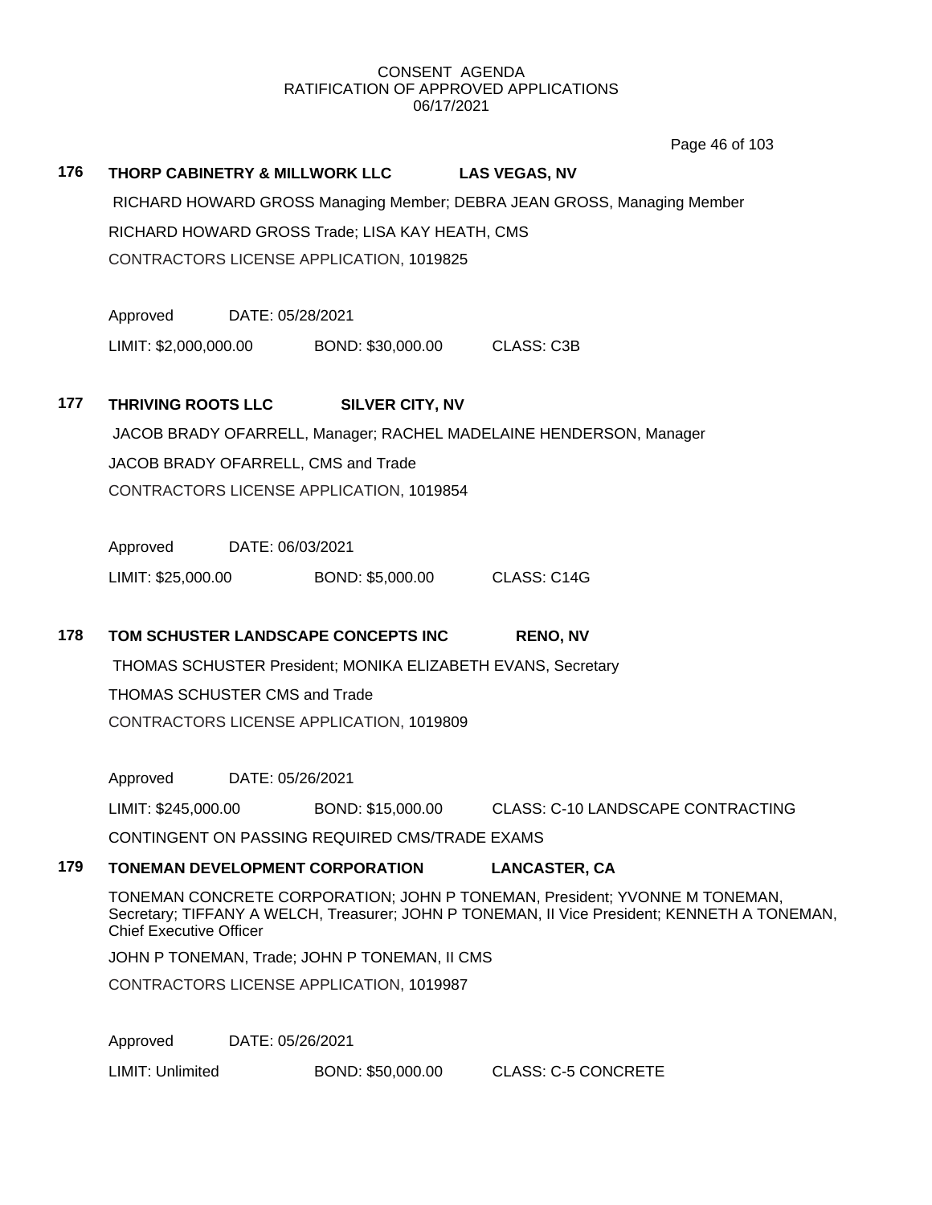CONSENT AGENDA
RATIFICATION OF APPROVED APPLICATIONS
06/17/2021

**176 THORP CABINETRY & MILLWORK LLC LAS VEGAS, NV**

RICHARD HOWARD GROSS Managing Member; DEBRA JEAN GROSS, Managing Member

RICHARD HOWARD GROSS Trade; LISA KAY HEATH, CMS

CONTRACTORS LICENSE APPLICATION, 1019825

Approved DATE: 05/28/2021

LIMIT: $2,000,000.00 BOND: $30,000.00 CLASS: C3B

**177 THRIVING ROOTS LLC SILVER CITY, NV**

JACOB BRADY OFARRELL, Manager; RACHEL MADELAINE HENDERSON, Manager

JACOB BRADY OFARRELL, CMS and Trade

CONTRACTORS LICENSE APPLICATION, 1019854

Approved DATE: 06/03/2021

LIMIT: $25,000.00 BOND: $5,000.00 CLASS: C14G

**178 TOM SCHUSTER LANDSCAPE CONCEPTS INC RENO, NV**

THOMAS SCHUSTER President; MONIKA ELIZABETH EVANS, Secretary

THOMAS SCHUSTER CMS and Trade

CONTRACTORS LICENSE APPLICATION, 1019809

Approved DATE: 05/26/2021

LIMIT: $245,000.00 BOND: $15,000.00 CLASS: C-10 LANDSCAPE CONTRACTING

CONTINGENT ON PASSING REQUIRED CMS/TRADE EXAMS

**179 TONEMAN DEVELOPMENT CORPORATION LANCASTER, CA**

TONEMAN CONCRETE CORPORATION; JOHN P TONEMAN, President; YVONNE M TONEMAN, Secretary; TIFFANY A WELCH, Treasurer; JOHN P TONEMAN, II Vice President; KENNETH A TONEMAN, Chief Executive Officer

JOHN P TONEMAN, Trade; JOHN P TONEMAN, II CMS

CONTRACTORS LICENSE APPLICATION, 1019987

Approved DATE: 05/26/2021

LIMIT: Unlimited BOND: $50,000.00 CLASS: C-5 CONCRETE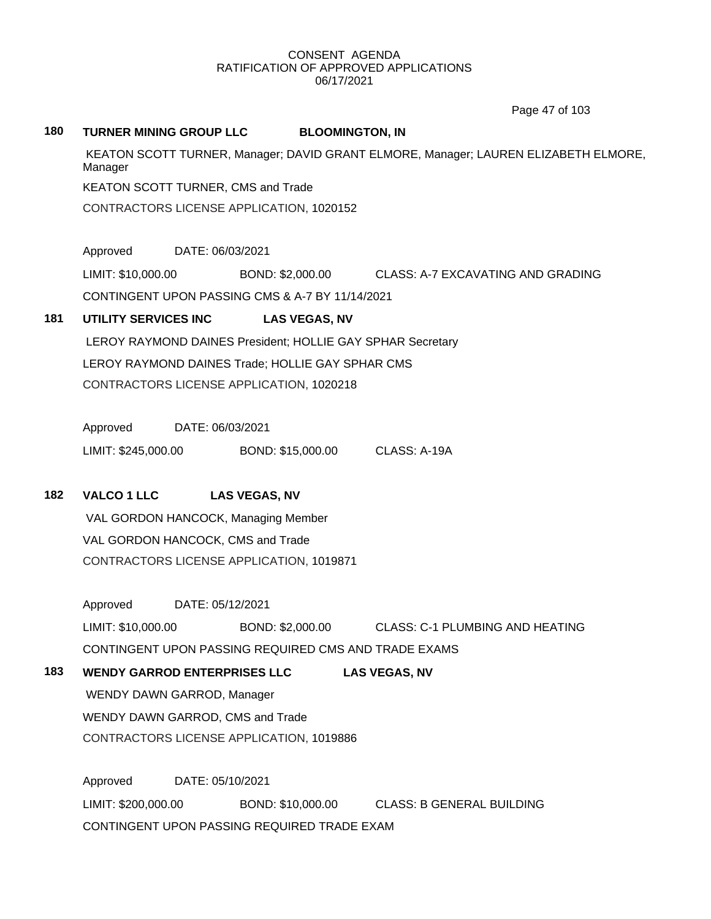CONSENT AGENDA
RATIFICATION OF APPROVED APPLICATIONS
06/17/2021

**180 TURNER MINING GROUP LLC BLOOMINGTON, IN**

KEATON SCOTT TURNER, Manager; DAVID GRANT ELMORE, Manager; LAUREN ELIZABETH ELMORE, Manager

KEATON SCOTT TURNER, CMS and Trade

CONTRACTORS LICENSE APPLICATION, 1020152

Approved DATE: 06/03/2021

LIMIT: $10,000.00 BOND: $2,000.00 CLASS: A-7 EXCAVATING AND GRADING

CONTINGENT UPON PASSING CMS & A-7 BY 11/14/2021

**181 UTILITY SERVICES INC LAS VEGAS, NV**

LEROY RAYMOND DAINES President; HOLLIE GAY SPHAR Secretary

LEROY RAYMOND DAINES Trade; HOLLIE GAY SPHAR CMS

CONTRACTORS LICENSE APPLICATION, 1020218

Approved DATE: 06/03/2021

LIMIT: $245,000.00 BOND: $15,000.00 CLASS: A-19A

**182 VALCO 1 LLC LAS VEGAS, NV**

VAL GORDON HANCOCK, Managing Member

VAL GORDON HANCOCK, CMS and Trade

CONTRACTORS LICENSE APPLICATION, 1019871

Approved DATE: 05/12/2021

LIMIT: $10,000.00 BOND: $2,000.00 CLASS: C-1 PLUMBING AND HEATING

CONTINGENT UPON PASSING REQUIRED CMS AND TRADE EXAMS

**183 WENDY GARROD ENTERPRISES LLC LAS VEGAS, NV**

WENDY DAWN GARROD, Manager

WENDY DAWN GARROD, CMS and Trade

CONTRACTORS LICENSE APPLICATION, 1019886

Approved DATE: 05/10/2021

LIMIT: $200,000.00 BOND: $10,000.00 CLASS: B GENERAL BUILDING

CONTINGENT UPON PASSING REQUIRED TRADE EXAM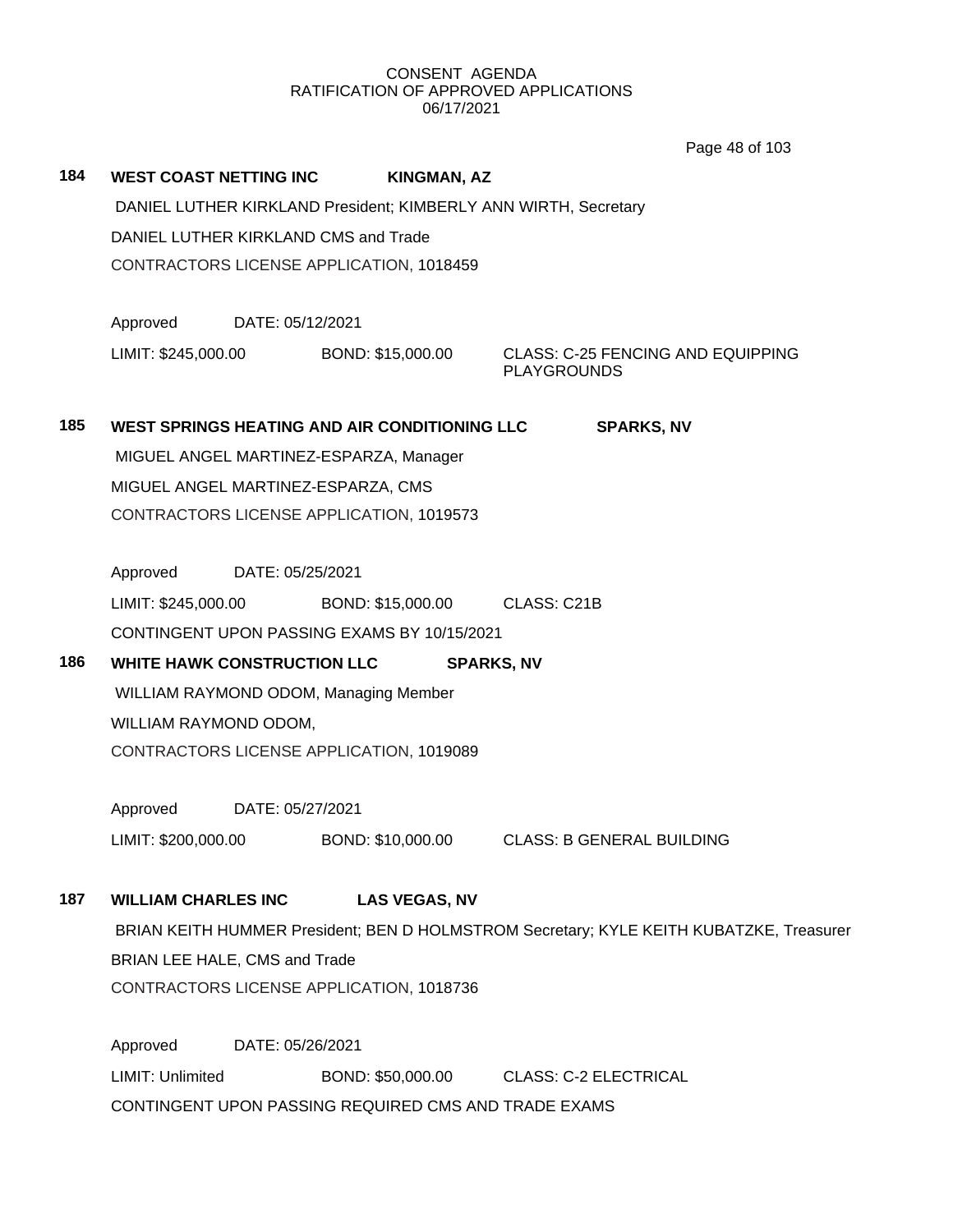CONSENT AGENDA
RATIFICATION OF APPROVED APPLICATIONS
06/17/2021

**184 WEST COAST NETTING INC KINGMAN, AZ**

DANIEL LUTHER KIRKLAND President; KIMBERLY ANN WIRTH, Secretary

DANIEL LUTHER KIRKLAND CMS and Trade

CONTRACTORS LICENSE APPLICATION, 1018459

Approved DATE: 05/12/2021

LIMIT: $245,000.00 BOND: $15,000.00 CLASS: C-25 FENCING AND EQUIPPING PLAYGROUNDS

**185 WEST SPRINGS HEATING AND AIR CONDITIONING LLC SPARKS, NV**

MIGUEL ANGEL MARTINEZ-ESPARZA, Manager

MIGUEL ANGEL MARTINEZ-ESPARZA, CMS

CONTRACTORS LICENSE APPLICATION, 1019573

Approved DATE: 05/25/2021

LIMIT: $245,000.00 BOND: $15,000.00 CLASS: C21B

CONTINGENT UPON PASSING EXAMS BY 10/15/2021

**186 WHITE HAWK CONSTRUCTION LLC SPARKS, NV**

WILLIAM RAYMOND ODOM, Managing Member

WILLIAM RAYMOND ODOM,

CONTRACTORS LICENSE APPLICATION, 1019089

Approved DATE: 05/27/2021

LIMIT: $200,000.00 BOND: $10,000.00 CLASS: B GENERAL BUILDING

**187 WILLIAM CHARLES INC LAS VEGAS, NV**

BRIAN KEITH HUMMER President; BEN D HOLMSTROM Secretary; KYLE KEITH KUBATZKE, Treasurer

BRIAN LEE HALE, CMS and Trade

CONTRACTORS LICENSE APPLICATION, 1018736

Approved DATE: 05/26/2021

LIMIT: Unlimited BOND: $50,000.00 CLASS: C-2 ELECTRICAL

CONTINGENT UPON PASSING REQUIRED CMS AND TRADE EXAMS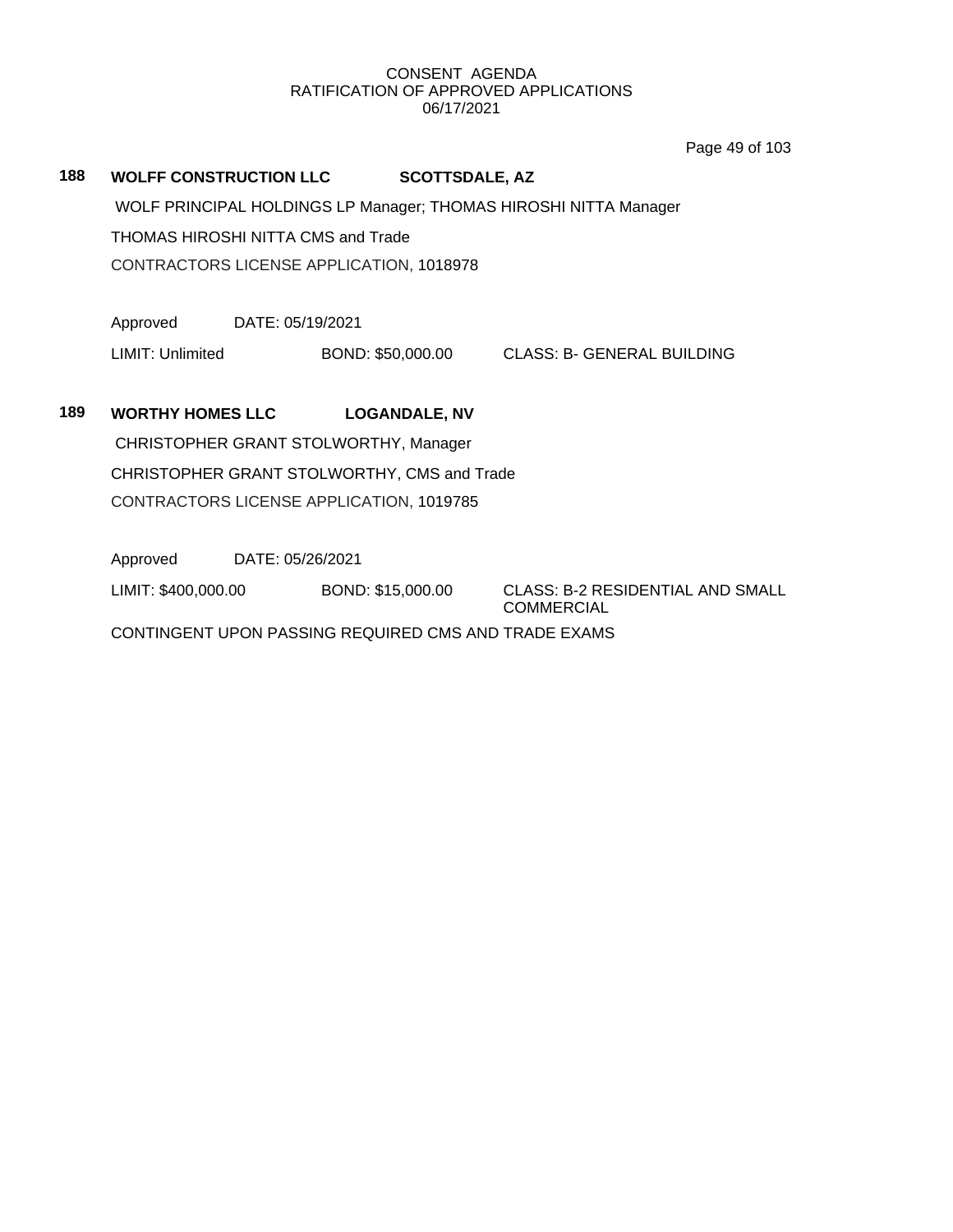CONSENT AGENDA
RATIFICATION OF APPROVED APPLICATIONS
06/17/2021

**188 WOLFF CONSTRUCTION LLC SCOTTSDALE, AZ**

WOLF PRINCIPAL HOLDINGS LP Manager; THOMAS HIROSHI NITTA Manager

THOMAS HIROSHI NITTA CMS and Trade

CONTRACTORS LICENSE APPLICATION, 1018978

Approved DATE: 05/19/2021

LIMIT: Unlimited BOND: $50,000.00 CLASS: B- GENERAL BUILDING

**189 WORTHY HOMES LLC LOGANDALE, NV**

CHRISTOPHER GRANT STOLWORTHY, Manager

CHRISTOPHER GRANT STOLWORTHY, CMS and Trade

CONTRACTORS LICENSE APPLICATION, 1019785

Approved DATE: 05/26/2021

LIMIT: $400,000.00 BOND: $15,000.00 CLASS: B-2 RESIDENTIAL AND SMALL COMMERCIAL

CONTINGENT UPON PASSING REQUIRED CMS AND TRADE EXAMS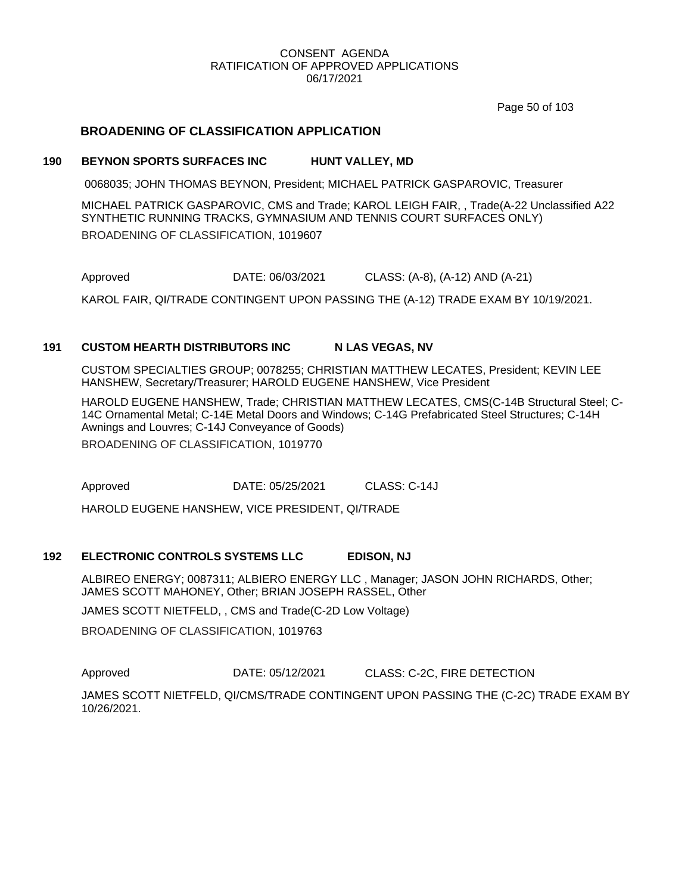CONSENT AGENDA
RATIFICATION OF APPROVED APPLICATIONS
06/17/2021

## BROADENING OF CLASSIFICATION APPLICATION

### 190 BEYNON SPORTS SURFACES INC HUNT VALLEY, MD

0068035; JOHN THOMAS BEYNON, President; MICHAEL PATRICK GASPAROVIC, Treasurer

MICHAEL PATRICK GASPAROVIC, CMS and Trade; KAROL LEIGH FAIR, , Trade(A-22 Unclassified A22 SYNTHETIC RUNNING TRACKS, GYMNASIUM AND TENNIS COURT SURFACES ONLY)

BROADENING OF CLASSIFICATION, 1019607

Approved DATE: 06/03/2021 CLASS: (A-8), (A-12) AND (A-21)

KAROL FAIR, QI/TRADE CONTINGENT UPON PASSING THE (A-12) TRADE EXAM BY 10/19/2021.

### 191 CUSTOM HEARTH DISTRIBUTORS INC N LAS VEGAS, NV

CUSTOM SPECIALTIES GROUP; 0078255; CHRISTIAN MATTHEW LECATES, President; KEVIN LEE HANSHEW, Secretary/Treasurer; HAROLD EUGENE HANSHEW, Vice President

HAROLD EUGENE HANSHEW, Trade; CHRISTIAN MATTHEW LECATES, CMS(C-14B Structural Steel; C-14C Ornamental Metal; C-14E Metal Doors and Windows; C-14G Prefabricated Steel Structures; C-14H Awnings and Louvres; C-14J Conveyance of Goods)

BROADENING OF CLASSIFICATION, 1019770

Approved DATE: 05/25/2021 CLASS: C-14J

HAROLD EUGENE HANSHEW, VICE PRESIDENT, QI/TRADE

### 192 ELECTRONIC CONTROLS SYSTEMS LLC EDISON, NJ

ALBIREO ENERGY; 0087311; ALBIERO ENERGY LLC , Manager; JASON JOHN RICHARDS, Other; JAMES SCOTT MAHONEY, Other; BRIAN JOSEPH RASSEL, Other

JAMES SCOTT NIETFELD, , CMS and Trade(C-2D Low Voltage)

BROADENING OF CLASSIFICATION, 1019763

Approved DATE: 05/12/2021 CLASS: C-2C, FIRE DETECTION

JAMES SCOTT NIETFELD, QI/CMS/TRADE CONTINGENT UPON PASSING THE (C-2C) TRADE EXAM BY 10/26/2021.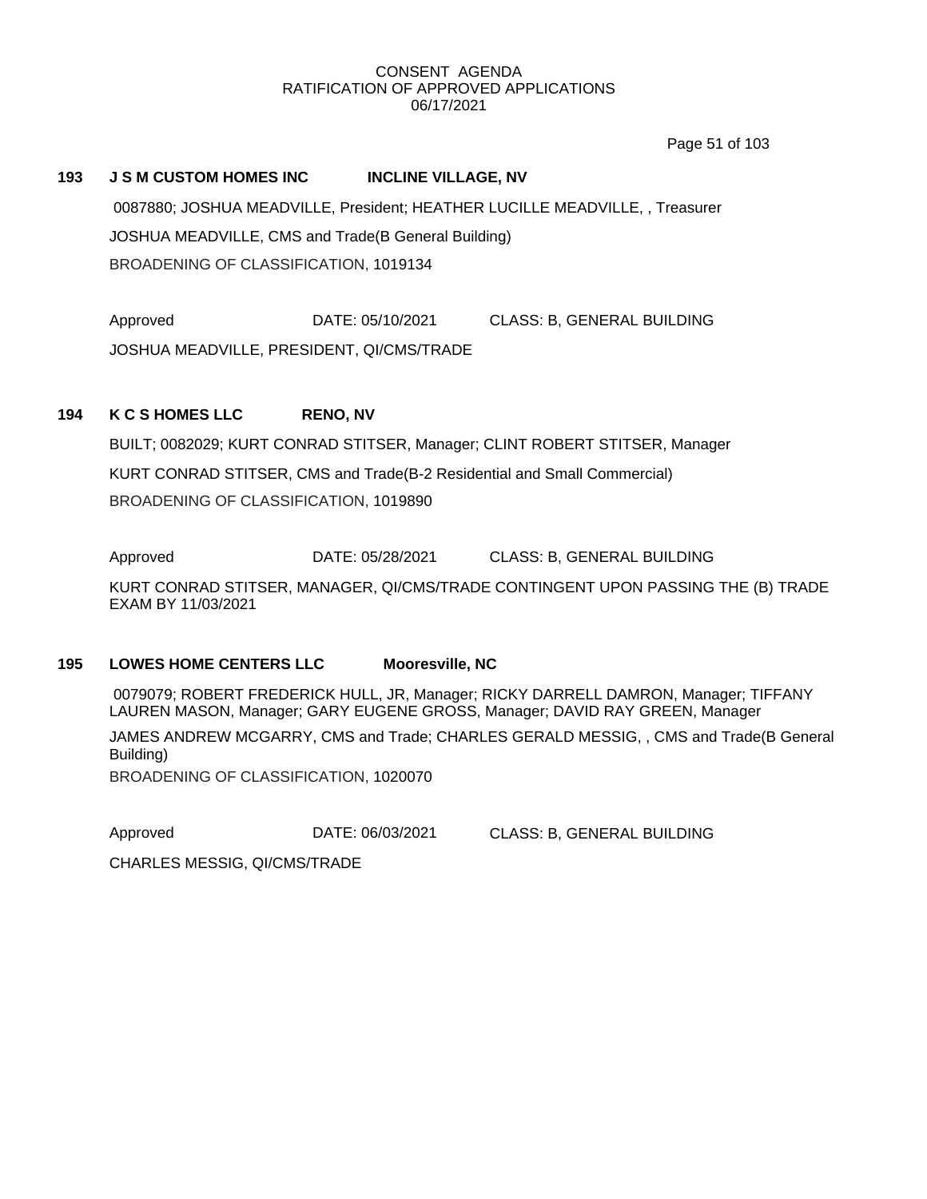# CONSENT AGENDA
## RATIFICATION OF APPROVED APPLICATIONS
### 06/17/2021

**193 J S M CUSTOM HOMES INC INCLINE VILLAGE, NV**

0087880; JOSHUA MEADVILLE, President; HEATHER LUCILLE MEADVILLE, , Treasurer

JOSHUA MEADVILLE, CMS and Trade(B General Building)

BROADENING OF CLASSIFICATION, 1019134

Approved DATE: 05/10/2021 CLASS: B, GENERAL BUILDING

JOSHUA MEADVILLE, PRESIDENT, QI/CMS/TRADE

**194 K C S HOMES LLC RENO, NV**

BUILT; 0082029; KURT CONRAD STITSER, Manager; CLINT ROBERT STITSER, Manager

KURT CONRAD STITSER, CMS and Trade(B-2 Residential and Small Commercial)

BROADENING OF CLASSIFICATION, 1019890

Approved DATE: 05/28/2021 CLASS: B, GENERAL BUILDING

KURT CONRAD STITSER, MANAGER, QI/CMS/TRADE CONTINGENT UPON PASSING THE (B) TRADE EXAM BY 11/03/2021

**195 LOWES HOME CENTERS LLC Mooresville, NC**

0079079; ROBERT FREDERICK HULL, JR, Manager; RICKY DARRELL DAMRON, Manager; TIFFANY LAUREN MASON, Manager; GARY EUGENE GROSS, Manager; DAVID RAY GREEN, Manager

JAMES ANDREW MCGARRY, CMS and Trade; CHARLES GERALD MESSIG, , CMS and Trade(B General Building)

BROADENING OF CLASSIFICATION, 1020070

Approved DATE: 06/03/2021 CLASS: B, GENERAL BUILDING

CHARLES MESSIG, QI/CMS/TRADE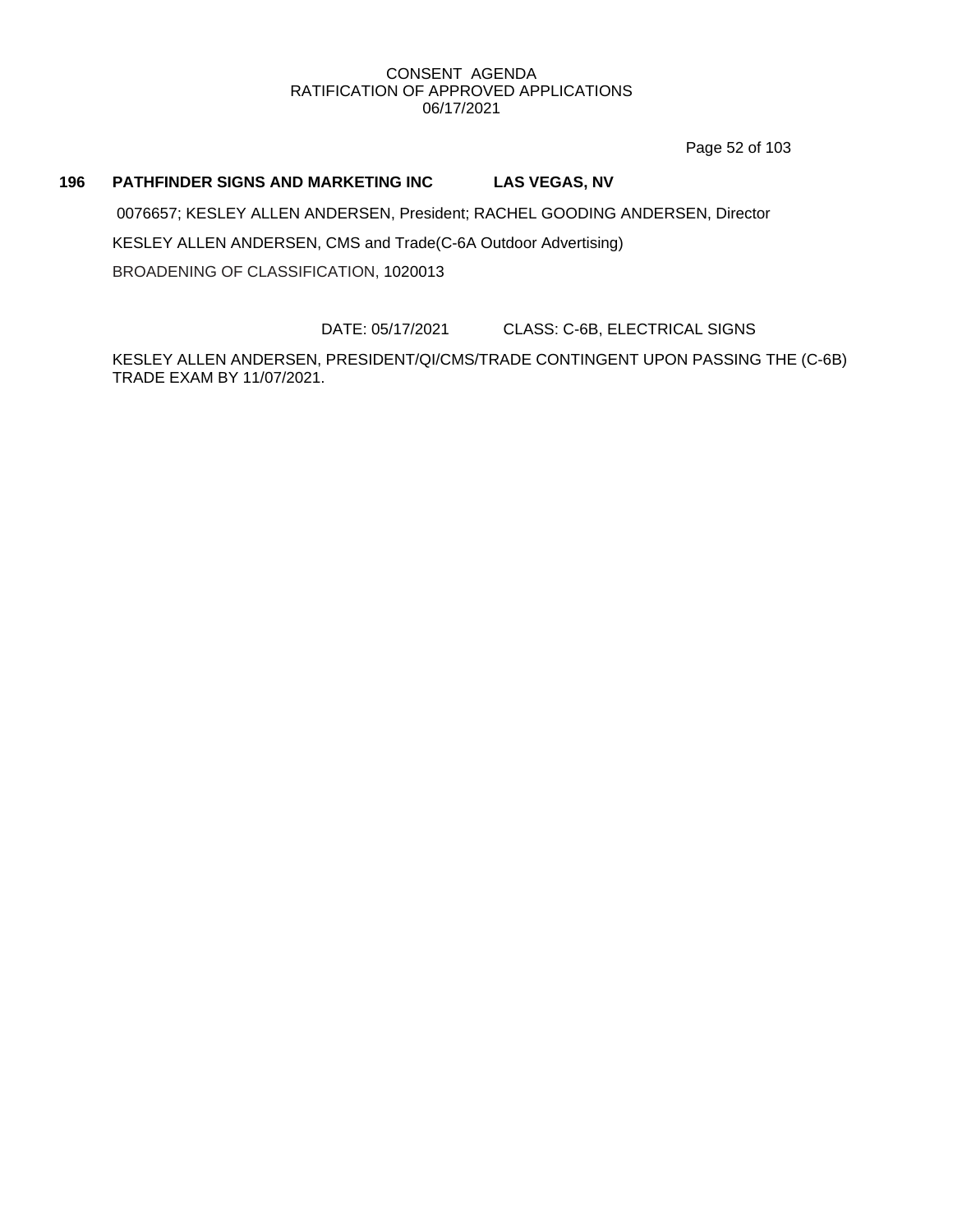**196 PATHFINDER SIGNS AND MARKETING INC LAS VEGAS, NV**

0076657; KESLEY ALLEN ANDERSEN, President; RACHEL GOODING ANDERSEN, Director

KESLEY ALLEN ANDERSEN, CMS and Trade(C-6A Outdoor Advertising)

BROADENING OF CLASSIFICATION, 1020013

DATE: 05/17/2021 CLASS: C-6B, ELECTRICAL SIGNS

KESLEY ALLEN ANDERSEN, PRESIDENT/QI/CMS/TRADE CONTINGENT UPON PASSING THE (C-6B) TRADE EXAM BY 11/07/2021.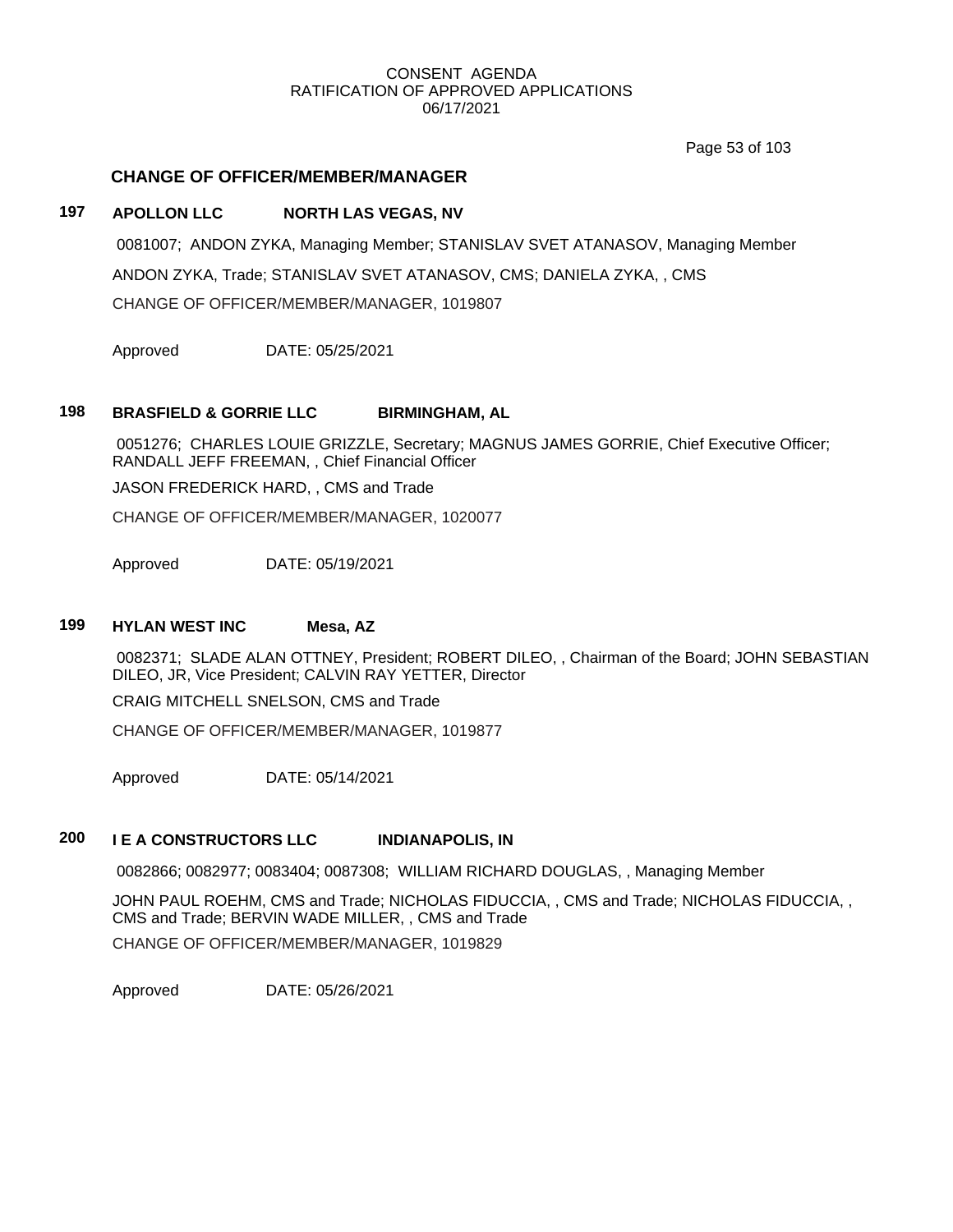CONSENT AGENDA
RATIFICATION OF APPROVED APPLICATIONS
06/17/2021

## CHANGE OF OFFICER/MEMBER/MANAGER

### 197 APOLLON LLC NORTH LAS VEGAS, NV

0081007; ANDON ZYKA, Managing Member; STANISLAV SVET ATANASOV, Managing Member

ANDON ZYKA, Trade; STANISLAV SVET ATANASOV, CMS; DANIELA ZYKA, , CMS

CHANGE OF OFFICER/MEMBER/MANAGER, 1019807

Approved DATE: 05/25/2021

### 198 BRASFIELD & GORRIE LLC BIRMINGHAM, AL

0051276; CHARLES LOUIE GRIZZLE, Secretary; MAGNUS JAMES GORRIE, Chief Executive Officer; RANDALL JEFF FREEMAN, , Chief Financial Officer

JASON FREDERICK HARD, , CMS and Trade

CHANGE OF OFFICER/MEMBER/MANAGER, 1020077

Approved DATE: 05/19/2021

### 199 HYLAN WEST INC Mesa, AZ

0082371; SLADE ALAN OTTNEY, President; ROBERT DILEO, , Chairman of the Board; JOHN SEBASTIAN DILEO, JR, Vice President; CALVIN RAY YETTER, Director

CRAIG MITCHELL SNELSON, CMS and Trade

CHANGE OF OFFICER/MEMBER/MANAGER, 1019877

Approved DATE: 05/14/2021

### 200 I E A CONSTRUCTORS LLC INDIANAPOLIS, IN

0082866; 0082977; 0083404; 0087308; WILLIAM RICHARD DOUGLAS, , Managing Member

JOHN PAUL ROEHM, CMS and Trade; NICHOLAS FIDUCCIA, , CMS and Trade; NICHOLAS FIDUCCIA, , CMS and Trade; BERVIN WADE MILLER, , CMS and Trade

CHANGE OF OFFICER/MEMBER/MANAGER, 1019829

Approved DATE: 05/26/2021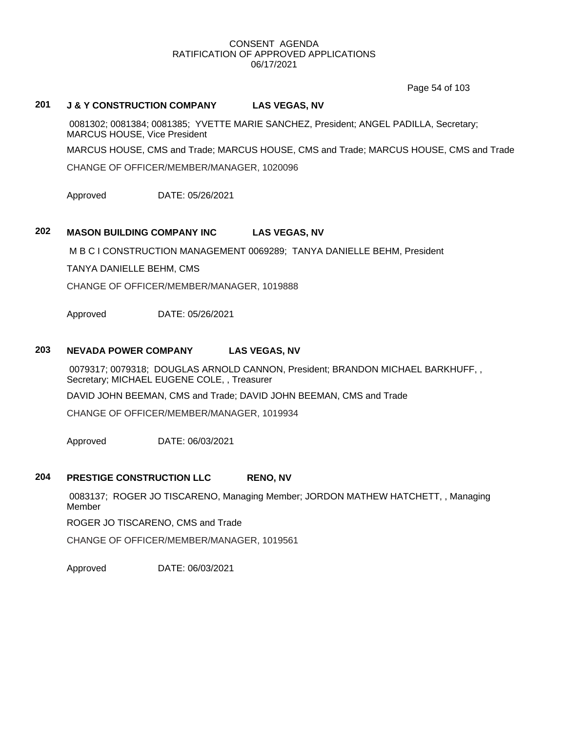CONSENT AGENDA
RATIFICATION OF APPROVED APPLICATIONS
06/17/2021

**201 J & Y CONSTRUCTION COMPANY LAS VEGAS, NV**

0081302; 0081384; 0081385; YVETTE MARIE SANCHEZ, President; ANGEL PADILLA, Secretary; MARCUS HOUSE, Vice President

MARCUS HOUSE, CMS and Trade; MARCUS HOUSE, CMS and Trade; MARCUS HOUSE, CMS and Trade

CHANGE OF OFFICER/MEMBER/MANAGER, 1020096

Approved DATE: 05/26/2021

**202 MASON BUILDING COMPANY INC LAS VEGAS, NV**

M B C I CONSTRUCTION MANAGEMENT 0069289; TANYA DANIELLE BEHM, President

TANYA DANIELLE BEHM, CMS

CHANGE OF OFFICER/MEMBER/MANAGER, 1019888

Approved DATE: 05/26/2021

**203 NEVADA POWER COMPANY LAS VEGAS, NV**

0079317; 0079318; DOUGLAS ARNOLD CANNON, President; BRANDON MICHAEL BARKHUFF, , Secretary; MICHAEL EUGENE COLE, , Treasurer

DAVID JOHN BEEMAN, CMS and Trade; DAVID JOHN BEEMAN, CMS and Trade

CHANGE OF OFFICER/MEMBER/MANAGER, 1019934

Approved DATE: 06/03/2021

**204 PRESTIGE CONSTRUCTION LLC RENO, NV**

0083137; ROGER JO TISCARENO, Managing Member; JORDON MATHEW HATCHETT, , Managing Member

ROGER JO TISCARENO, CMS and Trade

CHANGE OF OFFICER/MEMBER/MANAGER, 1019561

Approved DATE: 06/03/2021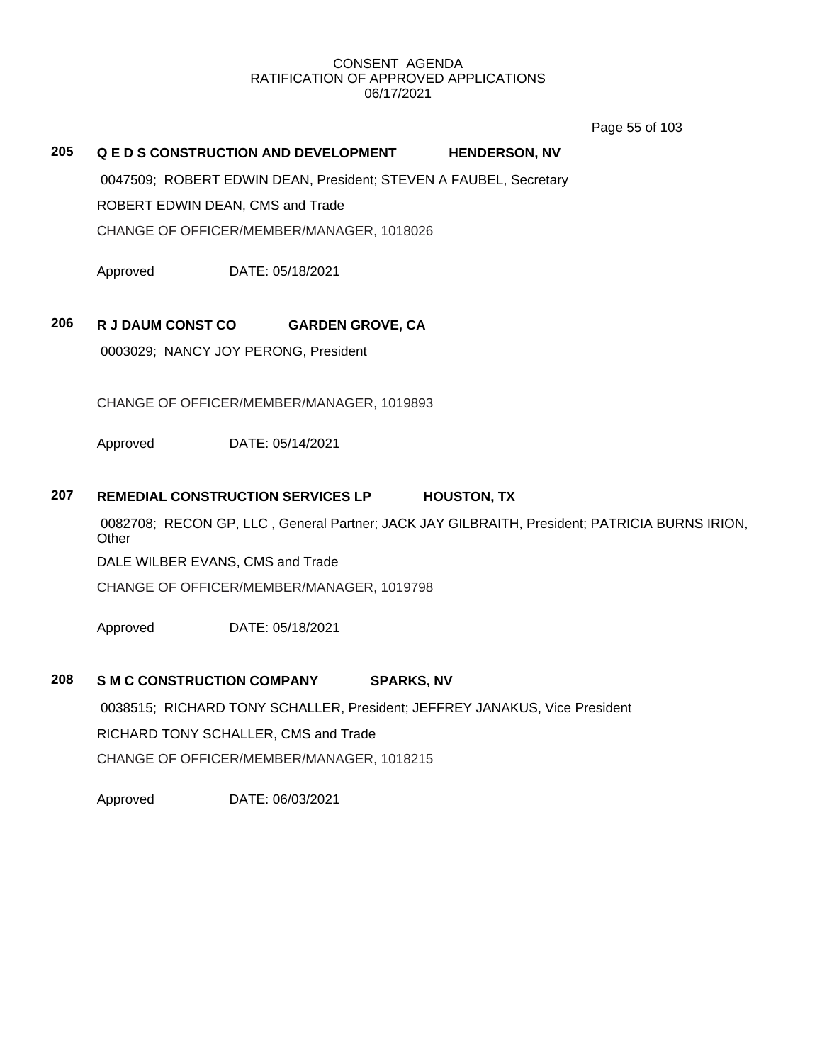CONSENT AGENDA
RATIFICATION OF APPROVED APPLICATIONS
06/17/2021

## 205 Q E D S CONSTRUCTION AND DEVELOPMENT HENDERSON, NV

0047509; ROBERT EDWIN DEAN, President; STEVEN A FAUBEL, Secretary

ROBERT EDWIN DEAN, CMS and Trade

CHANGE OF OFFICER/MEMBER/MANAGER, 1018026

Approved DATE: 05/18/2021

## 206 R J DAUM CONST CO GARDEN GROVE, CA

0003029; NANCY JOY PERONG, President

CHANGE OF OFFICER/MEMBER/MANAGER, 1019893

Approved DATE: 05/14/2021

## 207 REMEDIAL CONSTRUCTION SERVICES LP HOUSTON, TX

0082708; RECON GP, LLC , General Partner; JACK JAY GILBRAITH, President; PATRICIA BURNS IRION, Other

DALE WILBER EVANS, CMS and Trade

CHANGE OF OFFICER/MEMBER/MANAGER, 1019798

Approved DATE: 05/18/2021

## 208 S M C CONSTRUCTION COMPANY SPARKS, NV

0038515; RICHARD TONY SCHALLER, President; JEFFREY JANAKUS, Vice President

RICHARD TONY SCHALLER, CMS and Trade

CHANGE OF OFFICER/MEMBER/MANAGER, 1018215

Approved DATE: 06/03/2021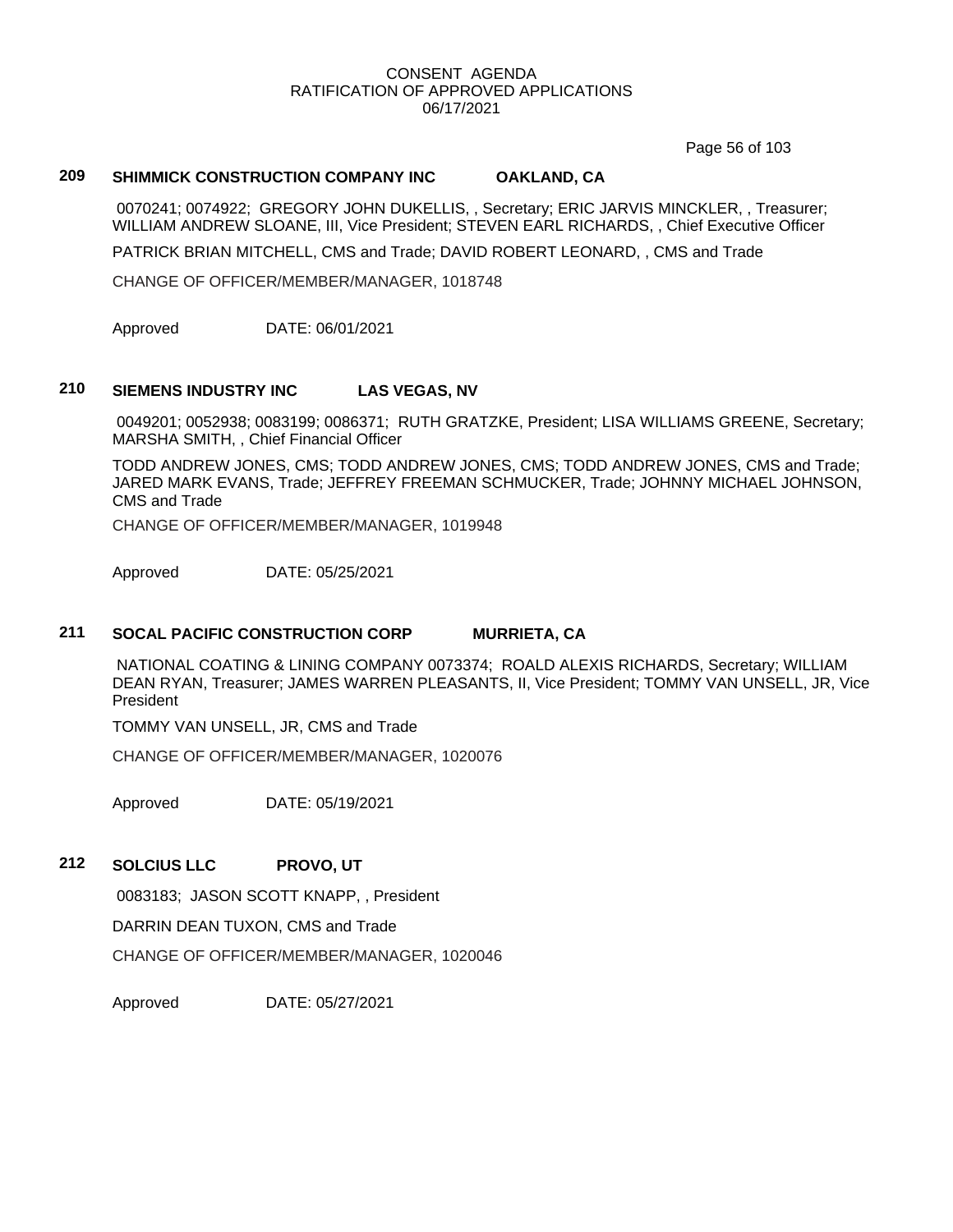CONSENT AGENDA
RATIFICATION OF APPROVED APPLICATIONS
06/17/2021

### 209 SHIMMICK CONSTRUCTION COMPANY INC OAKLAND, CA

0070241; 0074922; GREGORY JOHN DUKELLIS, , Secretary; ERIC JARVIS MINCKLER, , Treasurer; WILLIAM ANDREW SLOANE, III, Vice President; STEVEN EARL RICHARDS, , Chief Executive Officer

PATRICK BRIAN MITCHELL, CMS and Trade; DAVID ROBERT LEONARD, , CMS and Trade

CHANGE OF OFFICER/MEMBER/MANAGER, 1018748

Approved DATE: 06/01/2021

### 210 SIEMENS INDUSTRY INC LAS VEGAS, NV

0049201; 0052938; 0083199; 0086371; RUTH GRATZKE, President; LISA WILLIAMS GREENE, Secretary; MARSHA SMITH, , Chief Financial Officer

TODD ANDREW JONES, CMS; TODD ANDREW JONES, CMS; TODD ANDREW JONES, CMS and Trade; JARED MARK EVANS, Trade; JEFFREY FREEMAN SCHMUCKER, Trade; JOHNNY MICHAEL JOHNSON, CMS and Trade

CHANGE OF OFFICER/MEMBER/MANAGER, 1019948

Approved DATE: 05/25/2021

### 211 SOCAL PACIFIC CONSTRUCTION CORP MURRIETA, CA

NATIONAL COATING & LINING COMPANY 0073374; ROALD ALEXIS RICHARDS, Secretary; WILLIAM DEAN RYAN, Treasurer; JAMES WARREN PLEASANTS, II, Vice President; TOMMY VAN UNSELL, JR, Vice President

TOMMY VAN UNSELL, JR, CMS and Trade

CHANGE OF OFFICER/MEMBER/MANAGER, 1020076

Approved DATE: 05/19/2021

### 212 SOLCIUS LLC PROVO, UT

0083183; JASON SCOTT KNAPP, , President

DARRIN DEAN TUXON, CMS and Trade

CHANGE OF OFFICER/MEMBER/MANAGER, 1020046

Approved DATE: 05/27/2021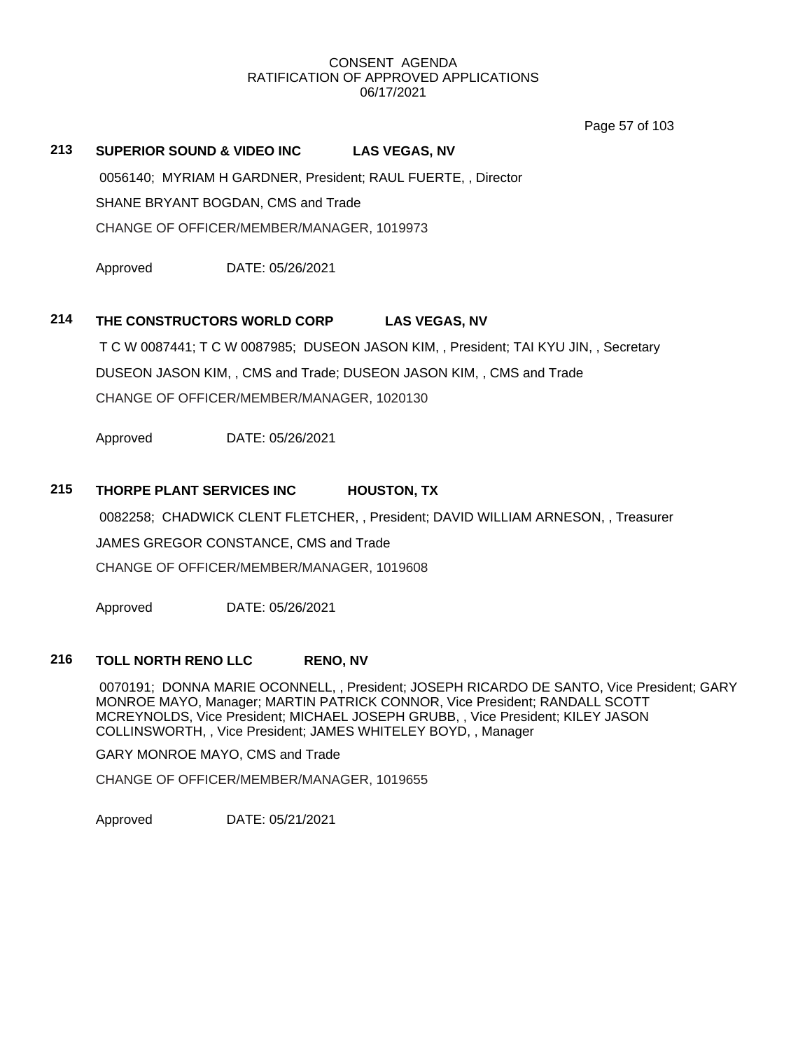CONSENT AGENDA
RATIFICATION OF APPROVED APPLICATIONS
06/17/2021

**213 SUPERIOR SOUND & VIDEO INC LAS VEGAS, NV**

0056140; MYRIAM H GARDNER, President; RAUL FUERTE, , Director

SHANE BRYANT BOGDAN, CMS and Trade

CHANGE OF OFFICER/MEMBER/MANAGER, 1019973

Approved DATE: 05/26/2021

**214 THE CONSTRUCTORS WORLD CORP LAS VEGAS, NV**

T C W 0087441; T C W 0087985; DUSEON JASON KIM, , President; TAI KYU JIN, , Secretary

DUSEON JASON KIM, , CMS and Trade; DUSEON JASON KIM, , CMS and Trade

CHANGE OF OFFICER/MEMBER/MANAGER, 1020130

Approved DATE: 05/26/2021

**215 THORPE PLANT SERVICES INC HOUSTON, TX**

0082258; CHADWICK CLENT FLETCHER, , President; DAVID WILLIAM ARNESON, , Treasurer

JAMES GREGOR CONSTANCE, CMS and Trade

CHANGE OF OFFICER/MEMBER/MANAGER, 1019608

Approved DATE: 05/26/2021

**216 TOLL NORTH RENO LLC RENO, NV**

0070191; DONNA MARIE OCONNELL, , President; JOSEPH RICARDO DE SANTO, Vice President; GARY MONROE MAYO, Manager; MARTIN PATRICK CONNOR, Vice President; RANDALL SCOTT MCREYNOLDS, Vice President; MICHAEL JOSEPH GRUBB, , Vice President; KILEY JASON COLLINSWORTH, , Vice President; JAMES WHITELEY BOYD, , Manager

GARY MONROE MAYO, CMS and Trade

CHANGE OF OFFICER/MEMBER/MANAGER, 1019655

Approved DATE: 05/21/2021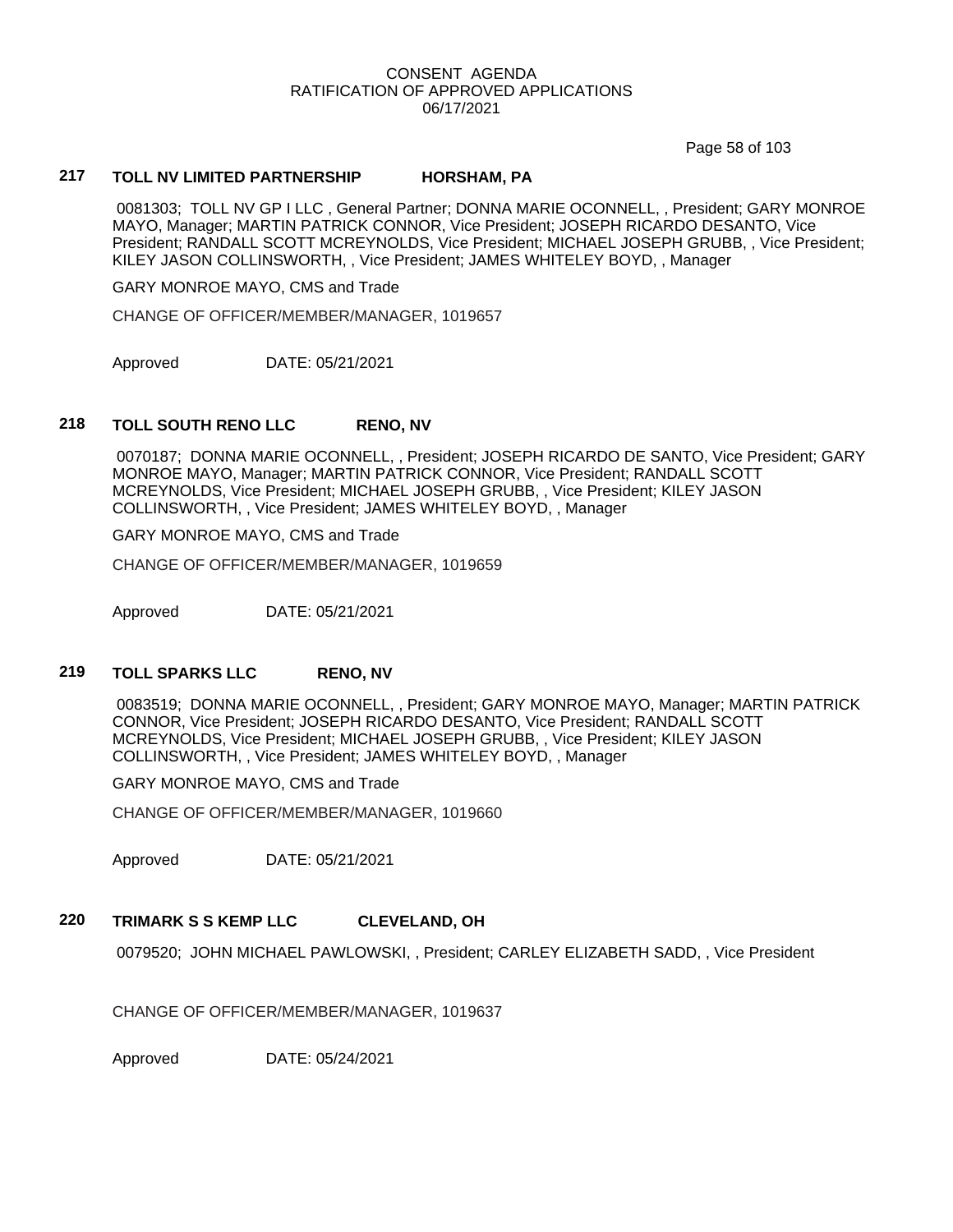CONSENT AGENDA
RATIFICATION OF APPROVED APPLICATIONS
06/17/2021

**217 TOLL NV LIMITED PARTNERSHIP HORSHAM, PA**

0081303; TOLL NV GP I LLC , General Partner; DONNA MARIE OCONNELL, , President; GARY MONROE MAYO, Manager; MARTIN PATRICK CONNOR, Vice President; JOSEPH RICARDO DESANTO, Vice President; RANDALL SCOTT MCREYNOLDS, Vice President; MICHAEL JOSEPH GRUBB, , Vice President; KILEY JASON COLLINSWORTH, , Vice President; JAMES WHITELEY BOYD, , Manager

GARY MONROE MAYO, CMS and Trade

CHANGE OF OFFICER/MEMBER/MANAGER, 1019657

Approved DATE: 05/21/2021

**218 TOLL SOUTH RENO LLC RENO, NV**

0070187; DONNA MARIE OCONNELL, , President; JOSEPH RICARDO DE SANTO, Vice President; GARY MONROE MAYO, Manager; MARTIN PATRICK CONNOR, Vice President; RANDALL SCOTT MCREYNOLDS, Vice President; MICHAEL JOSEPH GRUBB, , Vice President; KILEY JASON COLLINSWORTH, , Vice President; JAMES WHITELEY BOYD, , Manager

GARY MONROE MAYO, CMS and Trade

CHANGE OF OFFICER/MEMBER/MANAGER, 1019659

Approved DATE: 05/21/2021

**219 TOLL SPARKS LLC RENO, NV**

0083519; DONNA MARIE OCONNELL, , President; GARY MONROE MAYO, Manager; MARTIN PATRICK CONNOR, Vice President; JOSEPH RICARDO DESANTO, Vice President; RANDALL SCOTT MCREYNOLDS, Vice President; MICHAEL JOSEPH GRUBB, , Vice President; KILEY JASON COLLINSWORTH, , Vice President; JAMES WHITELEY BOYD, , Manager

GARY MONROE MAYO, CMS and Trade

CHANGE OF OFFICER/MEMBER/MANAGER, 1019660

Approved DATE: 05/21/2021

**220 TRIMARK S S KEMP LLC CLEVELAND, OH**

0079520; JOHN MICHAEL PAWLOWSKI, , President; CARLEY ELIZABETH SADD, , Vice President

CHANGE OF OFFICER/MEMBER/MANAGER, 1019637

Approved DATE: 05/24/2021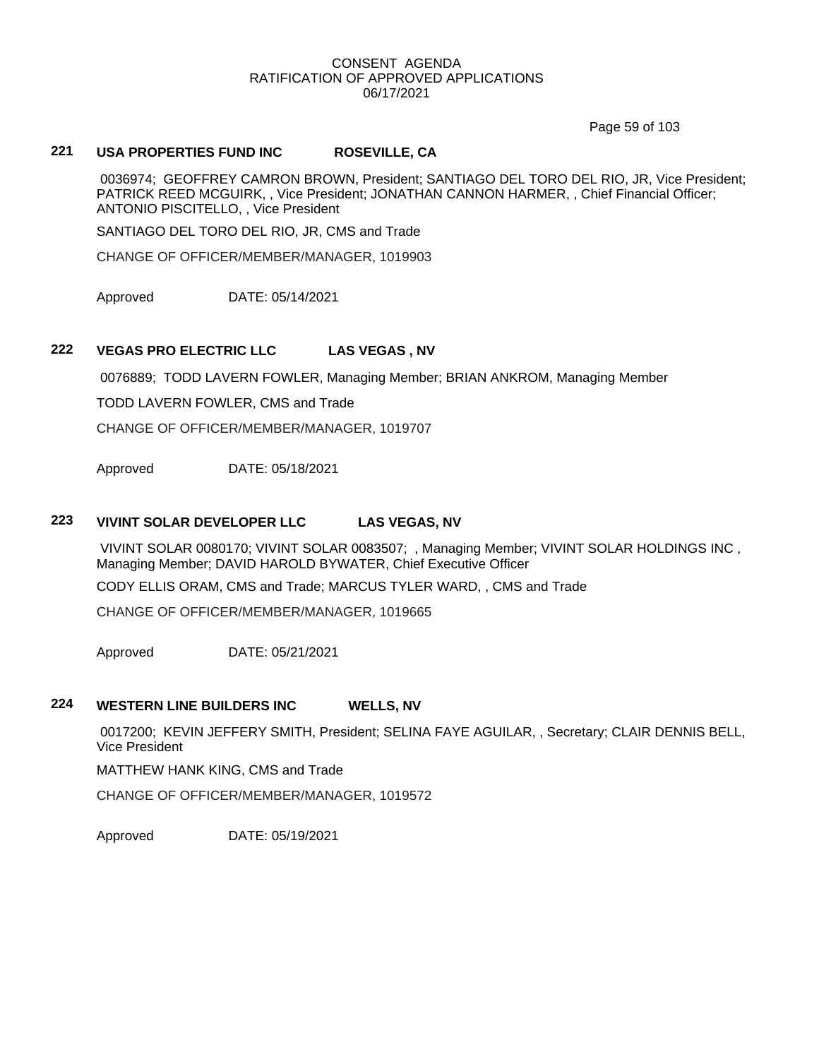CONSENT AGENDA
RATIFICATION OF APPROVED APPLICATIONS
06/17/2021

### 221 USA PROPERTIES FUND INC ROSEVILLE, CA

0036974; GEOFFREY CAMRON BROWN, President; SANTIAGO DEL TORO DEL RIO, JR, Vice President; PATRICK REED MCGUIRK, , Vice President; JONATHAN CANNON HARMER, , Chief Financial Officer; ANTONIO PISCITELLO, , Vice President

SANTIAGO DEL TORO DEL RIO, JR, CMS and Trade

CHANGE OF OFFICER/MEMBER/MANAGER, 1019903

Approved DATE: 05/14/2021

### 222 VEGAS PRO ELECTRIC LLC LAS VEGAS , NV

0076889; TODD LAVERN FOWLER, Managing Member; BRIAN ANKROM, Managing Member

TODD LAVERN FOWLER, CMS and Trade

CHANGE OF OFFICER/MEMBER/MANAGER, 1019707

Approved DATE: 05/18/2021

### 223 VIVINT SOLAR DEVELOPER LLC LAS VEGAS, NV

VIVINT SOLAR 0080170; VIVINT SOLAR 0083507; , Managing Member; VIVINT SOLAR HOLDINGS INC , Managing Member; DAVID HAROLD BYWATER, Chief Executive Officer

CODY ELLIS ORAM, CMS and Trade; MARCUS TYLER WARD, , CMS and Trade

CHANGE OF OFFICER/MEMBER/MANAGER, 1019665

Approved DATE: 05/21/2021

### 224 WESTERN LINE BUILDERS INC WELLS, NV

0017200; KEVIN JEFFERY SMITH, President; SELINA FAYE AGUILAR, , Secretary; CLAIR DENNIS BELL, Vice President

MATTHEW HANK KING, CMS and Trade

CHANGE OF OFFICER/MEMBER/MANAGER, 1019572

Approved DATE: 05/19/2021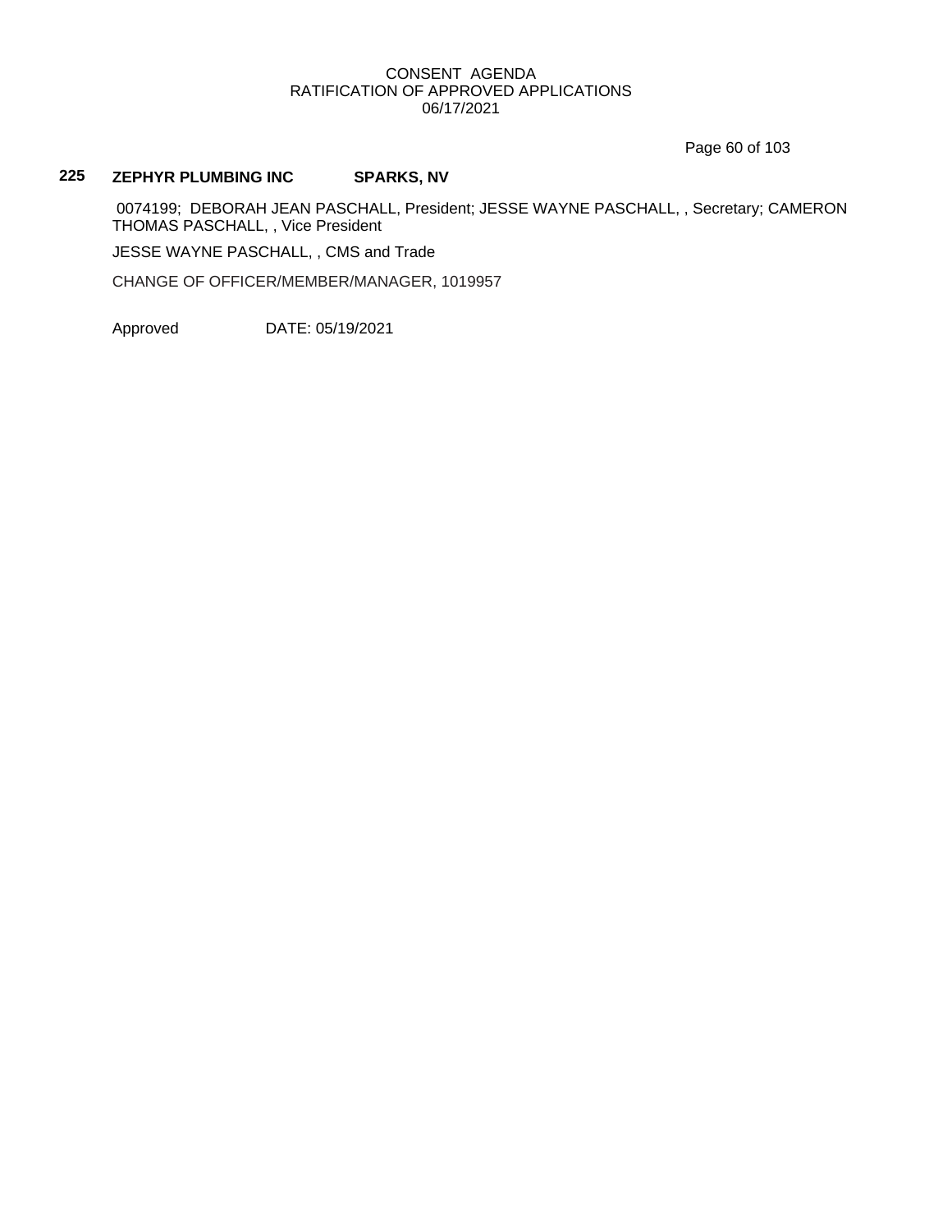**225 ZEPHYR PLUMBING INC SPARKS, NV**

0074199; DEBORAH JEAN PASCHALL, President; JESSE WAYNE PASCHALL, , Secretary; CAMERON THOMAS PASCHALL, , Vice President

JESSE WAYNE PASCHALL, , CMS and Trade

CHANGE OF OFFICER/MEMBER/MANAGER, 1019957

Approved DATE: 05/19/2021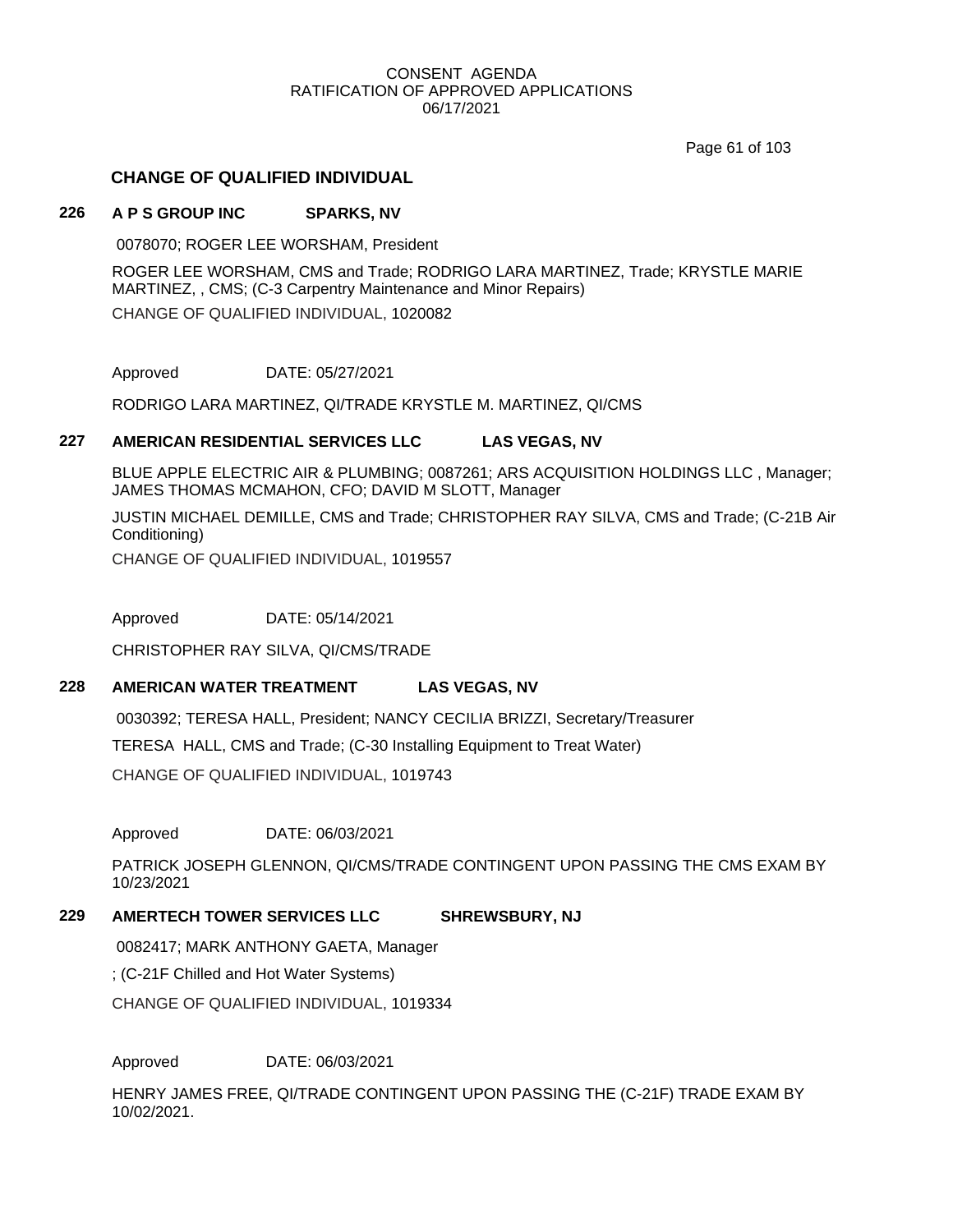CONSENT AGENDA
RATIFICATION OF APPROVED APPLICATIONS
06/17/2021

## CHANGE OF QUALIFIED INDIVIDUAL

### 226 A P S GROUP INC SPARKS, NV

0078070; ROGER LEE WORSHAM, President

ROGER LEE WORSHAM, CMS and Trade; RODRIGO LARA MARTINEZ, Trade; KRYSTLE MARIE MARTINEZ, , CMS; (C-3 Carpentry Maintenance and Minor Repairs)

CHANGE OF QUALIFIED INDIVIDUAL, 1020082

Approved DATE: 05/27/2021

RODRIGO LARA MARTINEZ, QI/TRADE KRYSTLE M. MARTINEZ, QI/CMS

### 227 AMERICAN RESIDENTIAL SERVICES LLC LAS VEGAS, NV

BLUE APPLE ELECTRIC AIR & PLUMBING; 0087261; ARS ACQUISITION HOLDINGS LLC , Manager; JAMES THOMAS MCMAHON, CFO; DAVID M SLOTT, Manager

JUSTIN MICHAEL DEMILLE, CMS and Trade; CHRISTOPHER RAY SILVA, CMS and Trade; (C-21B Air Conditioning)

CHANGE OF QUALIFIED INDIVIDUAL, 1019557

Approved DATE: 05/14/2021

CHRISTOPHER RAY SILVA, QI/CMS/TRADE

### 228 AMERICAN WATER TREATMENT LAS VEGAS, NV

0030392; TERESA HALL, President; NANCY CECILIA BRIZZI, Secretary/Treasurer

TERESA HALL, CMS and Trade; (C-30 Installing Equipment to Treat Water)

CHANGE OF QUALIFIED INDIVIDUAL, 1019743

Approved DATE: 06/03/2021

PATRICK JOSEPH GLENNON, QI/CMS/TRADE CONTINGENT UPON PASSING THE CMS EXAM BY 10/23/2021

### 229 AMERTECH TOWER SERVICES LLC SHREWSBURY, NJ

0082417; MARK ANTHONY GAETA, Manager

; (C-21F Chilled and Hot Water Systems)

CHANGE OF QUALIFIED INDIVIDUAL, 1019334

Approved DATE: 06/03/2021

HENRY JAMES FREE, QI/TRADE CONTINGENT UPON PASSING THE (C-21F) TRADE EXAM BY 10/02/2021.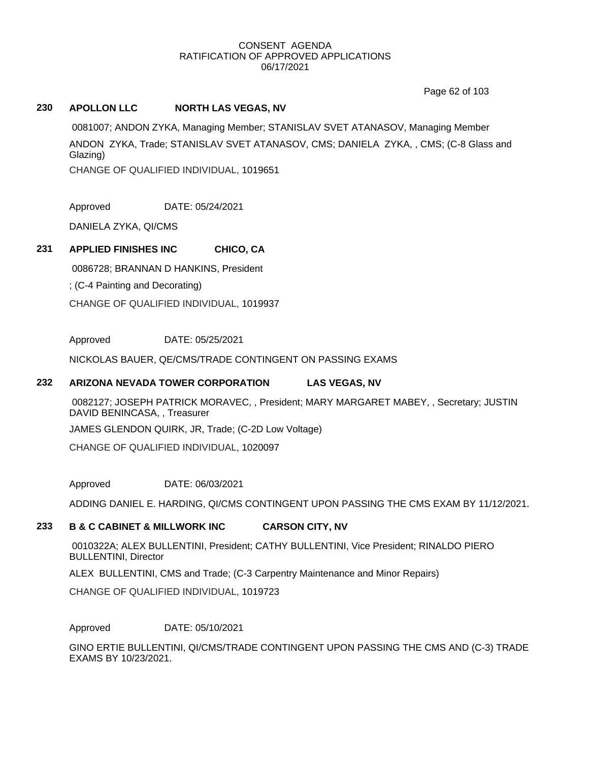CONSENT AGENDA
RATIFICATION OF APPROVED APPLICATIONS
06/17/2021

### 230 APOLLON LLC NORTH LAS VEGAS, NV

0081007; ANDON ZYKA, Managing Member; STANISLAV SVET ATANASOV, Managing Member

ANDON ZYKA, Trade; STANISLAV SVET ATANASOV, CMS; DANIELA ZYKA, , CMS; (C-8 Glass and Glazing)

CHANGE OF QUALIFIED INDIVIDUAL, 1019651

Approved DATE: 05/24/2021

DANIELA ZYKA, QI/CMS

### 231 APPLIED FINISHES INC CHICO, CA

0086728; BRANNAN D HANKINS, President

; (C-4 Painting and Decorating)

CHANGE OF QUALIFIED INDIVIDUAL, 1019937

Approved DATE: 05/25/2021

NICKOLAS BAUER, QE/CMS/TRADE CONTINGENT ON PASSING EXAMS

### 232 ARIZONA NEVADA TOWER CORPORATION LAS VEGAS, NV

0082127; JOSEPH PATRICK MORAVEC, , President; MARY MARGARET MABEY, , Secretary; JUSTIN DAVID BENINCASA, , Treasurer

JAMES GLENDON QUIRK, JR, Trade; (C-2D Low Voltage)

CHANGE OF QUALIFIED INDIVIDUAL, 1020097

Approved DATE: 06/03/2021

ADDING DANIEL E. HARDING, QI/CMS CONTINGENT UPON PASSING THE CMS EXAM BY 11/12/2021.

### 233 B & C CABINET & MILLWORK INC CARSON CITY, NV

0010322A; ALEX BULLENTINI, President; CATHY BULLENTINI, Vice President; RINALDO PIERO BULLENTINI, Director

ALEX BULLENTINI, CMS and Trade; (C-3 Carpentry Maintenance and Minor Repairs)

CHANGE OF QUALIFIED INDIVIDUAL, 1019723

Approved DATE: 05/10/2021

GINO ERTIE BULLENTINI, QI/CMS/TRADE CONTINGENT UPON PASSING THE CMS AND (C-3) TRADE EXAMS BY 10/23/2021.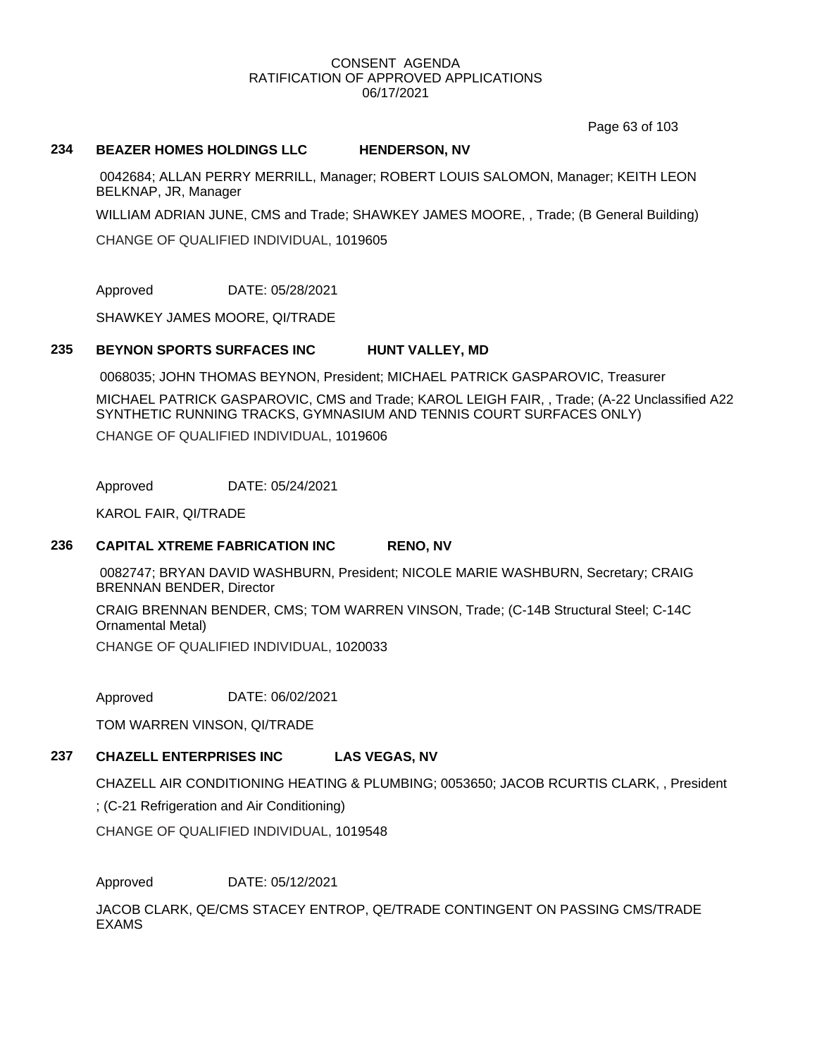CONSENT AGENDA
RATIFICATION OF APPROVED APPLICATIONS
06/17/2021

**234 BEAZER HOMES HOLDINGS LLC HENDERSON, NV**

0042684; ALLAN PERRY MERRILL, Manager; ROBERT LOUIS SALOMON, Manager; KEITH LEON BELKNAP, JR, Manager

WILLIAM ADRIAN JUNE, CMS and Trade; SHAWKEY JAMES MOORE, , Trade; (B General Building)

CHANGE OF QUALIFIED INDIVIDUAL, 1019605

Approved DATE: 05/28/2021

SHAWKEY JAMES MOORE, QI/TRADE

**235 BEYNON SPORTS SURFACES INC HUNT VALLEY, MD**

0068035; JOHN THOMAS BEYNON, President; MICHAEL PATRICK GASPAROVIC, Treasurer

MICHAEL PATRICK GASPAROVIC, CMS and Trade; KAROL LEIGH FAIR, , Trade; (A-22 Unclassified A22 SYNTHETIC RUNNING TRACKS, GYMNASIUM AND TENNIS COURT SURFACES ONLY)

CHANGE OF QUALIFIED INDIVIDUAL, 1019606

Approved DATE: 05/24/2021

KAROL FAIR, QI/TRADE

**236 CAPITAL XTREME FABRICATION INC RENO, NV**

0082747; BRYAN DAVID WASHBURN, President; NICOLE MARIE WASHBURN, Secretary; CRAIG BRENNAN BENDER, Director

CRAIG BRENNAN BENDER, CMS; TOM WARREN VINSON, Trade; (C-14B Structural Steel; C-14C Ornamental Metal)

CHANGE OF QUALIFIED INDIVIDUAL, 1020033

Approved DATE: 06/02/2021

TOM WARREN VINSON, QI/TRADE

**237 CHAZELL ENTERPRISES INC LAS VEGAS, NV**

CHAZELL AIR CONDITIONING HEATING & PLUMBING; 0053650; JACOB RCURTIS CLARK, , President

; (C-21 Refrigeration and Air Conditioning)

CHANGE OF QUALIFIED INDIVIDUAL, 1019548

Approved DATE: 05/12/2021

JACOB CLARK, QE/CMS STACEY ENTROP, QE/TRADE CONTINGENT ON PASSING CMS/TRADE EXAMS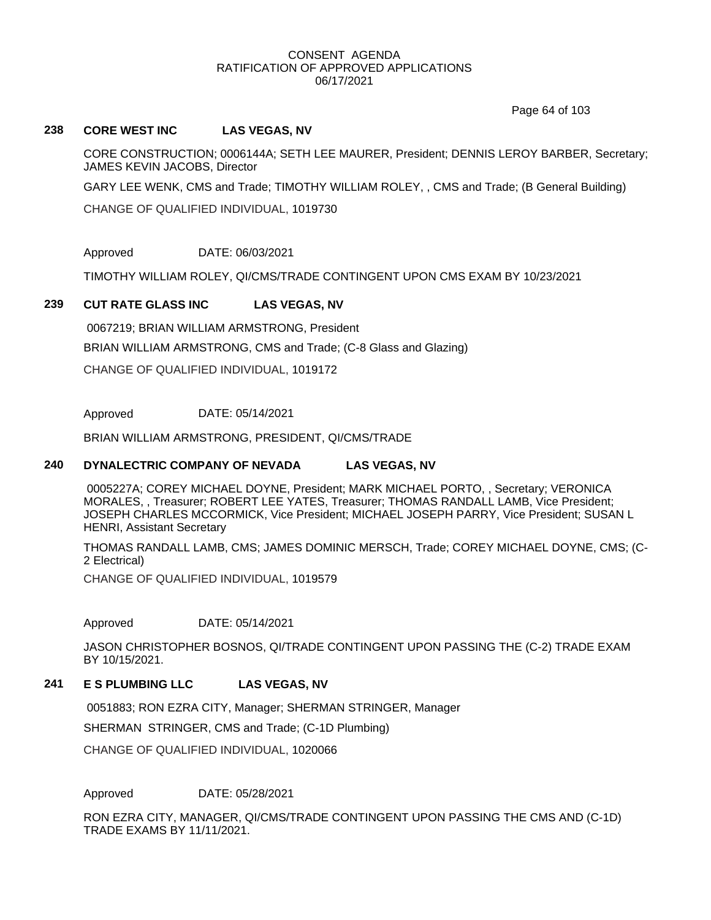### 238 CORE WEST INC LAS VEGAS, NV

CORE CONSTRUCTION; 0006144A; SETH LEE MAURER, President; DENNIS LEROY BARBER, Secretary; JAMES KEVIN JACOBS, Director

GARY LEE WENK, CMS and Trade; TIMOTHY WILLIAM ROLEY, , CMS and Trade; (B General Building)

CHANGE OF QUALIFIED INDIVIDUAL, 1019730

Approved DATE: 06/03/2021

TIMOTHY WILLIAM ROLEY, QI/CMS/TRADE CONTINGENT UPON CMS EXAM BY 10/23/2021

### 239 CUT RATE GLASS INC LAS VEGAS, NV

0067219; BRIAN WILLIAM ARMSTRONG, President

BRIAN WILLIAM ARMSTRONG, CMS and Trade; (C-8 Glass and Glazing)

CHANGE OF QUALIFIED INDIVIDUAL, 1019172

Approved DATE: 05/14/2021

BRIAN WILLIAM ARMSTRONG, PRESIDENT, QI/CMS/TRADE

### 240 DYNALECTRIC COMPANY OF NEVADA LAS VEGAS, NV

0005227A; COREY MICHAEL DOYNE, President; MARK MICHAEL PORTO, , Secretary; VERONICA MORALES, , Treasurer; ROBERT LEE YATES, Treasurer; THOMAS RANDALL LAMB, Vice President; JOSEPH CHARLES MCCORMICK, Vice President; MICHAEL JOSEPH PARRY, Vice President; SUSAN L HENRI, Assistant Secretary

THOMAS RANDALL LAMB, CMS; JAMES DOMINIC MERSCH, Trade; COREY MICHAEL DOYNE, CMS; (C-2 Electrical)

CHANGE OF QUALIFIED INDIVIDUAL, 1019579

Approved DATE: 05/14/2021

JASON CHRISTOPHER BOSNOS, QI/TRADE CONTINGENT UPON PASSING THE (C-2) TRADE EXAM BY 10/15/2021.

### 241 E S PLUMBING LLC LAS VEGAS, NV

0051883; RON EZRA CITY, Manager; SHERMAN STRINGER, Manager

SHERMAN STRINGER, CMS and Trade; (C-1D Plumbing)

CHANGE OF QUALIFIED INDIVIDUAL, 1020066

Approved DATE: 05/28/2021

RON EZRA CITY, MANAGER, QI/CMS/TRADE CONTINGENT UPON PASSING THE CMS AND (C-1D) TRADE EXAMS BY 11/11/2021.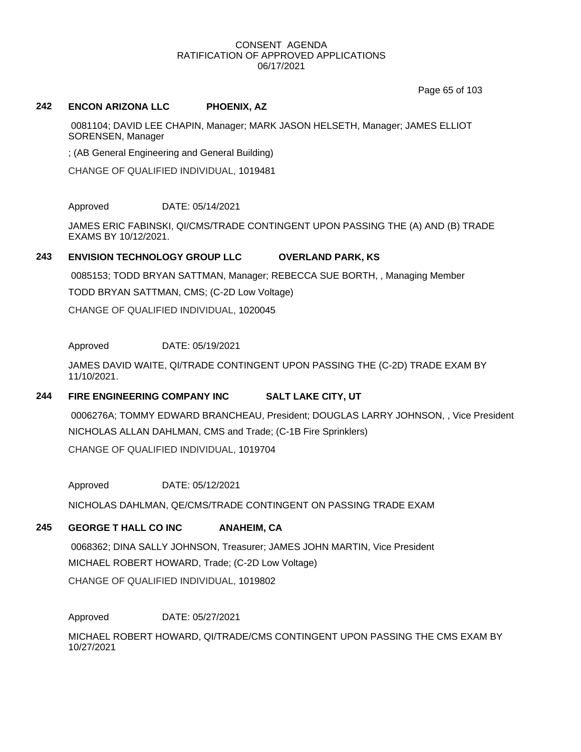CONSENT AGENDA
RATIFICATION OF APPROVED APPLICATIONS
06/17/2021

### 242 ENCON ARIZONA LLC PHOENIX, AZ

0081104; DAVID LEE CHAPIN, Manager; MARK JASON HELSETH, Manager; JAMES ELLIOT SORENSEN, Manager

; (AB General Engineering and General Building)

CHANGE OF QUALIFIED INDIVIDUAL, 1019481

Approved DATE: 05/14/2021

JAMES ERIC FABINSKI, QI/CMS/TRADE CONTINGENT UPON PASSING THE (A) AND (B) TRADE EXAMS BY 10/12/2021.

### 243 ENVISION TECHNOLOGY GROUP LLC OVERLAND PARK, KS

0085153; TODD BRYAN SATTMAN, Manager; REBECCA SUE BORTH, , Managing Member

TODD BRYAN SATTMAN, CMS; (C-2D Low Voltage)

CHANGE OF QUALIFIED INDIVIDUAL, 1020045

Approved DATE: 05/19/2021

JAMES DAVID WAITE, QI/TRADE CONTINGENT UPON PASSING THE (C-2D) TRADE EXAM BY 11/10/2021.

### 244 FIRE ENGINEERING COMPANY INC SALT LAKE CITY, UT

0006276A; TOMMY EDWARD BRANCHEAU, President; DOUGLAS LARRY JOHNSON, , Vice President

NICHOLAS ALLAN DAHLMAN, CMS and Trade; (C-1B Fire Sprinklers)

CHANGE OF QUALIFIED INDIVIDUAL, 1019704

Approved DATE: 05/12/2021

NICHOLAS DAHLMAN, QE/CMS/TRADE CONTINGENT ON PASSING TRADE EXAM

### 245 GEORGE T HALL CO INC ANAHEIM, CA

0068362; DINA SALLY JOHNSON, Treasurer; JAMES JOHN MARTIN, Vice President

MICHAEL ROBERT HOWARD, Trade; (C-2D Low Voltage)

CHANGE OF QUALIFIED INDIVIDUAL, 1019802

Approved DATE: 05/27/2021

MICHAEL ROBERT HOWARD, QI/TRADE/CMS CONTINGENT UPON PASSING THE CMS EXAM BY 10/27/2021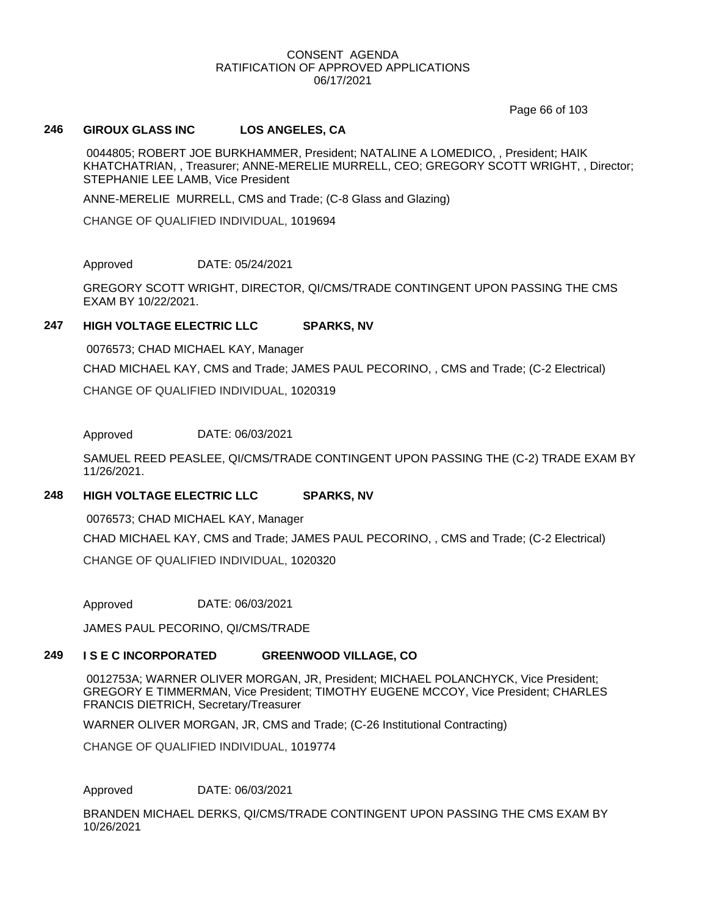CONSENT AGENDA
RATIFICATION OF APPROVED APPLICATIONS
06/17/2021

## 246 GIROUX GLASS INC LOS ANGELES, CA

0044805; ROBERT JOE BURKHAMMER, President; NATALINE A LOMEDICO, , President; HAIK KHATCHATRIAN, , Treasurer; ANNE-MERELIE MURRELL, CEO; GREGORY SCOTT WRIGHT, , Director; STEPHANIE LEE LAMB, Vice President

ANNE-MERELIE MURRELL, CMS and Trade; (C-8 Glass and Glazing)

CHANGE OF QUALIFIED INDIVIDUAL, 1019694

Approved DATE: 05/24/2021

GREGORY SCOTT WRIGHT, DIRECTOR, QI/CMS/TRADE CONTINGENT UPON PASSING THE CMS EXAM BY 10/22/2021.

## 247 HIGH VOLTAGE ELECTRIC LLC SPARKS, NV

0076573; CHAD MICHAEL KAY, Manager

CHAD MICHAEL KAY, CMS and Trade; JAMES PAUL PECORINO, , CMS and Trade; (C-2 Electrical)

CHANGE OF QUALIFIED INDIVIDUAL, 1020319

Approved DATE: 06/03/2021

SAMUEL REED PEASLEE, QI/CMS/TRADE CONTINGENT UPON PASSING THE (C-2) TRADE EXAM BY 11/26/2021.

## 248 HIGH VOLTAGE ELECTRIC LLC SPARKS, NV

0076573; CHAD MICHAEL KAY, Manager

CHAD MICHAEL KAY, CMS and Trade; JAMES PAUL PECORINO, , CMS and Trade; (C-2 Electrical)

CHANGE OF QUALIFIED INDIVIDUAL, 1020320

Approved DATE: 06/03/2021

JAMES PAUL PECORINO, QI/CMS/TRADE

## 249 I S E C INCORPORATED GREENWOOD VILLAGE, CO

0012753A; WARNER OLIVER MORGAN, JR, President; MICHAEL POLANCHYCK, Vice President; GREGORY E TIMMERMAN, Vice President; TIMOTHY EUGENE MCCOY, Vice President; CHARLES FRANCIS DIETRICH, Secretary/Treasurer

WARNER OLIVER MORGAN, JR, CMS and Trade; (C-26 Institutional Contracting)

CHANGE OF QUALIFIED INDIVIDUAL, 1019774

Approved DATE: 06/03/2021

BRANDEN MICHAEL DERKS, QI/CMS/TRADE CONTINGENT UPON PASSING THE CMS EXAM BY 10/26/2021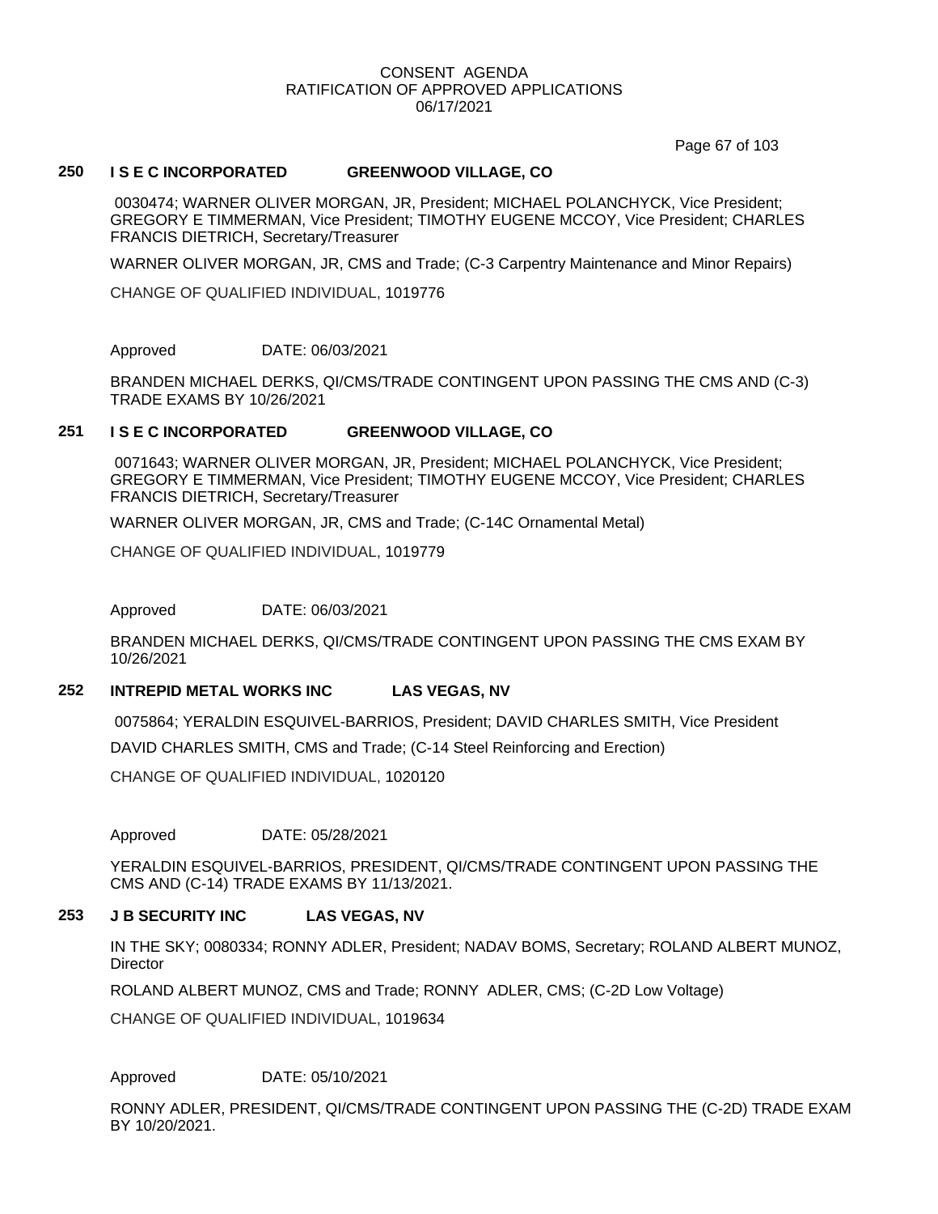CONSENT AGENDA
RATIFICATION OF APPROVED APPLICATIONS
06/17/2021

**250 I S E C INCORPORATED GREENWOOD VILLAGE, CO**

0030474; WARNER OLIVER MORGAN, JR, President; MICHAEL POLANCHYCK, Vice President; GREGORY E TIMMERMAN, Vice President; TIMOTHY EUGENE MCCOY, Vice President; CHARLES FRANCIS DIETRICH, Secretary/Treasurer

WARNER OLIVER MORGAN, JR, CMS and Trade; (C-3 Carpentry Maintenance and Minor Repairs)

CHANGE OF QUALIFIED INDIVIDUAL, 1019776

Approved DATE: 06/03/2021

BRANDEN MICHAEL DERKS, QI/CMS/TRADE CONTINGENT UPON PASSING THE CMS AND (C-3) TRADE EXAMS BY 10/26/2021

**251 I S E C INCORPORATED GREENWOOD VILLAGE, CO**

0071643; WARNER OLIVER MORGAN, JR, President; MICHAEL POLANCHYCK, Vice President; GREGORY E TIMMERMAN, Vice President; TIMOTHY EUGENE MCCOY, Vice President; CHARLES FRANCIS DIETRICH, Secretary/Treasurer

WARNER OLIVER MORGAN, JR, CMS and Trade; (C-14C Ornamental Metal)

CHANGE OF QUALIFIED INDIVIDUAL, 1019779

Approved DATE: 06/03/2021

BRANDEN MICHAEL DERKS, QI/CMS/TRADE CONTINGENT UPON PASSING THE CMS EXAM BY 10/26/2021

**252 INTREPID METAL WORKS INC LAS VEGAS, NV**

0075864; YERALDIN ESQUIVEL-BARRIOS, President; DAVID CHARLES SMITH, Vice President

DAVID CHARLES SMITH, CMS and Trade; (C-14 Steel Reinforcing and Erection)

CHANGE OF QUALIFIED INDIVIDUAL, 1020120

Approved DATE: 05/28/2021

YERALDIN ESQUIVEL-BARRIOS, PRESIDENT, QI/CMS/TRADE CONTINGENT UPON PASSING THE CMS AND (C-14) TRADE EXAMS BY 11/13/2021.

**253 J B SECURITY INC LAS VEGAS, NV**

IN THE SKY; 0080334; RONNY ADLER, President; NADAV BOMS, Secretary; ROLAND ALBERT MUNOZ, Director

ROLAND ALBERT MUNOZ, CMS and Trade; RONNY ADLER, CMS; (C-2D Low Voltage)

CHANGE OF QUALIFIED INDIVIDUAL, 1019634

Approved DATE: 05/10/2021

RONNY ADLER, PRESIDENT, QI/CMS/TRADE CONTINGENT UPON PASSING THE (C-2D) TRADE EXAM BY 10/20/2021.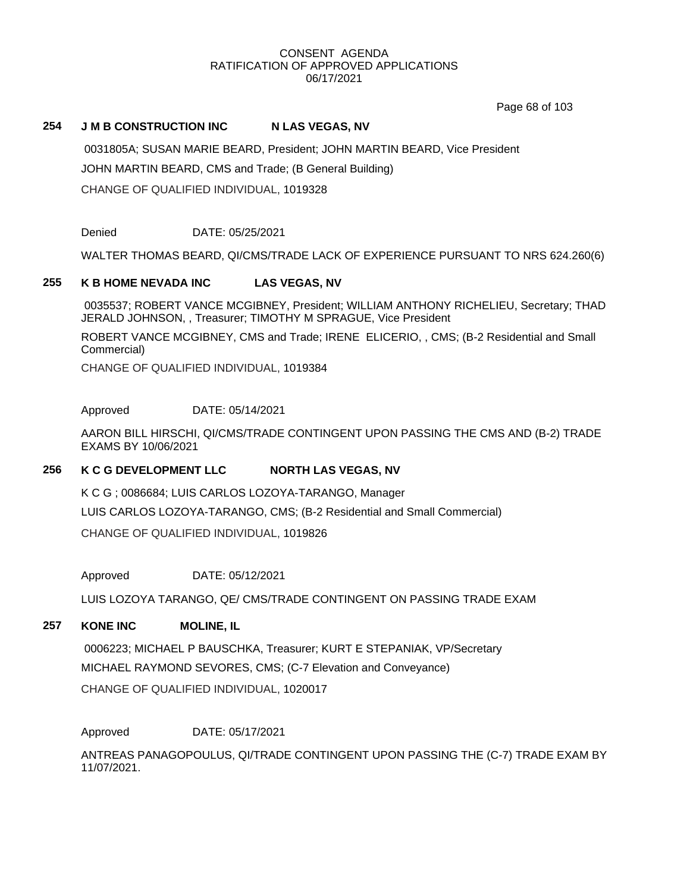CONSENT AGENDA
RATIFICATION OF APPROVED APPLICATIONS
06/17/2021

**254 J M B CONSTRUCTION INC N LAS VEGAS, NV**

0031805A; SUSAN MARIE BEARD, President; JOHN MARTIN BEARD, Vice President

JOHN MARTIN BEARD, CMS and Trade; (B General Building)

CHANGE OF QUALIFIED INDIVIDUAL, 1019328

Denied DATE: 05/25/2021

WALTER THOMAS BEARD, QI/CMS/TRADE LACK OF EXPERIENCE PURSUANT TO NRS 624.260(6)

**255 K B HOME NEVADA INC LAS VEGAS, NV**

0035537; ROBERT VANCE MCGIBNEY, President; WILLIAM ANTHONY RICHELIEU, Secretary; THAD JERALD JOHNSON, , Treasurer; TIMOTHY M SPRAGUE, Vice President

ROBERT VANCE MCGIBNEY, CMS and Trade; IRENE ELICERIO, , CMS; (B-2 Residential and Small Commercial)

CHANGE OF QUALIFIED INDIVIDUAL, 1019384

Approved DATE: 05/14/2021

AARON BILL HIRSCHI, QI/CMS/TRADE CONTINGENT UPON PASSING THE CMS AND (B-2) TRADE EXAMS BY 10/06/2021

**256 K C G DEVELOPMENT LLC NORTH LAS VEGAS, NV**

K C G ; 0086684; LUIS CARLOS LOZOYA-TARANGO, Manager

LUIS CARLOS LOZOYA-TARANGO, CMS; (B-2 Residential and Small Commercial)

CHANGE OF QUALIFIED INDIVIDUAL, 1019826

Approved DATE: 05/12/2021

LUIS LOZOYA TARANGO, QE/ CMS/TRADE CONTINGENT ON PASSING TRADE EXAM

**257 KONE INC MOLINE, IL**

0006223; MICHAEL P BAUSCHKA, Treasurer; KURT E STEPANIAK, VP/Secretary

MICHAEL RAYMOND SEVORES, CMS; (C-7 Elevation and Conveyance)

CHANGE OF QUALIFIED INDIVIDUAL, 1020017

Approved DATE: 05/17/2021

ANTREAS PANAGOPOULUS, QI/TRADE CONTINGENT UPON PASSING THE (C-7) TRADE EXAM BY 11/07/2021.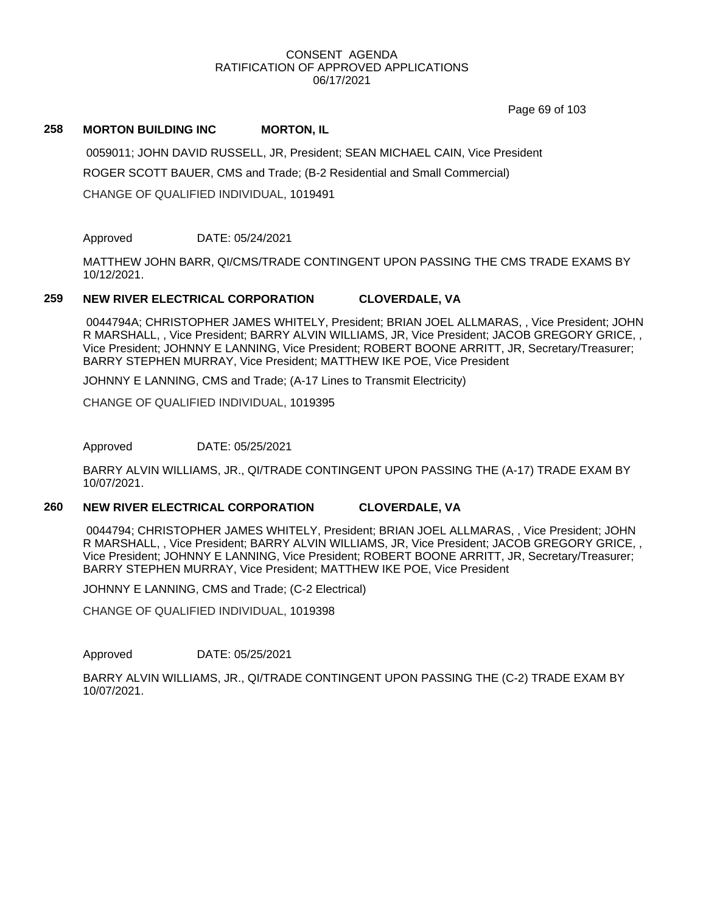CONSENT AGENDA
RATIFICATION OF APPROVED APPLICATIONS
06/17/2021

**258 MORTON BUILDING INC MORTON, IL**

0059011; JOHN DAVID RUSSELL, JR, President; SEAN MICHAEL CAIN, Vice President

ROGER SCOTT BAUER, CMS and Trade; (B-2 Residential and Small Commercial)

CHANGE OF QUALIFIED INDIVIDUAL, 1019491

Approved DATE: 05/24/2021

MATTHEW JOHN BARR, QI/CMS/TRADE CONTINGENT UPON PASSING THE CMS TRADE EXAMS BY 10/12/2021.

**259 NEW RIVER ELECTRICAL CORPORATION CLOVERDALE, VA**

0044794A; CHRISTOPHER JAMES WHITELY, President; BRIAN JOEL ALLMARAS, , Vice President; JOHN R MARSHALL, , Vice President; BARRY ALVIN WILLIAMS, JR, Vice President; JACOB GREGORY GRICE, , Vice President; JOHNNY E LANNING, Vice President; ROBERT BOONE ARRITT, JR, Secretary/Treasurer; BARRY STEPHEN MURRAY, Vice President; MATTHEW IKE POE, Vice President

JOHNNY E LANNING, CMS and Trade; (A-17 Lines to Transmit Electricity)

CHANGE OF QUALIFIED INDIVIDUAL, 1019395

Approved DATE: 05/25/2021

BARRY ALVIN WILLIAMS, JR., QI/TRADE CONTINGENT UPON PASSING THE (A-17) TRADE EXAM BY 10/07/2021.

**260 NEW RIVER ELECTRICAL CORPORATION CLOVERDALE, VA**

0044794; CHRISTOPHER JAMES WHITELY, President; BRIAN JOEL ALLMARAS, , Vice President; JOHN R MARSHALL, , Vice President; BARRY ALVIN WILLIAMS, JR, Vice President; JACOB GREGORY GRICE, , Vice President; JOHNNY E LANNING, Vice President; ROBERT BOONE ARRITT, JR, Secretary/Treasurer; BARRY STEPHEN MURRAY, Vice President; MATTHEW IKE POE, Vice President

JOHNNY E LANNING, CMS and Trade; (C-2 Electrical)

CHANGE OF QUALIFIED INDIVIDUAL, 1019398

Approved DATE: 05/25/2021

BARRY ALVIN WILLIAMS, JR., QI/TRADE CONTINGENT UPON PASSING THE (C-2) TRADE EXAM BY 10/07/2021.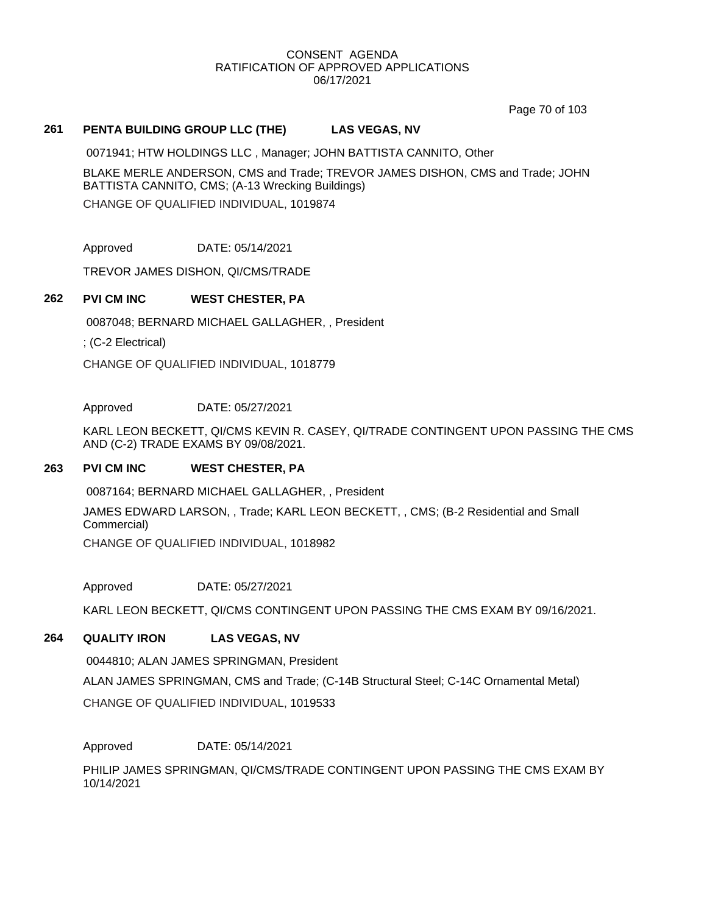CONSENT AGENDA
RATIFICATION OF APPROVED APPLICATIONS
06/17/2021

## 261 PENTA BUILDING GROUP LLC (THE) LAS VEGAS, NV

0071941; HTW HOLDINGS LLC , Manager; JOHN BATTISTA CANNITO, Other

BLAKE MERLE ANDERSON, CMS and Trade; TREVOR JAMES DISHON, CMS and Trade; JOHN BATTISTA CANNITO, CMS; (A-13 Wrecking Buildings)

CHANGE OF QUALIFIED INDIVIDUAL, 1019874

Approved DATE: 05/14/2021

TREVOR JAMES DISHON, QI/CMS/TRADE

## 262 PVI CM INC WEST CHESTER, PA

0087048; BERNARD MICHAEL GALLAGHER, , President

; (C-2 Electrical)

CHANGE OF QUALIFIED INDIVIDUAL, 1018779

Approved DATE: 05/27/2021

KARL LEON BECKETT, QI/CMS KEVIN R. CASEY, QI/TRADE CONTINGENT UPON PASSING THE CMS AND (C-2) TRADE EXAMS BY 09/08/2021.

## 263 PVI CM INC WEST CHESTER, PA

0087164; BERNARD MICHAEL GALLAGHER, , President

JAMES EDWARD LARSON, , Trade; KARL LEON BECKETT, , CMS; (B-2 Residential and Small Commercial)

CHANGE OF QUALIFIED INDIVIDUAL, 1018982

Approved DATE: 05/27/2021

KARL LEON BECKETT, QI/CMS CONTINGENT UPON PASSING THE CMS EXAM BY 09/16/2021.

## 264 QUALITY IRON LAS VEGAS, NV

0044810; ALAN JAMES SPRINGMAN, President

ALAN JAMES SPRINGMAN, CMS and Trade; (C-14B Structural Steel; C-14C Ornamental Metal)

CHANGE OF QUALIFIED INDIVIDUAL, 1019533

Approved DATE: 05/14/2021

PHILIP JAMES SPRINGMAN, QI/CMS/TRADE CONTINGENT UPON PASSING THE CMS EXAM BY 10/14/2021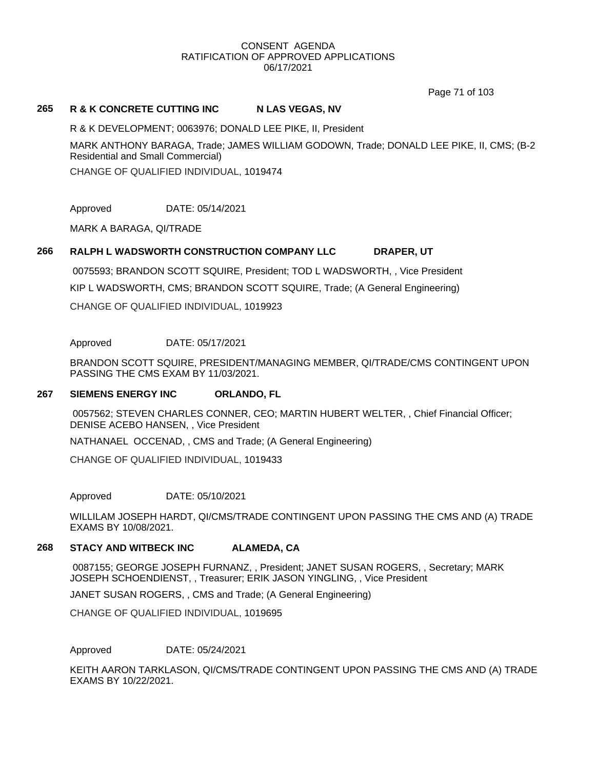CONSENT AGENDA
RATIFICATION OF APPROVED APPLICATIONS
06/17/2021

**265 R & K CONCRETE CUTTING INC N LAS VEGAS, NV**

R & K DEVELOPMENT; 0063976; DONALD LEE PIKE, II, President

MARK ANTHONY BARAGA, Trade; JAMES WILLIAM GODOWN, Trade; DONALD LEE PIKE, II, CMS; (B-2 Residential and Small Commercial)

CHANGE OF QUALIFIED INDIVIDUAL, 1019474

Approved DATE: 05/14/2021

MARK A BARAGA, QI/TRADE

**266 RALPH L WADSWORTH CONSTRUCTION COMPANY LLC DRAPER, UT**

0075593; BRANDON SCOTT SQUIRE, President; TOD L WADSWORTH, , Vice President

KIP L WADSWORTH, CMS; BRANDON SCOTT SQUIRE, Trade; (A General Engineering)

CHANGE OF QUALIFIED INDIVIDUAL, 1019923

Approved DATE: 05/17/2021

BRANDON SCOTT SQUIRE, PRESIDENT/MANAGING MEMBER, QI/TRADE/CMS CONTINGENT UPON PASSING THE CMS EXAM BY 11/03/2021.

**267 SIEMENS ENERGY INC ORLANDO, FL**

0057562; STEVEN CHARLES CONNER, CEO; MARTIN HUBERT WELTER, , Chief Financial Officer; DENISE ACEBO HANSEN, , Vice President

NATHANAEL OCCENAD, , CMS and Trade; (A General Engineering)

CHANGE OF QUALIFIED INDIVIDUAL, 1019433

Approved DATE: 05/10/2021

WILLILAM JOSEPH HARDT, QI/CMS/TRADE CONTINGENT UPON PASSING THE CMS AND (A) TRADE EXAMS BY 10/08/2021.

**268 STACY AND WITBECK INC ALAMEDA, CA**

0087155; GEORGE JOSEPH FURNANZ, , President; JANET SUSAN ROGERS, , Secretary; MARK JOSEPH SCHOENDIENST, , Treasurer; ERIK JASON YINGLING, , Vice President

JANET SUSAN ROGERS, , CMS and Trade; (A General Engineering)

CHANGE OF QUALIFIED INDIVIDUAL, 1019695

Approved DATE: 05/24/2021

KEITH AARON TARKLASON, QI/CMS/TRADE CONTINGENT UPON PASSING THE CMS AND (A) TRADE EXAMS BY 10/22/2021.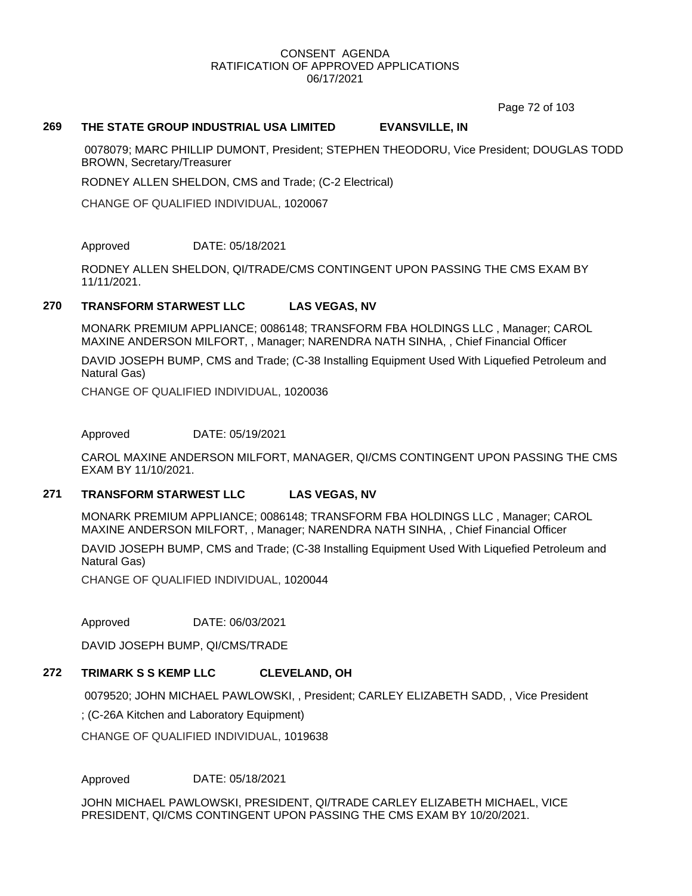CONSENT AGENDA
RATIFICATION OF APPROVED APPLICATIONS
06/17/2021

**269 THE STATE GROUP INDUSTRIAL USA LIMITED EVANSVILLE, IN**

0078079; MARC PHILLIP DUMONT, President; STEPHEN THEODORU, Vice President; DOUGLAS TODD BROWN, Secretary/Treasurer

RODNEY ALLEN SHELDON, CMS and Trade; (C-2 Electrical)

CHANGE OF QUALIFIED INDIVIDUAL, 1020067

Approved DATE: 05/18/2021

RODNEY ALLEN SHELDON, QI/TRADE/CMS CONTINGENT UPON PASSING THE CMS EXAM BY 11/11/2021.

**270 TRANSFORM STARWEST LLC LAS VEGAS, NV**

MONARK PREMIUM APPLIANCE; 0086148; TRANSFORM FBA HOLDINGS LLC , Manager; CAROL MAXINE ANDERSON MILFORT, , Manager; NARENDRA NATH SINHA, , Chief Financial Officer

DAVID JOSEPH BUMP, CMS and Trade; (C-38 Installing Equipment Used With Liquefied Petroleum and Natural Gas)

CHANGE OF QUALIFIED INDIVIDUAL, 1020036

Approved DATE: 05/19/2021

CAROL MAXINE ANDERSON MILFORT, MANAGER, QI/CMS CONTINGENT UPON PASSING THE CMS EXAM BY 11/10/2021.

**271 TRANSFORM STARWEST LLC LAS VEGAS, NV**

MONARK PREMIUM APPLIANCE; 0086148; TRANSFORM FBA HOLDINGS LLC , Manager; CAROL MAXINE ANDERSON MILFORT, , Manager; NARENDRA NATH SINHA, , Chief Financial Officer

DAVID JOSEPH BUMP, CMS and Trade; (C-38 Installing Equipment Used With Liquefied Petroleum and Natural Gas)

CHANGE OF QUALIFIED INDIVIDUAL, 1020044

Approved DATE: 06/03/2021

DAVID JOSEPH BUMP, QI/CMS/TRADE

**272 TRIMARK S S KEMP LLC CLEVELAND, OH**

0079520; JOHN MICHAEL PAWLOWSKI, , President; CARLEY ELIZABETH SADD, , Vice President

; (C-26A Kitchen and Laboratory Equipment)

CHANGE OF QUALIFIED INDIVIDUAL, 1019638

Approved DATE: 05/18/2021

JOHN MICHAEL PAWLOWSKI, PRESIDENT, QI/TRADE CARLEY ELIZABETH MICHAEL, VICE PRESIDENT, QI/CMS CONTINGENT UPON PASSING THE CMS EXAM BY 10/20/2021.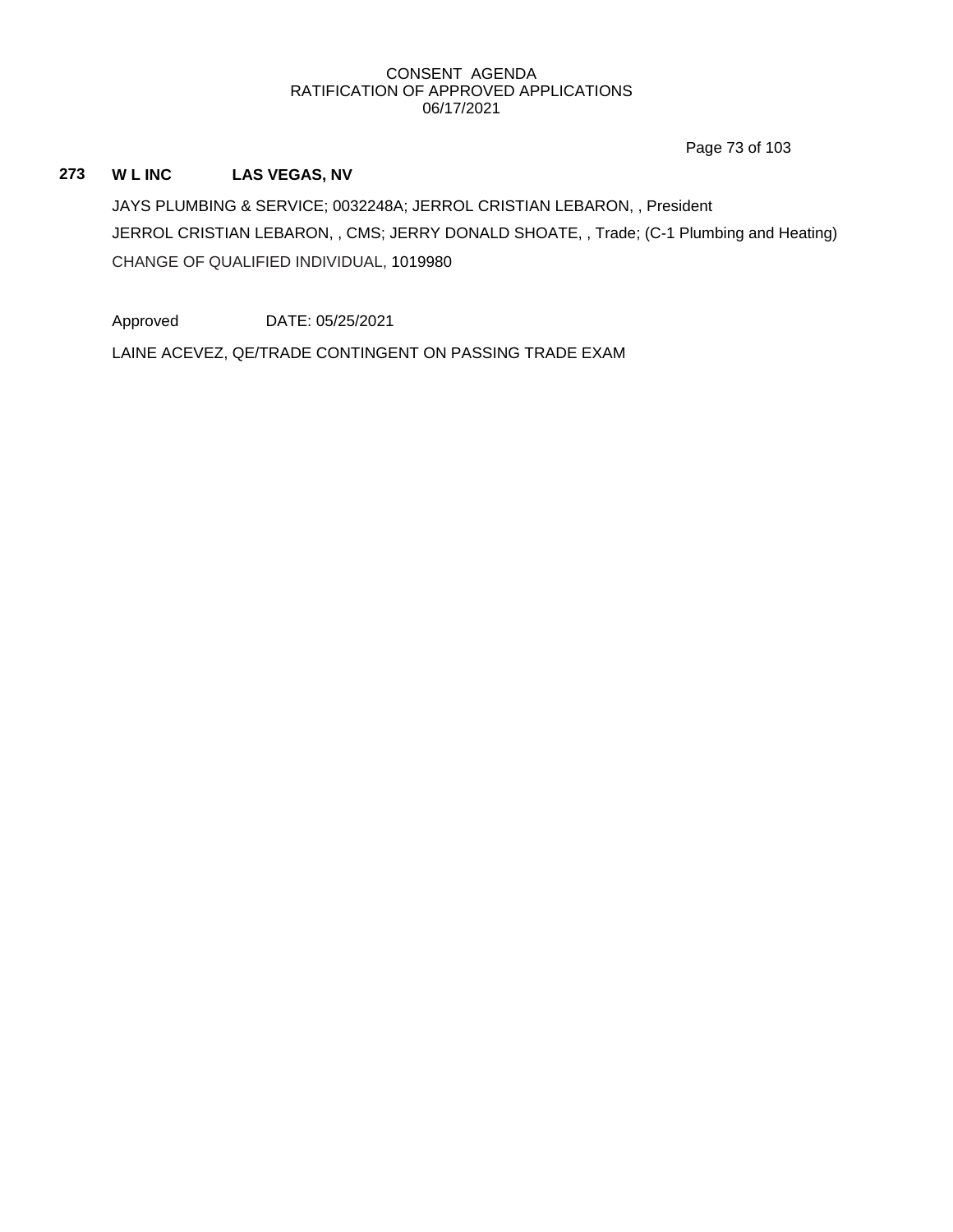CONSENT AGENDA
RATIFICATION OF APPROVED APPLICATIONS
06/17/2021

**273 W L INC LAS VEGAS, NV**

JAYS PLUMBING & SERVICE; 0032248A; JERROL CRISTIAN LEBARON, , President

JERROL CRISTIAN LEBARON, , CMS; JERRY DONALD SHOATE, , Trade; (C-1 Plumbing and Heating)

CHANGE OF QUALIFIED INDIVIDUAL, 1019980

Approved DATE: 05/25/2021

LAINE ACEVEZ, QE/TRADE CONTINGENT ON PASSING TRADE EXAM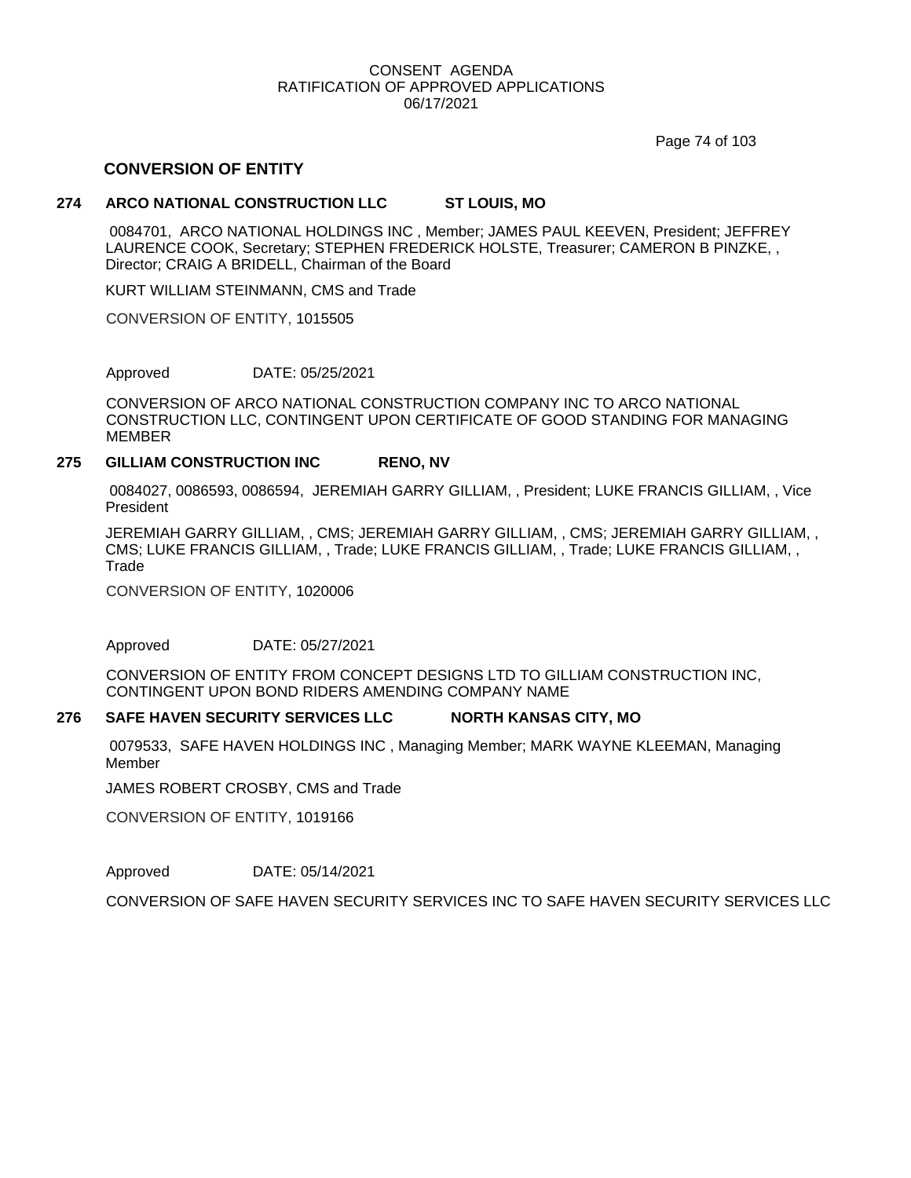CONSENT AGENDA
RATIFICATION OF APPROVED APPLICATIONS
06/17/2021

## CONVERSION OF ENTITY

**274 ARCO NATIONAL CONSTRUCTION LLC ST LOUIS, MO**

0084701, ARCO NATIONAL HOLDINGS INC , Member; JAMES PAUL KEEVEN, President; JEFFREY LAURENCE COOK, Secretary; STEPHEN FREDERICK HOLSTE, Treasurer; CAMERON B PINZKE, , Director; CRAIG A BRIDELL, Chairman of the Board

KURT WILLIAM STEINMANN, CMS and Trade

CONVERSION OF ENTITY, 1015505

Approved DATE: 05/25/2021

CONVERSION OF ARCO NATIONAL CONSTRUCTION COMPANY INC TO ARCO NATIONAL CONSTRUCTION LLC, CONTINGENT UPON CERTIFICATE OF GOOD STANDING FOR MANAGING MEMBER

**275 GILLIAM CONSTRUCTION INC RENO, NV**

0084027, 0086593, 0086594, JEREMIAH GARRY GILLIAM, , President; LUKE FRANCIS GILLIAM, , Vice President

JEREMIAH GARRY GILLIAM, , CMS; JEREMIAH GARRY GILLIAM, , CMS; JEREMIAH GARRY GILLIAM, , CMS; LUKE FRANCIS GILLIAM, , Trade; LUKE FRANCIS GILLIAM, , Trade; LUKE FRANCIS GILLIAM, , Trade

CONVERSION OF ENTITY, 1020006

Approved DATE: 05/27/2021

CONVERSION OF ENTITY FROM CONCEPT DESIGNS LTD TO GILLIAM CONSTRUCTION INC, CONTINGENT UPON BOND RIDERS AMENDING COMPANY NAME

**276 SAFE HAVEN SECURITY SERVICES LLC NORTH KANSAS CITY, MO**

0079533, SAFE HAVEN HOLDINGS INC , Managing Member; MARK WAYNE KLEEMAN, Managing Member

JAMES ROBERT CROSBY, CMS and Trade

CONVERSION OF ENTITY, 1019166

Approved DATE: 05/14/2021

CONVERSION OF SAFE HAVEN SECURITY SERVICES INC TO SAFE HAVEN SECURITY SERVICES LLC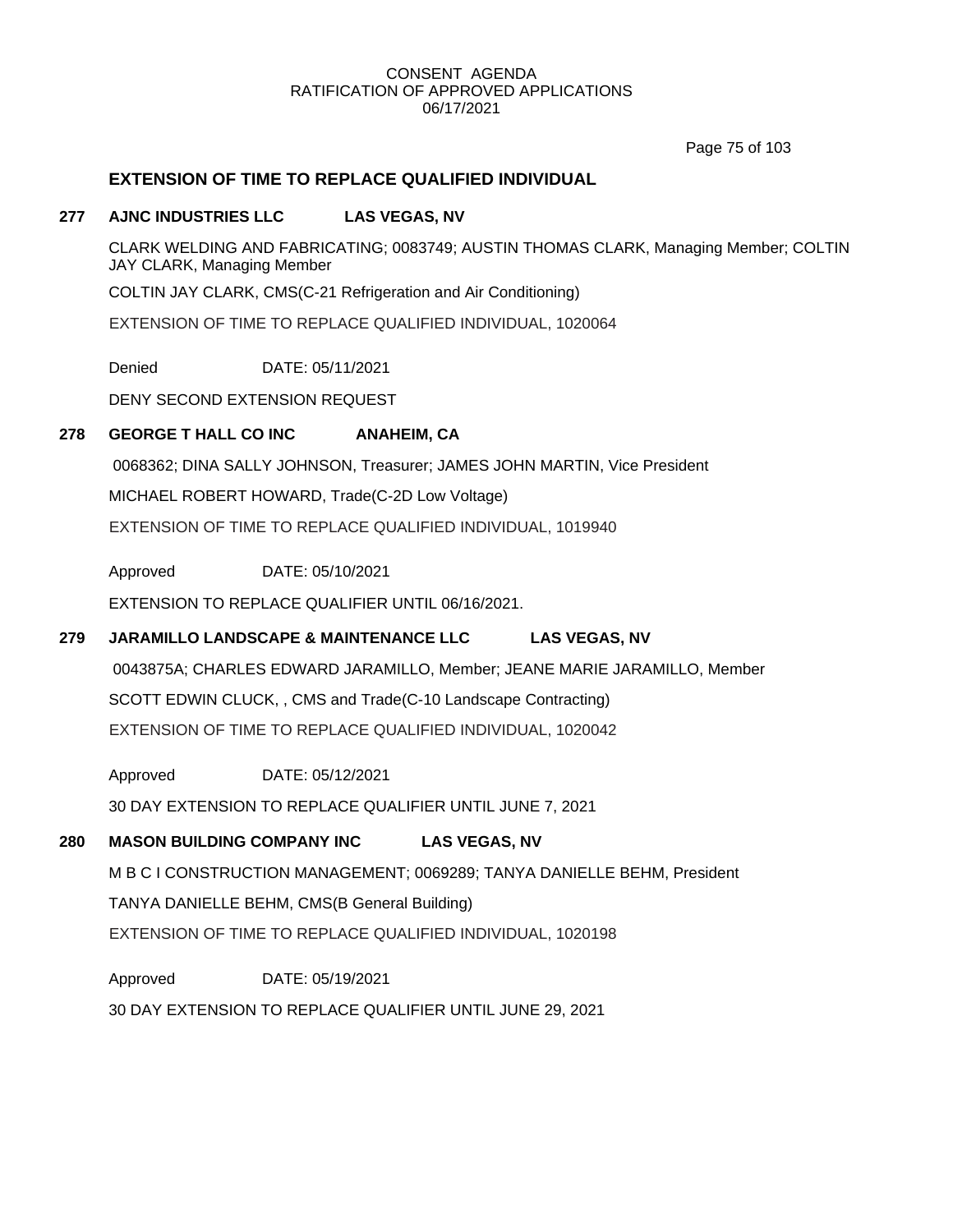CONSENT AGENDA
RATIFICATION OF APPROVED APPLICATIONS
06/17/2021

## EXTENSION OF TIME TO REPLACE QUALIFIED INDIVIDUAL

### 277 AJNC INDUSTRIES LLC LAS VEGAS, NV

CLARK WELDING AND FABRICATING; 0083749; AUSTIN THOMAS CLARK, Managing Member; COLTIN JAY CLARK, Managing Member

COLTIN JAY CLARK, CMS(C-21 Refrigeration and Air Conditioning)

EXTENSION OF TIME TO REPLACE QUALIFIED INDIVIDUAL, 1020064

Denied DATE: 05/11/2021

DENY SECOND EXTENSION REQUEST

### 278 GEORGE T HALL CO INC ANAHEIM, CA

0068362; DINA SALLY JOHNSON, Treasurer; JAMES JOHN MARTIN, Vice President

MICHAEL ROBERT HOWARD, Trade(C-2D Low Voltage)

EXTENSION OF TIME TO REPLACE QUALIFIED INDIVIDUAL, 1019940

Approved DATE: 05/10/2021

EXTENSION TO REPLACE QUALIFIER UNTIL 06/16/2021.

### 279 JARAMILLO LANDSCAPE & MAINTENANCE LLC LAS VEGAS, NV

0043875A; CHARLES EDWARD JARAMILLO, Member; JEANE MARIE JARAMILLO, Member

SCOTT EDWIN CLUCK, , CMS and Trade(C-10 Landscape Contracting)

EXTENSION OF TIME TO REPLACE QUALIFIED INDIVIDUAL, 1020042

Approved DATE: 05/12/2021

30 DAY EXTENSION TO REPLACE QUALIFIER UNTIL JUNE 7, 2021

### 280 MASON BUILDING COMPANY INC LAS VEGAS, NV

M B C I CONSTRUCTION MANAGEMENT; 0069289; TANYA DANIELLE BEHM, President

TANYA DANIELLE BEHM, CMS(B General Building)

EXTENSION OF TIME TO REPLACE QUALIFIED INDIVIDUAL, 1020198

Approved DATE: 05/19/2021

30 DAY EXTENSION TO REPLACE QUALIFIER UNTIL JUNE 29, 2021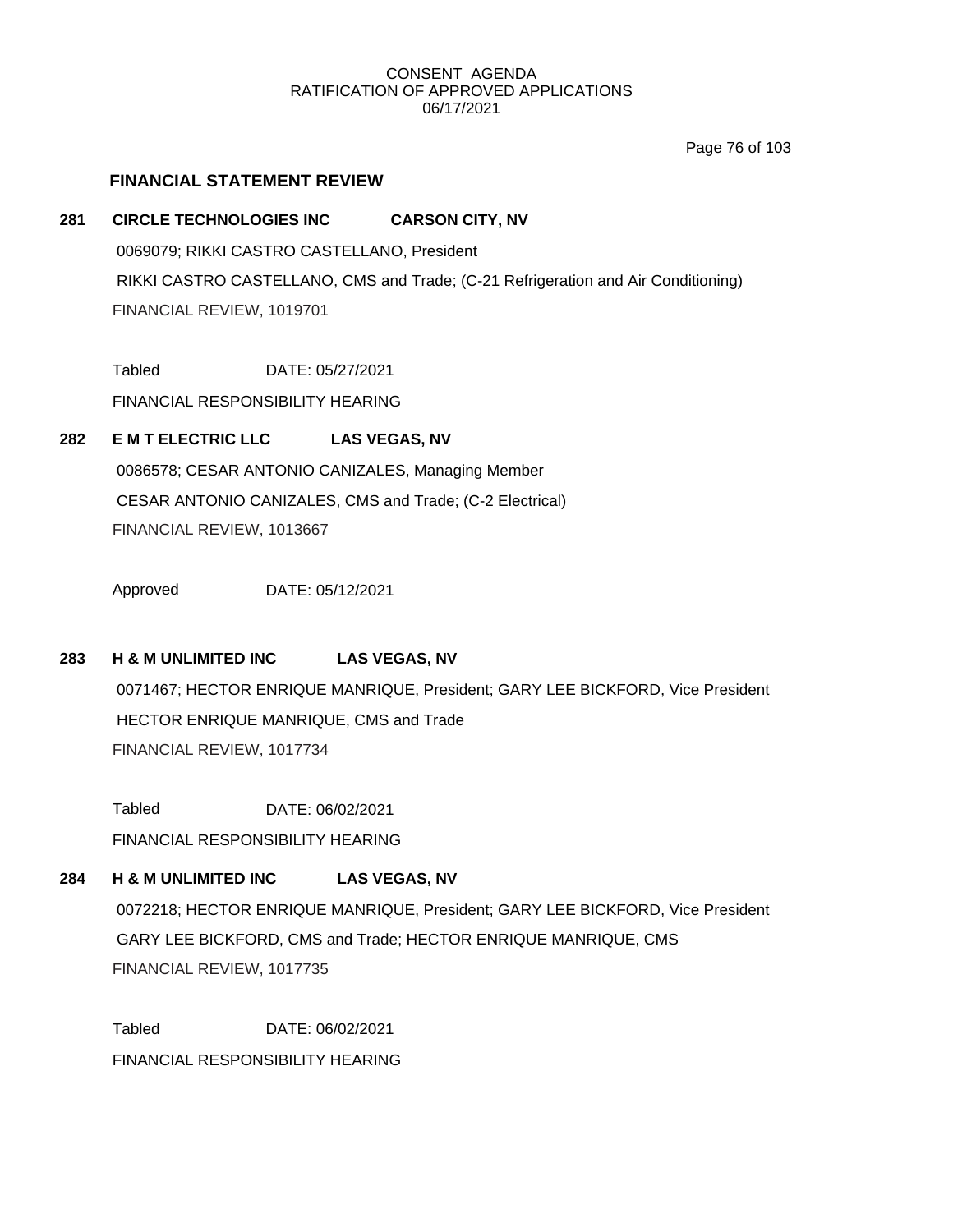CONSENT AGENDA
RATIFICATION OF APPROVED APPLICATIONS
06/17/2021

## FINANCIAL STATEMENT REVIEW

**281 CIRCLE TECHNOLOGIES INC CARSON CITY, NV**

0069079; RIKKI CASTRO CASTELLANO, President
RIKKI CASTRO CASTELLANO, CMS and Trade; (C-21 Refrigeration and Air Conditioning)
FINANCIAL REVIEW, 1019701

Tabled DATE: 05/27/2021
FINANCIAL RESPONSIBILITY HEARING

**282 E M T ELECTRIC LLC LAS VEGAS, NV**

0086578; CESAR ANTONIO CANIZALES, Managing Member
CESAR ANTONIO CANIZALES, CMS and Trade; (C-2 Electrical)
FINANCIAL REVIEW, 1013667

Approved DATE: 05/12/2021

**283 H & M UNLIMITED INC LAS VEGAS, NV**

0071467; HECTOR ENRIQUE MANRIQUE, President; GARY LEE BICKFORD, Vice President
HECTOR ENRIQUE MANRIQUE, CMS and Trade
FINANCIAL REVIEW, 1017734

Tabled DATE: 06/02/2021
FINANCIAL RESPONSIBILITY HEARING

**284 H & M UNLIMITED INC LAS VEGAS, NV**

0072218; HECTOR ENRIQUE MANRIQUE, President; GARY LEE BICKFORD, Vice President
GARY LEE BICKFORD, CMS and Trade; HECTOR ENRIQUE MANRIQUE, CMS
FINANCIAL REVIEW, 1017735

Tabled DATE: 06/02/2021
FINANCIAL RESPONSIBILITY HEARING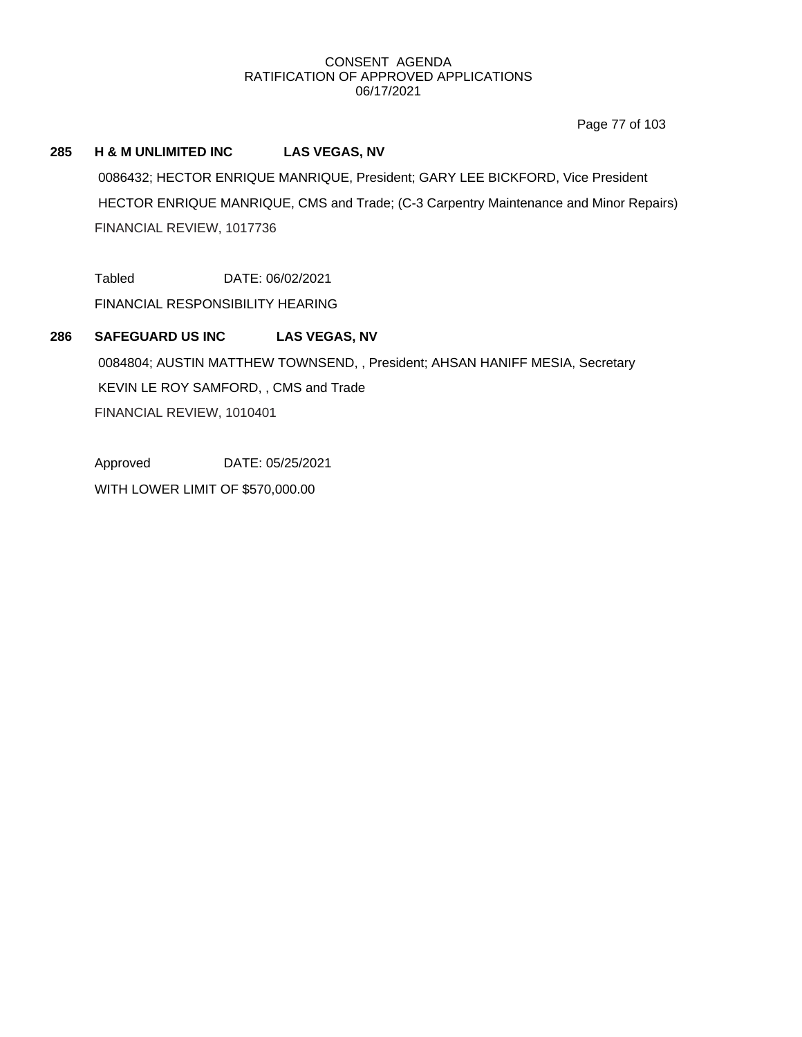**285 H & M UNLIMITED INC LAS VEGAS, NV**

0086432; HECTOR ENRIQUE MANRIQUE, President; GARY LEE BICKFORD, Vice President

HECTOR ENRIQUE MANRIQUE, CMS and Trade; (C-3 Carpentry Maintenance and Minor Repairs)

FINANCIAL REVIEW, 1017736

Tabled DATE: 06/02/2021

FINANCIAL RESPONSIBILITY HEARING

**286 SAFEGUARD US INC LAS VEGAS, NV**

0084804; AUSTIN MATTHEW TOWNSEND, , President; AHSAN HANIFF MESIA, Secretary

KEVIN LE ROY SAMFORD, , CMS and Trade

FINANCIAL REVIEW, 1010401

Approved DATE: 05/25/2021

WITH LOWER LIMIT OF $570,000.00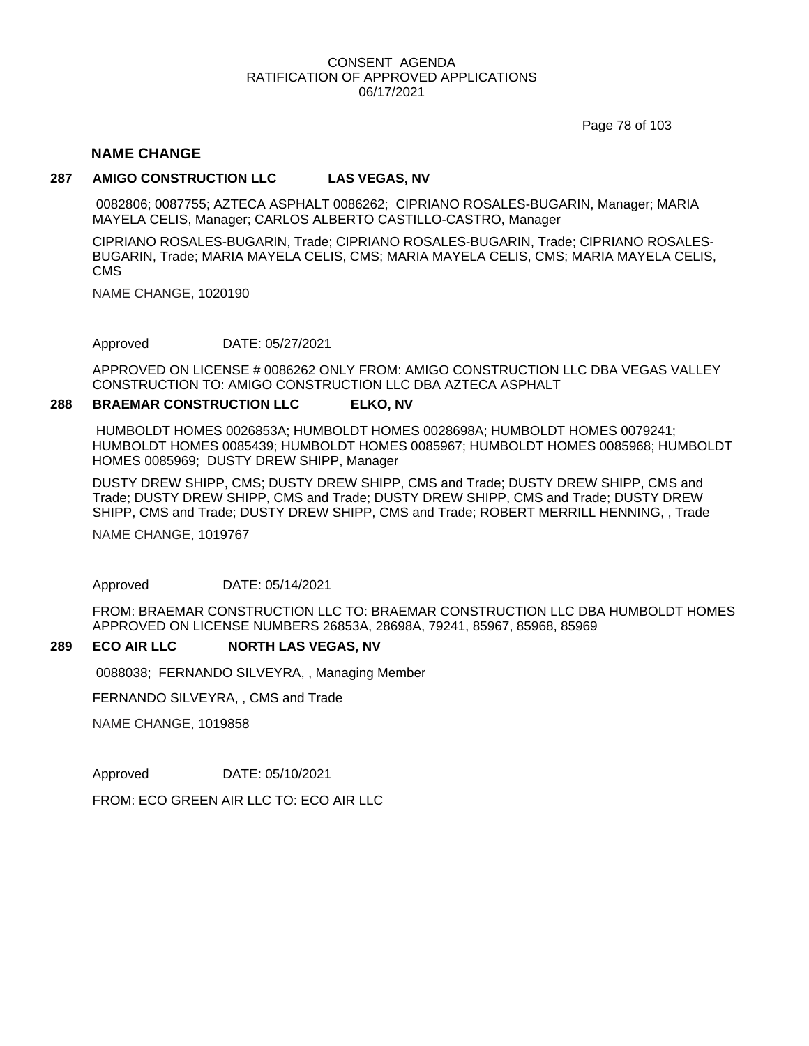CONSENT AGENDA
RATIFICATION OF APPROVED APPLICATIONS
06/17/2021

## NAME CHANGE

**287 AMIGO CONSTRUCTION LLC LAS VEGAS, NV**

0082806; 0087755; AZTECA ASPHALT 0086262; CIPRIANO ROSALES-BUGARIN, Manager; MARIA MAYELA CELIS, Manager; CARLOS ALBERTO CASTILLO-CASTRO, Manager

CIPRIANO ROSALES-BUGARIN, Trade; CIPRIANO ROSALES-BUGARIN, Trade; CIPRIANO ROSALES-BUGARIN, Trade; MARIA MAYELA CELIS, CMS; MARIA MAYELA CELIS, CMS; MARIA MAYELA CELIS, CMS

NAME CHANGE, 1020190

Approved DATE: 05/27/2021

APPROVED ON LICENSE # 0086262 ONLY FROM: AMIGO CONSTRUCTION LLC DBA VEGAS VALLEY CONSTRUCTION TO: AMIGO CONSTRUCTION LLC DBA AZTECA ASPHALT

**288 BRAEMAR CONSTRUCTION LLC ELKO, NV**

HUMBOLDT HOMES 0026853A; HUMBOLDT HOMES 0028698A; HUMBOLDT HOMES 0079241; HUMBOLDT HOMES 0085439; HUMBOLDT HOMES 0085967; HUMBOLDT HOMES 0085968; HUMBOLDT HOMES 0085969; DUSTY DREW SHIPP, Manager

DUSTY DREW SHIPP, CMS; DUSTY DREW SHIPP, CMS and Trade; DUSTY DREW SHIPP, CMS and Trade; DUSTY DREW SHIPP, CMS and Trade; DUSTY DREW SHIPP, CMS and Trade; DUSTY DREW SHIPP, CMS and Trade; DUSTY DREW SHIPP, CMS and Trade; ROBERT MERRILL HENNING, , Trade

NAME CHANGE, 1019767

Approved DATE: 05/14/2021

FROM: BRAEMAR CONSTRUCTION LLC TO: BRAEMAR CONSTRUCTION LLC DBA HUMBOLDT HOMES APPROVED ON LICENSE NUMBERS 26853A, 28698A, 79241, 85967, 85968, 85969

**289 ECO AIR LLC NORTH LAS VEGAS, NV**

0088038; FERNANDO SILVEYRA, , Managing Member

FERNANDO SILVEYRA, , CMS and Trade

NAME CHANGE, 1019858

Approved DATE: 05/10/2021

FROM: ECO GREEN AIR LLC TO: ECO AIR LLC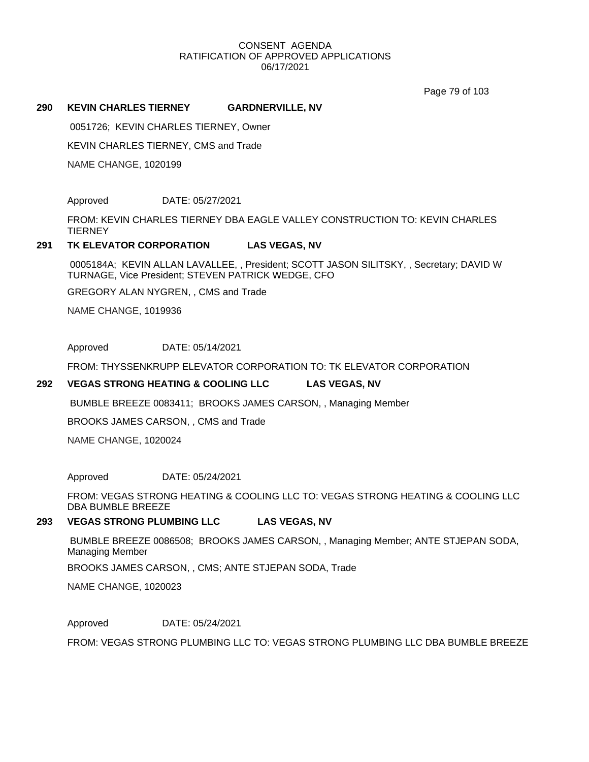CONSENT AGENDA
RATIFICATION OF APPROVED APPLICATIONS
06/17/2021

**290 KEVIN CHARLES TIERNEY GARDNERVILLE, NV**

0051726; KEVIN CHARLES TIERNEY, Owner

KEVIN CHARLES TIERNEY, CMS and Trade

NAME CHANGE, 1020199

Approved DATE: 05/27/2021

FROM: KEVIN CHARLES TIERNEY DBA EAGLE VALLEY CONSTRUCTION TO: KEVIN CHARLES TIERNEY

**291 TK ELEVATOR CORPORATION LAS VEGAS, NV**

0005184A; KEVIN ALLAN LAVALLEE, , President; SCOTT JASON SILITSKY, , Secretary; DAVID W TURNAGE, Vice President; STEVEN PATRICK WEDGE, CFO

GREGORY ALAN NYGREN, , CMS and Trade

NAME CHANGE, 1019936

Approved DATE: 05/14/2021

FROM: THYSSENKRUPP ELEVATOR CORPORATION TO: TK ELEVATOR CORPORATION

**292 VEGAS STRONG HEATING & COOLING LLC LAS VEGAS, NV**

BUMBLE BREEZE 0083411; BROOKS JAMES CARSON, , Managing Member

BROOKS JAMES CARSON, , CMS and Trade

NAME CHANGE, 1020024

Approved DATE: 05/24/2021

FROM: VEGAS STRONG HEATING & COOLING LLC TO: VEGAS STRONG HEATING & COOLING LLC DBA BUMBLE BREEZE

**293 VEGAS STRONG PLUMBING LLC LAS VEGAS, NV**

BUMBLE BREEZE 0086508; BROOKS JAMES CARSON, , Managing Member; ANTE STJEPAN SODA, Managing Member

BROOKS JAMES CARSON, , CMS; ANTE STJEPAN SODA, Trade

NAME CHANGE, 1020023

Approved DATE: 05/24/2021

FROM: VEGAS STRONG PLUMBING LLC TO: VEGAS STRONG PLUMBING LLC DBA BUMBLE BREEZE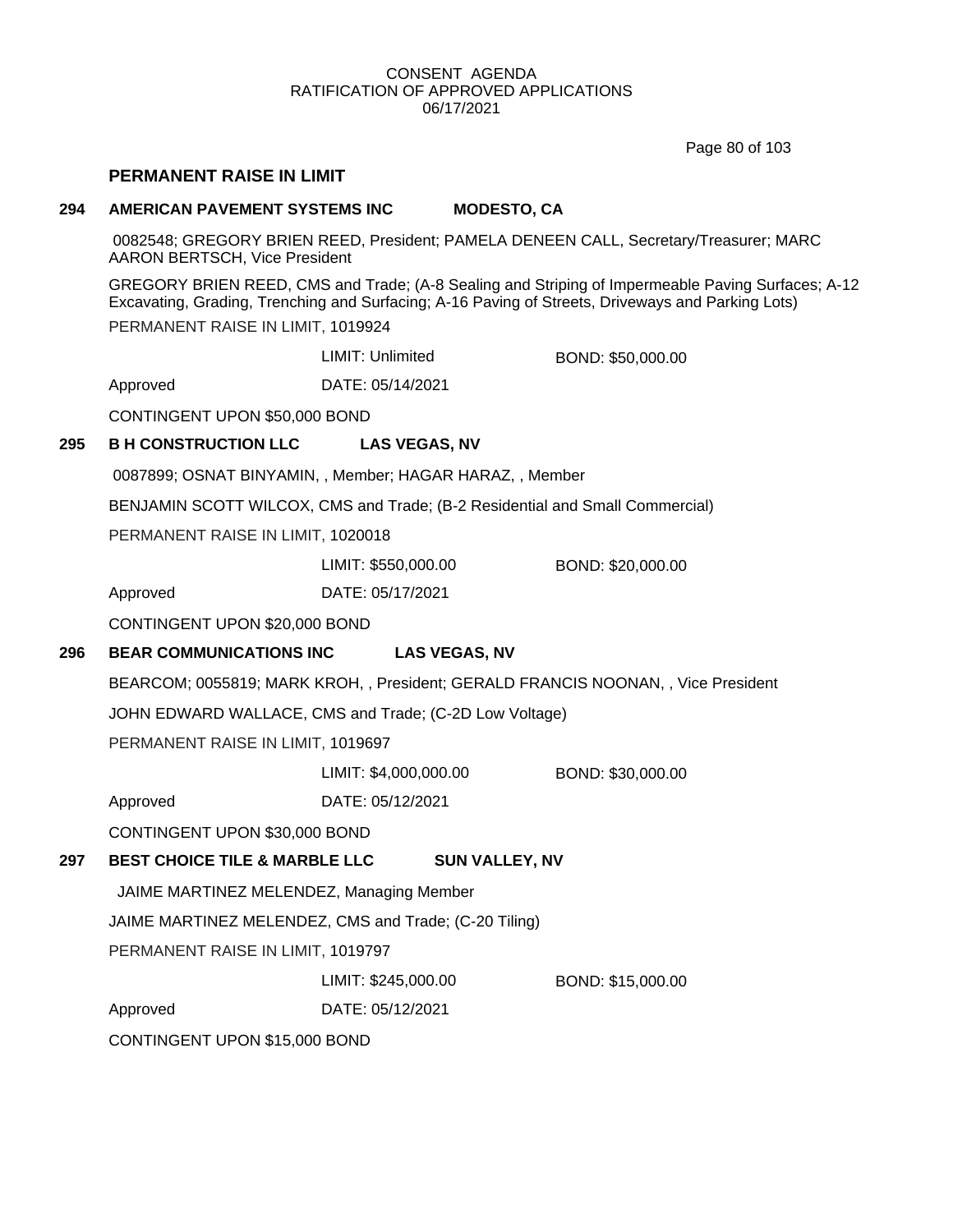CONSENT AGENDA
RATIFICATION OF APPROVED APPLICATIONS
06/17/2021

## PERMANENT RAISE IN LIMIT

**294 AMERICAN PAVEMENT SYSTEMS INC MODESTO, CA**

0082548; GREGORY BRIEN REED, President; PAMELA DENEEN CALL, Secretary/Treasurer; MARC AARON BERTSCH, Vice President

GREGORY BRIEN REED, CMS and Trade; (A-8 Sealing and Striping of Impermeable Paving Surfaces; A-12 Excavating, Grading, Trenching and Surfacing; A-16 Paving of Streets, Driveways and Parking Lots)

PERMANENT RAISE IN LIMIT, 1019924

LIMIT: Unlimited BOND: $50,000.00

Approved DATE: 05/14/2021

CONTINGENT UPON $50,000 BOND

**295 B H CONSTRUCTION LLC LAS VEGAS, NV**

0087899; OSNAT BINYAMIN, , Member; HAGAR HARAZ, , Member

BENJAMIN SCOTT WILCOX, CMS and Trade; (B-2 Residential and Small Commercial)

PERMANENT RAISE IN LIMIT, 1020018

LIMIT: $550,000.00 BOND: $20,000.00

Approved DATE: 05/17/2021

CONTINGENT UPON $20,000 BOND

**296 BEAR COMMUNICATIONS INC LAS VEGAS, NV**

BEARCOM; 0055819; MARK KROH, , President; GERALD FRANCIS NOONAN, , Vice President

JOHN EDWARD WALLACE, CMS and Trade; (C-2D Low Voltage)

PERMANENT RAISE IN LIMIT, 1019697

LIMIT: $4,000,000.00 BOND: $30,000.00

Approved DATE: 05/12/2021

CONTINGENT UPON $30,000 BOND

**297 BEST CHOICE TILE & MARBLE LLC SUN VALLEY, NV**

JAIME MARTINEZ MELENDEZ, Managing Member

JAIME MARTINEZ MELENDEZ, CMS and Trade; (C-20 Tiling)

PERMANENT RAISE IN LIMIT, 1019797

LIMIT: $245,000.00 BOND: $15,000.00

Approved DATE: 05/12/2021

CONTINGENT UPON $15,000 BOND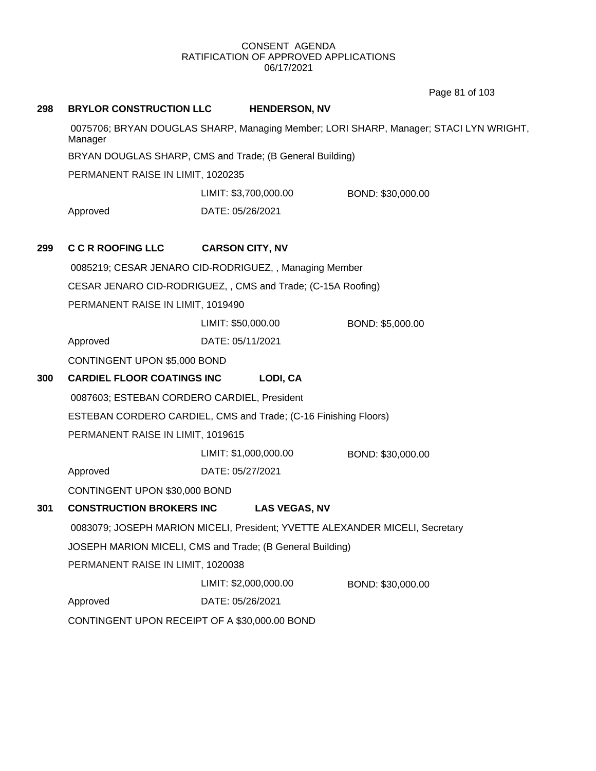CONSENT AGENDA
RATIFICATION OF APPROVED APPLICATIONS
06/17/2021

**298 BRYLOR CONSTRUCTION LLC HENDERSON, NV**

0075706; BRYAN DOUGLAS SHARP, Managing Member; LORI SHARP, Manager; STACI LYN WRIGHT, Manager

BRYAN DOUGLAS SHARP, CMS and Trade; (B General Building)

PERMANENT RAISE IN LIMIT, 1020235

LIMIT: $3,700,000.00 BOND: $30,000.00

Approved DATE: 05/26/2021

**299 C C R ROOFING LLC CARSON CITY, NV**

0085219; CESAR JENARO CID-RODRIGUEZ, , Managing Member

CESAR JENARO CID-RODRIGUEZ, , CMS and Trade; (C-15A Roofing)

PERMANENT RAISE IN LIMIT, 1019490

LIMIT: $50,000.00 BOND: $5,000.00

Approved DATE: 05/11/2021

CONTINGENT UPON $5,000 BOND

**300 CARDIEL FLOOR COATINGS INC LODI, CA**

0087603; ESTEBAN CORDERO CARDIEL, President

ESTEBAN CORDERO CARDIEL, CMS and Trade; (C-16 Finishing Floors)

PERMANENT RAISE IN LIMIT, 1019615

LIMIT: $1,000,000.00 BOND: $30,000.00

Approved DATE: 05/27/2021

CONTINGENT UPON $30,000 BOND

**301 CONSTRUCTION BROKERS INC LAS VEGAS, NV**

0083079; JOSEPH MARION MICELI, President; YVETTE ALEXANDER MICELI, Secretary

JOSEPH MARION MICELI, CMS and Trade; (B General Building)

PERMANENT RAISE IN LIMIT, 1020038

LIMIT: $2,000,000.00 BOND: $30,000.00

Approved DATE: 05/26/2021

CONTINGENT UPON RECEIPT OF A $30,000.00 BOND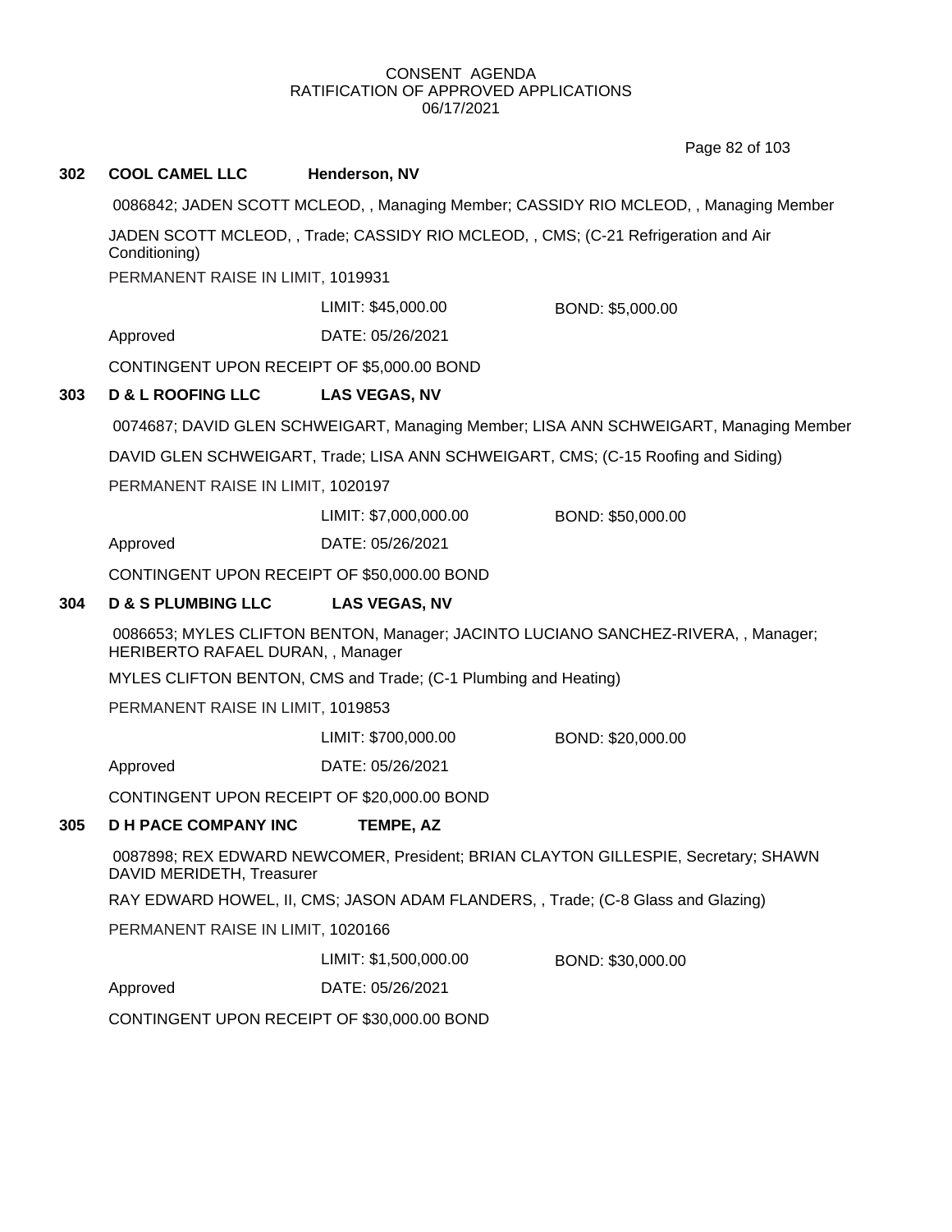CONSENT AGENDA
RATIFICATION OF APPROVED APPLICATIONS
06/17/2021

**302 COOL CAMEL LLC Henderson, NV**

0086842; JADEN SCOTT MCLEOD, , Managing Member; CASSIDY RIO MCLEOD, , Managing Member

JADEN SCOTT MCLEOD, , Trade; CASSIDY RIO MCLEOD, , CMS; (C-21 Refrigeration and Air Conditioning)

PERMANENT RAISE IN LIMIT, 1019931

LIMIT: $45,000.00 BOND: $5,000.00

Approved DATE: 05/26/2021

CONTINGENT UPON RECEIPT OF $5,000.00 BOND

**303 D & L ROOFING LLC LAS VEGAS, NV**

0074687; DAVID GLEN SCHWEIGART, Managing Member; LISA ANN SCHWEIGART, Managing Member

DAVID GLEN SCHWEIGART, Trade; LISA ANN SCHWEIGART, CMS; (C-15 Roofing and Siding)

PERMANENT RAISE IN LIMIT, 1020197

LIMIT: $7,000,000.00 BOND: $50,000.00

Approved DATE: 05/26/2021

CONTINGENT UPON RECEIPT OF $50,000.00 BOND

**304 D & S PLUMBING LLC LAS VEGAS, NV**

0086653; MYLES CLIFTON BENTON, Manager; JACINTO LUCIANO SANCHEZ-RIVERA, , Manager; HERIBERTO RAFAEL DURAN, , Manager

MYLES CLIFTON BENTON, CMS and Trade; (C-1 Plumbing and Heating)

PERMANENT RAISE IN LIMIT, 1019853

LIMIT: $700,000.00 BOND: $20,000.00

Approved DATE: 05/26/2021

CONTINGENT UPON RECEIPT OF $20,000.00 BOND

**305 D H PACE COMPANY INC TEMPE, AZ**

0087898; REX EDWARD NEWCOMER, President; BRIAN CLAYTON GILLESPIE, Secretary; SHAWN DAVID MERIDETH, Treasurer

RAY EDWARD HOWEL, II, CMS; JASON ADAM FLANDERS, , Trade; (C-8 Glass and Glazing)

PERMANENT RAISE IN LIMIT, 1020166

LIMIT: $1,500,000.00 BOND: $30,000.00

Approved DATE: 05/26/2021

CONTINGENT UPON RECEIPT OF $30,000.00 BOND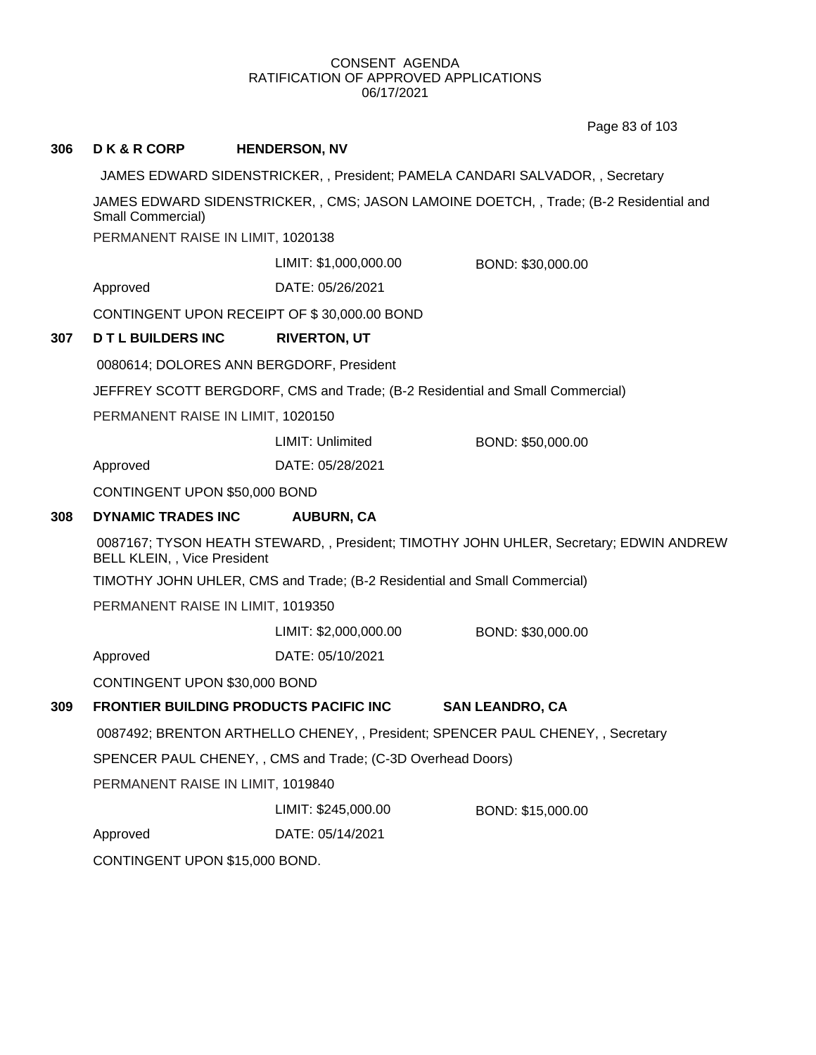CONSENT AGENDA
RATIFICATION OF APPROVED APPLICATIONS
06/17/2021

**306 D K & R CORP HENDERSON, NV**

JAMES EDWARD SIDENSTRICKER, , President; PAMELA CANDARI SALVADOR, , Secretary

JAMES EDWARD SIDENSTRICKER, , CMS; JASON LAMOINE DOETCH, , Trade; (B-2 Residential and Small Commercial)

PERMANENT RAISE IN LIMIT, 1020138

LIMIT: $1,000,000.00 BOND: $30,000.00

Approved DATE: 05/26/2021

CONTINGENT UPON RECEIPT OF $ 30,000.00 BOND

**307 D T L BUILDERS INC RIVERTON, UT**

0080614; DOLORES ANN BERGDORF, President

JEFFREY SCOTT BERGDORF, CMS and Trade; (B-2 Residential and Small Commercial)

PERMANENT RAISE IN LIMIT, 1020150

LIMIT: Unlimited BOND: $50,000.00

Approved DATE: 05/28/2021

CONTINGENT UPON $50,000 BOND

**308 DYNAMIC TRADES INC AUBURN, CA**

0087167; TYSON HEATH STEWARD, , President; TIMOTHY JOHN UHLER, Secretary; EDWIN ANDREW BELL KLEIN, , Vice President

TIMOTHY JOHN UHLER, CMS and Trade; (B-2 Residential and Small Commercial)

PERMANENT RAISE IN LIMIT, 1019350

LIMIT: $2,000,000.00 BOND: $30,000.00

Approved DATE: 05/10/2021

CONTINGENT UPON $30,000 BOND

**309 FRONTIER BUILDING PRODUCTS PACIFIC INC SAN LEANDRO, CA**

0087492; BRENTON ARTHELLO CHENEY, , President; SPENCER PAUL CHENEY, , Secretary

SPENCER PAUL CHENEY, , CMS and Trade; (C-3D Overhead Doors)

PERMANENT RAISE IN LIMIT, 1019840

LIMIT: $245,000.00 BOND: $15,000.00

Approved DATE: 05/14/2021

CONTINGENT UPON $15,000 BOND.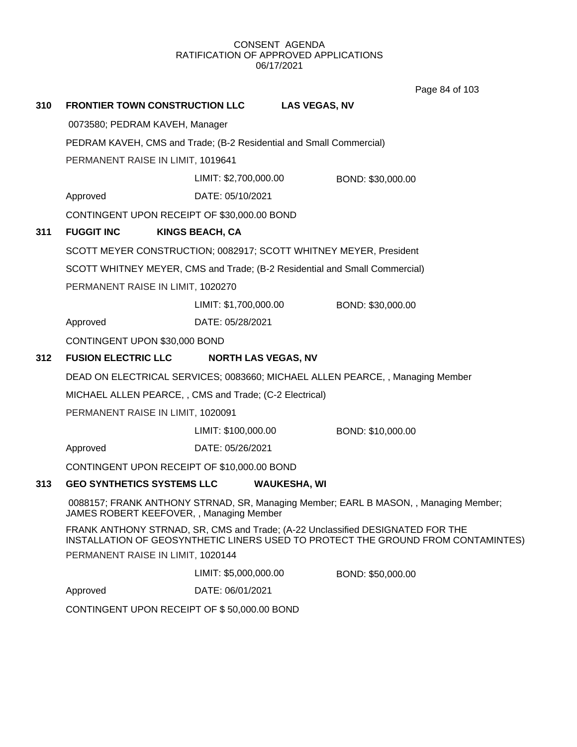CONSENT AGENDA
RATIFICATION OF APPROVED APPLICATIONS
06/17/2021

**310 FRONTIER TOWN CONSTRUCTION LLC LAS VEGAS, NV**

0073580; PEDRAM KAVEH, Manager

PEDRAM KAVEH, CMS and Trade; (B-2 Residential and Small Commercial)

PERMANENT RAISE IN LIMIT, 1019641

LIMIT: $2,700,000.00 BOND: $30,000.00

Approved DATE: 05/10/2021

CONTINGENT UPON RECEIPT OF $30,000.00 BOND

**311 FUGGIT INC KINGS BEACH, CA**

SCOTT MEYER CONSTRUCTION; 0082917; SCOTT WHITNEY MEYER, President

SCOTT WHITNEY MEYER, CMS and Trade; (B-2 Residential and Small Commercial)

PERMANENT RAISE IN LIMIT, 1020270

LIMIT: $1,700,000.00 BOND: $30,000.00

Approved DATE: 05/28/2021

CONTINGENT UPON $30,000 BOND

**312 FUSION ELECTRIC LLC NORTH LAS VEGAS, NV**

DEAD ON ELECTRICAL SERVICES; 0083660; MICHAEL ALLEN PEARCE, , Managing Member

MICHAEL ALLEN PEARCE, , CMS and Trade; (C-2 Electrical)

PERMANENT RAISE IN LIMIT, 1020091

LIMIT: $100,000.00 BOND: $10,000.00

Approved DATE: 05/26/2021

CONTINGENT UPON RECEIPT OF $10,000.00 BOND

**313 GEO SYNTHETICS SYSTEMS LLC WAUKESHA, WI**

0088157; FRANK ANTHONY STRNAD, SR, Managing Member; EARL B MASON, , Managing Member; JAMES ROBERT KEEFOVER, , Managing Member

FRANK ANTHONY STRNAD, SR, CMS and Trade; (A-22 Unclassified DESIGNATED FOR THE INSTALLATION OF GEOSYNTHETIC LINERS USED TO PROTECT THE GROUND FROM CONTAMINTES)

PERMANENT RAISE IN LIMIT, 1020144

LIMIT: $5,000,000.00 BOND: $50,000.00

Approved DATE: 06/01/2021

CONTINGENT UPON RECEIPT OF $ 50,000.00 BOND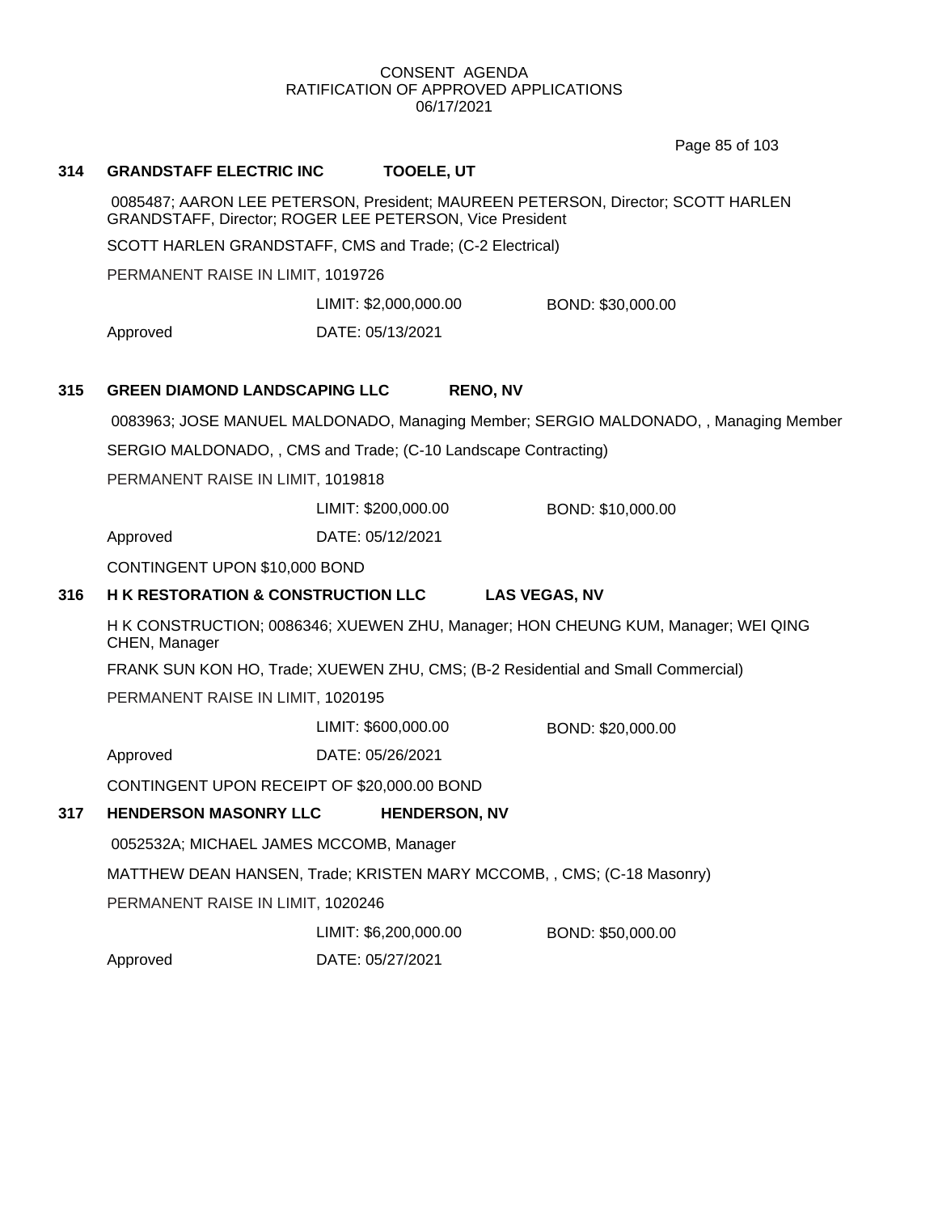CONSENT AGENDA
RATIFICATION OF APPROVED APPLICATIONS
06/17/2021

**314 GRANDSTAFF ELECTRIC INC TOOELE, UT**

0085487; AARON LEE PETERSON, President; MAUREEN PETERSON, Director; SCOTT HARLEN GRANDSTAFF, Director; ROGER LEE PETERSON, Vice President

SCOTT HARLEN GRANDSTAFF, CMS and Trade; (C-2 Electrical)

PERMANENT RAISE IN LIMIT, 1019726

LIMIT: $2,000,000.00 BOND: $30,000.00

Approved DATE: 05/13/2021

**315 GREEN DIAMOND LANDSCAPING LLC RENO, NV**

0083963; JOSE MANUEL MALDONADO, Managing Member; SERGIO MALDONADO, , Managing Member

SERGIO MALDONADO, , CMS and Trade; (C-10 Landscape Contracting)

PERMANENT RAISE IN LIMIT, 1019818

LIMIT: $200,000.00 BOND: $10,000.00

Approved DATE: 05/12/2021

CONTINGENT UPON $10,000 BOND

**316 H K RESTORATION & CONSTRUCTION LLC LAS VEGAS, NV**

H K CONSTRUCTION; 0086346; XUEWEN ZHU, Manager; HON CHEUNG KUM, Manager; WEI QING CHEN, Manager

FRANK SUN KON HO, Trade; XUEWEN ZHU, CMS; (B-2 Residential and Small Commercial)

PERMANENT RAISE IN LIMIT, 1020195

LIMIT: $600,000.00 BOND: $20,000.00

Approved DATE: 05/26/2021

CONTINGENT UPON RECEIPT OF $20,000.00 BOND

**317 HENDERSON MASONRY LLC HENDERSON, NV**

0052532A; MICHAEL JAMES MCCOMB, Manager

MATTHEW DEAN HANSEN, Trade; KRISTEN MARY MCCOMB, , CMS; (C-18 Masonry)

PERMANENT RAISE IN LIMIT, 1020246

LIMIT: $6,200,000.00 BOND: $50,000.00

Approved DATE: 05/27/2021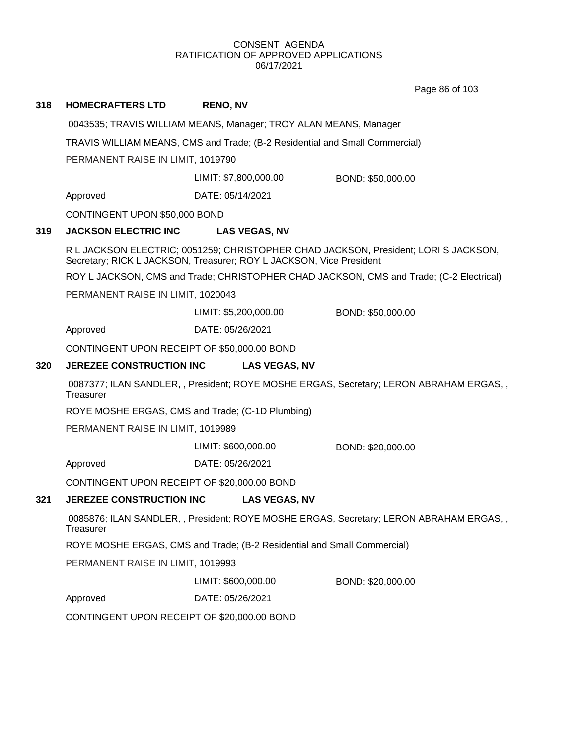CONSENT AGENDA
RATIFICATION OF APPROVED APPLICATIONS
06/17/2021

**318 HOMECRAFTERS LTD RENO, NV**

0043535; TRAVIS WILLIAM MEANS, Manager; TROY ALAN MEANS, Manager

TRAVIS WILLIAM MEANS, CMS and Trade; (B-2 Residential and Small Commercial)

PERMANENT RAISE IN LIMIT, 1019790

LIMIT: $7,800,000.00 BOND: $50,000.00

Approved DATE: 05/14/2021

CONTINGENT UPON $50,000 BOND

**319 JACKSON ELECTRIC INC LAS VEGAS, NV**

R L JACKSON ELECTRIC; 0051259; CHRISTOPHER CHAD JACKSON, President; LORI S JACKSON, Secretary; RICK L JACKSON, Treasurer; ROY L JACKSON, Vice President

ROY L JACKSON, CMS and Trade; CHRISTOPHER CHAD JACKSON, CMS and Trade; (C-2 Electrical)

PERMANENT RAISE IN LIMIT, 1020043

LIMIT: $5,200,000.00 BOND: $50,000.00

Approved DATE: 05/26/2021

CONTINGENT UPON RECEIPT OF $50,000.00 BOND

**320 JEREZEE CONSTRUCTION INC LAS VEGAS, NV**

0087377; ILAN SANDLER, , President; ROYE MOSHE ERGAS, Secretary; LERON ABRAHAM ERGAS, , Treasurer

ROYE MOSHE ERGAS, CMS and Trade; (C-1D Plumbing)

PERMANENT RAISE IN LIMIT, 1019989

LIMIT: $600,000.00 BOND: $20,000.00

Approved DATE: 05/26/2021

CONTINGENT UPON RECEIPT OF $20,000.00 BOND

**321 JEREZEE CONSTRUCTION INC LAS VEGAS, NV**

0085876; ILAN SANDLER, , President; ROYE MOSHE ERGAS, Secretary; LERON ABRAHAM ERGAS, , Treasurer

ROYE MOSHE ERGAS, CMS and Trade; (B-2 Residential and Small Commercial)

PERMANENT RAISE IN LIMIT, 1019993

LIMIT: $600,000.00 BOND: $20,000.00

Approved DATE: 05/26/2021

CONTINGENT UPON RECEIPT OF $20,000.00 BOND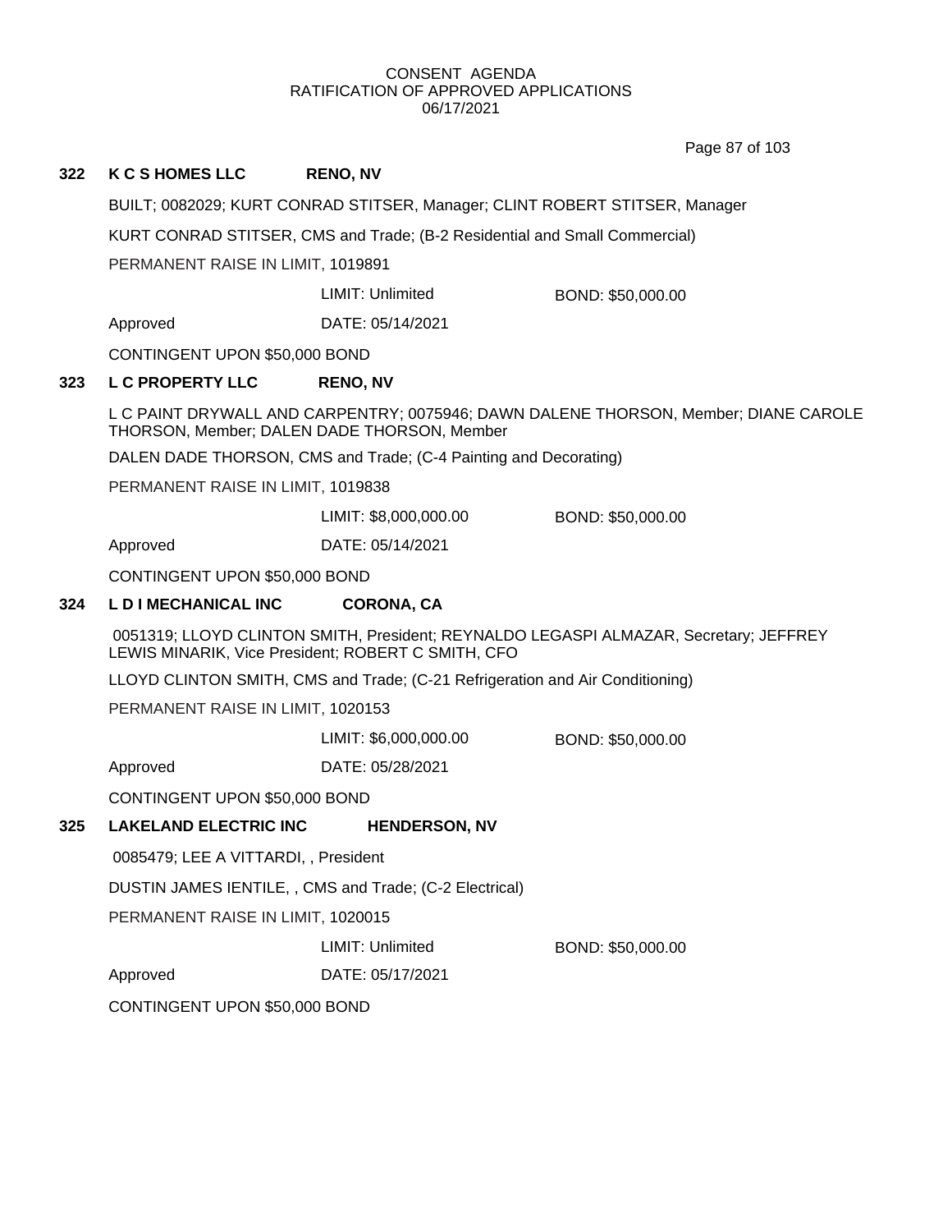CONSENT AGENDA
RATIFICATION OF APPROVED APPLICATIONS
06/17/2021

**322 K C S HOMES LLC RENO, NV**

BUILT; 0082029; KURT CONRAD STITSER, Manager; CLINT ROBERT STITSER, Manager

KURT CONRAD STITSER, CMS and Trade; (B-2 Residential and Small Commercial)

PERMANENT RAISE IN LIMIT, 1019891

LIMIT: Unlimited BOND: $50,000.00

Approved DATE: 05/14/2021

CONTINGENT UPON $50,000 BOND

**323 L C PROPERTY LLC RENO, NV**

L C PAINT DRYWALL AND CARPENTRY; 0075946; DAWN DALENE THORSON, Member; DIANE CAROLE THORSON, Member; DALEN DADE THORSON, Member

DALEN DADE THORSON, CMS and Trade; (C-4 Painting and Decorating)

PERMANENT RAISE IN LIMIT, 1019838

LIMIT: $8,000,000.00 BOND: $50,000.00

Approved DATE: 05/14/2021

CONTINGENT UPON $50,000 BOND

**324 L D I MECHANICAL INC CORONA, CA**

0051319; LLOYD CLINTON SMITH, President; REYNALDO LEGASPI ALMAZAR, Secretary; JEFFREY LEWIS MINARIK, Vice President; ROBERT C SMITH, CFO

LLOYD CLINTON SMITH, CMS and Trade; (C-21 Refrigeration and Air Conditioning)

PERMANENT RAISE IN LIMIT, 1020153

LIMIT: $6,000,000.00 BOND: $50,000.00

Approved DATE: 05/28/2021

CONTINGENT UPON $50,000 BOND

**325 LAKELAND ELECTRIC INC HENDERSON, NV**

0085479; LEE A VITTARDI, , President

DUSTIN JAMES IENTILE, , CMS and Trade; (C-2 Electrical)

PERMANENT RAISE IN LIMIT, 1020015

LIMIT: Unlimited BOND: $50,000.00

Approved DATE: 05/17/2021

CONTINGENT UPON $50,000 BOND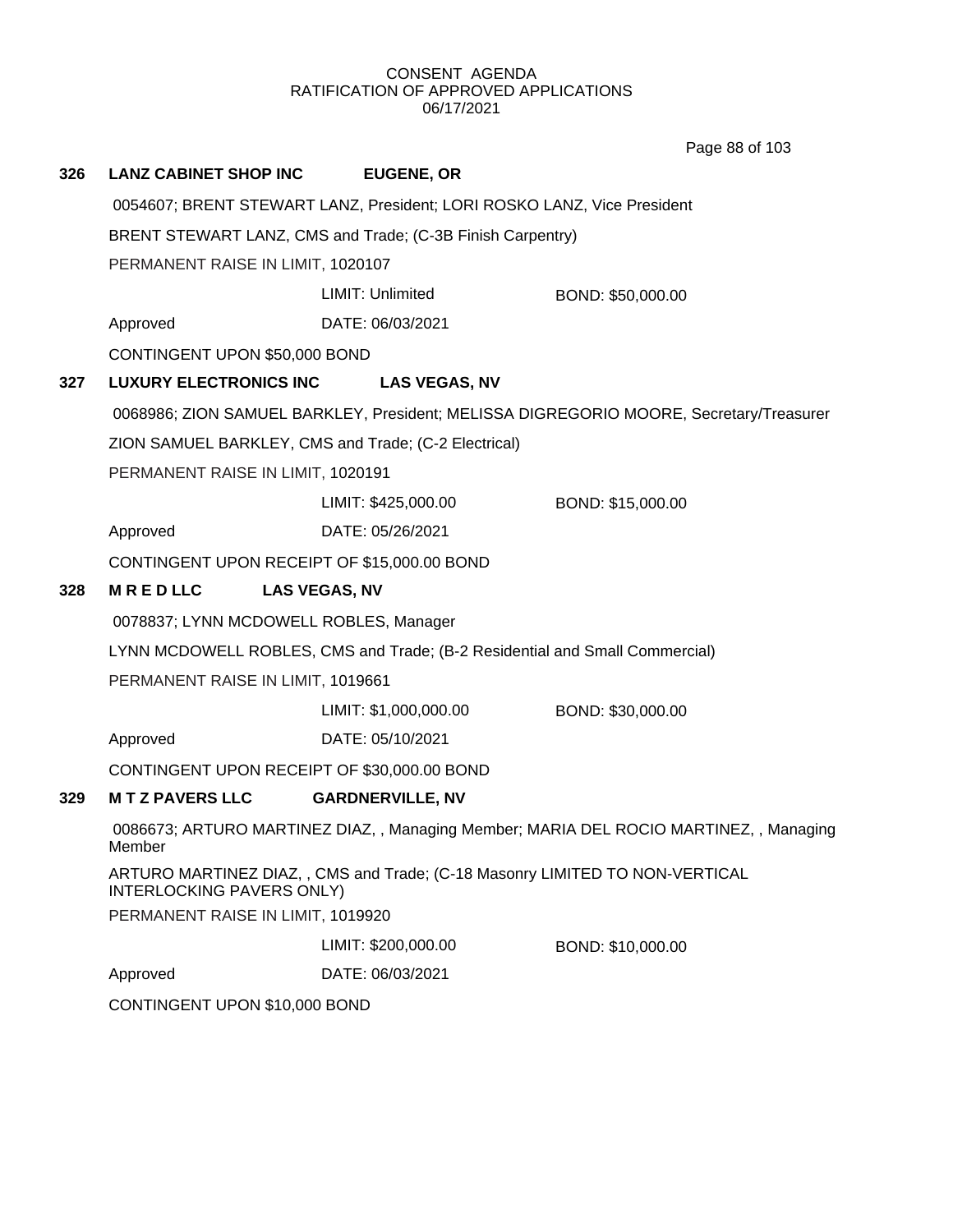CONSENT AGENDA
RATIFICATION OF APPROVED APPLICATIONS
06/17/2021

**326 LANZ CABINET SHOP INC EUGENE, OR**

0054607; BRENT STEWART LANZ, President; LORI ROSKO LANZ, Vice President

BRENT STEWART LANZ, CMS and Trade; (C-3B Finish Carpentry)

PERMANENT RAISE IN LIMIT, 1020107

LIMIT: Unlimited BOND: $50,000.00

Approved DATE: 06/03/2021

CONTINGENT UPON $50,000 BOND

**327 LUXURY ELECTRONICS INC LAS VEGAS, NV**

0068986; ZION SAMUEL BARKLEY, President; MELISSA DIGREGORIO MOORE, Secretary/Treasurer

ZION SAMUEL BARKLEY, CMS and Trade; (C-2 Electrical)

PERMANENT RAISE IN LIMIT, 1020191

LIMIT: $425,000.00 BOND: $15,000.00

Approved DATE: 05/26/2021

CONTINGENT UPON RECEIPT OF $15,000.00 BOND

**328 M R E D LLC LAS VEGAS, NV**

0078837; LYNN MCDOWELL ROBLES, Manager

LYNN MCDOWELL ROBLES, CMS and Trade; (B-2 Residential and Small Commercial)

PERMANENT RAISE IN LIMIT, 1019661

LIMIT: $1,000,000.00 BOND: $30,000.00

Approved DATE: 05/10/2021

CONTINGENT UPON RECEIPT OF $30,000.00 BOND

**329 M T Z PAVERS LLC GARDNERVILLE, NV**

0086673; ARTURO MARTINEZ DIAZ, , Managing Member; MARIA DEL ROCIO MARTINEZ, , Managing Member

ARTURO MARTINEZ DIAZ, , CMS and Trade; (C-18 Masonry LIMITED TO NON-VERTICAL INTERLOCKING PAVERS ONLY)

PERMANENT RAISE IN LIMIT, 1019920

LIMIT: $200,000.00 BOND: $10,000.00

Approved DATE: 06/03/2021

CONTINGENT UPON $10,000 BOND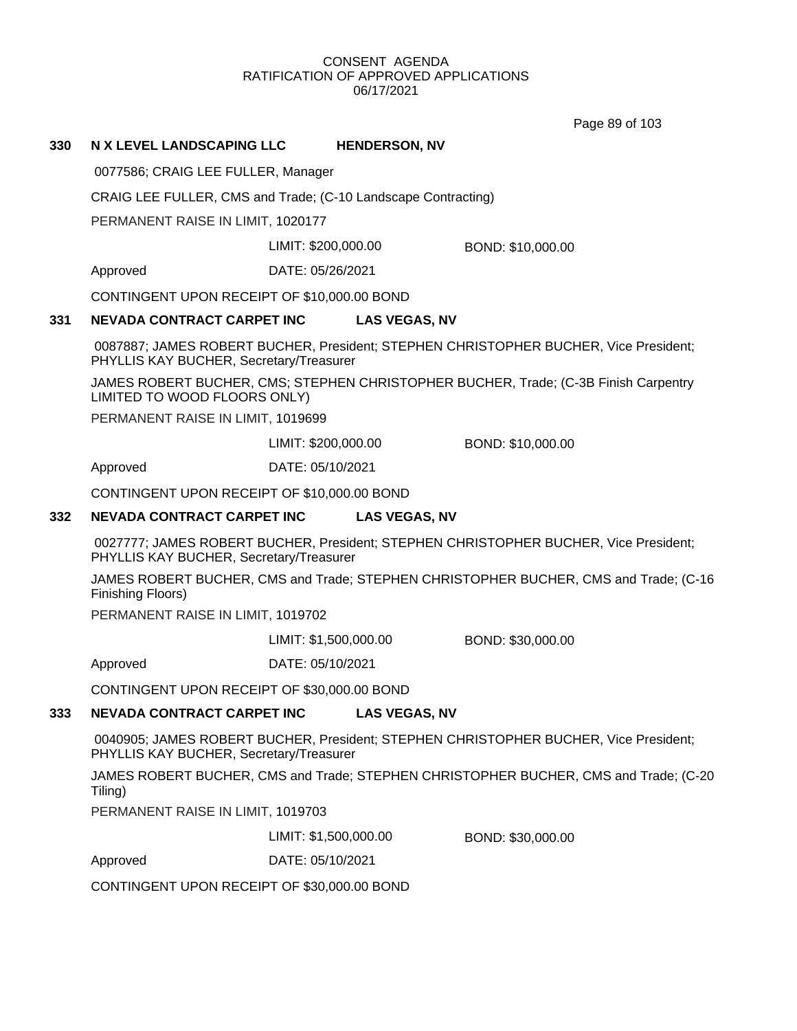CONSENT AGENDA
RATIFICATION OF APPROVED APPLICATIONS
06/17/2021

**330 N X LEVEL LANDSCAPING LLC HENDERSON, NV**

0077586; CRAIG LEE FULLER, Manager

CRAIG LEE FULLER, CMS and Trade; (C-10 Landscape Contracting)

PERMANENT RAISE IN LIMIT, 1020177

LIMIT: $200,000.00 BOND: $10,000.00

Approved DATE: 05/26/2021

CONTINGENT UPON RECEIPT OF $10,000.00 BOND

**331 NEVADA CONTRACT CARPET INC LAS VEGAS, NV**

0087887; JAMES ROBERT BUCHER, President; STEPHEN CHRISTOPHER BUCHER, Vice President; PHYLLIS KAY BUCHER, Secretary/Treasurer

JAMES ROBERT BUCHER, CMS; STEPHEN CHRISTOPHER BUCHER, Trade; (C-3B Finish Carpentry LIMITED TO WOOD FLOORS ONLY)

PERMANENT RAISE IN LIMIT, 1019699

LIMIT: $200,000.00 BOND: $10,000.00

Approved DATE: 05/10/2021

CONTINGENT UPON RECEIPT OF $10,000.00 BOND

**332 NEVADA CONTRACT CARPET INC LAS VEGAS, NV**

0027777; JAMES ROBERT BUCHER, President; STEPHEN CHRISTOPHER BUCHER, Vice President; PHYLLIS KAY BUCHER, Secretary/Treasurer

JAMES ROBERT BUCHER, CMS and Trade; STEPHEN CHRISTOPHER BUCHER, CMS and Trade; (C-16 Finishing Floors)

PERMANENT RAISE IN LIMIT, 1019702

LIMIT: $1,500,000.00 BOND: $30,000.00

Approved DATE: 05/10/2021

CONTINGENT UPON RECEIPT OF $30,000.00 BOND

**333 NEVADA CONTRACT CARPET INC LAS VEGAS, NV**

0040905; JAMES ROBERT BUCHER, President; STEPHEN CHRISTOPHER BUCHER, Vice President; PHYLLIS KAY BUCHER, Secretary/Treasurer

JAMES ROBERT BUCHER, CMS and Trade; STEPHEN CHRISTOPHER BUCHER, CMS and Trade; (C-20 Tiling)

PERMANENT RAISE IN LIMIT, 1019703

LIMIT: $1,500,000.00 BOND: $30,000.00

Approved DATE: 05/10/2021

CONTINGENT UPON RECEIPT OF $30,000.00 BOND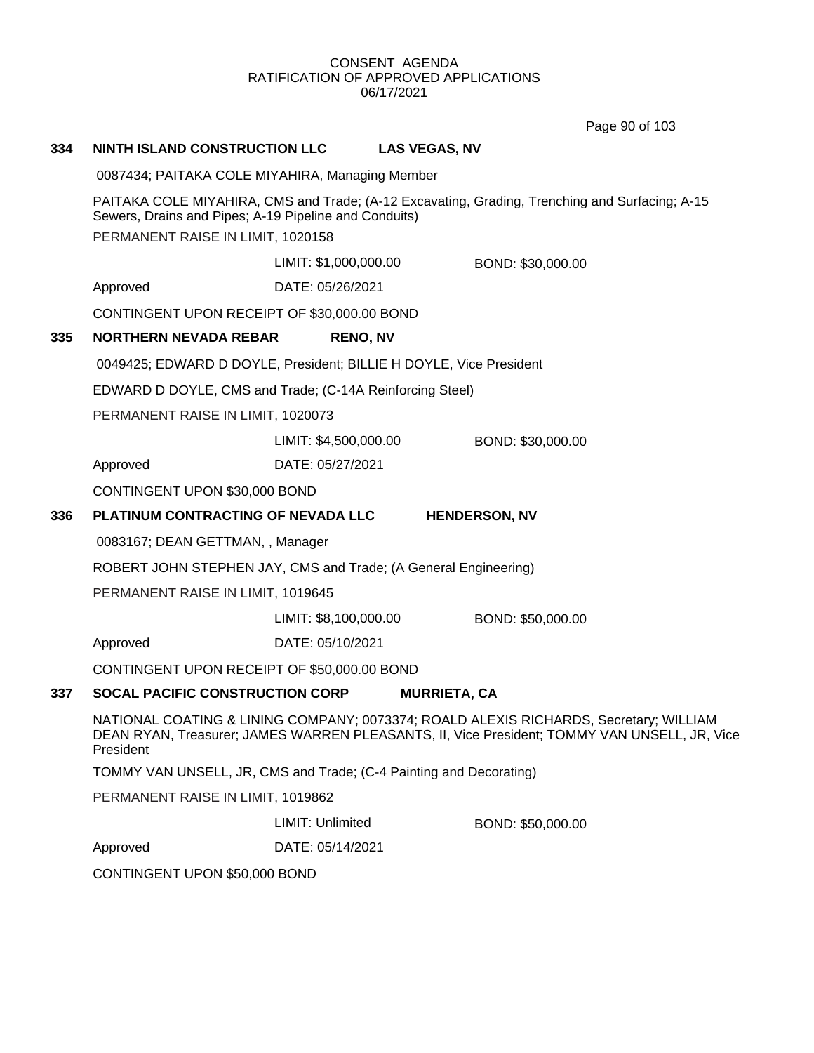CONSENT AGENDA
RATIFICATION OF APPROVED APPLICATIONS
06/17/2021

**334 NINTH ISLAND CONSTRUCTION LLC — LAS VEGAS, NV**

0087434; PAITAKA COLE MIYAHIRA, Managing Member

PAITAKA COLE MIYAHIRA, CMS and Trade; (A-12 Excavating, Grading, Trenching and Surfacing; A-15 Sewers, Drains and Pipes; A-19 Pipeline and Conduits)

PERMANENT RAISE IN LIMIT, 1020158

LIMIT: $1,000,000.00 BOND: $30,000.00

Approved DATE: 05/26/2021

CONTINGENT UPON RECEIPT OF $30,000.00 BOND

**335 NORTHERN NEVADA REBAR — RENO, NV**

0049425; EDWARD D DOYLE, President; BILLIE H DOYLE, Vice President

EDWARD D DOYLE, CMS and Trade; (C-14A Reinforcing Steel)

PERMANENT RAISE IN LIMIT, 1020073

LIMIT: $4,500,000.00 BOND: $30,000.00

Approved DATE: 05/27/2021

CONTINGENT UPON $30,000 BOND

**336 PLATINUM CONTRACTING OF NEVADA LLC — HENDERSON, NV**

0083167; DEAN GETTMAN, , Manager

ROBERT JOHN STEPHEN JAY, CMS and Trade; (A General Engineering)

PERMANENT RAISE IN LIMIT, 1019645

LIMIT: $8,100,000.00 BOND: $50,000.00

Approved DATE: 05/10/2021

CONTINGENT UPON RECEIPT OF $50,000.00 BOND

**337 SOCAL PACIFIC CONSTRUCTION CORP — MURRIETA, CA**

NATIONAL COATING & LINING COMPANY; 0073374; ROALD ALEXIS RICHARDS, Secretary; WILLIAM DEAN RYAN, Treasurer; JAMES WARREN PLEASANTS, II, Vice President; TOMMY VAN UNSELL, JR, Vice President

TOMMY VAN UNSELL, JR, CMS and Trade; (C-4 Painting and Decorating)

PERMANENT RAISE IN LIMIT, 1019862

LIMIT: Unlimited BOND: $50,000.00

Approved DATE: 05/14/2021

CONTINGENT UPON $50,000 BOND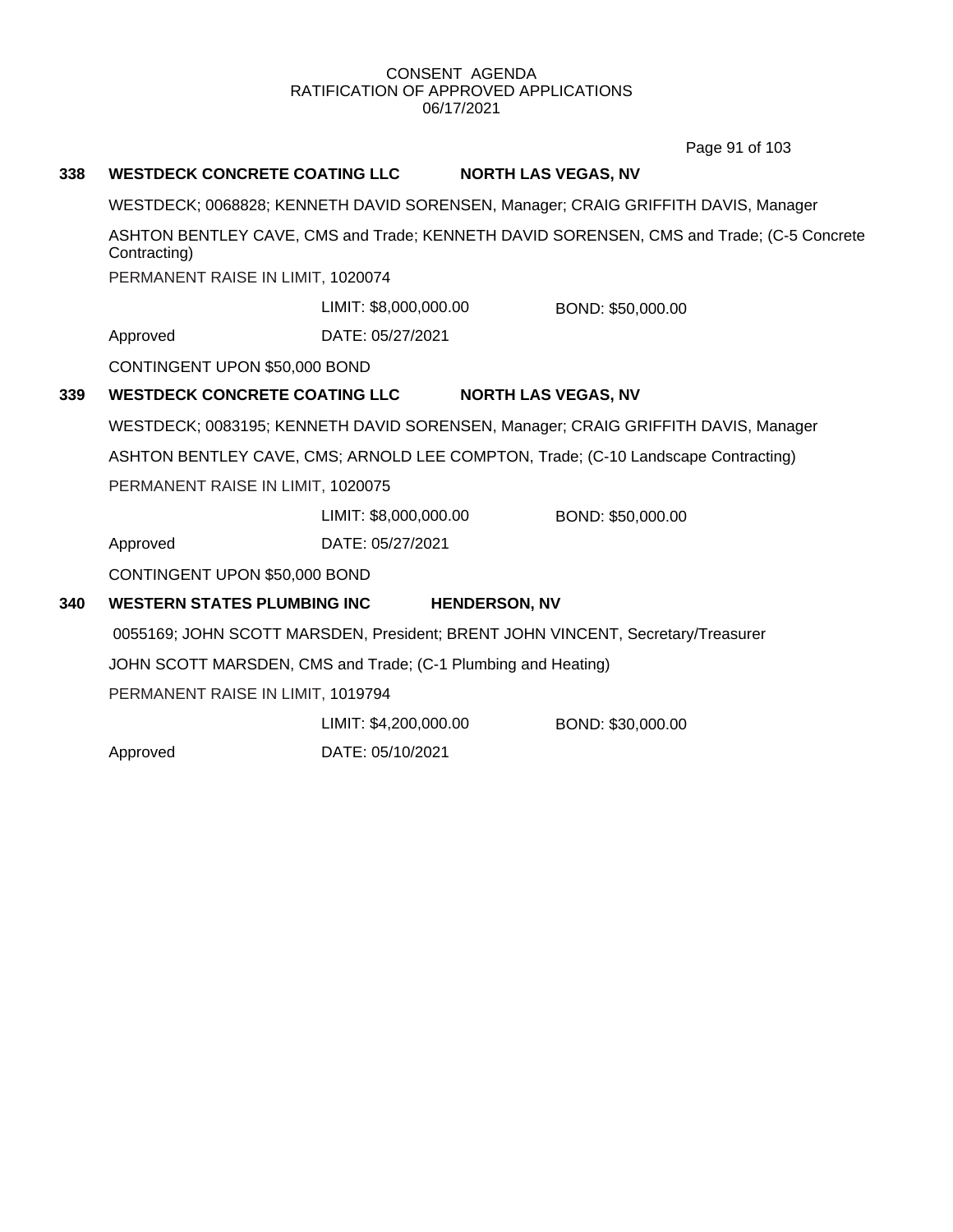CONSENT AGENDA
RATIFICATION OF APPROVED APPLICATIONS
06/17/2021

**338 WESTDECK CONCRETE COATING LLC NORTH LAS VEGAS, NV**

WESTDECK; 0068828; KENNETH DAVID SORENSEN, Manager; CRAIG GRIFFITH DAVIS, Manager

ASHTON BENTLEY CAVE, CMS and Trade; KENNETH DAVID SORENSEN, CMS and Trade; (C-5 Concrete Contracting)

PERMANENT RAISE IN LIMIT, 1020074

LIMIT: $8,000,000.00 BOND: $50,000.00

Approved DATE: 05/27/2021

CONTINGENT UPON $50,000 BOND

**339 WESTDECK CONCRETE COATING LLC NORTH LAS VEGAS, NV**

WESTDECK; 0083195; KENNETH DAVID SORENSEN, Manager; CRAIG GRIFFITH DAVIS, Manager

ASHTON BENTLEY CAVE, CMS; ARNOLD LEE COMPTON, Trade; (C-10 Landscape Contracting)

PERMANENT RAISE IN LIMIT, 1020075

LIMIT: $8,000,000.00 BOND: $50,000.00

Approved DATE: 05/27/2021

CONTINGENT UPON $50,000 BOND

**340 WESTERN STATES PLUMBING INC HENDERSON, NV**

0055169; JOHN SCOTT MARSDEN, President; BRENT JOHN VINCENT, Secretary/Treasurer

JOHN SCOTT MARSDEN, CMS and Trade; (C-1 Plumbing and Heating)

PERMANENT RAISE IN LIMIT, 1019794

LIMIT: $4,200,000.00 BOND: $30,000.00

Approved DATE: 05/10/2021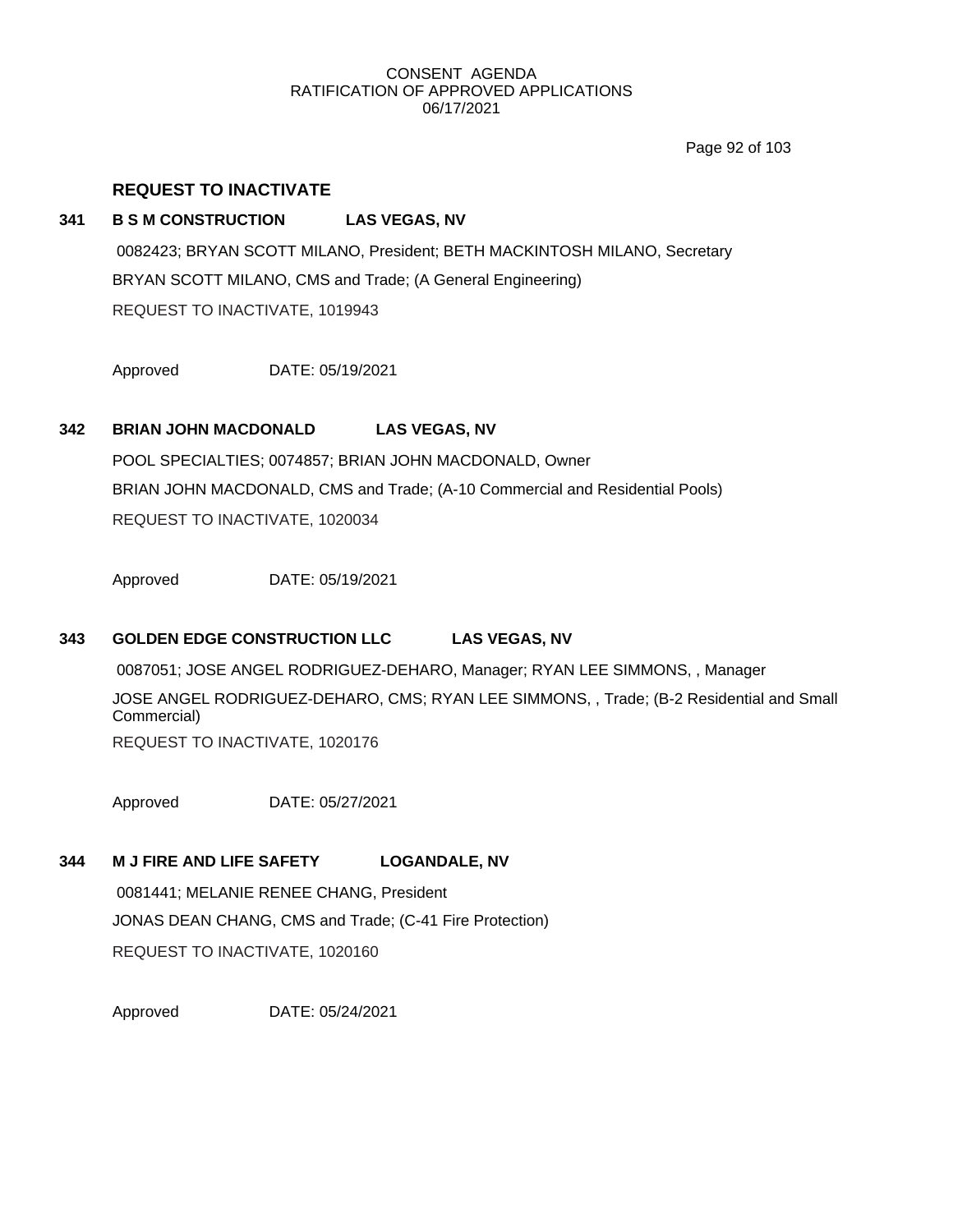## REQUEST TO INACTIVATE

**341 B S M CONSTRUCTION LAS VEGAS, NV**

0082423; BRYAN SCOTT MILANO, President; BETH MACKINTOSH MILANO, Secretary

BRYAN SCOTT MILANO, CMS and Trade; (A General Engineering)

REQUEST TO INACTIVATE, 1019943

Approved DATE: 05/19/2021

**342 BRIAN JOHN MACDONALD LAS VEGAS, NV**

POOL SPECIALTIES; 0074857; BRIAN JOHN MACDONALD, Owner

BRIAN JOHN MACDONALD, CMS and Trade; (A-10 Commercial and Residential Pools)

REQUEST TO INACTIVATE, 1020034

Approved DATE: 05/19/2021

**343 GOLDEN EDGE CONSTRUCTION LLC LAS VEGAS, NV**

0087051; JOSE ANGEL RODRIGUEZ-DEHARO, Manager; RYAN LEE SIMMONS, , Manager

JOSE ANGEL RODRIGUEZ-DEHARO, CMS; RYAN LEE SIMMONS, , Trade; (B-2 Residential and Small Commercial)

REQUEST TO INACTIVATE, 1020176

Approved DATE: 05/27/2021

**344 M J FIRE AND LIFE SAFETY LOGANDALE, NV**

0081441; MELANIE RENEE CHANG, President

JONAS DEAN CHANG, CMS and Trade; (C-41 Fire Protection)

REQUEST TO INACTIVATE, 1020160

Approved DATE: 05/24/2021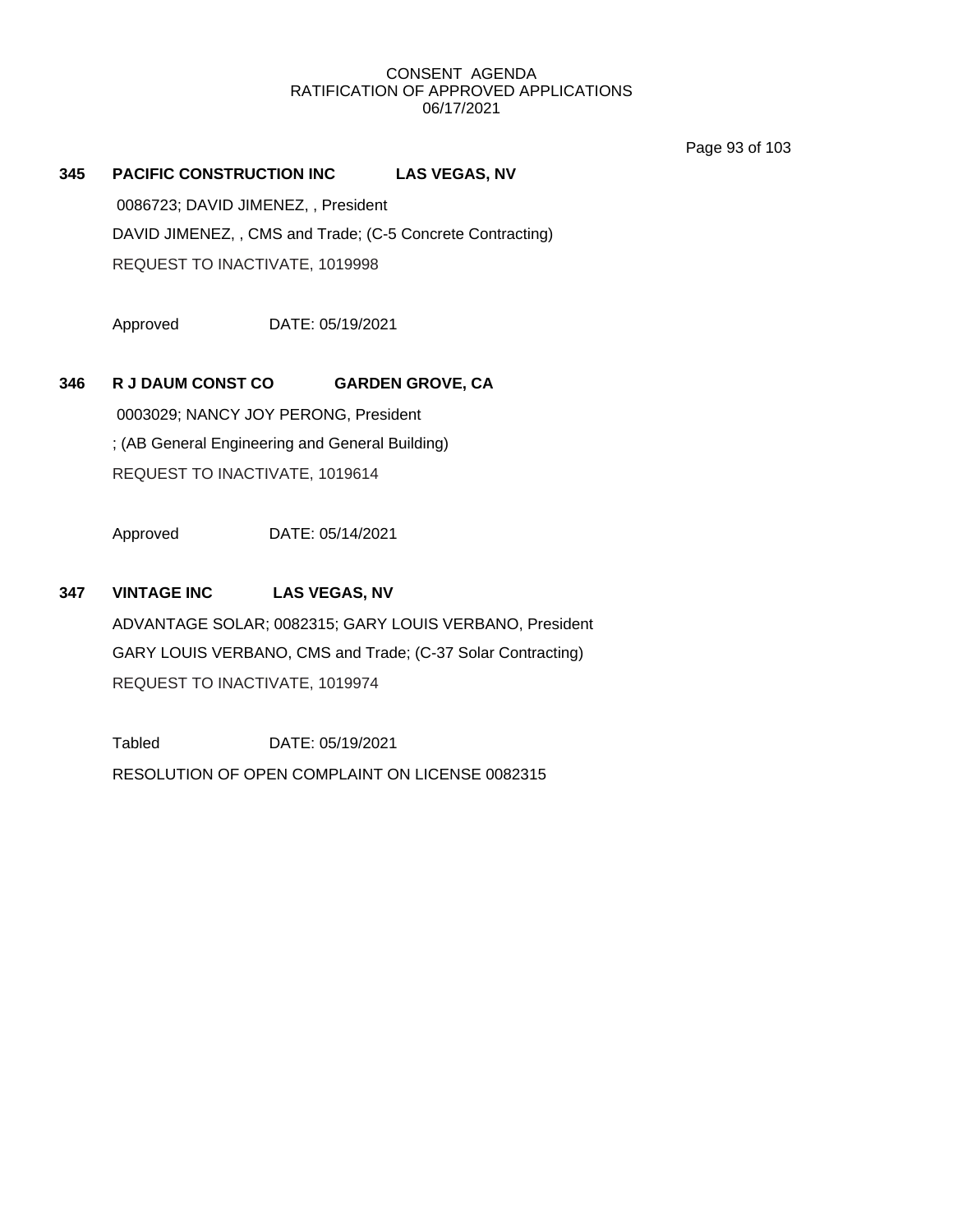CONSENT AGENDA
RATIFICATION OF APPROVED APPLICATIONS
06/17/2021

**345 PACIFIC CONSTRUCTION INC LAS VEGAS, NV**

0086723; DAVID JIMENEZ, , President

DAVID JIMENEZ, , CMS and Trade; (C-5 Concrete Contracting)

REQUEST TO INACTIVATE, 1019998

Approved DATE: 05/19/2021

**346 R J DAUM CONST CO GARDEN GROVE, CA**

0003029; NANCY JOY PERONG, President

; (AB General Engineering and General Building)

REQUEST TO INACTIVATE, 1019614

Approved DATE: 05/14/2021

**347 VINTAGE INC LAS VEGAS, NV**

ADVANTAGE SOLAR; 0082315; GARY LOUIS VERBANO, President

GARY LOUIS VERBANO, CMS and Trade; (C-37 Solar Contracting)

REQUEST TO INACTIVATE, 1019974

Tabled DATE: 05/19/2021

RESOLUTION OF OPEN COMPLAINT ON LICENSE 0082315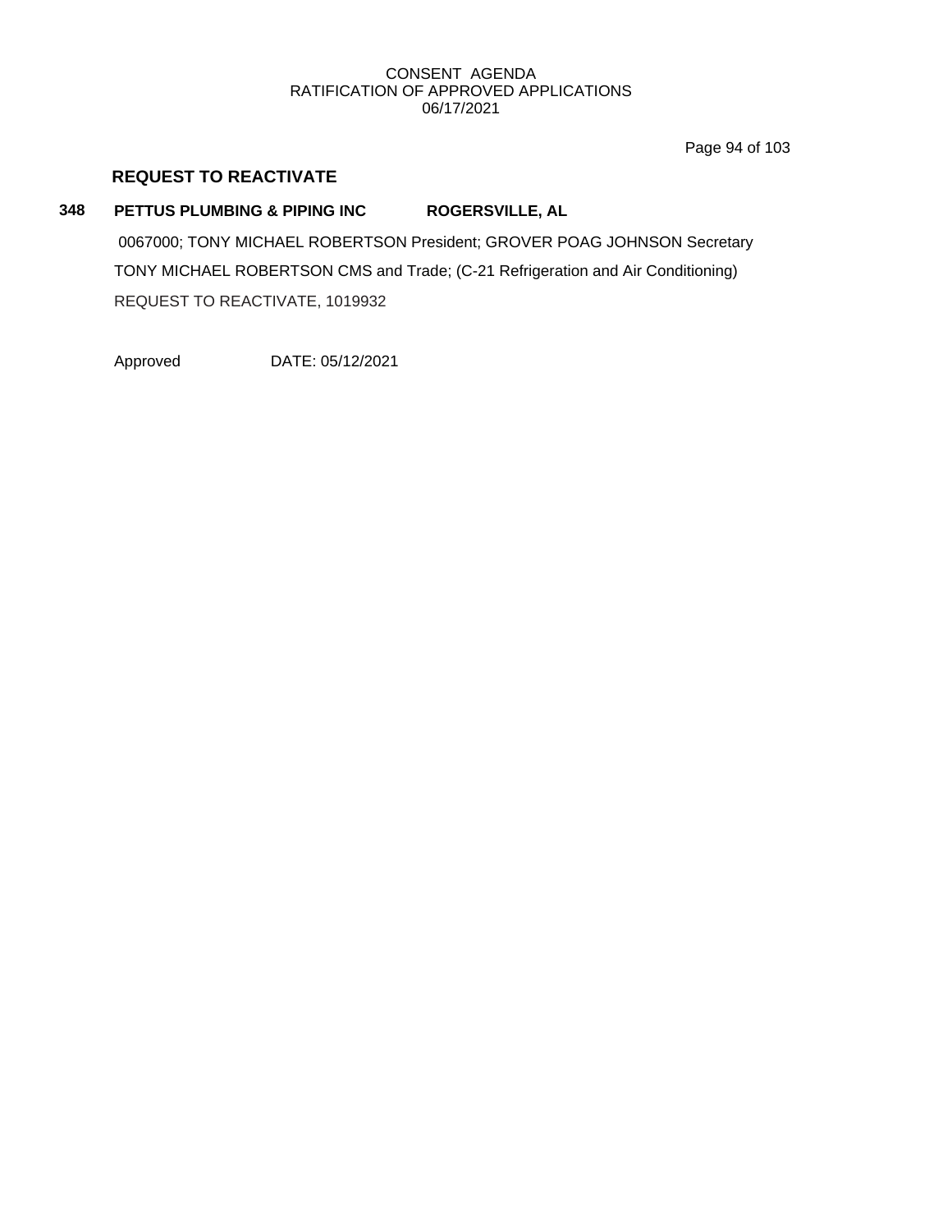## REQUEST TO REACTIVATE

**348** **PETTUS PLUMBING & PIPING INC** **ROGERSVILLE, AL**

0067000; TONY MICHAEL ROBERTSON President; GROVER POAG JOHNSON Secretary

TONY MICHAEL ROBERTSON CMS and Trade; (C-21 Refrigeration and Air Conditioning)

REQUEST TO REACTIVATE, 1019932

Approved DATE: 05/12/2021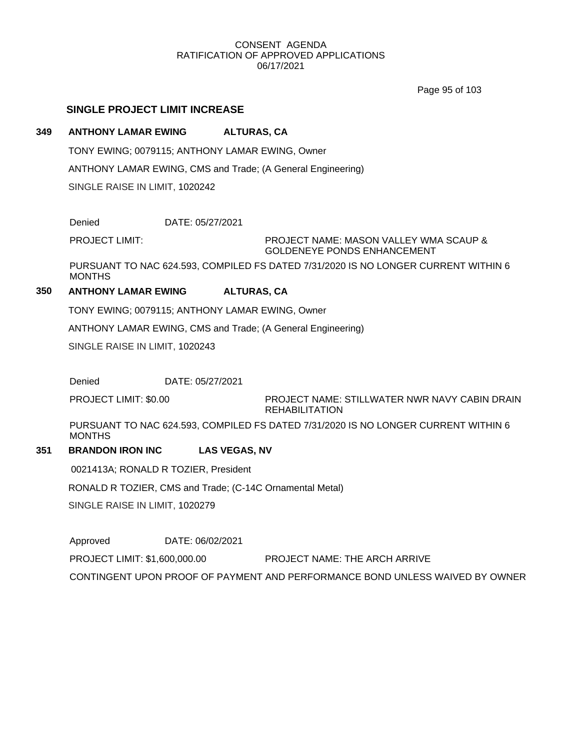CONSENT AGENDA
RATIFICATION OF APPROVED APPLICATIONS
06/17/2021

## SINGLE PROJECT LIMIT INCREASE

**349 ANTHONY LAMAR EWING ALTURAS, CA**

TONY EWING; 0079115; ANTHONY LAMAR EWING, Owner

ANTHONY LAMAR EWING, CMS and Trade; (A General Engineering)

SINGLE RAISE IN LIMIT, 1020242

Denied DATE: 05/27/2021

PROJECT LIMIT: PROJECT NAME: MASON VALLEY WMA SCAUP & GOLDENEYE PONDS ENHANCEMENT

PURSUANT TO NAC 624.593, COMPILED FS DATED 7/31/2020 IS NO LONGER CURRENT WITHIN 6 MONTHS

**350 ANTHONY LAMAR EWING ALTURAS, CA**

TONY EWING; 0079115; ANTHONY LAMAR EWING, Owner

ANTHONY LAMAR EWING, CMS and Trade; (A General Engineering)

SINGLE RAISE IN LIMIT, 1020243

Denied DATE: 05/27/2021

PROJECT LIMIT: $0.00 PROJECT NAME: STILLWATER NWR NAVY CABIN DRAIN REHABILITATION

PURSUANT TO NAC 624.593, COMPILED FS DATED 7/31/2020 IS NO LONGER CURRENT WITHIN 6 MONTHS

**351 BRANDON IRON INC LAS VEGAS, NV**

0021413A; RONALD R TOZIER, President

RONALD R TOZIER, CMS and Trade; (C-14C Ornamental Metal)

SINGLE RAISE IN LIMIT, 1020279

Approved DATE: 06/02/2021

PROJECT LIMIT: $1,600,000.00 PROJECT NAME: THE ARCH ARRIVE

CONTINGENT UPON PROOF OF PAYMENT AND PERFORMANCE BOND UNLESS WAIVED BY OWNER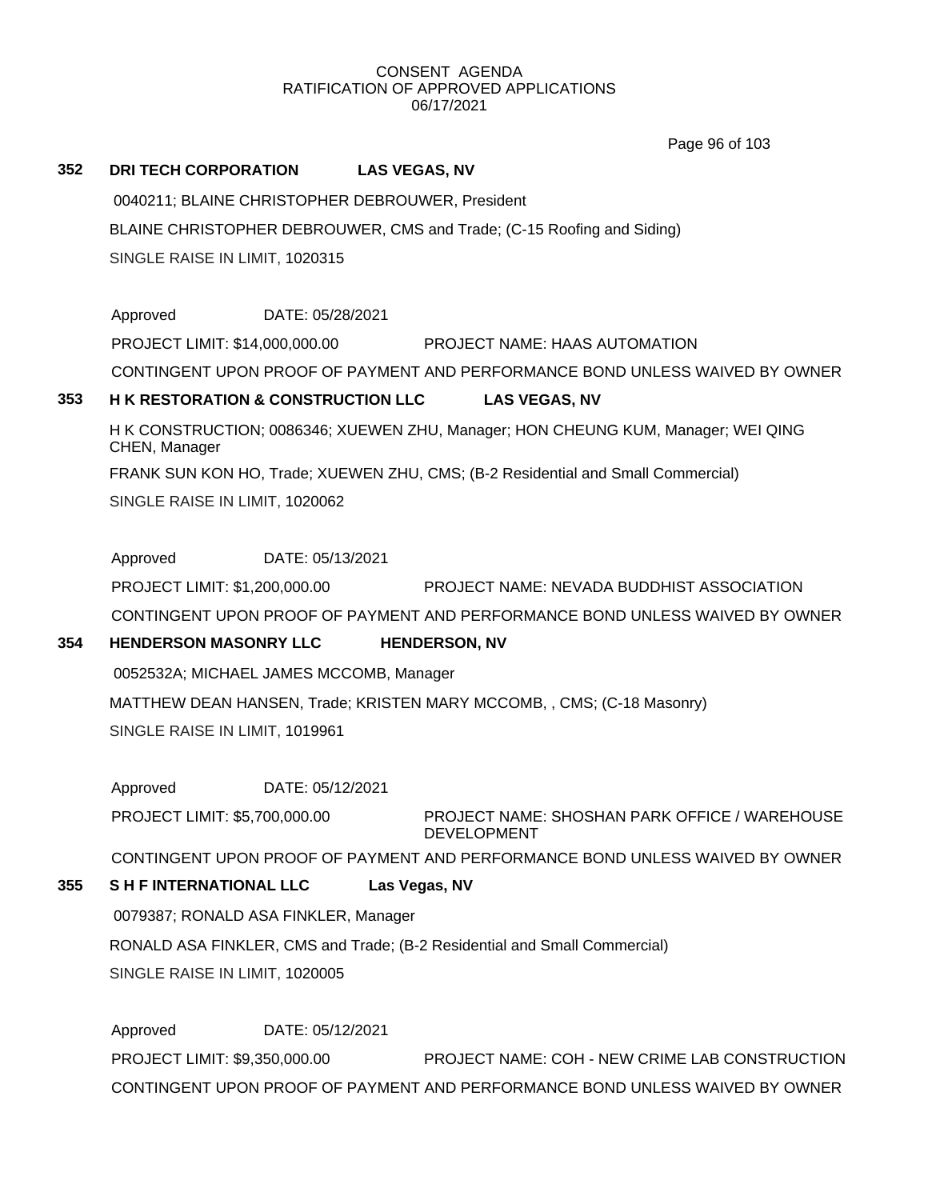CONSENT AGENDA
RATIFICATION OF APPROVED APPLICATIONS
06/17/2021

**352 DRI TECH CORPORATION LAS VEGAS, NV**

0040211; BLAINE CHRISTOPHER DEBROUWER, President

BLAINE CHRISTOPHER DEBROUWER, CMS and Trade; (C-15 Roofing and Siding)

SINGLE RAISE IN LIMIT, 1020315

Approved DATE: 05/28/2021

PROJECT LIMIT: $14,000,000.00 PROJECT NAME: HAAS AUTOMATION

CONTINGENT UPON PROOF OF PAYMENT AND PERFORMANCE BOND UNLESS WAIVED BY OWNER

**353 H K RESTORATION & CONSTRUCTION LLC LAS VEGAS, NV**

H K CONSTRUCTION; 0086346; XUEWEN ZHU, Manager; HON CHEUNG KUM, Manager; WEI QING CHEN, Manager

FRANK SUN KON HO, Trade; XUEWEN ZHU, CMS; (B-2 Residential and Small Commercial)

SINGLE RAISE IN LIMIT, 1020062

Approved DATE: 05/13/2021

PROJECT LIMIT: $1,200,000.00 PROJECT NAME: NEVADA BUDDHIST ASSOCIATION

CONTINGENT UPON PROOF OF PAYMENT AND PERFORMANCE BOND UNLESS WAIVED BY OWNER

**354 HENDERSON MASONRY LLC HENDERSON, NV**

0052532A; MICHAEL JAMES MCCOMB, Manager

MATTHEW DEAN HANSEN, Trade; KRISTEN MARY MCCOMB, , CMS; (C-18 Masonry)

SINGLE RAISE IN LIMIT, 1019961

Approved DATE: 05/12/2021

PROJECT LIMIT: $5,700,000.00 PROJECT NAME: SHOSHAN PARK OFFICE / WAREHOUSE DEVELOPMENT

CONTINGENT UPON PROOF OF PAYMENT AND PERFORMANCE BOND UNLESS WAIVED BY OWNER

**355 S H F INTERNATIONAL LLC Las Vegas, NV**

0079387; RONALD ASA FINKLER, Manager

RONALD ASA FINKLER, CMS and Trade; (B-2 Residential and Small Commercial)

SINGLE RAISE IN LIMIT, 1020005

Approved DATE: 05/12/2021

PROJECT LIMIT: $9,350,000.00 PROJECT NAME: COH - NEW CRIME LAB CONSTRUCTION

CONTINGENT UPON PROOF OF PAYMENT AND PERFORMANCE BOND UNLESS WAIVED BY OWNER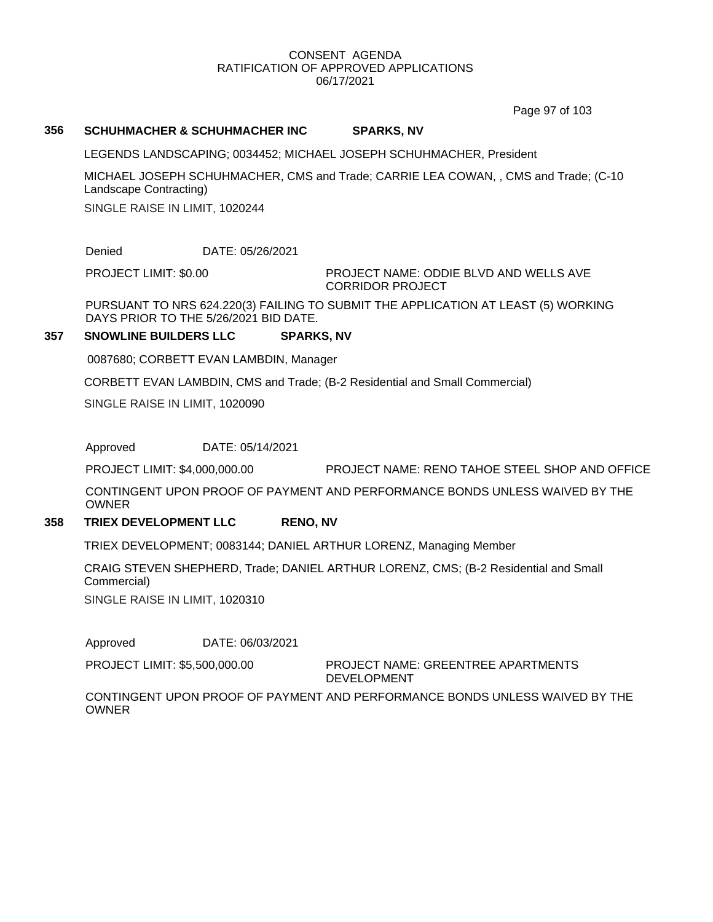CONSENT AGENDA
RATIFICATION OF APPROVED APPLICATIONS
06/17/2021

**356 SCHUHMACHER & SCHUHMACHER INC SPARKS, NV**

LEGENDS LANDSCAPING; 0034452; MICHAEL JOSEPH SCHUHMACHER, President

MICHAEL JOSEPH SCHUHMACHER, CMS and Trade; CARRIE LEA COWAN, , CMS and Trade; (C-10 Landscape Contracting)

SINGLE RAISE IN LIMIT, 1020244

Denied DATE: 05/26/2021

PROJECT LIMIT: $0.00 PROJECT NAME: ODDIE BLVD AND WELLS AVE CORRIDOR PROJECT

PURSUANT TO NRS 624.220(3) FAILING TO SUBMIT THE APPLICATION AT LEAST (5) WORKING DAYS PRIOR TO THE 5/26/2021 BID DATE.

**357 SNOWLINE BUILDERS LLC SPARKS, NV**

0087680; CORBETT EVAN LAMBDIN, Manager

CORBETT EVAN LAMBDIN, CMS and Trade; (B-2 Residential and Small Commercial)

SINGLE RAISE IN LIMIT, 1020090

Approved DATE: 05/14/2021

PROJECT LIMIT: $4,000,000.00 PROJECT NAME: RENO TAHOE STEEL SHOP AND OFFICE

CONTINGENT UPON PROOF OF PAYMENT AND PERFORMANCE BONDS UNLESS WAIVED BY THE OWNER

**358 TRIEX DEVELOPMENT LLC RENO, NV**

TRIEX DEVELOPMENT; 0083144; DANIEL ARTHUR LORENZ, Managing Member

CRAIG STEVEN SHEPHERD, Trade; DANIEL ARTHUR LORENZ, CMS; (B-2 Residential and Small Commercial)

SINGLE RAISE IN LIMIT, 1020310

Approved DATE: 06/03/2021

PROJECT LIMIT: $5,500,000.00 PROJECT NAME: GREENTREE APARTMENTS DEVELOPMENT

CONTINGENT UPON PROOF OF PAYMENT AND PERFORMANCE BONDS UNLESS WAIVED BY THE OWNER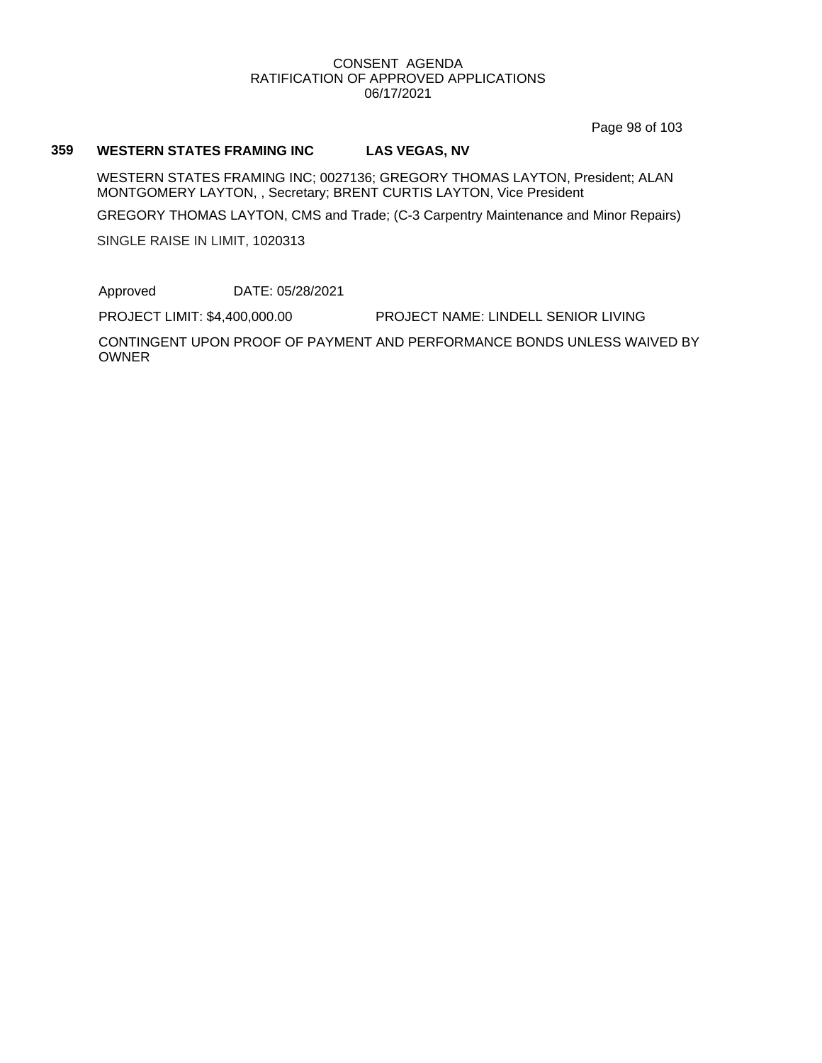**359 WESTERN STATES FRAMING INC LAS VEGAS, NV**

WESTERN STATES FRAMING INC; 0027136; GREGORY THOMAS LAYTON, President; ALAN MONTGOMERY LAYTON, , Secretary; BRENT CURTIS LAYTON, Vice President

GREGORY THOMAS LAYTON, CMS and Trade; (C-3 Carpentry Maintenance and Minor Repairs)

SINGLE RAISE IN LIMIT, 1020313

Approved DATE: 05/28/2021

PROJECT LIMIT: $4,400,000.00 PROJECT NAME: LINDELL SENIOR LIVING

CONTINGENT UPON PROOF OF PAYMENT AND PERFORMANCE BONDS UNLESS WAIVED BY OWNER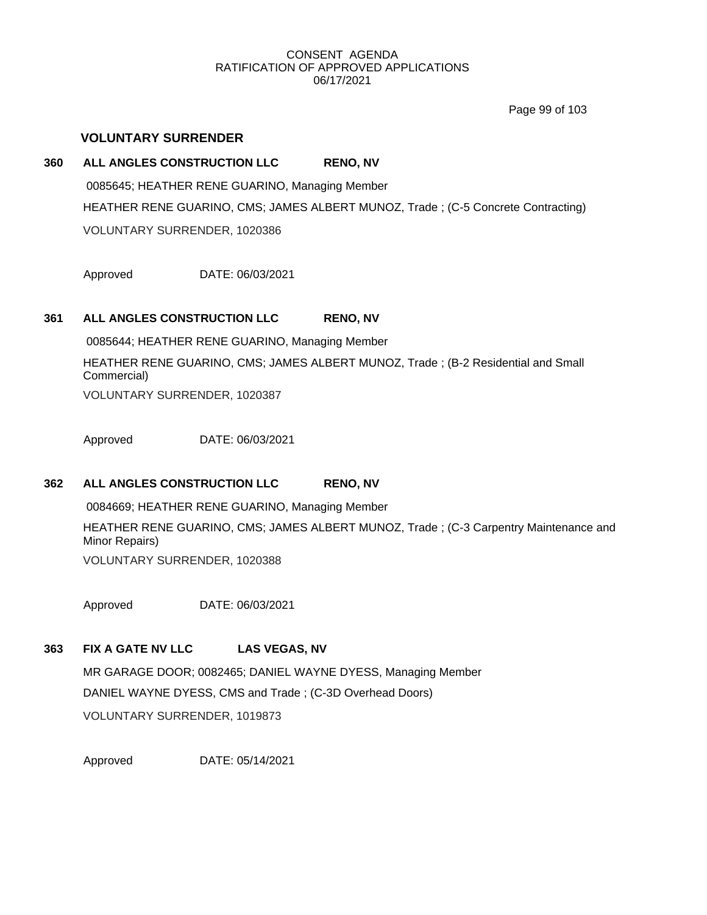## VOLUNTARY SURRENDER

**360 ALL ANGLES CONSTRUCTION LLC RENO, NV**

0085645; HEATHER RENE GUARINO, Managing Member

HEATHER RENE GUARINO, CMS; JAMES ALBERT MUNOZ, Trade ; (C-5 Concrete Contracting)

VOLUNTARY SURRENDER, 1020386

Approved DATE: 06/03/2021

**361 ALL ANGLES CONSTRUCTION LLC RENO, NV**

0085644; HEATHER RENE GUARINO, Managing Member

HEATHER RENE GUARINO, CMS; JAMES ALBERT MUNOZ, Trade ; (B-2 Residential and Small Commercial)

VOLUNTARY SURRENDER, 1020387

Approved DATE: 06/03/2021

**362 ALL ANGLES CONSTRUCTION LLC RENO, NV**

0084669; HEATHER RENE GUARINO, Managing Member

HEATHER RENE GUARINO, CMS; JAMES ALBERT MUNOZ, Trade ; (C-3 Carpentry Maintenance and Minor Repairs)

VOLUNTARY SURRENDER, 1020388

Approved DATE: 06/03/2021

**363 FIX A GATE NV LLC LAS VEGAS, NV**

MR GARAGE DOOR; 0082465; DANIEL WAYNE DYESS, Managing Member

DANIEL WAYNE DYESS, CMS and Trade ; (C-3D Overhead Doors)

VOLUNTARY SURRENDER, 1019873

Approved DATE: 05/14/2021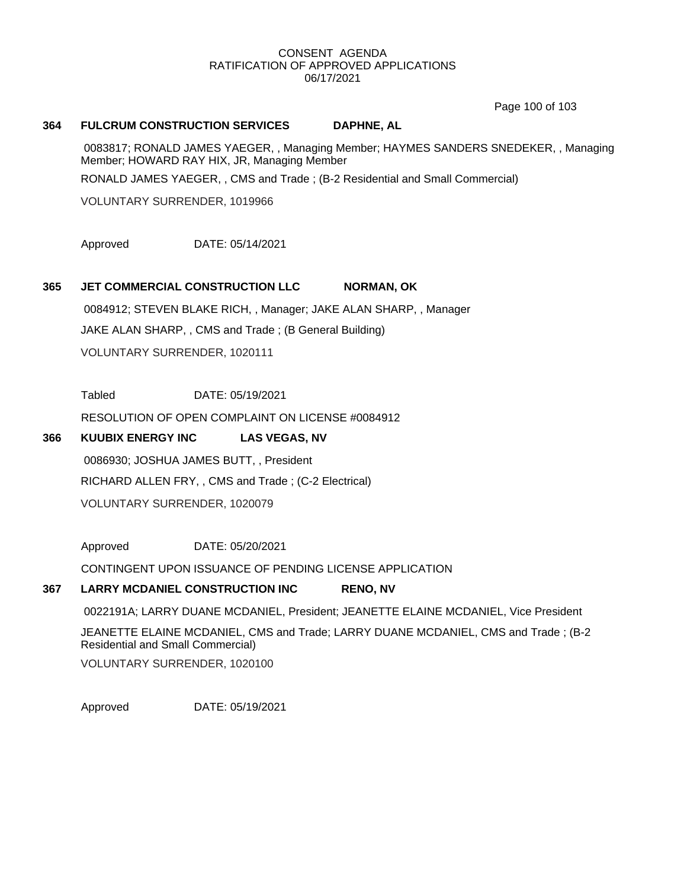CONSENT AGENDA
RATIFICATION OF APPROVED APPLICATIONS
06/17/2021

**364 FULCRUM CONSTRUCTION SERVICES DAPHNE, AL**

0083817; RONALD JAMES YAEGER, , Managing Member; HAYMES SANDERS SNEDEKER, , Managing Member; HOWARD RAY HIX, JR, Managing Member

RONALD JAMES YAEGER, , CMS and Trade ; (B-2 Residential and Small Commercial)

VOLUNTARY SURRENDER, 1019966

Approved DATE: 05/14/2021

**365 JET COMMERCIAL CONSTRUCTION LLC NORMAN, OK**

0084912; STEVEN BLAKE RICH, , Manager; JAKE ALAN SHARP, , Manager

JAKE ALAN SHARP, , CMS and Trade ; (B General Building)

VOLUNTARY SURRENDER, 1020111

Tabled DATE: 05/19/2021

RESOLUTION OF OPEN COMPLAINT ON LICENSE #0084912

**366 KUUBIX ENERGY INC LAS VEGAS, NV**

0086930; JOSHUA JAMES BUTT, , President

RICHARD ALLEN FRY, , CMS and Trade ; (C-2 Electrical)

VOLUNTARY SURRENDER, 1020079

Approved DATE: 05/20/2021

CONTINGENT UPON ISSUANCE OF PENDING LICENSE APPLICATION

**367 LARRY MCDANIEL CONSTRUCTION INC RENO, NV**

0022191A; LARRY DUANE MCDANIEL, President; JEANETTE ELAINE MCDANIEL, Vice President

JEANETTE ELAINE MCDANIEL, CMS and Trade; LARRY DUANE MCDANIEL, CMS and Trade ; (B-2 Residential and Small Commercial)

VOLUNTARY SURRENDER, 1020100

Approved DATE: 05/19/2021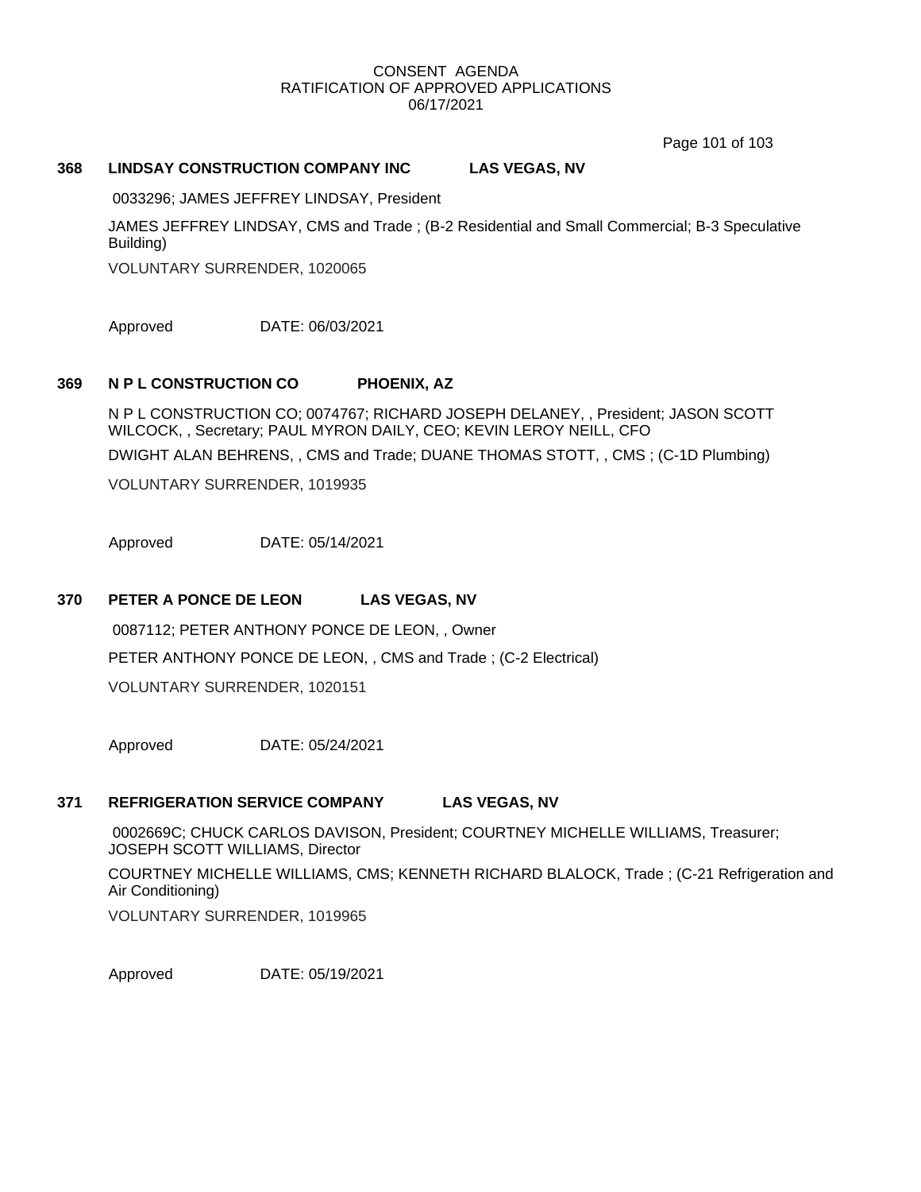CONSENT AGENDA
RATIFICATION OF APPROVED APPLICATIONS
06/17/2021

**368 LINDSAY CONSTRUCTION COMPANY INC LAS VEGAS, NV**

0033296; JAMES JEFFREY LINDSAY, President

JAMES JEFFREY LINDSAY, CMS and Trade ; (B-2 Residential and Small Commercial; B-3 Speculative Building)

VOLUNTARY SURRENDER, 1020065

Approved DATE: 06/03/2021

**369 N P L CONSTRUCTION CO PHOENIX, AZ**

N P L CONSTRUCTION CO; 0074767; RICHARD JOSEPH DELANEY, , President; JASON SCOTT WILCOCK, , Secretary; PAUL MYRON DAILY, CEO; KEVIN LEROY NEILL, CFO

DWIGHT ALAN BEHRENS, , CMS and Trade; DUANE THOMAS STOTT, , CMS ; (C-1D Plumbing)

VOLUNTARY SURRENDER, 1019935

Approved DATE: 05/14/2021

**370 PETER A PONCE DE LEON LAS VEGAS, NV**

0087112; PETER ANTHONY PONCE DE LEON, , Owner

PETER ANTHONY PONCE DE LEON, , CMS and Trade ; (C-2 Electrical)

VOLUNTARY SURRENDER, 1020151

Approved DATE: 05/24/2021

**371 REFRIGERATION SERVICE COMPANY LAS VEGAS, NV**

0002669C; CHUCK CARLOS DAVISON, President; COURTNEY MICHELLE WILLIAMS, Treasurer; JOSEPH SCOTT WILLIAMS, Director

COURTNEY MICHELLE WILLIAMS, CMS; KENNETH RICHARD BLALOCK, Trade ; (C-21 Refrigeration and Air Conditioning)

VOLUNTARY SURRENDER, 1019965

Approved DATE: 05/19/2021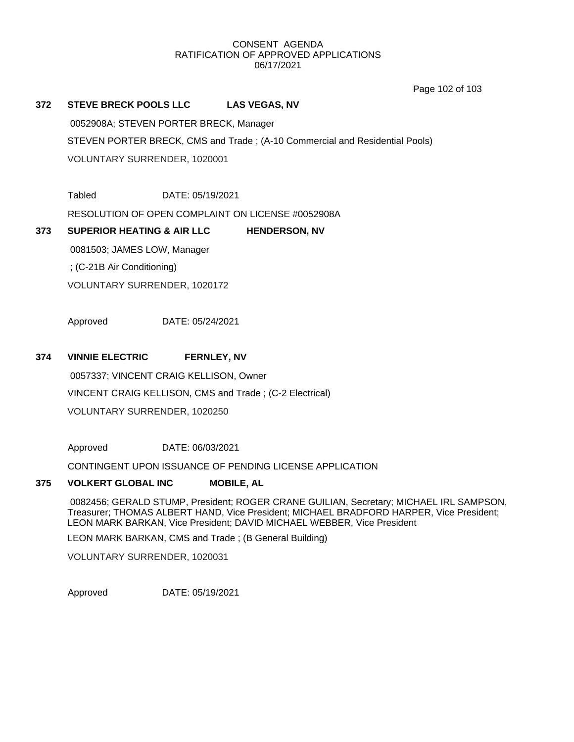CONSENT AGENDA
RATIFICATION OF APPROVED APPLICATIONS
06/17/2021

**372 STEVE BRECK POOLS LLC LAS VEGAS, NV**

0052908A; STEVEN PORTER BRECK, Manager

STEVEN PORTER BRECK, CMS and Trade ; (A-10 Commercial and Residential Pools)

VOLUNTARY SURRENDER, 1020001

Tabled DATE: 05/19/2021

RESOLUTION OF OPEN COMPLAINT ON LICENSE #0052908A

**373 SUPERIOR HEATING & AIR LLC HENDERSON, NV**

0081503; JAMES LOW, Manager

; (C-21B Air Conditioning)

VOLUNTARY SURRENDER, 1020172

Approved DATE: 05/24/2021

**374 VINNIE ELECTRIC FERNLEY, NV**

0057337; VINCENT CRAIG KELLISON, Owner

VINCENT CRAIG KELLISON, CMS and Trade ; (C-2 Electrical)

VOLUNTARY SURRENDER, 1020250

Approved DATE: 06/03/2021

CONTINGENT UPON ISSUANCE OF PENDING LICENSE APPLICATION

**375 VOLKERT GLOBAL INC MOBILE, AL**

0082456; GERALD STUMP, President; ROGER CRANE GUILIAN, Secretary; MICHAEL IRL SAMPSON, Treasurer; THOMAS ALBERT HAND, Vice President; MICHAEL BRADFORD HARPER, Vice President; LEON MARK BARKAN, Vice President; DAVID MICHAEL WEBBER, Vice President

LEON MARK BARKAN, CMS and Trade ; (B General Building)

VOLUNTARY SURRENDER, 1020031

Approved DATE: 05/19/2021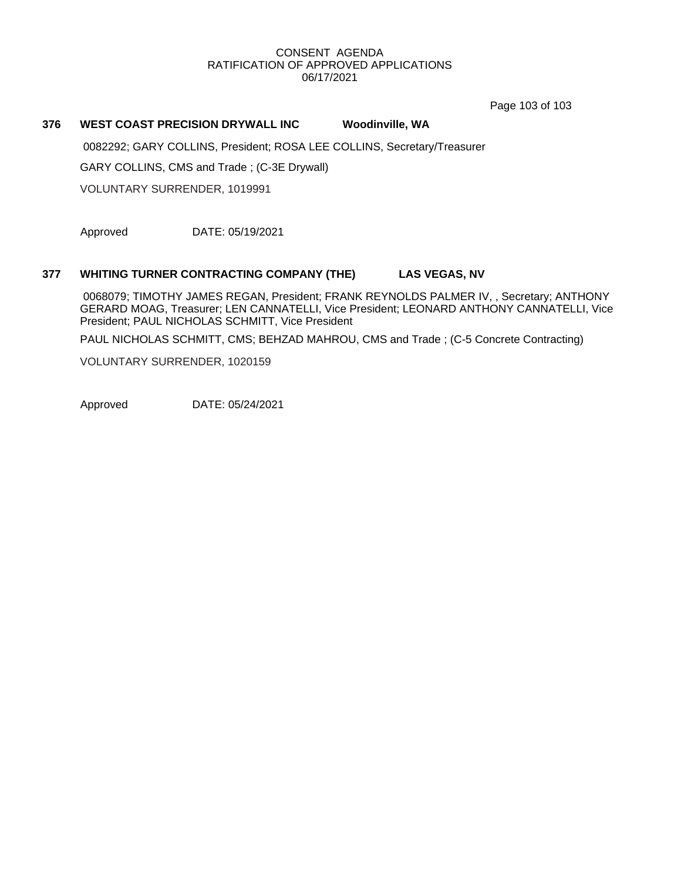**376 WEST COAST PRECISION DRYWALL INC Woodinville, WA**

0082292; GARY COLLINS, President; ROSA LEE COLLINS, Secretary/Treasurer

GARY COLLINS, CMS and Trade ; (C-3E Drywall)

VOLUNTARY SURRENDER, 1019991

Approved DATE: 05/19/2021

**377 WHITING TURNER CONTRACTING COMPANY (THE) LAS VEGAS, NV**

0068079; TIMOTHY JAMES REGAN, President; FRANK REYNOLDS PALMER IV, , Secretary; ANTHONY GERARD MOAG, Treasurer; LEN CANNATELLI, Vice President; LEONARD ANTHONY CANNATELLI, Vice President; PAUL NICHOLAS SCHMITT, Vice President

PAUL NICHOLAS SCHMITT, CMS; BEHZAD MAHROU, CMS and Trade ; (C-5 Concrete Contracting)

VOLUNTARY SURRENDER, 1020159

Approved DATE: 05/24/2021